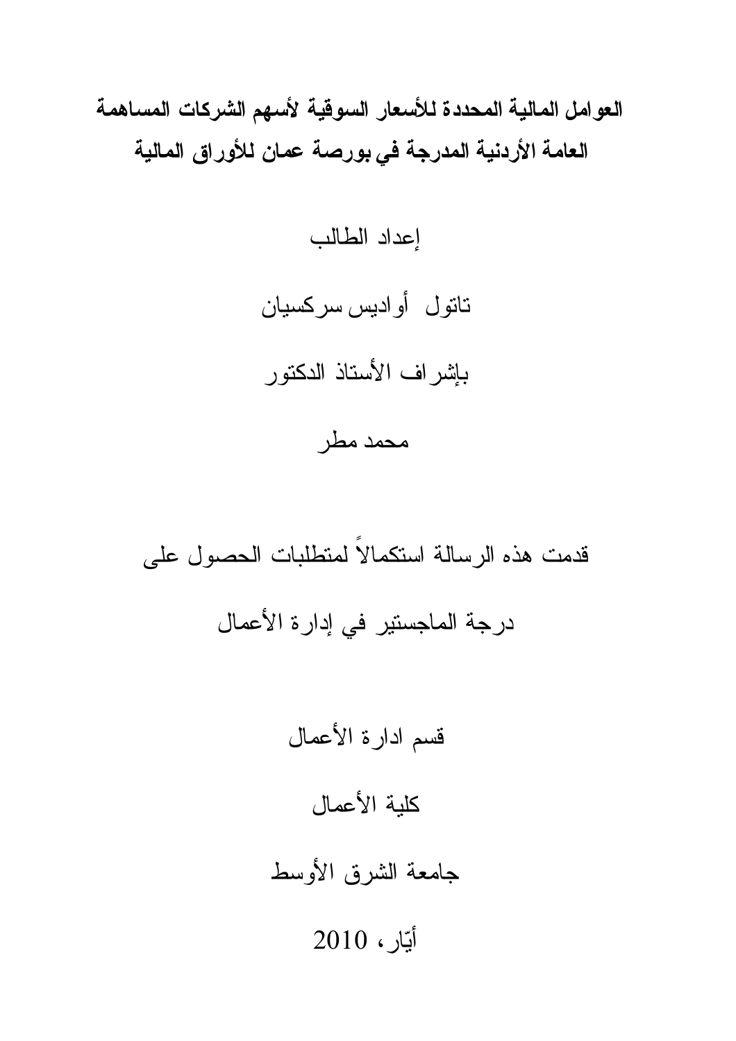# العوامل المالية المحددة للأسعار السوقية لأسهم الشركات المساهمة العامة الأردنية المدرجة في بورصة عمان للأوراق المالية

إعداد الطالب

تاتول أواديس سركسيان

بإشراف الأستاذ الدكتور

محمد مطر

قدمت هذه الرسالة استكمالاً لمتطلبات الحصول على

درجة الماجستير في إدارة الأعمال

قسم ادارة الأعمال

كلية الأعمال

جامعة الشرق الأوسط

أيّار، 2010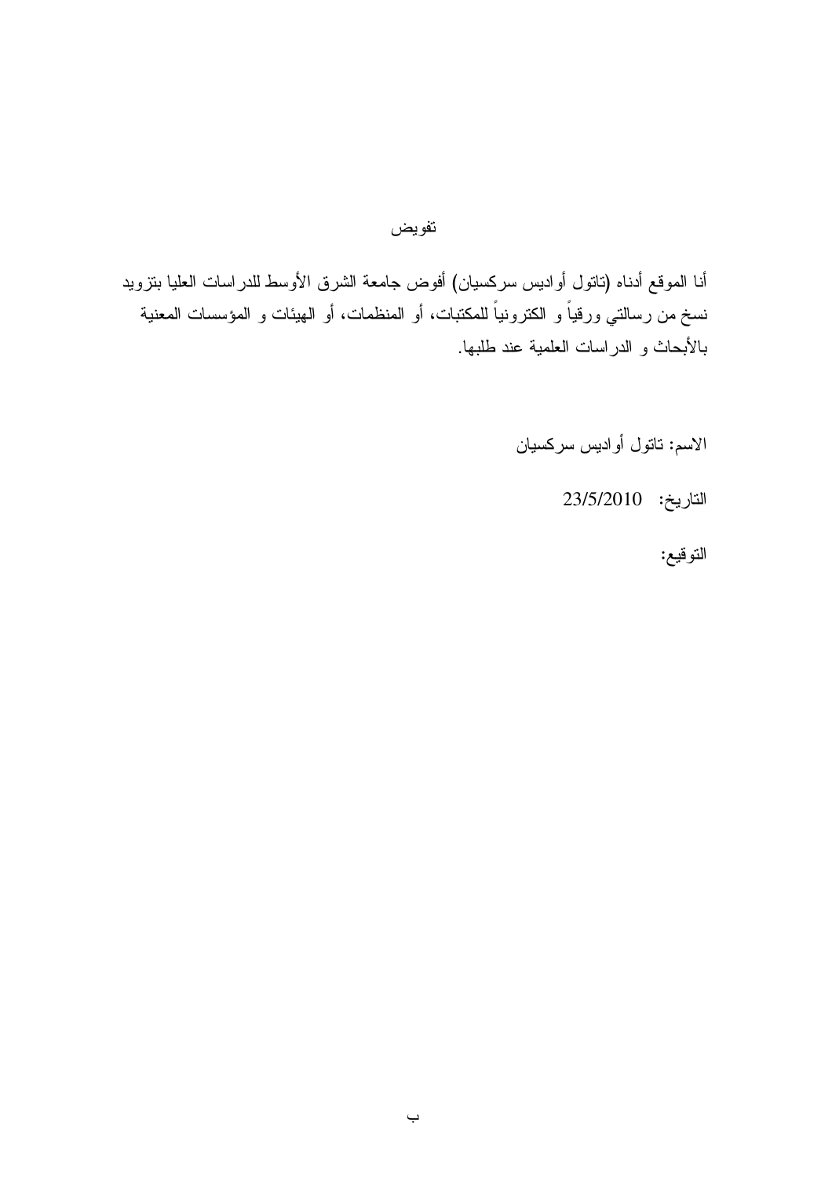# تفويض

أنا الموقع أدناه (تاتول أواديس سركسيان) أفوض جامعة الشرق الأوسط للدراسات العليا بتزويد نسخ من رسالتي ورقياً و الكترونياً للمكتبات، أو المنظمات، أو الهيئات و المؤسسات المعنية بالأبحاث و الدراسات العلمية عند طلبها.

الاسم: تاتول أواديس سركسيان

التاريخ: 23/5/2010

التوقيع: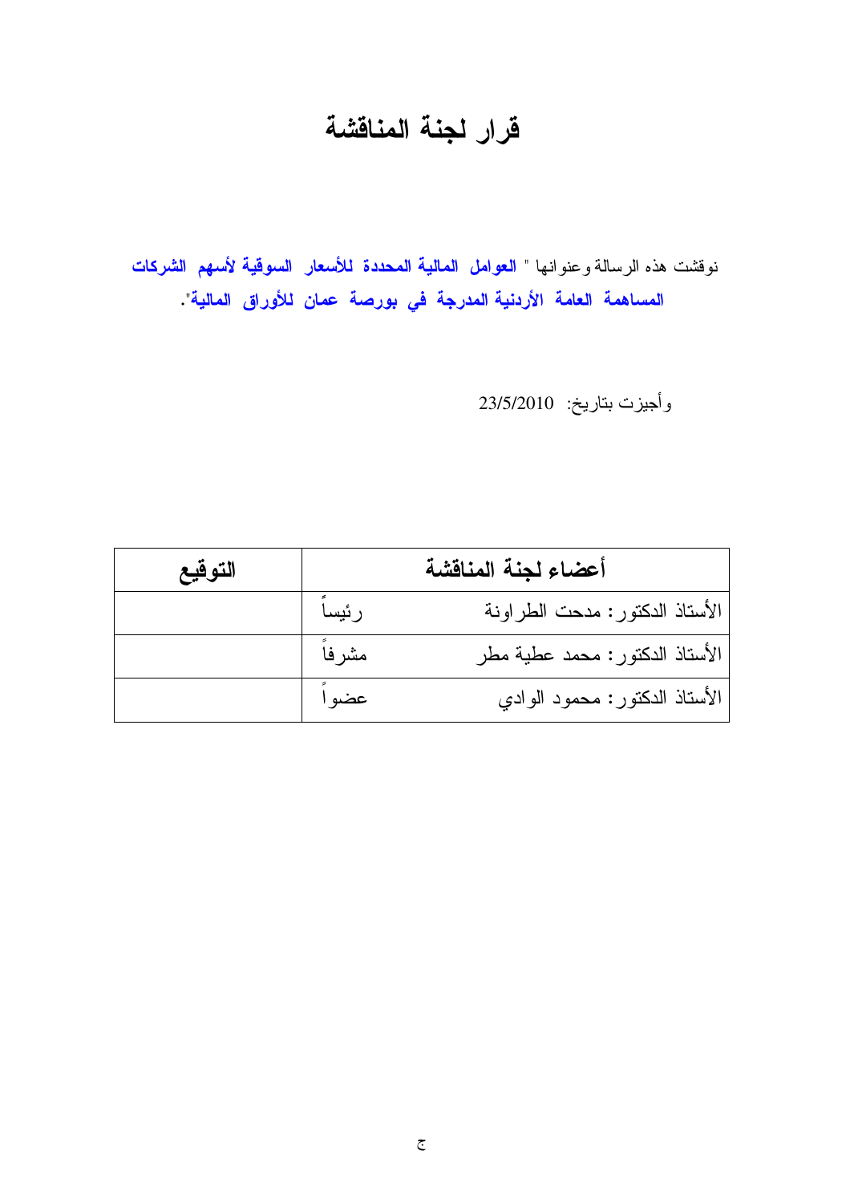# قرار لجنة المناقشة

نوقشت هذه الرسالة وعنوانها " **العوامل المالية المحددة للأسعار السوقية لأسهم الشركات المساهمة العامة الأردنية المدرجة في بورصة عمان للأوراق المالية**".

وأجيزت بتاريخ: 23/5/2010

| أعضاء لجنة المناقشة | | التوقيع |
|---|---|---|
| الأستاذ الدكتور: مدحت الطراونة | رئيساً | |
| الأستاذ الدكتور: محمد عطية مطر | مشرفاً | |
| الأستاذ الدكتور: محمود الوادي | عضواً | |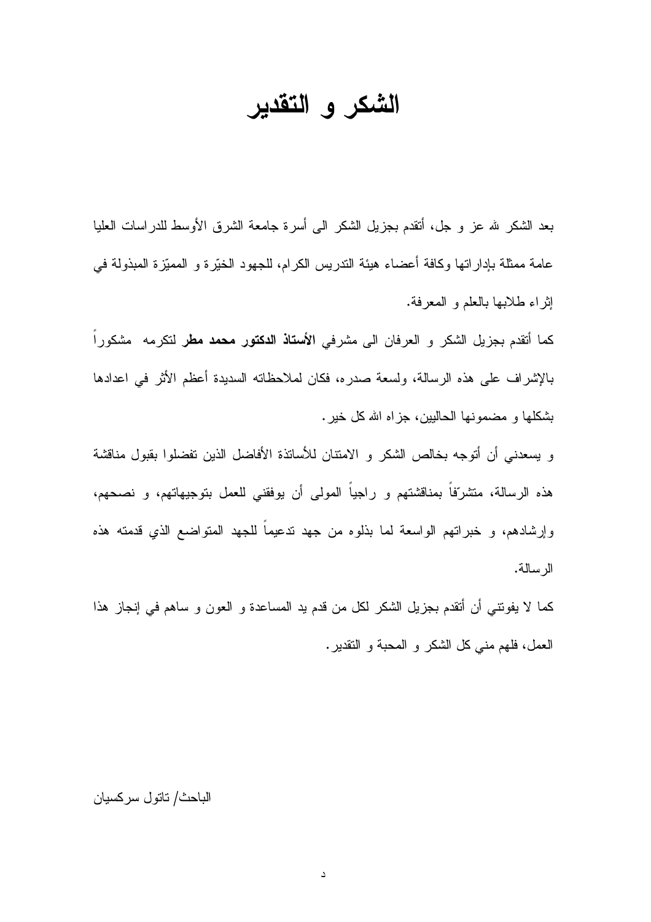# الشكر و التقدير

بعد الشكر لله عز و جل، أتقدم بجزيل الشكر الى أسرة جامعة الشرق الأوسط للدراسات العليا عامة ممثلة بإداراتها وكافة أعضاء هيئة التدريس الكرام، للجهود الخيّرة و المميّزة المبذولة في إثراء طلابها بالعلم و المعرفة.

كما أتقدم بجزيل الشكر و العرفان الى مشرفي **الأستاذ الدكتور محمد مطر** لتكرمه مشكوراً بالإشراف على هذه الرسالة، ولسعة صدره، فكان لملاحظاته السديدة أعظم الأثر في اعدادها بشكلها و مضمونها الحاليين، جزاه الله كل خير.

و يسعدني أن أتوجه بخالص الشكر و الامتنان للأساتذة الأفاضل الذين تفضلوا بقبول مناقشة هذه الرسالة، متشرّفاً بمناقشتهم و راجياً المولى أن يوفقني للعمل بتوجيهاتهم، و نصحهم، وإرشادهم، و خبراتهم الواسعة لما بذلوه من جهد تدعيماً للجهد المتواضع الذي قدمته هذه الرسالة.

كما لا يفوتني أن أتقدم بجزيل الشكر لكل من قدم يد المساعدة و العون و ساهم في إنجاز هذا العمل، فلهم مني كل الشكر و المحبة و التقدير.

الباحث/ تاتول سركسيان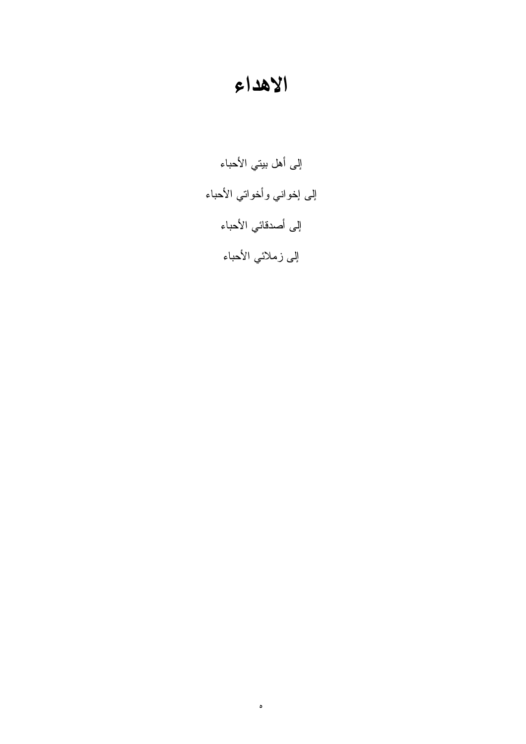# الاهداء

إلى أهل بيتي الأحباء

إلى إخواني وأخواتي الأحباء

إلى أصدقائي الأحباء

إلى زملائي الأحباء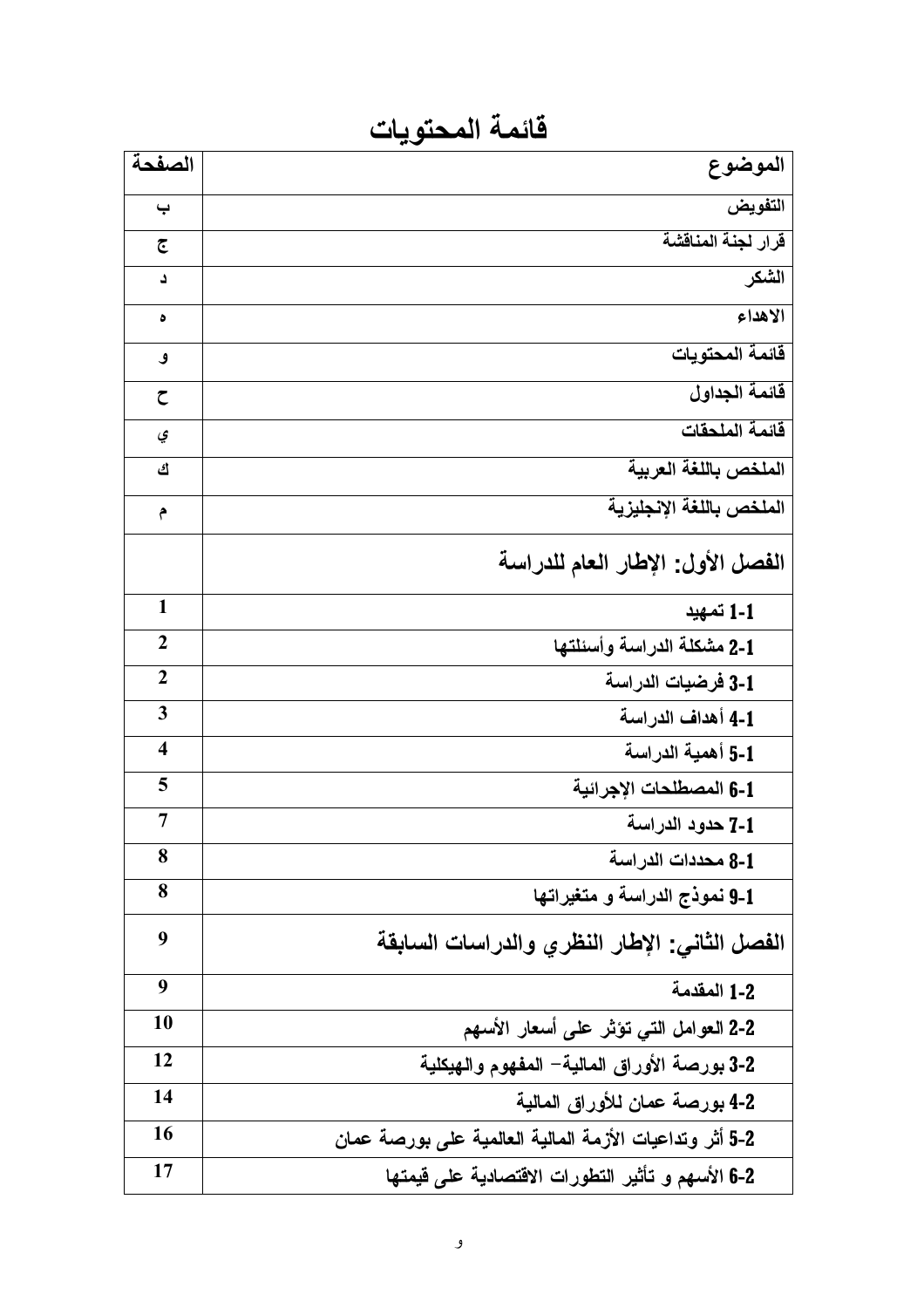# قائمة المحتويات

| الموضوع | الصفحة |
| --- | --- |
| التفويض | ب |
| قرار لجنة المناقشة | ج |
| الشكر | د |
| الاهداء | ه |
| قائمة المحتويات | و |
| قائمة الجداول | ح |
| قائمة الملحقات | ي |
| الملخص باللغة العربية | ك |
| الملخص باللغة الإنجليزية | م |
| **الفصل الأول: الإطار العام للدراسة** | |
| **1-1 تمهيد** | 1 |
| **1-2 مشكلة الدراسة وأسئلتها** | 2 |
| **1-3 فرضيات الدراسة** | 2 |
| **1-4 أهداف الدراسة** | 3 |
| **1-5 أهمية الدراسة** | 4 |
| **1-6 المصطلحات الإجرائية** | 5 |
| **1-7 حدود الدراسة** | 7 |
| **1-8 محددات الدراسة** | 8 |
| **1-9 نموذج الدراسة و متغيراتها** | 8 |
| **الفصل الثاني: الإطار النظري والدراسات السابقة** | 9 |
| **2-1 المقدمة** | 9 |
| **2-2 العوامل التي تؤثر على أسعار الأسهم** | 10 |
| **2-3 بورصة الأوراق المالية– المفهوم والهيكلية** | 12 |
| **2-4 بورصة عمان للأوراق المالية** | 14 |
| **2-5 أثر وتداعيات الأزمة المالية العالمية على بورصة عمان** | 16 |
| **2-6 الأسهم و تأثير التطورات الاقتصادية على قيمتها** | 17 |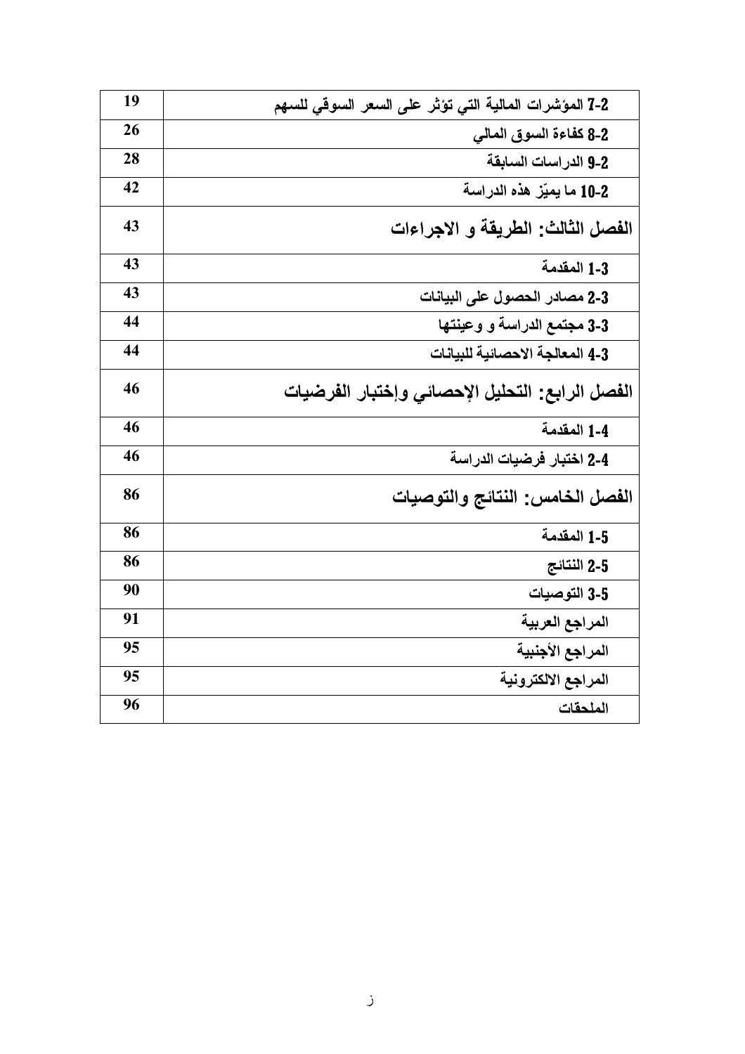| | |
|---|---|
| 2-7 المؤشرات المالية التي تؤثر على السعر السوقي للسهم | 19 |
| 2-8 كفاءة السوق المالي | 26 |
| 2-9 الدراسات السابقة | 28 |
| 2-10 ما يميّز هذه الدراسة | 42 |
| **الفصل الثالث: الطريقة و الاجراءات** | 43 |
| 3-1 المقدمة | 43 |
| 3-2 مصادر الحصول على البيانات | 43 |
| 3-3 مجتمع الدراسة و وعينتها | 44 |
| 3-4 المعالجة الاحصائية للبيانات | 44 |
| **الفصل الرابع: التحليل الإحصائي وإختبار الفرضيات** | 46 |
| 4-1 المقدمة | 46 |
| 4-2 اختبار فرضيات الدراسة | 46 |
| **الفصل الخامس: النتائج والتوصيات** | 86 |
| 5-1 المقدمة | 86 |
| 5-2 النتائج | 86 |
| 5-3 التوصيات | 90 |
| المراجع العربية | 91 |
| المراجع الأجنبية | 95 |
| المراجع الالكترونية | 95 |
| الملحقات | 96 |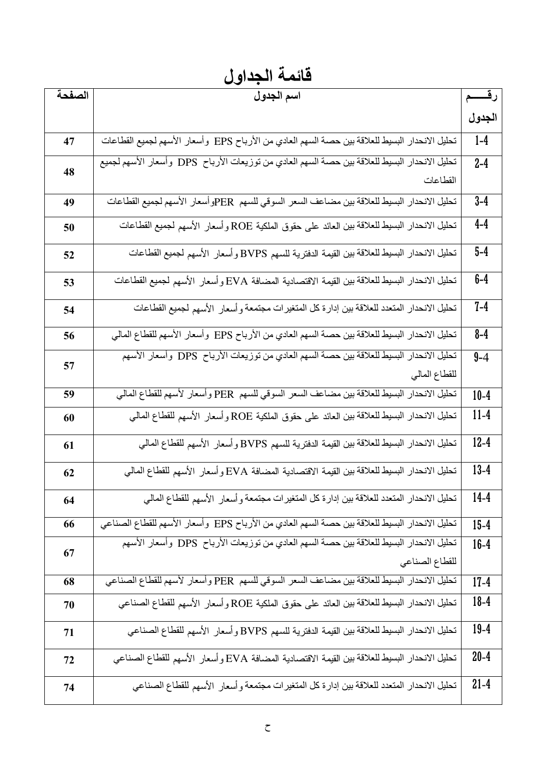# قائمة الجداول

| رقـــم الجدول | اسم الجدول | الصفحة |
|---|---|---|
| 1-4 | تحليل الانحدار البسيط للعلاقة بين حصة السهم العادي من الأرباح EPS وأسعار الأسهم لجميع القطاعات | 47 |
| 2-4 | تحليل الانحدار البسيط للعلاقة بين حصة السهم العادي من توزيعات الأرباح DPS وأسعار الأسهم لجميع القطاعات | 48 |
| 3-4 | تحليل الانحدار البسيط للعلاقة بين مضاعف السعر السوقي للسهم PERوأسعار الأسهم لجميع القطاعات | 49 |
| 4-4 | تحليل الانحدار البسيط للعلاقة بين العائد على حقوق الملكية ROE وأسعار الأسهم لجميع القطاعات | 50 |
| 5-4 | تحليل الانحدار البسيط للعلاقة بين القيمة الدفترية للسهم BVPS وأسعار الأسهم لجميع القطاعات | 52 |
| 6-4 | تحليل الانحدار البسيط للعلاقة بين القيمة الاقتصادية المضافة EVA وأسعار الأسهم لجميع القطاعات | 53 |
| 7-4 | تحليل الانحدار المتعدد للعلاقة بين إدارة كل المتغيرات مجتمعة وأسعار الأسهم لجميع القطاعات | 54 |
| 8-4 | تحليل الانحدار البسيط للعلاقة بين حصة السهم العادي من الأرباح EPS وأسعار الأسهم للقطاع المالي | 56 |
| 9-4 | تحليل الانحدار البسيط للعلاقة بين حصة السهم العادي من توزيعات الأرباح DPS وأسعار الأسهم للقطاع المالي | 57 |
| 10-4 | تحليل الانحدار البسيط للعلاقة بين مضاعف السعر السوقي للسهم PER وأسعار لأسهم للقطاع المالي | 59 |
| 11-4 | تحليل الانحدار البسيط للعلاقة بين العائد على حقوق الملكية ROE وأسعار الأسهم للقطاع المالي | 60 |
| 12-4 | تحليل الانحدار البسيط للعلاقة بين القيمة الدفترية للسهم BVPS وأسعار الأسهم للقطاع المالي | 61 |
| 13-4 | تحليل الانحدار البسيط للعلاقة بين القيمة الاقتصادية المضافة EVA وأسعار الأسهم للقطاع المالي | 62 |
| 14-4 | تحليل الانحدار المتعدد للعلاقة بين إدارة كل المتغيرات مجتمعة وأسعار الأسهم للقطاع المالي | 64 |
| 15-4 | تحليل الانحدار البسيط للعلاقة بين حصة السهم العادي من الأرباح EPS وأسعار الأسهم للقطاع الصناعي | 66 |
| 16-4 | تحليل الانحدار البسيط للعلاقة بين حصة السهم العادي من توزيعات الأرباح DPS وأسعار الأسهم للقطاع الصناعي | 67 |
| 17-4 | تحليل الانحدار البسيط للعلاقة بين مضاعف السعر السوقي للسهم PER وأسعار لأسهم للقطاع الصناعي | 68 |
| 18-4 | تحليل الانحدار البسيط للعلاقة بين العائد على حقوق الملكية ROE وأسعار الأسهم للقطاع الصناعي | 70 |
| 19-4 | تحليل الانحدار البسيط للعلاقة بين القيمة الدفترية للسهم BVPS وأسعار الأسهم للقطاع الصناعي | 71 |
| 20-4 | تحليل الانحدار البسيط للعلاقة بين القيمة الاقتصادية المضافة EVA وأسعار الأسهم للقطاع الصناعي | 72 |
| 21-4 | تحليل الانحدار المتعدد للعلاقة بين إدارة كل المتغيرات مجتمعة وأسعار الأسهم للقطاع الصناعي | 74 |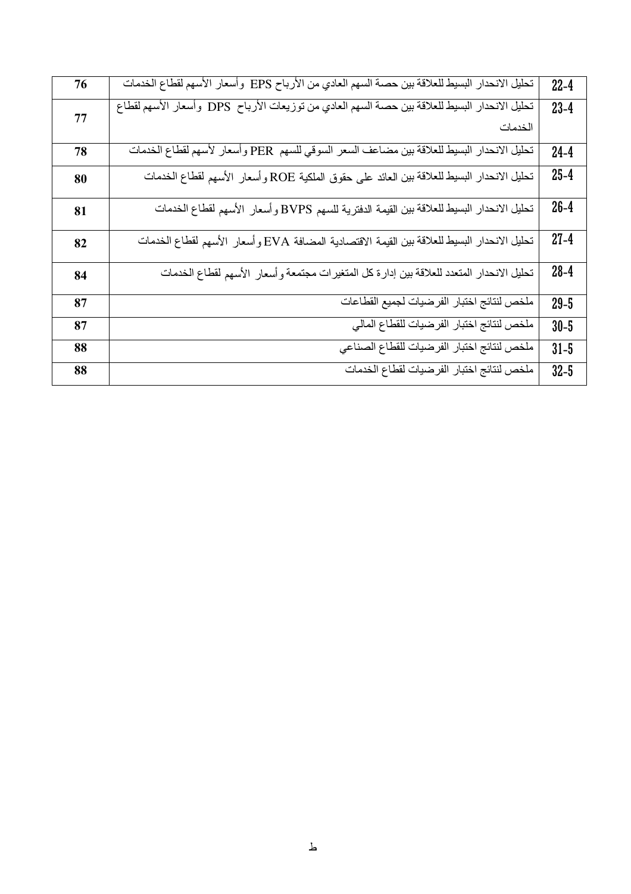| 22-4 | تحليل الانحدار البسيط للعلاقة بين حصة السهم العادي من الأرباح EPS وأسعار الأسهم لقطاع الخدمات | 76 |
|---|---|---|
| 23-4 | تحليل الانحدار البسيط للعلاقة بين حصة السهم العادي من توزيعات الأرباح DPS وأسعار الأسهم لقطاع الخدمات | 77 |
| 24-4 | تحليل الانحدار البسيط للعلاقة بين مضاعف السعر السوقي للسهم PER وأسعار لأسهم لقطاع الخدمات | 78 |
| 25-4 | تحليل الانحدار البسيط للعلاقة بين العائد على حقوق الملكية ROE وأسعار الأسهم لقطاع الخدمات | 80 |
| 26-4 | تحليل الانحدار البسيط للعلاقة بين القيمة الدفترية للسهم BVPS وأسعار الأسهم لقطاع الخدمات | 81 |
| 27-4 | تحليل الانحدار البسيط للعلاقة بين القيمة الاقتصادية المضافة EVA وأسعار الأسهم لقطاع الخدمات | 82 |
| 28-4 | تحليل الانحدار المتعدد للعلاقة بين إدارة كل المتغيرات مجتمعة وأسعار الأسهم لقطاع الخدمات | 84 |
| 29-5 | ملخص لنتائج اختبار الفرضيات لجميع القطاعات | 87 |
| 30-5 | ملخص لنتائج اختبار الفرضيات للقطاع المالي | 87 |
| 31-5 | ملخص لنتائج اختبار الفرضيات للقطاع الصناعي | 88 |
| 32-5 | ملخص لنتائج اختبار الفرضيات لقطاع الخدمات | 88 |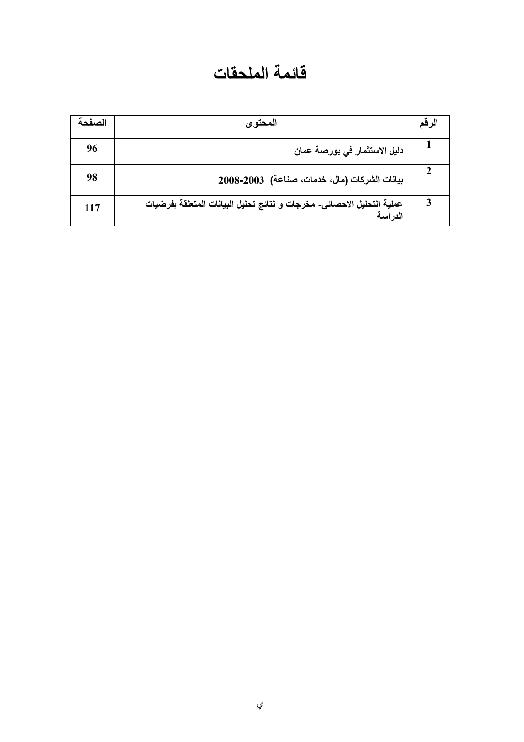# قائمة الملحقات

| الرقم | المحتوى | الصفحة |
|---|---|---|
| 1 | دليل الاستثمار في بورصة عمان | 96 |
| 2 | بيانات الشركات (مال، خدمات، صناعة) 2003-2008 | 98 |
| 3 | عملية التحليل الاحصائي- مخرجات و نتائج تحليل البيانات المتعلقة بفرضيات الدراسة | 117 |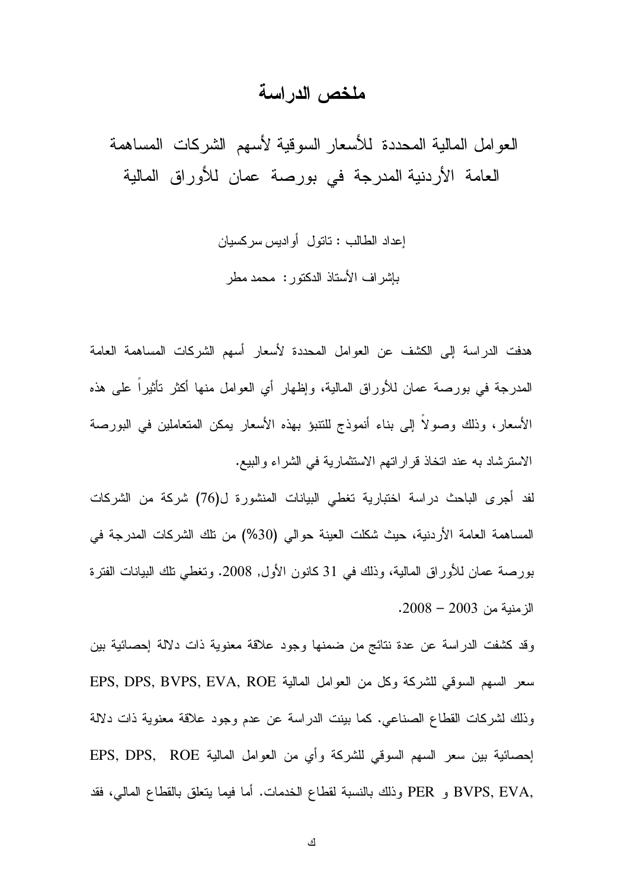# ملخص الدراسة

## العوامل المالية المحددة للأسعار السوقية لأسهم الشركات المساهمة العامة الأردنية المدرجة في بورصة عمان للأوراق المالية

إعداد الطالب : تاتول أواديس سركسيان

بإشراف الأستاذ الدكتور: محمد مطر

هدفت الدراسة إلى الكشف عن العوامل المحددة لأسعار أسهم الشركات المساهمة العامة المدرجة في بورصة عمان للأوراق المالية، وإظهار أي العوامل منها أكثر تأثيراً على هذه الأسعار، وذلك وصولاً إلى بناء أنموذج للتنبؤ بهذه الأسعار يمكن المتعاملين في البورصة الاسترشاد به عند اتخاذ قراراتهم الاستثمارية في الشراء والبيع.

لقد أجرى الباحث دراسة اختبارية تغطي البيانات المنشورة ل(76) شركة من الشركات المساهمة العامة الأردنية، حيث شكلت العينة حوالي (30%) من تلك الشركات المدرجة في بورصة عمان للأوراق المالية، وذلك في 31 كانون الأول, 2008. وتغطي تلك البيانات الفترة الزمنية من 2003 – 2008.

وقد كشفت الدراسة عن عدة نتائج من ضمنها وجود علاقة معنوية ذات دلالة إحصائية بين سعر السهم السوقي للشركة وكل من العوامل المالية EPS, DPS, BVPS, EVA, ROE وذلك لشركات القطاع الصناعي. كما بينت الدراسة عن عدم وجود علاقة معنوية ذات دلالة إحصائية بين سعر السهم السوقي للشركة وأي من العوامل المالية EPS, DPS, ROE BVPS, EVA, و PER وذلك بالنسبة لقطاع الخدمات. أما فيما يتعلق بالقطاع المالي، فقد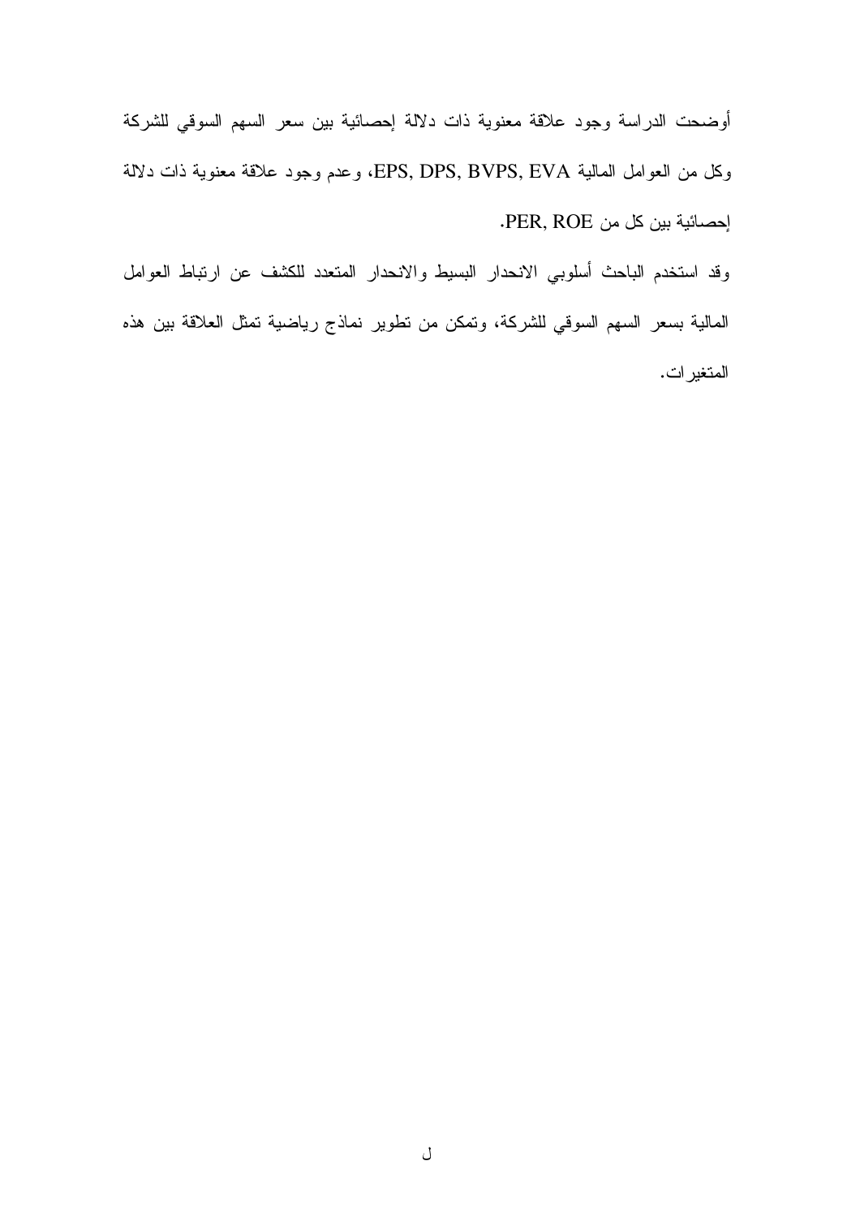أوضحت الدراسة وجود علاقة معنوية ذات دلالة إحصائية بين سعر السهم السوقي للشركة وكل من العوامل المالية EPS, DPS, BVPS, EVA، وعدم وجود علاقة معنوية ذات دلالة إحصائية بين كل من PER, ROE.

وقد استخدم الباحث أسلوبي الانحدار البسيط والانحدار المتعدد للكشف عن ارتباط العوامل المالية بسعر السهم السوقي للشركة، وتمكن من تطوير نماذج رياضية تمثل العلاقة بين هذه المتغيرات.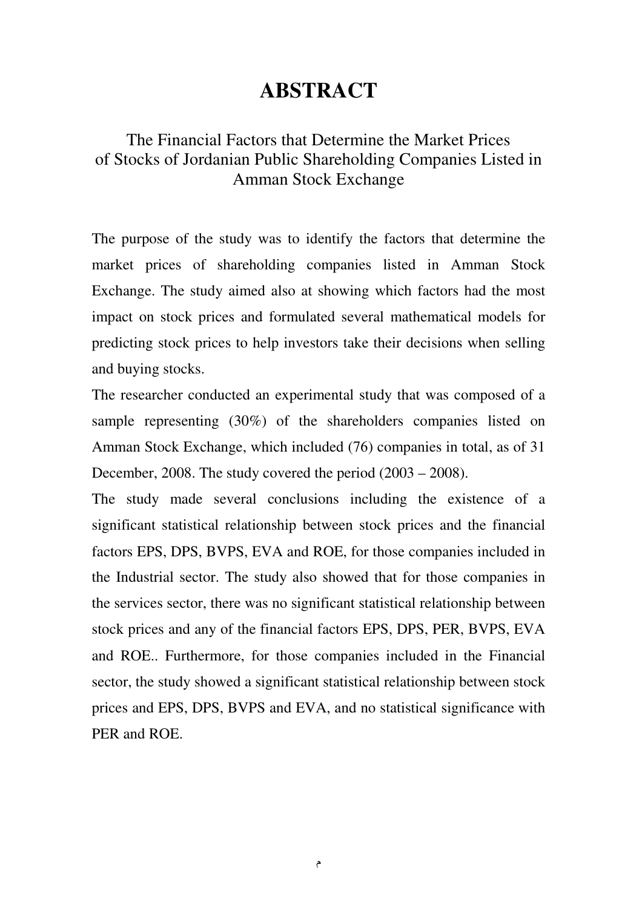# ABSTRACT

## The Financial Factors that Determine the Market Prices of Stocks of Jordanian Public Shareholding Companies Listed in Amman Stock Exchange

The purpose of the study was to identify the factors that determine the market prices of shareholding companies listed in Amman Stock Exchange. The study aimed also at showing which factors had the most impact on stock prices and formulated several mathematical models for predicting stock prices to help investors take their decisions when selling and buying stocks.

The researcher conducted an experimental study that was composed of a sample representing (30%) of the shareholders companies listed on Amman Stock Exchange, which included (76) companies in total, as of 31 December, 2008. The study covered the period (2003 – 2008).

The study made several conclusions including the existence of a significant statistical relationship between stock prices and the financial factors EPS, DPS, BVPS, EVA and ROE, for those companies included in the Industrial sector. The study also showed that for those companies in the services sector, there was no significant statistical relationship between stock prices and any of the financial factors EPS, DPS, PER, BVPS, EVA and ROE.. Furthermore, for those companies included in the Financial sector, the study showed a significant statistical relationship between stock prices and EPS, DPS, BVPS and EVA, and no statistical significance with PER and ROE.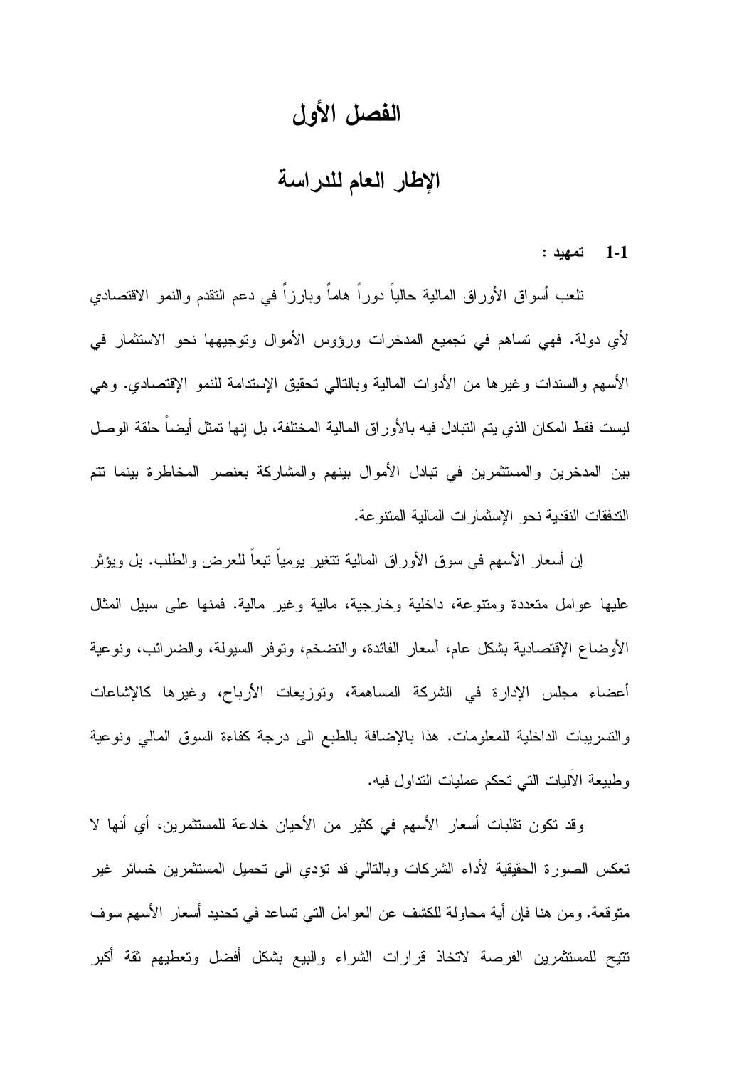# الفصل الأول

## الإطار العام للدراسة

### 1-1 تمهيد :

تلعب أسواق الأوراق المالية حالياً دوراً هاماً وبارزاً في دعم التقدم والنمو الاقتصادي لأي دولة. فهي تساهم في تجميع المدخرات ورؤوس الأموال وتوجيهها نحو الاستثمار في الأسهم والسندات وغيرها من الأدوات المالية وبالتالي تحقيق الإستدامة للنمو الإقتصادي. وهي ليست فقط المكان الذي يتم التبادل فيه بالأوراق المالية المختلفة، بل إنها تمثل أيضاً حلقة الوصل بين المدخرين والمستثمرين في تبادل الأموال بينهم والمشاركة بعنصر المخاطرة بينما تتم التدفقات النقدية نحو الإستثمارات المالية المتنوعة.

إن أسعار الأسهم في سوق الأوراق المالية تتغير يومياً تبعاً للعرض والطلب. بل ويؤثر عليها عوامل متعددة ومتنوعة، داخلية وخارجية، مالية وغير مالية. فمنها على سبيل المثال الأوضاع الإقتصادية بشكل عام، أسعار الفائدة، والتضخم، وتوفر السيولة، والضرائب، ونوعية أعضاء مجلس الإدارة في الشركة المساهمة، وتوزيعات الأرباح، وغيرها كالإشاعات والتسريبات الداخلية للمعلومات. هذا بالإضافة بالطبع الى درجة كفاءة السوق المالي ونوعية وطبيعة الآليات التي تحكم عمليات التداول فيه.

وقد تكون تقلبات أسعار الأسهم في كثير من الأحيان خادعة للمستثمرين، أي أنها لا تعكس الصورة الحقيقية لأداء الشركات وبالتالي قد تؤدي الى تحميل المستثمرين خسائر غير متوقعة. ومن هنا فإن أية محاولة للكشف عن العوامل التي تساعد في تحديد أسعار الأسهم سوف تتيح للمستثمرين الفرصة لاتخاذ قرارات الشراء والبيع بشكل أفضل وتعطيهم ثقة أكبر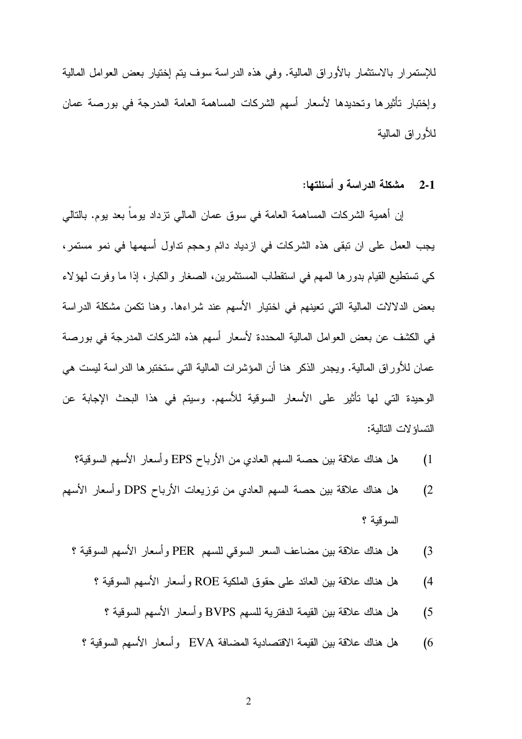للإستمرار بالاستثمار بالأوراق المالية. وفي هذه الدراسة سوف يتم إختيار بعض العوامل المالية وإختبار تأثيرها وتحديدها لأسعار أسهم الشركات المساهمة العامة المدرجة في بورصة عمان للأوراق المالية

### 2-1 مشكلة الدراسة و أسئلتها:

إن أهمية الشركات المساهمة العامة في سوق عمان المالي تزداد يوماً بعد يوم. بالتالي يجب العمل على ان تبقى هذه الشركات في ازدياد دائم وحجم تداول أسهمها في نمو مستمر، كي تستطيع القيام بدورها المهم في استقطاب المستثمرين، الصغار والكبار، إذا ما وفرت لهؤلاء بعض الدلالات المالية التي تعينهم في اختيار الأسهم عند شراءها. وهنا تكمن مشكلة الدراسة في الكشف عن بعض العوامل المالية المحددة لأسعار أسهم هذه الشركات المدرجة في بورصة عمان للأوراق المالية. ويجدر الذكر هنا أن المؤشرات المالية التي ستختبرها الدراسة ليست هي الوحيدة التي لها تأثير على الأسعار السوقية للأسهم. وسيتم في هذا البحث الإجابة عن التساؤلات التالية:

1) هل هناك علاقة بين حصة السهم العادي من الأرباح EPS وأسعار الأسهم السوقية؟
2) هل هناك علاقة بين حصة السهم العادي من توزيعات الأرباح DPS وأسعار الأسهم السوقية ؟
3) هل هناك علاقة بين مضاعف السعر السوقي للسهم PER وأسعار الأسهم السوقية ؟
4) هل هناك علاقة بين العائد على حقوق الملكية ROE وأسعار الأسهم السوقية ؟
5) هل هناك علاقة بين القيمة الدفترية للسهم BVPS وأسعار الأسهم السوقية ؟
6) هل هناك علاقة بين القيمة الاقتصادية المضافة EVA وأسعار الأسهم السوقية ؟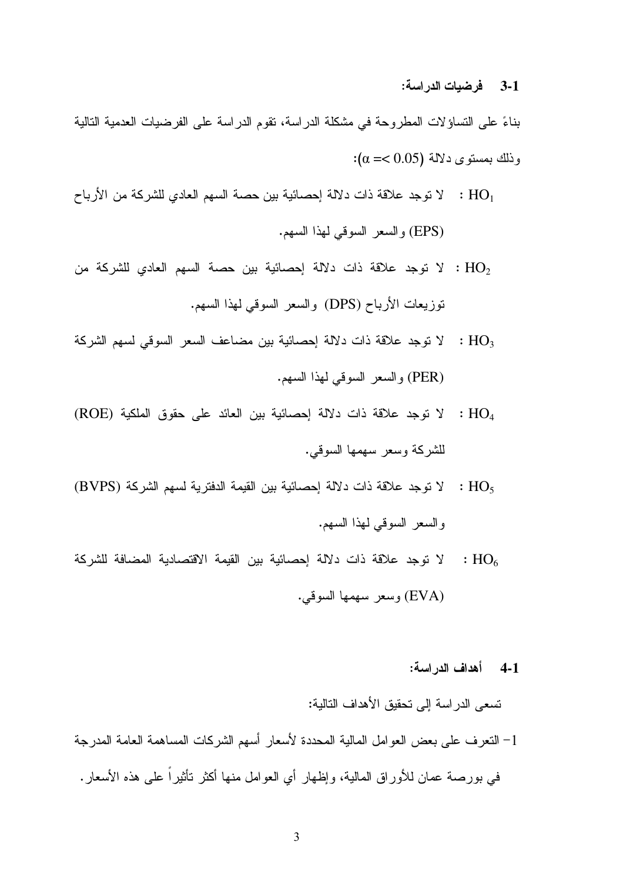### 3-1 فرضيات الدراسة:

بناءً على التساؤلات المطروحة في مشكلة الدراسة، تقوم الدراسة على الفرضيات العدمية التالية وذلك بمستوى دلالة ($\alpha =< 0.05$):

- $HO_1$ : لا توجد علاقة ذات دلالة إحصائية بين حصة السهم العادي للشركة من الأرباح (EPS) والسعر السوقي لهذا السهم.
- $HO_2$ : لا توجد علاقة ذات دلالة إحصائية بين حصة السهم العادي للشركة من توزيعات الأرباح (DPS) والسعر السوقي لهذا السهم.
- $HO_3$ : لا توجد علاقة ذات دلالة إحصائية بين مضاعف السعر السوقي لسهم الشركة (PER) والسعر السوقي لهذا السهم.
- $HO_4$ : لا توجد علاقة ذات دلالة إحصائية بين العائد على حقوق الملكية (ROE) للشركة وسعر سهمها السوقي.
- $HO_5$ : لا توجد علاقة ذات دلالة إحصائية بين القيمة الدفترية لسهم الشركة (BVPS) والسعر السوقي لهذا السهم.
- $HO_6$ : لا توجد علاقة ذات دلالة إحصائية بين القيمة الاقتصادية المضافة للشركة (EVA) وسعر سهمها السوقي.

### 4-1 أهداف الدراسة:

تسعى الدراسة إلى تحقيق الأهداف التالية:

1- التعرف على بعض العوامل المالية المحددة لأسعار أسهم الشركات المساهمة العامة المدرجة في بورصة عمان للأوراق المالية، وإظهار أي العوامل منها أكثر تأثيراً على هذه الأسعار.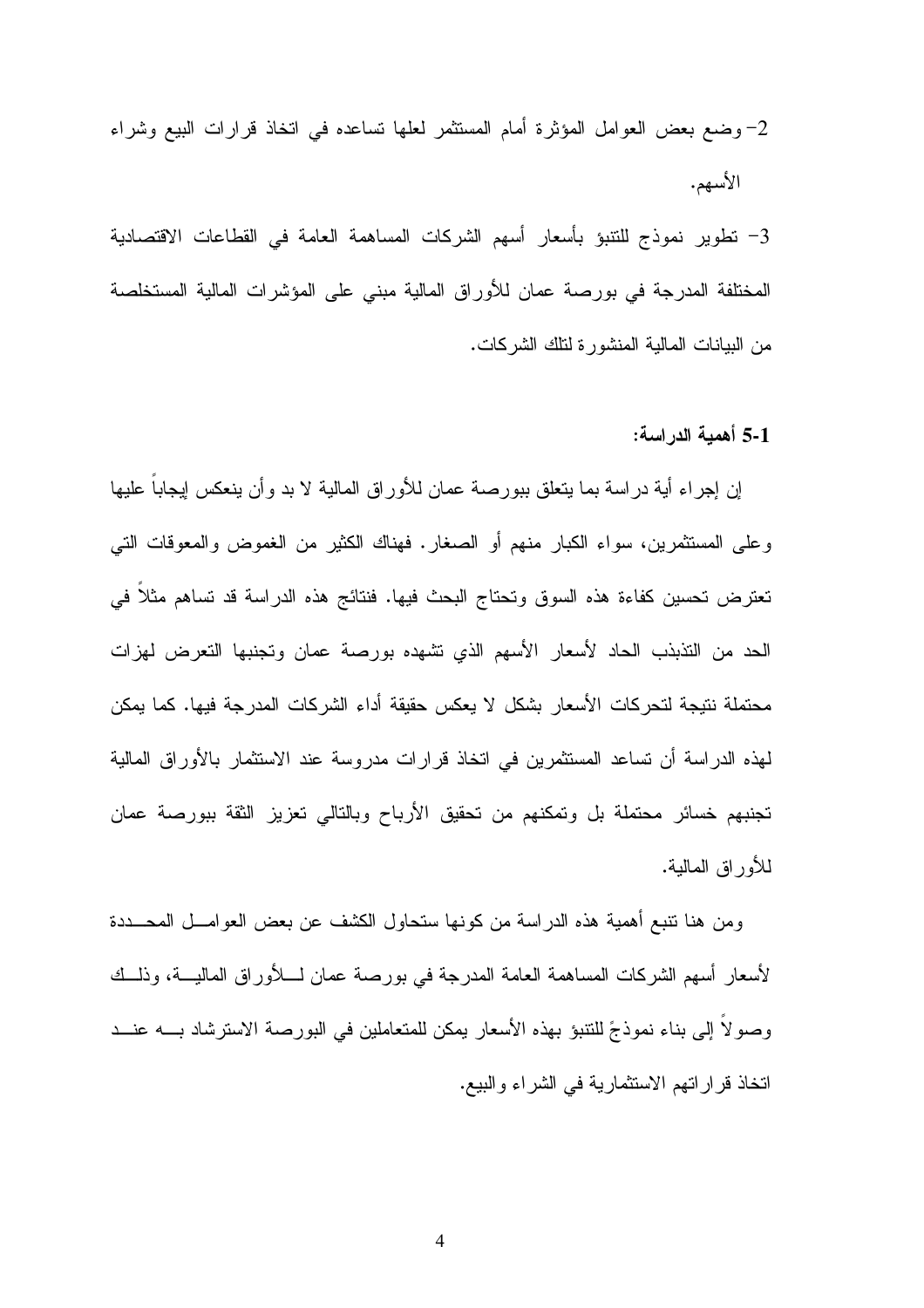2- وضع بعض العوامل المؤثرة أمام المستثمر لعلها تساعده في اتخاذ قرارات البيع وشراء الأسهم.

3- تطوير نموذج للتنبؤ بأسعار أسهم الشركات المساهمة العامة في القطاعات الاقتصادية المختلفة المدرجة في بورصة عمان للأوراق المالية مبني على المؤشرات المالية المستخلصة من البيانات المالية المنشورة لتلك الشركات.

**5-1 أهمية الدراسة:**

إن إجراء أية دراسة بما يتعلق ببورصة عمان للأوراق المالية لا بد وأن ينعكس إيجاباً عليها وعلى المستثمرين، سواء الكبار منهم أو الصغار. فهناك الكثير من الغموض والمعوقات التي تعترض تحسين كفاءة هذه السوق وتحتاج البحث فيها. فنتائج هذه الدراسة قد تساهم مثلاً في الحد من التذبذب الحاد لأسعار الأسهم الذي تشهده بورصة عمان وتجنبها التعرض لهزات محتملة نتيجة لتحركات الأسعار بشكل لا يعكس حقيقة أداء الشركات المدرجة فيها. كما يمكن لهذه الدراسة أن تساعد المستثمرين في اتخاذ قرارات مدروسة عند الاستثمار بالأوراق المالية تجنبهم خسائر محتملة بل وتمكنهم من تحقيق الأرباح وبالتالي تعزيز الثقة ببورصة عمان للأوراق المالية.

ومن هنا تنبع أهمية هذه الدراسة من كونها ستحاول الكشف عن بعض العوامل المحددة لأسعار أسهم الشركات المساهمة العامة المدرجة في بورصة عمان للأوراق المالية، وذلك وصولاً إلى بناء نموذجً للتنبؤ بهذه الأسعار يمكن للمتعاملين في البورصة الاسترشاد به عند اتخاذ قراراتهم الاستثمارية في الشراء والبيع.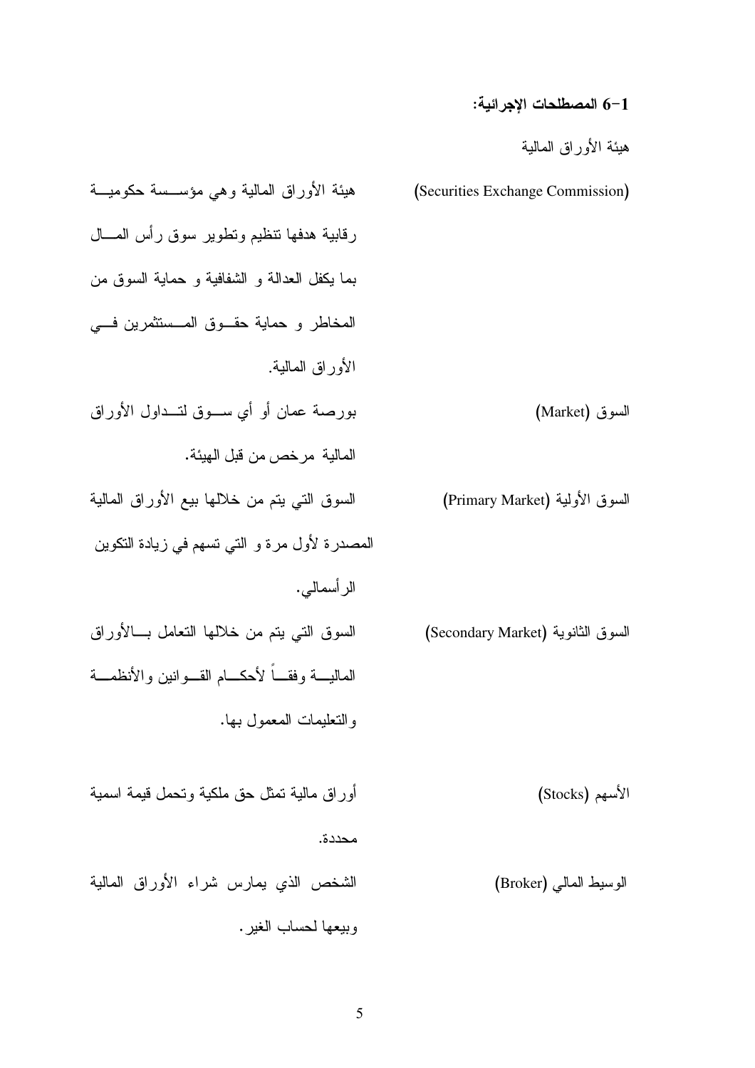**1-6 المصطلحات الإجرائية:**

هيئة الأوراق المالية

(Securities Exchange Commission): هيئة الأوراق المالية وهي مؤسسة حكومية رقابية هدفها تنظيم وتطوير سوق رأس المال بما يكفل العدالة و الشفافية و حماية السوق من المخاطر و حماية حقوق المستثمرين في الأوراق المالية.

السوق (Market): بورصة عمان أو أي سوق لتداول الأوراق المالية مرخص من قبل الهيئة.

السوق الأولية (Primary Market): السوق التي يتم من خلالها بيع الأوراق المالية المصدرة لأول مرة و التي تسهم في زيادة التكوين الرأسمالي.

السوق الثانوية (Secondary Market): السوق التي يتم من خلالها التعامل بالأوراق المالية وفقاً لأحكام القوانين والأنظمة والتعليمات المعمول بها.

الأسهم (Stocks): أوراق مالية تمثل حق ملكية وتحمل قيمة اسمية محددة.

الوسيط المالي (Broker): الشخص الذي يمارس شراء الأوراق المالية وبيعها لحساب الغير.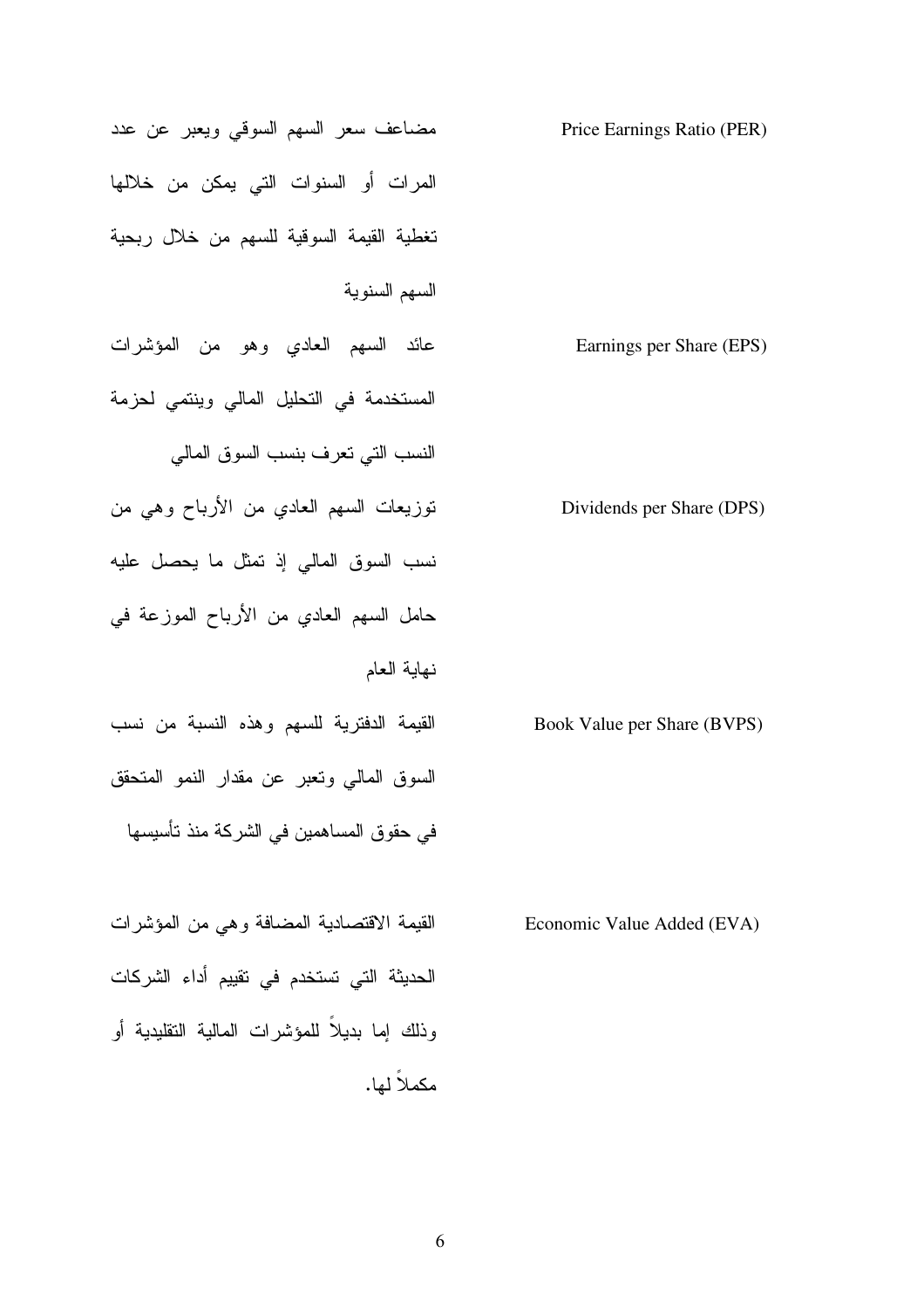| | |
|---|---|
| Price Earnings Ratio (PER) | مضاعف سعر السهم السوقي ويعبر عن عدد المرات أو السنوات التي يمكن من خلالها تغطية القيمة السوقية للسهم من خلال ربحية السهم السنوية |
| Earnings per Share (EPS) | عائد السهم العادي وهو من المؤشرات المستخدمة في التحليل المالي وينتمي لحزمة النسب التي تعرف بنسب السوق المالي |
| Dividends per Share (DPS) | توزيعات السهم العادي من الأرباح وهي من نسب السوق المالي إذ تمثل ما يحصل عليه حامل السهم العادي من الأرباح الموزعة في نهاية العام |
| Book Value per Share (BVPS) | القيمة الدفترية للسهم وهذه النسبة من نسب السوق المالي وتعبر عن مقدار النمو المتحقق في حقوق المساهمين في الشركة منذ تأسيسها |
| Economic Value Added (EVA) | القيمة الاقتصادية المضافة وهي من المؤشرات الحديثة التي تستخدم في تقييم أداء الشركات وذلك إما بديلاً للمؤشرات المالية التقليدية أو مكملاً لها. |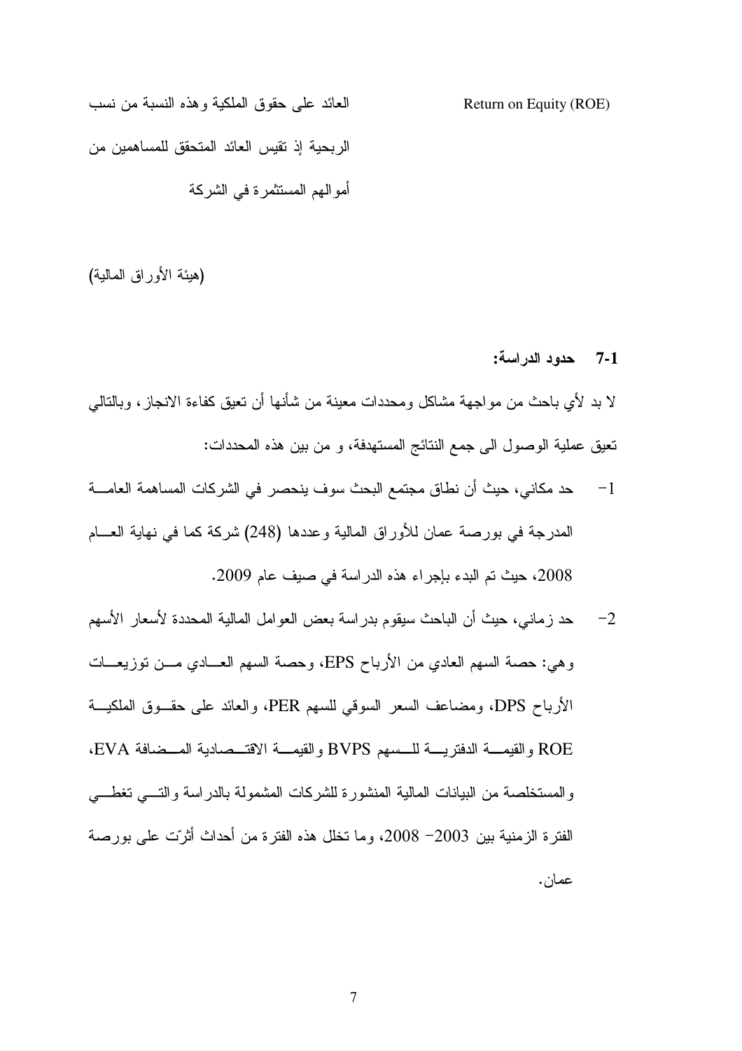| Return on Equity (ROE) | العائد على حقوق الملكية وهذه النسبة من نسب الربحية إذ تقيس العائد المتحقق للمساهمين من أموالهم المستثمرة في الشركة |
| --- | --- |

(هيئة الأوراق المالية)

### 7-1 حدود الدراسة:

لا بد لأي باحث من مواجهة مشاكل ومحددات معينة من شأنها أن تعيق كفاءة الانجاز، وبالتالي تعيق عملية الوصول الى جمع النتائج المستهدفة، و من بين هذه المحددات:

1- حد مكاني، حيث أن نطاق مجتمع البحث سوف ينحصر في الشركات المساهمة العامة المدرجة في بورصة عمان للأوراق المالية وعددها (248) شركة كما في نهاية العام 2008، حيث تم البدء بإجراء هذه الدراسة في صيف عام 2009.

2- حد زماني، حيث أن الباحث سيقوم بدراسة بعض العوامل المالية المحددة لأسعار الأسهم وهي: حصة السهم العادي من الأرباح EPS، وحصة السهم العادي من توزيعات الأرباح DPS، ومضاعف السعر السوقي للسهم PER، والعائد على حقوق الملكية ROE والقيمة الدفترية للسهم BVPS والقيمة الاقتصادية المضافة EVA، والمستخلصة من البيانات المالية المنشورة للشركات المشمولة بالدراسة والتي تغطي الفترة الزمنية بين 2003- 2008، وما تخلل هذه الفترة من أحداث أثّرت على بورصة عمان.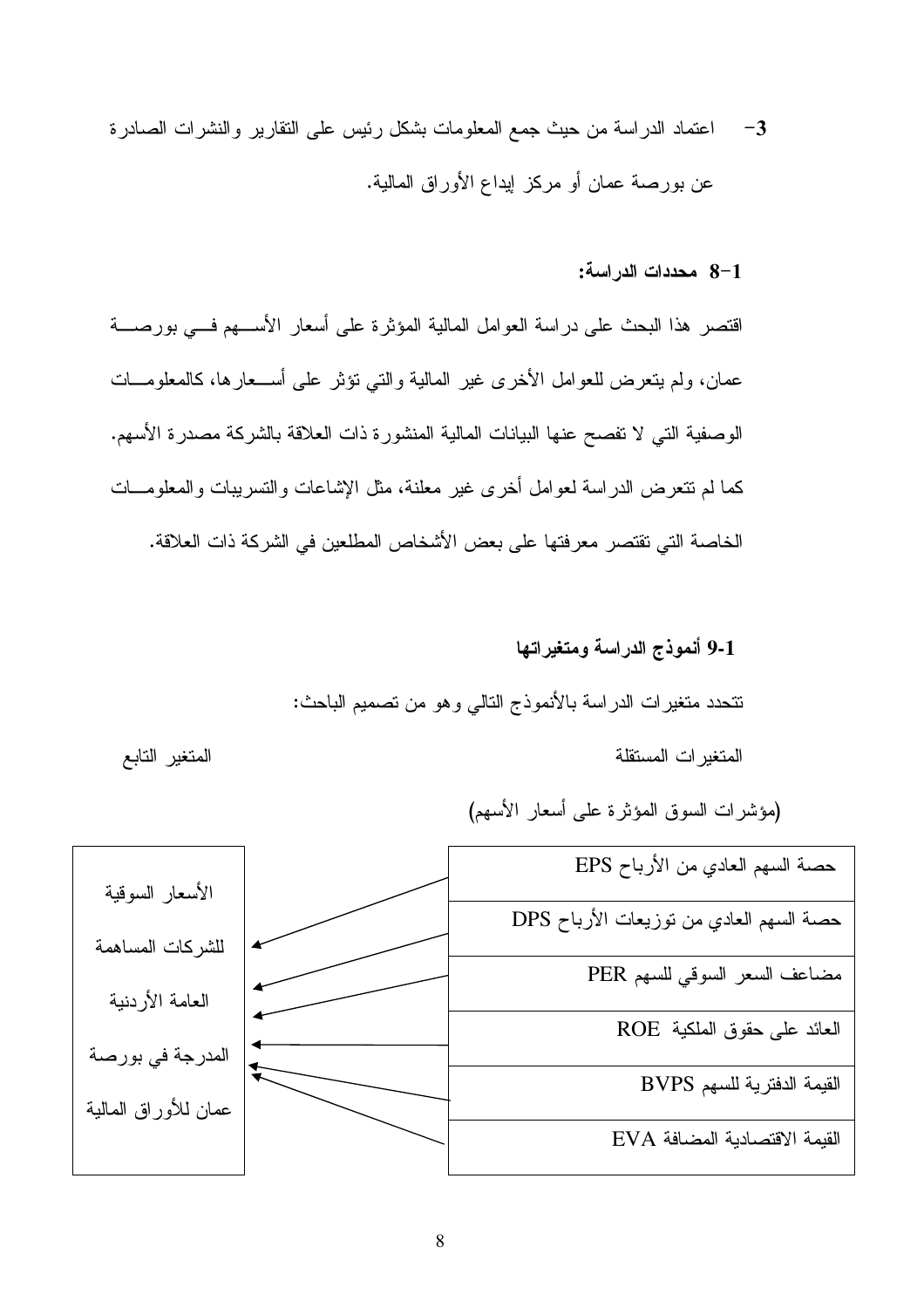3- اعتماد الدراسة من حيث جمع المعلومات بشكل رئيس على التقارير والنشرات الصادرة عن بورصة عمان أو مركز إيداع الأوراق المالية.

### 1-8 محددات الدراسة:

اقتصر هذا البحث على دراسة العوامل المالية المؤثرة على أسعار الأسهم في بورصة عمان، ولم يتعرض للعوامل الأخرى غير المالية والتي تؤثر على أسعارها، كالمعلومات الوصفية التي لا تفصح عنها البيانات المالية المنشورة ذات العلاقة بالشركة مصدرة الأسهم. كما لم تتعرض الدراسة لعوامل أخرى غير معلنة، مثل الإشاعات والتسريبات والمعلومات الخاصة التي تقتصر معرفتها على بعض الأشخاص المطلعين في الشركة ذات العلاقة.

### 1-9 أنموذج الدراسة ومتغيراتها

تتحدد متغيرات الدراسة بالأنموذج التالي وهو من تصميم الباحث:

| المتغيرات المستقلة (مؤشرات السوق المؤثرة على أسعار الأسهم) | المتغير التابع |
|---|---|
| حصة السهم العادي من الأرباح EPS | الأسعار السوقية للشركات المساهمة العامة الأردنية المدرجة في بورصة عمان للأوراق المالية |
| حصة السهم العادي من توزيعات الأرباح DPS | |
| مضاعف السعر السوقي للسهم PER | |
| العائد على حقوق الملكية ROE | |
| القيمة الدفترية للسهم BVPS | |
| القيمة الاقتصادية المضافة EVA | |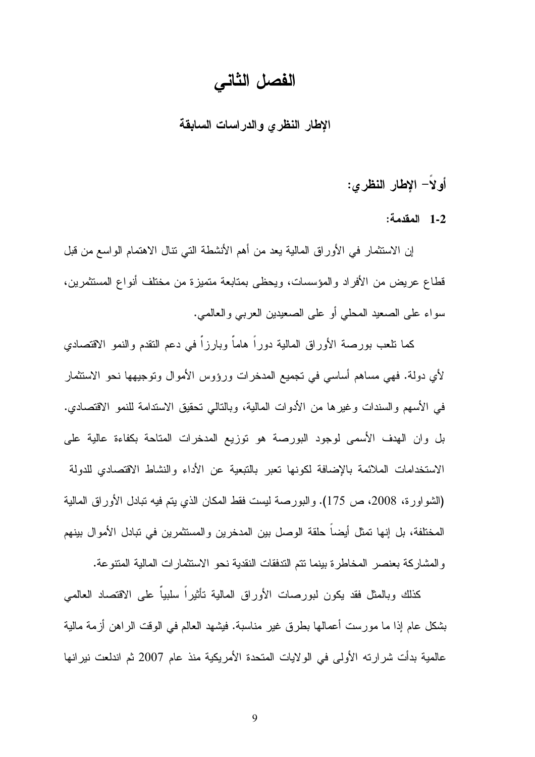# الفصل الثاني

## الإطار النظري والدراسات السابقة

### أولاً– الإطار النظري:

#### 2-1 المقدمة:

إن الاستثمار في الأوراق المالية يعد من أهم الأنشطة التي تنال الاهتمام الواسع من قبل قطاع عريض من الأفراد والمؤسسات، ويحظى بمتابعة متميزة من مختلف أنواع المستثمرين، سواء على الصعيد المحلي أو على الصعيدين العربي والعالمي.

كما تلعب بورصة الأوراق المالية دوراً هاماً وبارزاً في دعم التقدم والنمو الاقتصادي لأي دولة. فهي مساهم أساسي في تجميع المدخرات ورؤوس الأموال وتوجيهها نحو الاستثمار في الأسهم والسندات وغيرها من الأدوات المالية، وبالتالي تحقيق الاستدامة للنمو الاقتصادي. بل وان الهدف الأسمى لوجود البورصة هو توزيع المدخرات المتاحة بكفاءة عالية على الاستخدامات الملائمة بالإضافة لكونها تعبر بالتبعية عن الأداء والنشاط الاقتصادي للدولة (الشواورة، 2008، ص 175). والبورصة ليست فقط المكان الذي يتم فيه تبادل الأوراق المالية المختلفة، بل إنها تمثل أيضاً حلقة الوصل بين المدخرين والمستثمرين في تبادل الأموال بينهم والمشاركة بعنصر المخاطرة بينما تتم التدفقات النقدية نحو الاستثمارات المالية المتنوعة.

كذلك وبالمثل فقد يكون لبورصات الأوراق المالية تأثيراً سلبياً على الاقتصاد العالمي بشكل عام إذا ما مورست أعمالها بطرق غير مناسبة. فيشهد العالم في الوقت الراهن أزمة مالية عالمية بدأت شرارته الأولى في الولايات المتحدة الأمريكية منذ عام 2007 ثم اندلعت نيرانها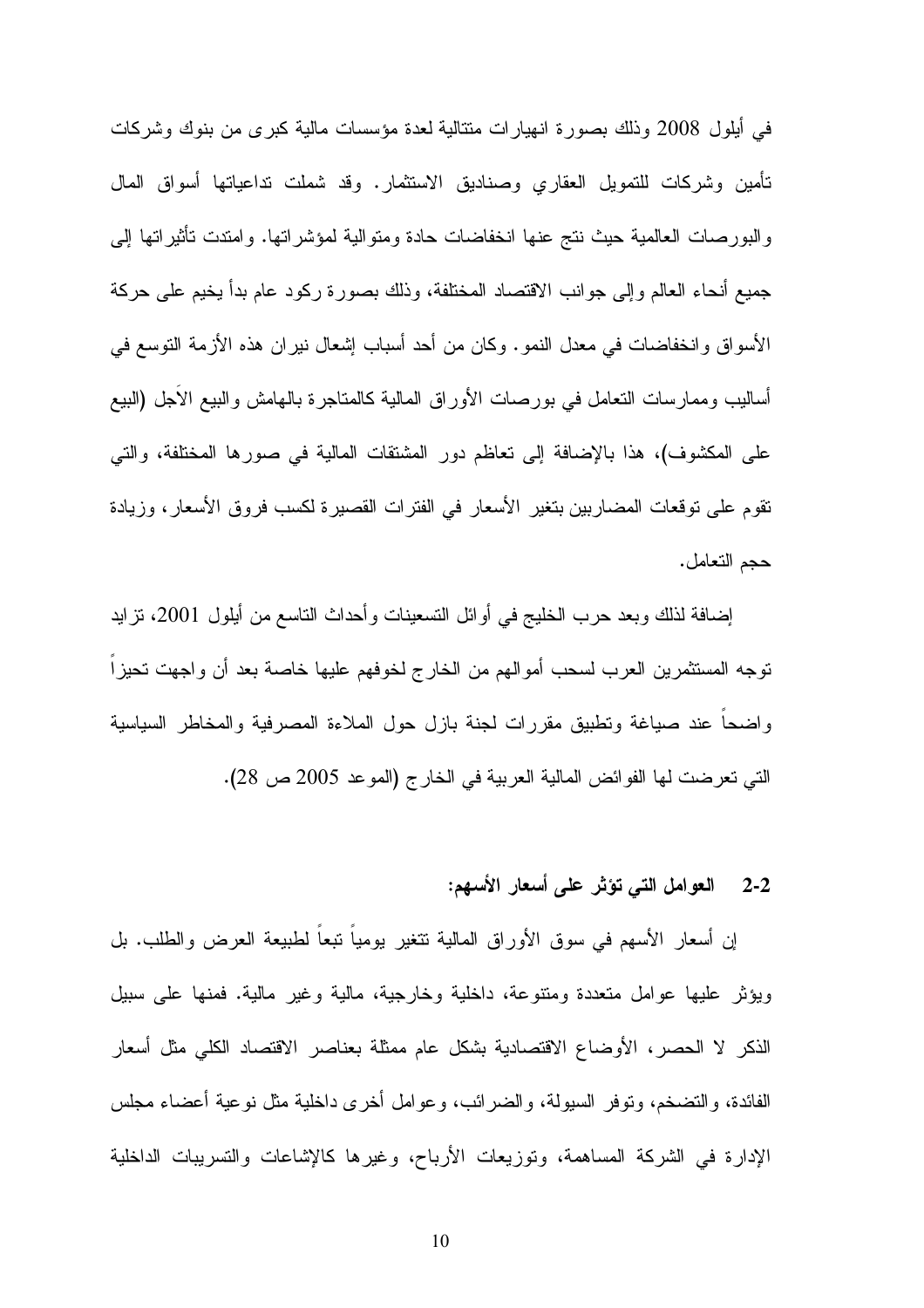في أيلول 2008 وذلك بصورة انهيارات متتالية لعدة مؤسسات مالية كبرى من بنوك وشركات تأمين وشركات للتمويل العقاري وصناديق الاستثمار. وقد شملت تداعياتها أسواق المال والبورصات العالمية حيث نتج عنها انخفاضات حادة ومتوالية لمؤشراتها. وامتدت تأثيراتها إلى جميع أنحاء العالم وإلى جوانب الاقتصاد المختلفة، وذلك بصورة ركود عام بدأ يخيم على حركة الأسواق وانخفاضات في معدل النمو. وكان من أحد أسباب إشعال نيران هذه الأزمة التوسع في أساليب وممارسات التعامل في بورصات الأوراق المالية كالمتاجرة بالهامش والبيع الآَجل (البيع على المكشوف)، هذا بالإضافة إلى تعاظم دور المشتقات المالية في صورها المختلفة، والتي تقوم على توقعات المضاربين بتغير الأسعار في الفترات القصيرة لكسب فروق الأسعار، وزيادة حجم التعامل.

إضافة لذلك وبعد حرب الخليج في أوائل التسعينات وأحداث التاسع من أيلول 2001، تزايد توجه المستثمرين العرب لسحب أموالهم من الخارج لخوفهم عليها خاصة بعد أن واجهت تحيزاً واضحاً عند صياغة وتطبيق مقررات لجنة بازل حول الملاءة المصرفية والمخاطر السياسية التي تعرضت لها الفوائض المالية العربية في الخارج (الموعد 2005 ص 28).

## 2-2 العوامل التي تؤثر على أسعار الأسهم:

إن أسعار الأسهم في سوق الأوراق المالية تتغير يومياً تبعاً لطبيعة العرض والطلب. بل ويؤثر عليها عوامل متعددة ومتنوعة، داخلية وخارجية، مالية وغير مالية. فمنها على سبيل الذكر لا الحصر، الأوضاع الاقتصادية بشكل عام ممثلة بعناصر الاقتصاد الكلي مثل أسعار الفائدة، والتضخم، وتوفر السيولة، والضرائب، وعوامل أخرى داخلية مثل نوعية أعضاء مجلس الإدارة في الشركة المساهمة، وتوزيعات الأرباح، وغيرها كالإشاعات والتسريبات الداخلية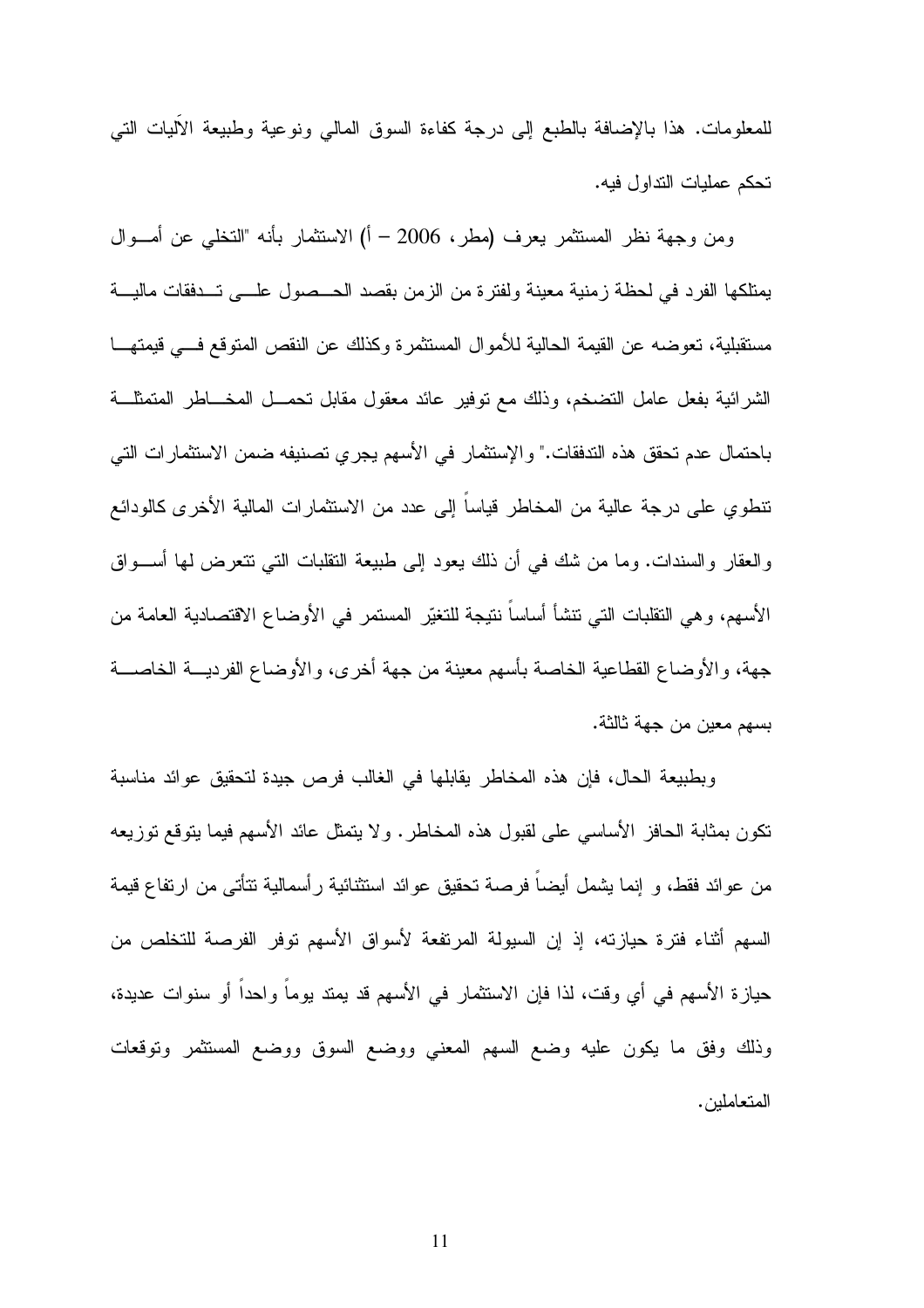للمعلومات. هذا بالإضافة بالطبع إلى درجة كفاءة السوق المالي ونوعية وطبيعة الآليات التي تحكم عمليات التداول فيه.

ومن وجهة نظر المستثمر يعرف (مطر، 2006 – أ) الاستثمار بأنه "التخلي عن أموال يمتلكها الفرد في لحظة زمنية معينة ولفترة من الزمن بقصد الحصول على تدفقات مالية مستقبلية، تعوضه عن القيمة الحالية للأموال المستثمرة وكذلك عن النقص المتوقع في قيمتها الشرائية بفعل عامل التضخم، وذلك مع توفير عائد معقول مقابل تحمل المخاطر المتمثلة باحتمال عدم تحقق هذه التدفقات." والإستثمار في الأسهم يجري تصنيفه ضمن الاستثمارات التي تنطوي على درجة عالية من المخاطر قياساً إلى عدد من الاستثمارات المالية الأخرى كالودائع والعقار والسندات. وما من شك في أن ذلك يعود إلى طبيعة التقلبات التي تتعرض لها أسواق الأسهم، وهي التقلبات التي تنشأ أساساً نتيجة للتغيّر المستمر في الأوضاع الاقتصادية العامة من جهة، والأوضاع القطاعية الخاصة بأسهم معينة من جهة أخرى، والأوضاع الفردية الخاصة بسهم معين من جهة ثالثة.

وبطبيعة الحال، فإن هذه المخاطر يقابلها في الغالب فرص جيدة لتحقيق عوائد مناسبة تكون بمثابة الحافز الأساسي على لقبول هذه المخاطر. ولا يتمثل عائد الأسهم فيما يتوقع توزيعه من عوائد فقط، و إنما يشمل أيضاً فرصة تحقيق عوائد استثنائية رأسمالية تتأتى من ارتفاع قيمة السهم أثناء فترة حيازته، إذ إن السيولة المرتفعة لأسواق الأسهم توفر الفرصة للتخلص من حيازة الأسهم في أي وقت، لذا فإن الاستثمار في الأسهم قد يمتد يوماً واحداً أو سنوات عديدة، وذلك وفق ما يكون عليه وضع السهم المعني ووضع السوق ووضع المستثمر وتوقعات المتعاملين.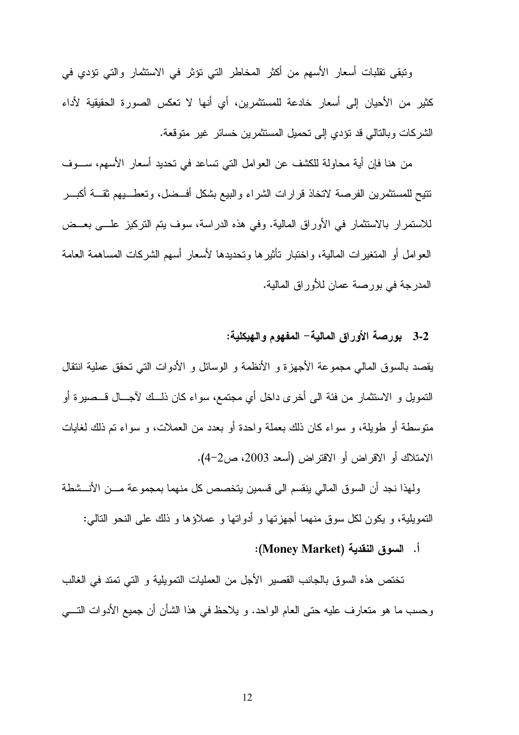وتبقى تقلبات أسعار الأسهم من أكثر المخاطر التي تؤثر في الاستثمار والتي تؤدي في كثير من الأحيان إلى أسعار خادعة للمستثمرين، أي أنها لا تعكس الصورة الحقيقية لأداء الشركات وبالتالي قد تؤدي إلى تحميل المستثمرين خسائر غير متوقعة.

من هنا فإن أية محاولة للكشف عن العوامل التي تساعد في تحديد أسعار الأسهم، سوف تتيح للمستثمرين الفرصة لاتخاذ قرارات الشراء والبيع بشكل أفضل، وتعطيهم ثقة أكبر للاستمرار بالاستثمار في الأوراق المالية. وفي هذه الدراسة، سوف يتم التركيز على بعض العوامل أو المتغيرات المالية، واختبار تأثيرها وتحديدها لأسعار أسهم الشركات المساهمة العامة المدرجة في بورصة عمان للأوراق المالية.

### 3-2 بورصة الأوراق المالية- المفهوم والهيكلية:

يقصد بالسوق المالي مجموعة الأجهزة و الأنظمة و الوسائل و الأدوات التي تحقق عملية انتقال التمويل و الاستثمار من فئة الى أخرى داخل أي مجتمع، سواء كان ذلك لآجال قصيرة أو متوسطة أو طويلة، و سواء كان ذلك بعملة واحدة أو بعدد من العملات، و سواء تم ذلك لغايات الامتلاك أو الاقراض أو الاقتراض (أسعد 2003، ص2-4).

ولهذا نجد أن السوق المالي ينقسم الى قسمين يتخصص كل منهما بمجموعة من الأنشطة التمويلية، و يكون لكل سوق منهما أجهزتها و أدواتها و عملاؤها و ذلك على النحو التالي:

**أ. السوق النقدية (Money Market):**

تختص هذه السوق بالجانب القصير الأجل من العمليات التمويلية و التي تمتد في الغالب وحسب ما هو متعارف عليه حتى العام الواحد. و يلاحظ في هذا الشأن أن جميع الأدوات التي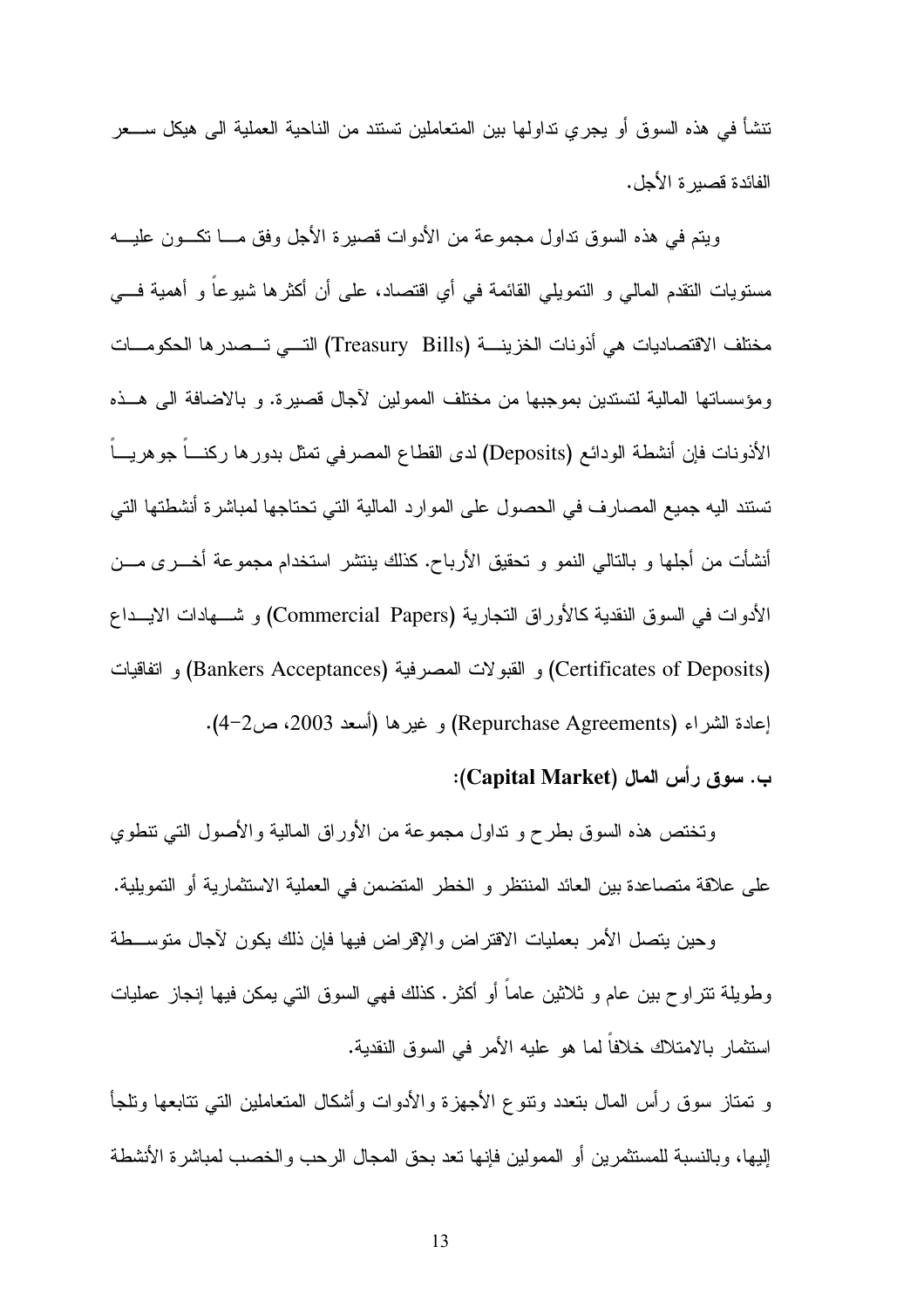تنشأ في هذه السوق أو يجري تداولها بين المتعاملين تستند من الناحية العملية الى هيكل سعر الفائدة قصيرة الأجل.

ويتم في هذه السوق تداول مجموعة من الأدوات قصيرة الأجل وفق ما تكون عليه مستويات التقدم المالي و التمويلي القائمة في أي اقتصاد، على أن أكثرها شيوعاً و أهمية في مختلف الاقتصاديات هي أذونات الخزينة (Treasury Bills) التي تصدرها الحكومات ومؤسساتها المالية لتستدين بموجبها من مختلف الممولين لآجال قصيرة. و بالاضافة الى هذه الأذونات فإن أنشطة الودائع (Deposits) لدى القطاع المصرفي تمثل بدورها ركناً جوهرياً تستند اليه جميع المصارف في الحصول على الموارد المالية التي تحتاجها لمباشرة أنشطتها التي أنشأت من أجلها و بالتالي النمو و تحقيق الأرباح. كذلك ينتشر استخدام مجموعة أخرى من الأدوات في السوق النقدية كالأوراق التجارية (Commercial Papers) و شهادات الايداع (Certificates of Deposits) و القبولات المصرفية (Bankers Acceptances) و اتفاقيات إعادة الشراء (Repurchase Agreements) و غيرها (أسعد 2003، ص2-4).

**ب. سوق رأس المال (Capital Market):**

وتختص هذه السوق بطرح و تداول مجموعة من الأوراق المالية والأصول التي تنطوي على علاقة متصاعدة بين العائد المنتظر و الخطر المتضمن في العملية الاستثمارية أو التمويلية.

وحين يتصل الأمر بعمليات الاقتراض والإقراض فيها فإن ذلك يكون لآجال متوسطة وطويلة تتراوح بين عام و ثلاثين عاماً أو أكثر. كذلك فهي السوق التي يمكن فيها إنجاز عمليات استثمار بالامتلاك خلافاً لما هو عليه الأمر في السوق النقدية.

و تمتاز سوق رأس المال بتعدد وتنوع الأجهزة والأدوات وأشكال المتعاملين التي تتابعها وتلجأ إليها، وبالنسبة للمستثمرين أو الممولين فإنها تعد بحق المجال الرحب والخصب لمباشرة الأنشطة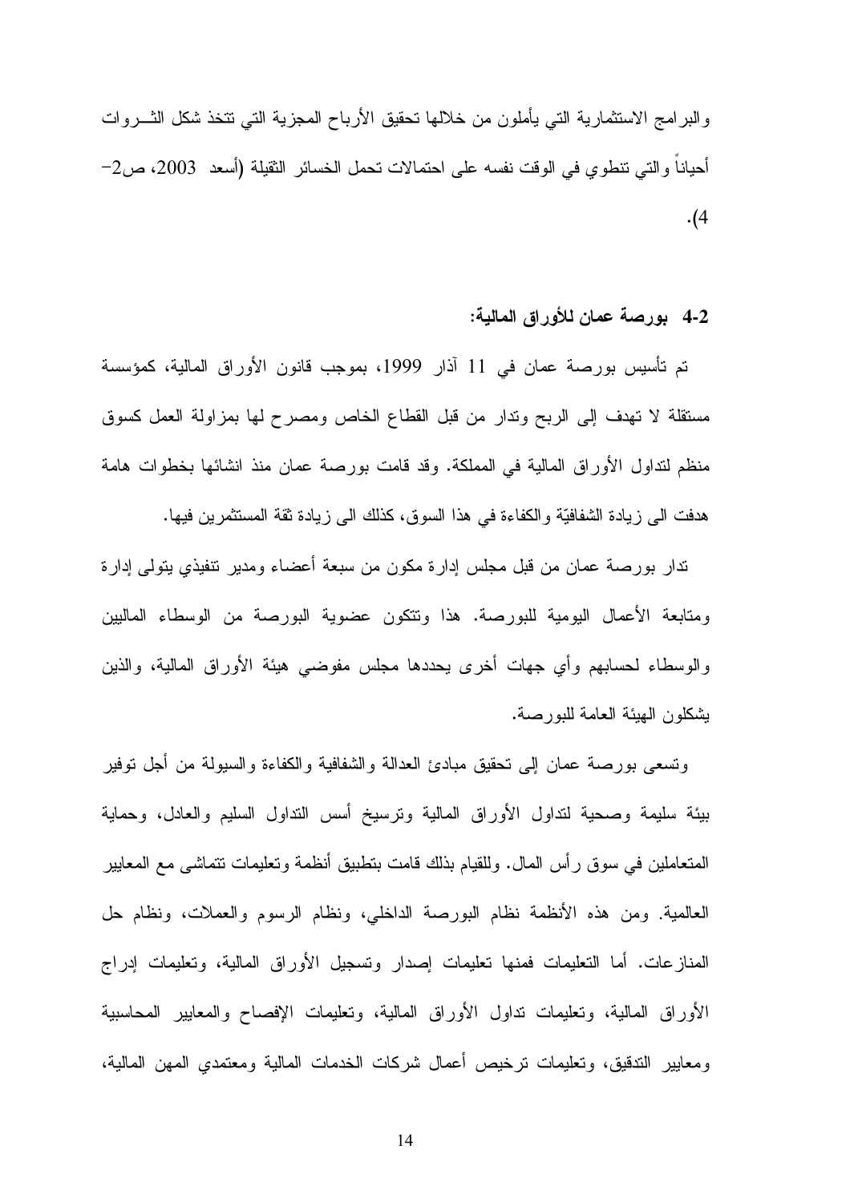والبرامج الاستثمارية التي يأملون من خلالها تحقيق الأرباح المجزية التي تتخذ شكل الثـروات أحياناً والتي تنطوي في الوقت نفسه على احتمالات تحمل الخسائر الثقيلة (أسعد 2003، ص2-4).

### 2-4 بورصة عمان للأوراق المالية:

تم تأسيس بورصة عمان في 11 آذار 1999، بموجب قانون الأوراق المالية، كمؤسسة مستقلة لا تهدف إلى الربح وتدار من قبل القطاع الخاص ومصرح لها بمزاولة العمل كسوق منظم لتداول الأوراق المالية في المملكة. وقد قامت بورصة عمان منذ انشائها بخطوات هامة هدفت الى زيادة الشفافيّة والكفاءة في هذا السوق، كذلك الى زيادة ثقة المستثمرين فيها.

تدار بورصة عمان من قبل مجلس إدارة مكون من سبعة أعضاء ومدير تنفيذي يتولى إدارة ومتابعة الأعمال اليومية للبورصة. هذا وتتكون عضوية البورصة من الوسطاء الماليين والوسطاء لحسابهم وأي جهات أخرى يحددها مجلس مفوضي هيئة الأوراق المالية، والذين يشكلون الهيئة العامة للبورصة.

وتسعى بورصة عمان إلى تحقيق مبادئ العدالة والشفافية والكفاءة والسيولة من أجل توفير بيئة سليمة وصحية لتداول الأوراق المالية وترسيخ أسس التداول السليم والعادل، وحماية المتعاملين في سوق رأس المال. وللقيام بذلك قامت بتطبيق أنظمة وتعليمات تتماشى مع المعايير العالمية. ومن هذه الأنظمة نظام البورصة الداخلي، ونظام الرسوم والعملات، ونظام حل المنازعات. أما التعليمات فمنها تعليمات إصدار وتسجيل الأوراق المالية، وتعليمات إدراج الأوراق المالية، وتعليمات تداول الأوراق المالية، وتعليمات الإفصاح والمعايير المحاسبية ومعايير التدقيق، وتعليمات ترخيص أعمال شركات الخدمات المالية ومعتمدي المهن المالية،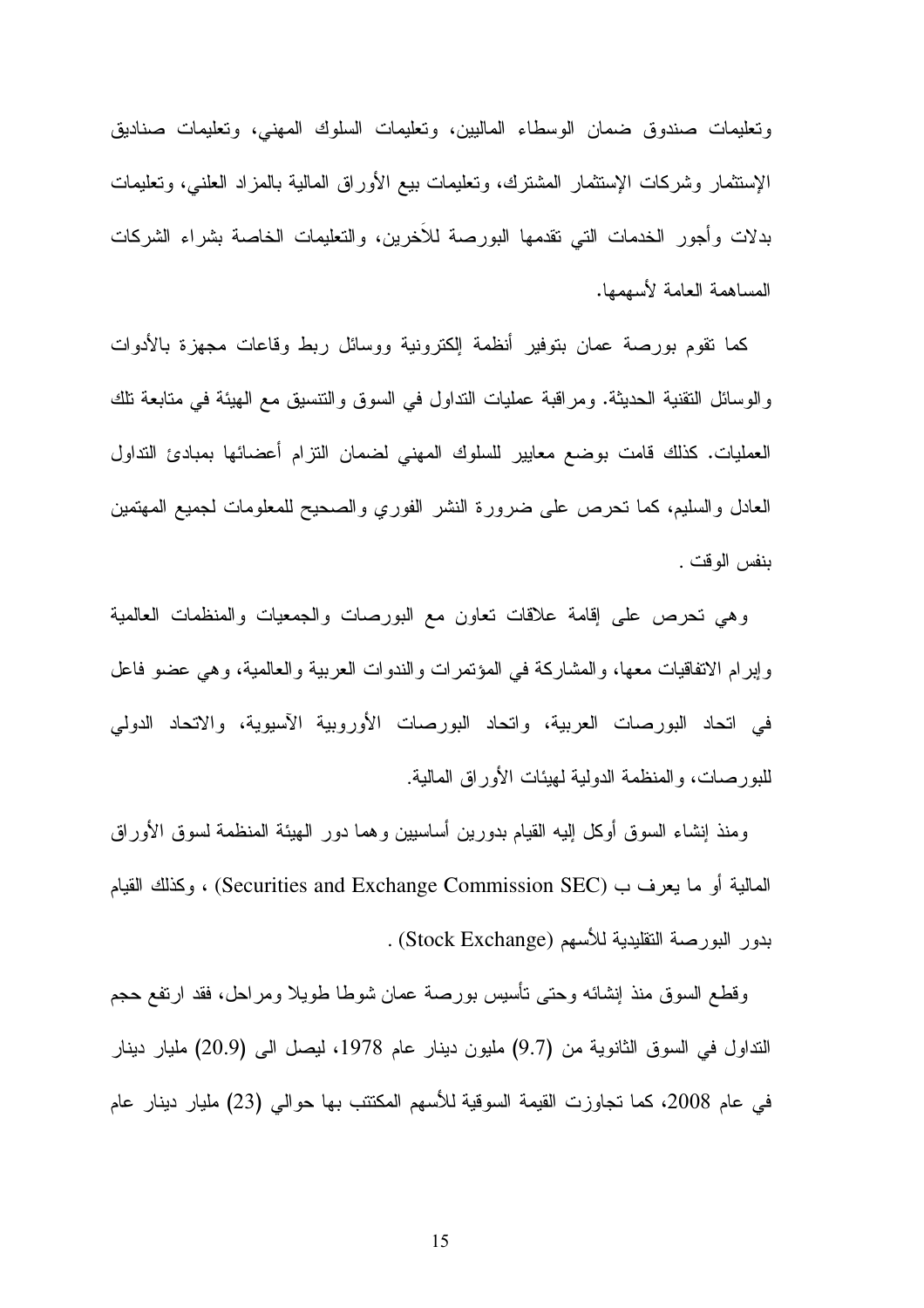وتعليمات صندوق ضمان الوسطاء الماليين، وتعليمات السلوك المهني، وتعليمات صناديق الإستثمار وشركات الإستثمار المشترك، وتعليمات بيع الأوراق المالية بالمزاد العلني، وتعليمات بدلات وأجور الخدمات التي تقدمها البورصة للآخرين، والتعليمات الخاصة بشراء الشركات المساهمة العامة لأسهمها.

كما تقوم بورصة عمان بتوفير أنظمة إلكترونية ووسائل ربط وقاعات مجهزة بالأدوات والوسائل التقنية الحديثة. ومراقبة عمليات التداول في السوق والتنسيق مع الهيئة في متابعة تلك العمليات. كذلك قامت بوضع معايير للسلوك المهني لضمان التزام أعضائها بمبادئ التداول العادل والسليم، كما تحرص على ضرورة النشر الفوري والصحيح للمعلومات لجميع المهتمين بنفس الوقت .

وهي تحرص على إقامة علاقات تعاون مع البورصات والجمعيات والمنظمات العالمية وإبرام الاتفاقيات معها، والمشاركة في المؤتمرات والندوات العربية والعالمية، وهي عضو فاعل في اتحاد البورصات العربية، واتحاد البورصات الأوروبية الآسيوية، والاتحاد الدولي للبورصات، والمنظمة الدولية لهيئات الأوراق المالية.

ومنذ إنشاء السوق أوكل إليه القيام بدورين أساسيين وهما دور الهيئة المنظمة لسوق الأوراق المالية أو ما يعرف ب (Securities and Exchange Commission SEC) ، وكذلك القيام بدور البورصة التقليدية للأسهم (Stock Exchange) .

وقطع السوق منذ إنشائه وحتى تأسيس بورصة عمان شوطا طويلا ومراحل، فقد ارتفع حجم التداول في السوق الثانوية من (9.7) مليون دينار عام 1978، ليصل الى (20.9) مليار دينار في عام 2008، كما تجاوزت القيمة السوقية للأسهم المكتتب بها حوالي (23) مليار دينار عام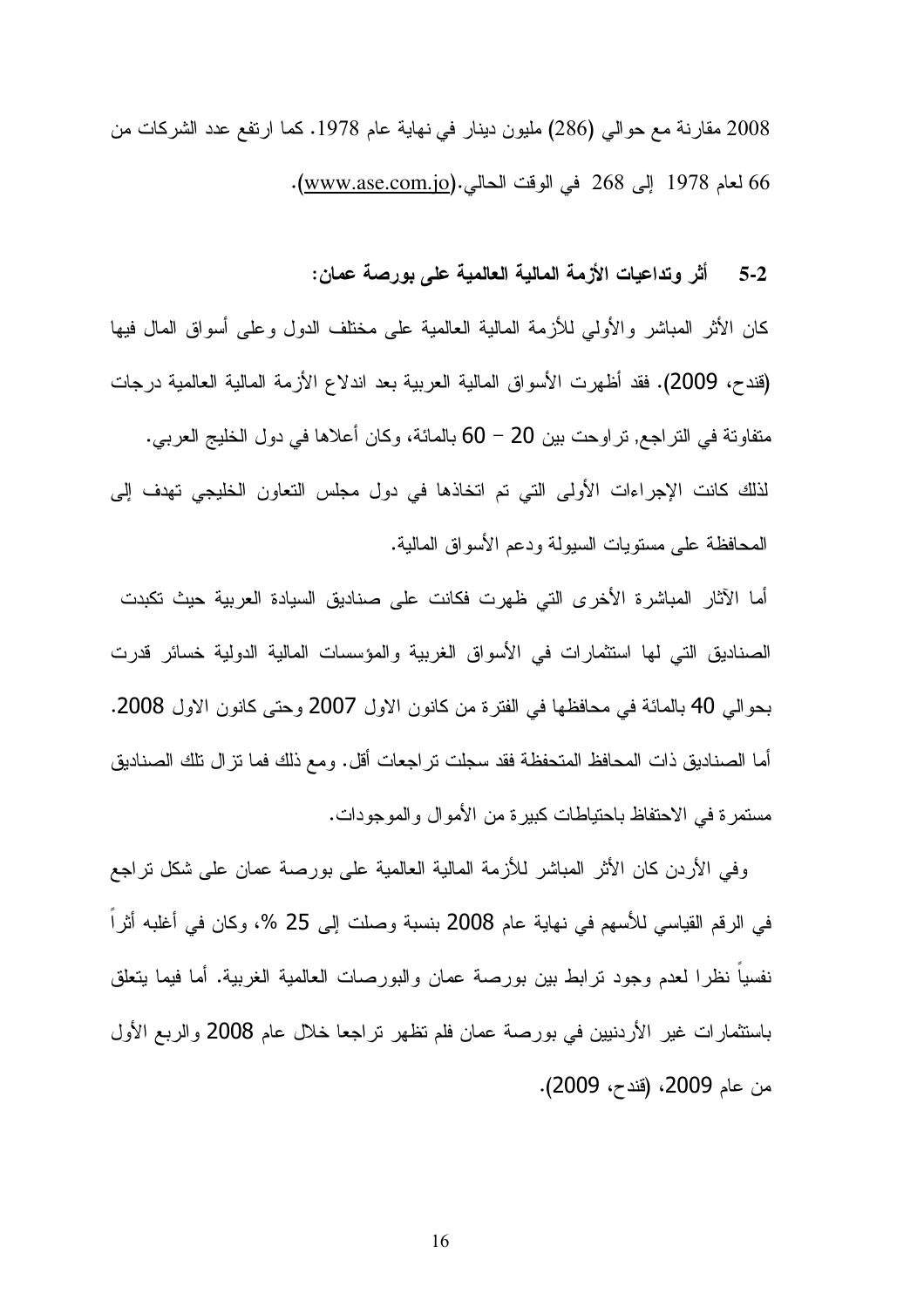2008 مقارنة مع حوالي (286) مليون دينار في نهاية عام 1978. كما ارتفع عدد الشركات من 66 لعام 1978 إلى 268 في الوقت الحالي.(www.ase.com.jo).

### 5-2 أثر وتداعيات الأزمة المالية العالمية على بورصة عمان:

كان الأثر المباشر والأولي للأزمة المالية العالمية على مختلف الدول وعلى أسواق المال فيها (قندح، 2009). فقد أظهرت الأسواق المالية العربية بعد اندلاع الأزمة المالية العالمية درجات متفاوتة في التراجع, تراوحت بين 20 – 60 بالمائة، وكان أعلاها في دول الخليج العربي. لذلك كانت الإجراءات الأولى التي تم اتخاذها في دول مجلس التعاون الخليجي تهدف إلى المحافظة على مستويات السيولة ودعم الأسواق المالية.

أما الآثار المباشرة الأخرى التي ظهرت فكانت على صناديق السيادة العربية حيث تكبدت الصناديق التي لها استثمارات في الأسواق الغربية والمؤسسات المالية الدولية خسائر قدرت بحوالي 40 بالمائة في محافظها في الفترة من كانون الاول 2007 وحتى كانون الاول 2008. أما الصناديق ذات المحافظ المتحفظة فقد سجلت تراجعات أقل. ومع ذلك فما تزال تلك الصناديق مستمرة في الاحتفاظ باحتياطات كبيرة من الأموال والموجودات.

وفي الأردن كان الأثر المباشر للأزمة المالية العالمية على بورصة عمان على شكل تراجع في الرقم القياسي للأسهم في نهاية عام 2008 بنسبة وصلت إلى 25 %، وكان في أغلبه أثراً نفسياً نظرا لعدم وجود ترابط بين بورصة عمان والبورصات العالمية الغربية. أما فيما يتعلق باستثمارات غير الأردنيين في بورصة عمان فلم تظهر تراجعا خلال عام 2008 والربع الأول من عام 2009، (قندح، 2009).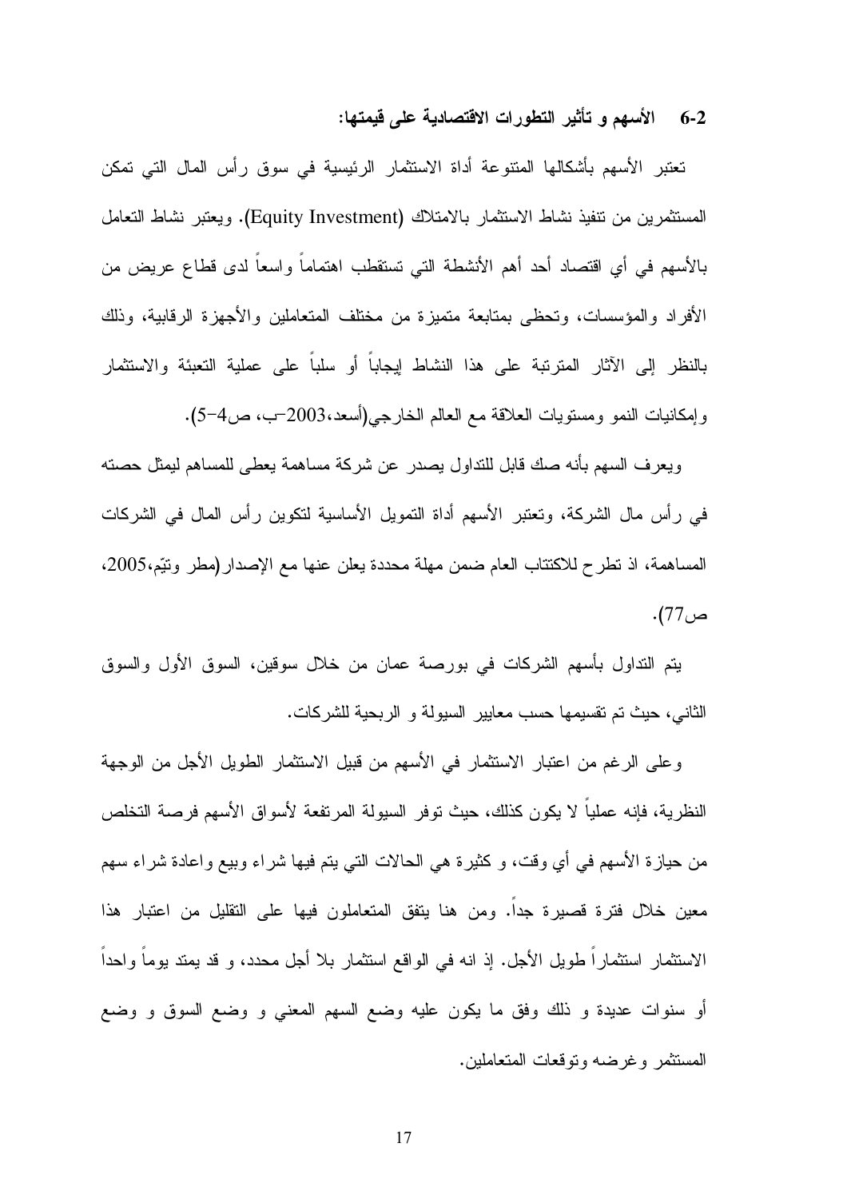### 6-2 الأسهم و تأثير التطورات الاقتصادية على قيمتها:

تعتبر الأسهم بأشكالها المتنوعة أداة الاستثمار الرئيسية في سوق رأس المال التي تمكن المستثمرين من تنفيذ نشاط الاستثمار بالامتلاك (Equity Investment). ويعتبر نشاط التعامل بالأسهم في أي اقتصاد أحد أهم الأنشطة التي تستقطب اهتماماً واسعاً لدى قطاع عريض من الأفراد والمؤسسات، وتحظى بمتابعة متميزة من مختلف المتعاملين والأجهزة الرقابية، وذلك بالنظر إلى الآثار المترتبة على هذا النشاط إيجاباً أو سلباً على عملية التعبئة والاستثمار وإمكانيات النمو ومستويات العلاقة مع العالم الخارجي(أسعد،2003-ب، ص4-5).

ويعرف السهم بأنه صك قابل للتداول يصدر عن شركة مساهمة يعطى للمساهم ليمثل حصته في رأس مال الشركة، وتعتبر الأسهم أداة التمويل الأساسية لتكوين رأس المال في الشركات المساهمة، اذ تطرح للاكتتاب العام ضمن مهلة محددة يعلن عنها مع الإصدار(مطر وتيّم،2005، ص77).

يتم التداول بأسهم الشركات في بورصة عمان من خلال سوقين، السوق الأول والسوق الثاني، حيث تم تقسيمها حسب معايير السيولة و الربحية للشركات.

وعلى الرغم من اعتبار الاستثمار في الأسهم من قبيل الاستثمار الطويل الأجل من الوجهة النظرية، فإنه عملياً لا يكون كذلك، حيث توفر السيولة المرتفعة لأسواق الأسهم فرصة التخلص من حيازة الأسهم في أي وقت، و كثيرة هي الحالات التي يتم فيها شراء وبيع واعادة شراء سهم معين خلال فترة قصيرة جداً. ومن هنا يتفق المتعاملون فيها على التقليل من اعتبار هذا الاستثمار استثماراً طويل الأجل. إذ انه في الواقع استثمار بلا أجل محدد، و قد يمتد يوماً واحداً أو سنوات عديدة و ذلك وفق ما يكون عليه وضع السهم المعني و وضع السوق و وضع المستثمر وغرضه وتوقعات المتعاملين.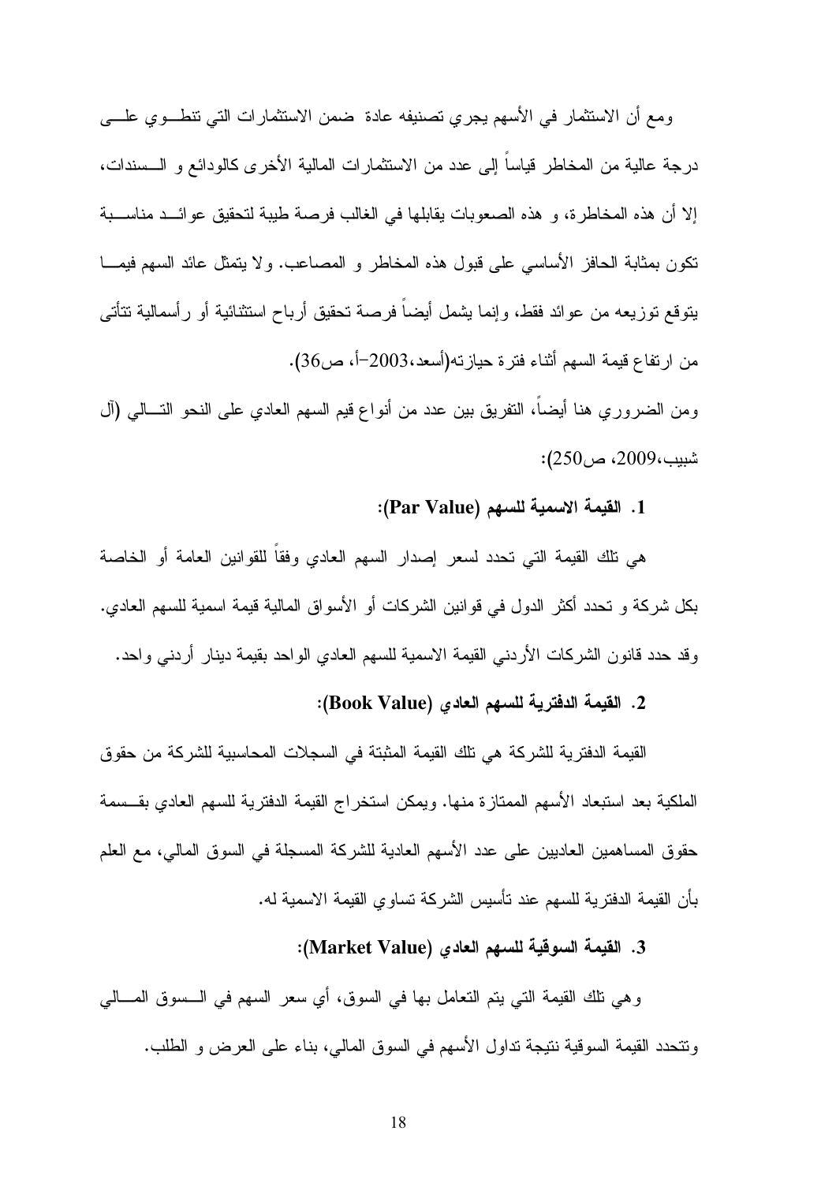ومع أن الاستثمار في الأسهم يجري تصنيفه عادة ضمن الاستثمارات التي تنطوي على درجة عالية من المخاطر قياساً إلى عدد من الاستثمارات المالية الأخرى كالودائع و السندات، إلا أن هذه المخاطرة، و هذه الصعوبات يقابلها في الغالب فرصة طيبة لتحقيق عوائد مناسبة تكون بمثابة الحافز الأساسي على قبول هذه المخاطر و المصاعب. ولا يتمثل عائد السهم فيما يتوقع توزيعه من عوائد فقط، وإنما يشمل أيضاً فرصة تحقيق أرباح استثنائية أو رأسمالية تتأتى من ارتفاع قيمة السهم أثناء فترة حيازته(أسعد،2003-أ، ص36).

ومن الضروري هنا أيضاً، التفريق بين عدد من أنواع قيم السهم العادي على النحو التالي (آل شبيب،2009، ص250):

**1. القيمة الاسمية للسهم (Par Value):**

هي تلك القيمة التي تحدد لسعر إصدار السهم العادي وفقاً للقوانين العامة أو الخاصة بكل شركة و تحدد أكثر الدول في قوانين الشركات أو الأسواق المالية قيمة اسمية للسهم العادي. وقد حدد قانون الشركات الأردني القيمة الاسمية للسهم العادي الواحد بقيمة دينار أردني واحد.

**2. القيمة الدفترية للسهم العادي (Book Value):**

القيمة الدفترية للشركة هي تلك القيمة المثبتة في السجلات المحاسبية للشركة من حقوق الملكية بعد استبعاد الأسهم الممتازة منها. ويمكن استخراج القيمة الدفترية للسهم العادي بقسمة حقوق المساهمين العاديين على عدد الأسهم العادية للشركة المسجلة في السوق المالي، مع العلم بأن القيمة الدفترية للسهم عند تأسيس الشركة تساوي القيمة الاسمية له.

**3. القيمة السوقية للسهم العادي (Market Value):**

وهي تلك القيمة التي يتم التعامل بها في السوق، أي سعر السهم في السوق المالي وتتحدد القيمة السوقية نتيجة تداول الأسهم في السوق المالي، بناء على العرض و الطلب.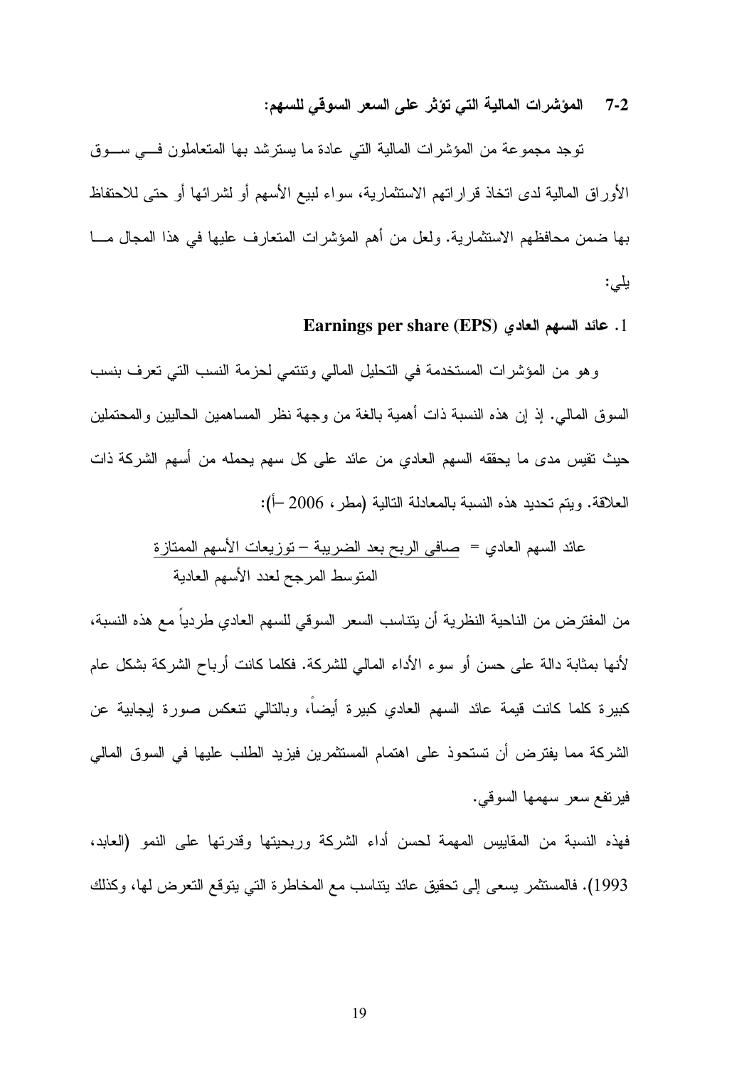### 2-7 المؤشرات المالية التي تؤثر على السعر السوقي للسهم:

توجد مجموعة من المؤشرات المالية التي عادة ما يسترشد بها المتعاملون في سوق الأوراق المالية لدى اتخاذ قراراتهم الاستثمارية، سواء لبيع الأسهم أو لشرائها أو حتى للاحتفاظ بها ضمن محافظهم الاستثمارية. ولعل من أهم المؤشرات المتعارف عليها في هذا المجال ما يلي:

1. **عائد السهم العادي Earnings per share (EPS)**

وهو من المؤشرات المستخدمة في التحليل المالي وتنتمي لحزمة النسب التي تعرف بنسب السوق المالي. إذ إن هذه النسبة ذات أهمية بالغة من وجهة نظر المساهمين الحاليين والمحتملين حيث تقيس مدى ما يحققه السهم العادي من عائد على كل سهم يحمله من أسهم الشركة ذات العلاقة. ويتم تحديد هذه النسبة بالمعادلة التالية (مطر، 2006 –أ):

$$\text{عائد السهم العادي} = \frac{\text{صافي الربح بعد الضريبة} - \text{توزيعات الأسهم الممتازة}}{\text{المتوسط المرجح لعدد الأسهم العادية}}$$

من المفترض من الناحية النظرية أن يتناسب السعر السوقي للسهم العادي طردياً مع هذه النسبة، لأنها بمثابة دالة على حسن أو سوء الأداء المالي للشركة. فكلما كانت أرباح الشركة بشكل عام كبيرة كلما كانت قيمة عائد السهم العادي كبيرة أيضاً، وبالتالي تنعكس صورة إيجابية عن الشركة مما يفترض أن تستحوذ على اهتمام المستثمرين فيزيد الطلب عليها في السوق المالي فيرتفع سعر سهمها السوقي.

فهذه النسبة من المقاييس المهمة لحسن أداء الشركة وربحيتها وقدرتها على النمو (العابد، 1993). فالمستثمر يسعى إلى تحقيق عائد يتناسب مع المخاطرة التي يتوقع التعرض لها، وكذلك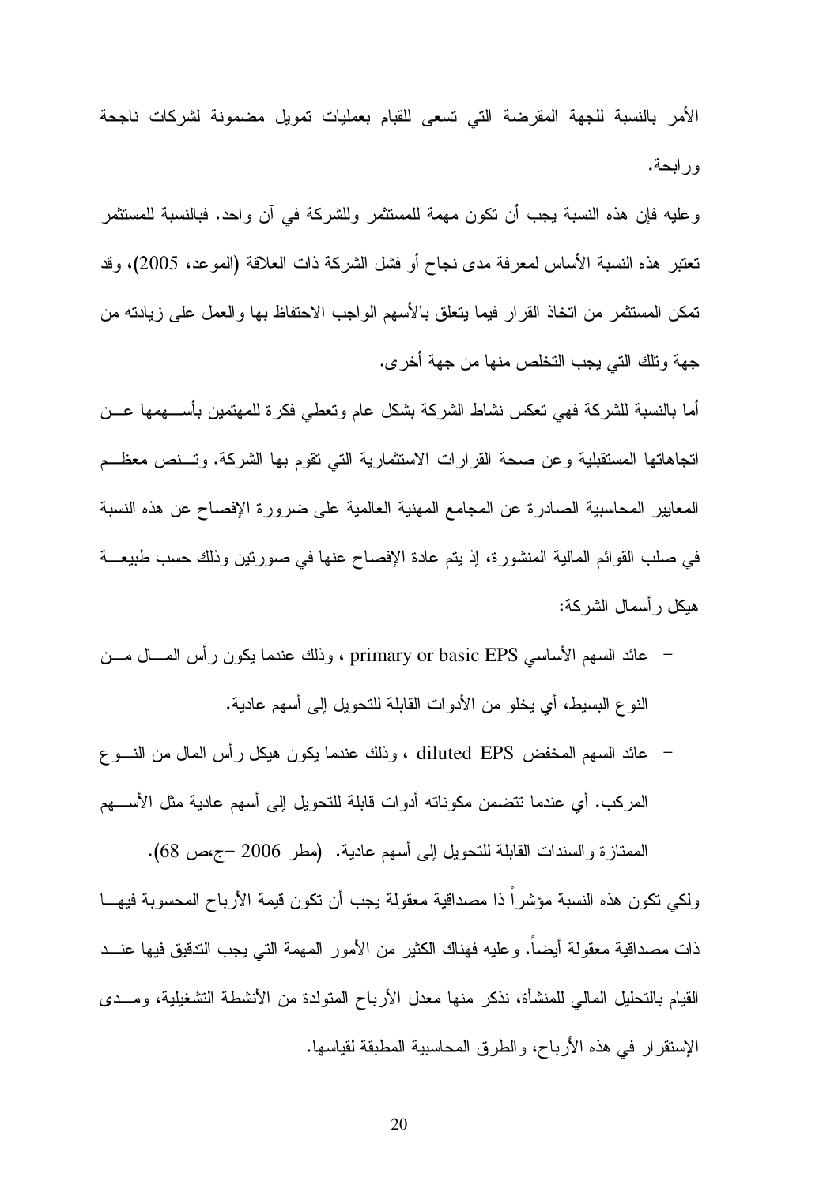الأمر بالنسبة للجهة المقرضة التي تسعى للقيام بعمليات تمويل مضمونة لشركات ناجحة ورابحة.

وعليه فإن هذه النسبة يجب أن تكون مهمة للمستثمر وللشركة في آن واحد. فبالنسبة للمستثمر تعتبر هذه النسبة الأساس لمعرفة مدى نجاح أو فشل الشركة ذات العلاقة (الموعد، 2005)، وقد تمكن المستثمر من اتخاذ القرار فيما يتعلق بالأسهم الواجب الاحتفاظ بها والعمل على زيادته من جهة وتلك التي يجب التخلص منها من جهة أخرى.

أما بالنسبة للشركة فهي تعكس نشاط الشركة بشكل عام وتعطي فكرة للمهتمين بأسهمها عن اتجاهاتها المستقبلية وعن صحة القرارات الاستثمارية التي تقوم بها الشركة. وتنص معظم المعايير المحاسبية الصادرة عن المجامع المهنية العالمية على ضرورة الإفصاح عن هذه النسبة في صلب القوائم المالية المنشورة، إذ يتم عادة الإفصاح عنها في صورتين وذلك حسب طبيعة هيكل رأسمال الشركة:

- عائد السهم الأساسي primary or basic EPS ، وذلك عندما يكون رأس المال من النوع البسيط، أي يخلو من الأدوات القابلة للتحويل إلى أسهم عادية.
- عائد السهم المخفض diluted EPS ، وذلك عندما يكون هيكل رأس المال من النوع المركب. أي عندما تتضمن مكوناته أدوات قابلة للتحويل إلى أسهم عادية مثل الأسهم الممتازة والسندات القابلة للتحويل إلى أسهم عادية. (مطر 2006 –ج،ص 68).

ولكي تكون هذه النسبة مؤشراً ذا مصداقية معقولة يجب أن تكون قيمة الأرباح المحسوبة فيها ذات مصداقية معقولة أيضاً. وعليه فهناك الكثير من الأمور المهمة التي يجب التدقيق فيها عند القيام بالتحليل المالي للمنشأة، نذكر منها معدل الأرباح المتولدة من الأنشطة التشغيلية، ومدى الإستقرار في هذه الأرباح، والطرق المحاسبية المطبقة لقياسها.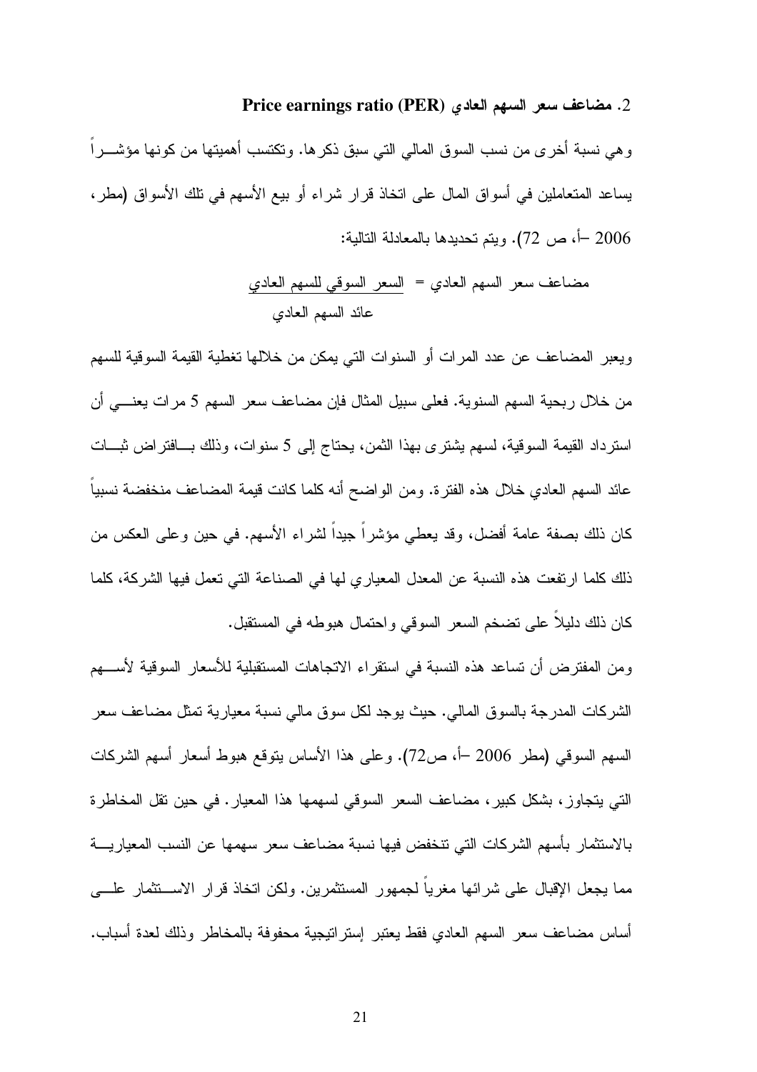### 2. مضاعف سعر السهم العادي Price earnings ratio (PER)

وهي نسبة أخرى من نسب السوق المالي التي سبق ذكرها. وتكتسب أهميتها من كونها مؤشـــراً يساعد المتعاملين في أسواق المال على اتخاذ قرار شراء أو بيع الأسهم في تلك الأسواق (مطر، 2006 –أ، ص 72). ويتم تحديدها بالمعادلة التالية:

$$\text{مضاعف سعر السهم العادي} = \frac{\text{السعر السوقي للسهم العادي}}{\text{عائد السهم العادي}}$$

ويعبر المضاعف عن عدد المرات أو السنوات التي يمكن من خلالها تغطية القيمة السوقية للسهم من خلال ربحية السهم السنوية. فعلى سبيل المثال فإن مضاعف سعر السهم 5 مرات يعنـــي أن استرداد القيمة السوقية، لسهم يشترى بهذا الثمن، يحتاج إلى 5 سنوات، وذلك بـــافتراض ثبـــات عائد السهم العادي خلال هذه الفترة. ومن الواضح أنه كلما كانت قيمة المضاعف منخفضة نسبياً كان ذلك بصفة عامة أفضل، وقد يعطي مؤشراً جيداً لشراء الأسهم. في حين وعلى العكس من ذلك كلما ارتفعت هذه النسبة عن المعدل المعياري لها في الصناعة التي تعمل فيها الشركة، كلما كان ذلك دليلاً على تضخم السعر السوقي واحتمال هبوطه في المستقبل.

ومن المفترض أن تساعد هذه النسبة في استقراء الاتجاهات المستقبلية للأسعار السوقية لأســـهم الشركات المدرجة بالسوق المالي. حيث يوجد لكل سوق مالي نسبة معيارية تمثل مضاعف سعر السهم السوقي (مطر 2006 –أ، ص72). وعلى هذا الأساس يتوقع هبوط أسعار أسهم الشركات التي يتجاوز، بشكل كبير، مضاعف السعر السوقي لسهمها هذا المعيار. في حين تقل المخاطرة بالاستثمار بأسهم الشركات التي تنخفض فيها نسبة مضاعف سعر سهمها عن النسب المعياريـــة مما يجعل الإقبال على شرائها مغرياً لجمهور المستثمرين. ولكن اتخاذ قرار الاســـتثمار علـــى أساس مضاعف سعر السهم العادي فقط يعتبر إستراتيجية محفوفة بالمخاطر وذلك لعدة أسباب.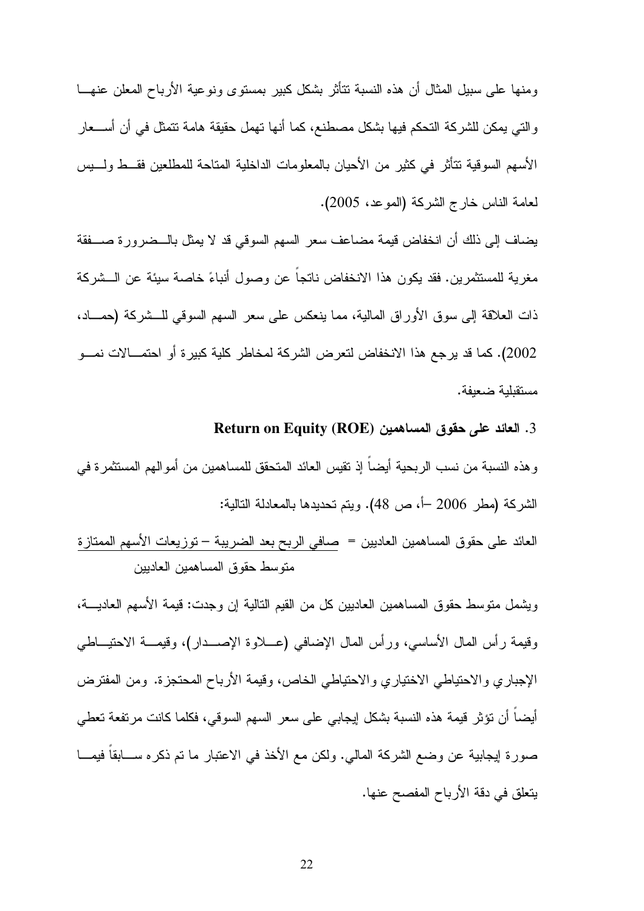ومنها على سبيل المثال أن هذه النسبة تتأثر بشكل كبير بمستوى ونوعية الأرباح المعلن عنها والتي يمكن للشركة التحكم فيها بشكل مصطنع، كما أنها تهمل حقيقة هامة تتمثل في أن أسعار الأسهم السوقية تتأثر في كثير من الأحيان بالمعلومات الداخلية المتاحة للمطلعين فقط وليس لعامة الناس خارج الشركة (الموعد، 2005).

يضاف إلى ذلك أن انخفاض قيمة مضاعف سعر السهم السوقي قد لا يمثل بالضرورة صفقة مغرية للمستثمرين. فقد يكون هذا الانخفاض ناتجاً عن وصول أنباءً خاصة سيئة عن الشركة ذات العلاقة إلى سوق الأوراق المالية، مما ينعكس على سعر السهم السوقي للشركة (حماد، 2002). كما قد يرجع هذا الانخفاض لتعرض الشركة لمخاطر كلية كبيرة أو احتمالات نمو مستقبلية ضعيفة.

### 3. العائد على حقوق المساهمين Return on Equity (ROE)

وهذه النسبة من نسب الربحية أيضاً إذ تقيس العائد المتحقق للمساهمين من أموالهم المستثمرة في الشركة (مطر 2006 –أ، ص 48). ويتم تحديدها بالمعادلة التالية:

$$\text{العائد على حقوق المساهمين العاديين} = \frac{\text{صافي الربح بعد الضريبة} - \text{توزيعات الأسهم الممتازة}}{\text{متوسط حقوق المساهمين العاديين}}$$

ويشمل متوسط حقوق المساهمين العاديين كل من القيم التالية إن وجدت: قيمة الأسهم العادية، وقيمة رأس المال الأساسي، ورأس المال الإضافي (علاوة الإصدار)، وقيمة الاحتياطي الإجباري والاحتياطي الاختياري والاحتياطي الخاص، وقيمة الأرباح المحتجزة. ومن المفترض أيضاً أن تؤثر قيمة هذه النسبة بشكل إيجابي على سعر السهم السوقي، فكلما كانت مرتفعة تعطي صورة إيجابية عن وضع الشركة المالي. ولكن مع الأخذ في الاعتبار ما تم ذكره سابقاً فيما يتعلق في دقة الأرباح المفصح عنها.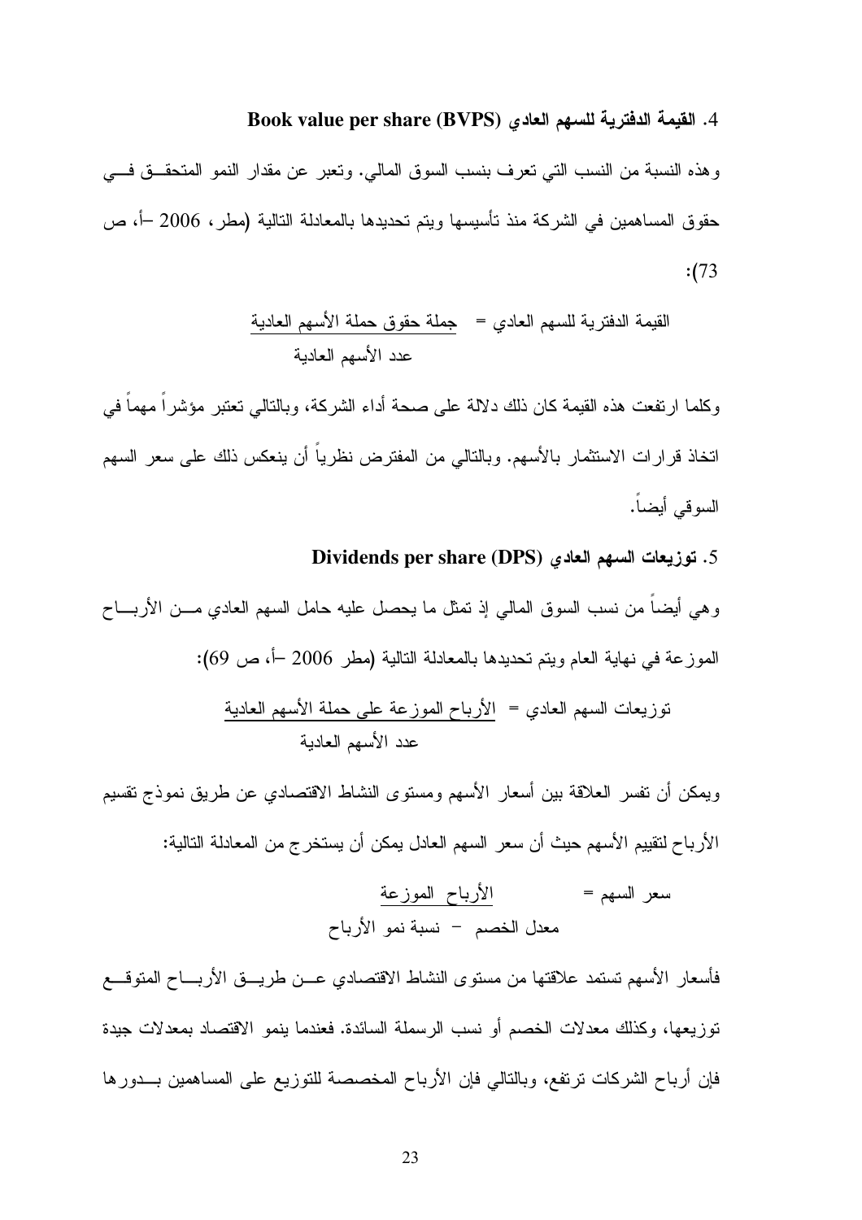4. **القيمة الدفترية للسهم العادي (BVPS) Book value per share**

وهذه النسبة من النسب التي تعرف بنسب السوق المالي. وتعبر عن مقدار النمو المتحقق في حقوق المساهمين في الشركة منذ تأسيسها ويتم تحديدها بالمعادلة التالية (مطر، 2006 –أ، ص 73):

$$\text{القيمة الدفترية للسهم العادي} = \frac{\text{جملة حقوق حملة الأسهم العادية}}{\text{عدد الأسهم العادية}}$$

وكلما ارتفعت هذه القيمة كان ذلك دلالة على صحة أداء الشركة، وبالتالي تعتبر مؤشراً مهماً في اتخاذ قرارات الاستثمار بالأسهم. وبالتالي من المفترض نظرياً أن ينعكس ذلك على سعر السهم السوقي أيضاً.

5. **توزيعات السهم العادي (DPS) Dividends per share**

وهي أيضاً من نسب السوق المالي إذ تمثل ما يحصل عليه حامل السهم العادي من الأرباح الموزعة في نهاية العام ويتم تحديدها بالمعادلة التالية (مطر 2006 –أ، ص 69):

$$\text{توزيعات السهم العادي} = \frac{\text{الأرباح الموزعة على حملة الأسهم العادية}}{\text{عدد الأسهم العادية}}$$

ويمكن أن تفسر العلاقة بين أسعار الأسهم ومستوى النشاط الاقتصادي عن طريق نموذج تقسيم الأرباح لتقييم الأسهم حيث أن سعر السهم العادل يمكن أن يستخرج من المعادلة التالية:

$$\text{سعر السهم} = \frac{\text{الأرباح الموزعة}}{\text{معدل الخصم} - \text{نسبة نمو الأرباح}}$$

فأسعار الأسهم تستمد علاقتها من مستوى النشاط الاقتصادي عن طريق الأرباح المتوقع توزيعها، وكذلك معدلات الخصم أو نسب الرسملة السائدة. فعندما ينمو الاقتصاد بمعدلات جيدة فإن أرباح الشركات ترتفع، وبالتالي فإن الأرباح المخصصة للتوزيع على المساهمين بدورها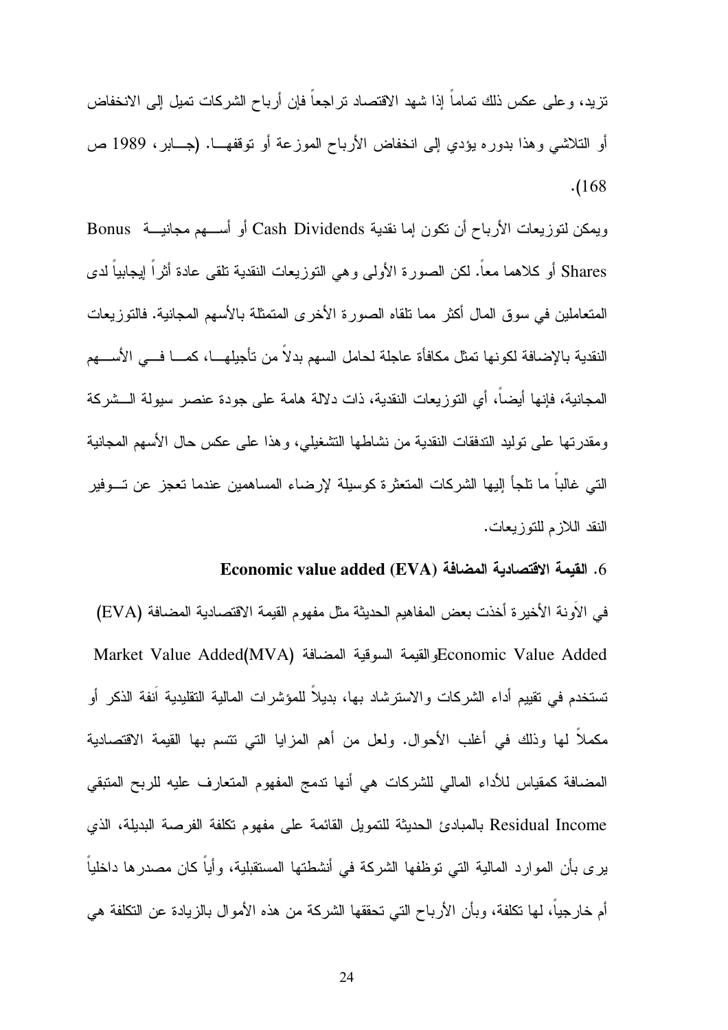تزيد، وعلى عكس ذلك تماماً إذا شهد الاقتصاد تراجعاً فإن أرباح الشركات تميل إلى الانخفاض أو التلاشي وهذا بدوره يؤدي إلى انخفاض الأرباح الموزعة أو توقفها. (جابر، 1989 ص 168).

ويمكن لتوزيعات الأرباح أن تكون إما نقدية Cash Dividends أو أسهم مجانية Bonus Shares أو كلاهما معاً. لكن الصورة الأولى وهي التوزيعات النقدية تلقى عادة أثراً إيجابياً لدى المتعاملين في سوق المال أكثر مما تلقاه الصورة الأخرى المتمثلة بالأسهم المجانية. فالتوزيعات النقدية بالإضافة لكونها تمثل مكافأة عاجلة لحامل السهم بدلاً من تأجيلها، كما في الأسهم المجانية، فإنها أيضاً، أي التوزيعات النقدية، ذات دلالة هامة على جودة عنصر سيولة الشركة ومقدرتها على توليد التدفقات النقدية من نشاطها التشغيلي، وهذا على عكس حال الأسهم المجانية التي غالباً ما تلجأ إليها الشركات المتعثرة كوسيلة لإرضاء المساهمين عندما تعجز عن توفير النقد اللازم للتوزيعات.

### 6. القيمة الاقتصادية المضافة Economic value added (EVA)

في الآونة الأخيرة أخذت بعض المفاهيم الحديثة مثل مفهوم القيمة الاقتصادية المضافة (EVA) Economic Value Added والقيمة السوقية المضافة Market Value Added(MVA) تستخدم في تقييم أداء الشركات والاسترشاد بها، بديلاً للمؤشرات المالية التقليدية آنفة الذكر أو مكملاً لها وذلك في أغلب الأحوال. ولعل من أهم المزايا التي تتسم بها القيمة الاقتصادية المضافة كمقياس للأداء المالي للشركات هي أنها تدمج المفهوم المتعارف عليه للربح المتبقي Residual Income بالمبادئ الحديثة للتمويل القائمة على مفهوم تكلفة الفرصة البديلة، الذي يرى بأن الموارد المالية التي توظفها الشركة في أنشطتها المستقبلية، وأياً كان مصدرها داخلياً أم خارجياً، لها تكلفة، وبأن الأرباح التي تحققها الشركة من هذه الأموال بالزيادة عن التكلفة هي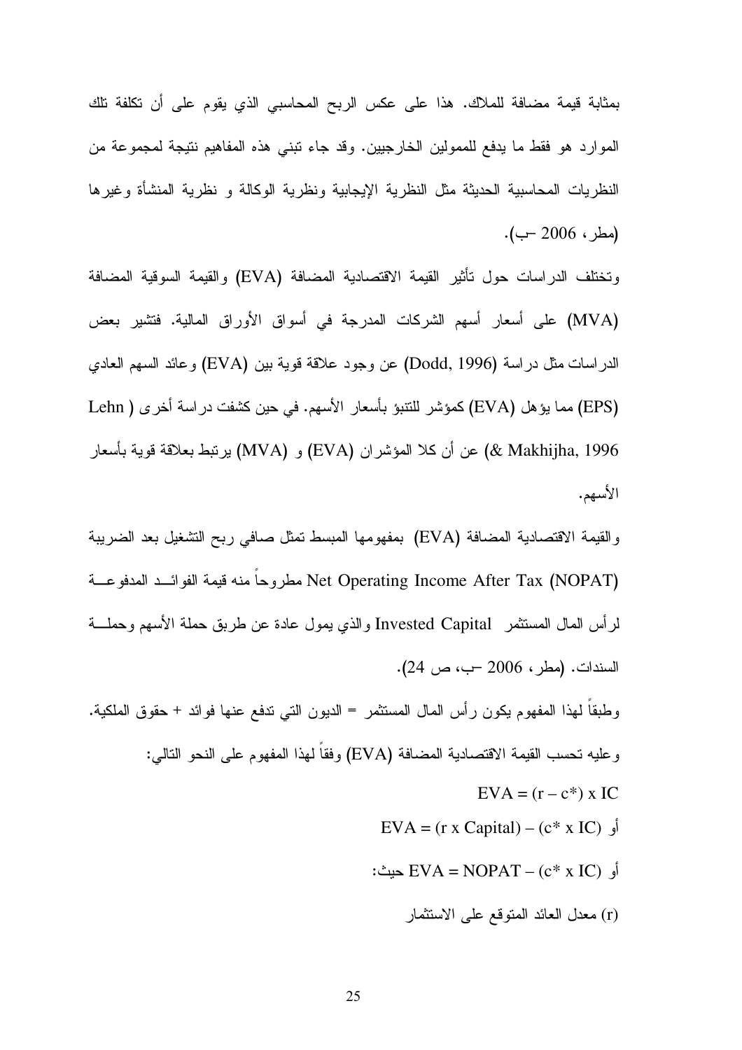بمثابة قيمة مضافة للملاك. هذا على عكس الربح المحاسبي الذي يقوم على أن تكلفة تلك الموارد هو فقط ما يدفع للممولين الخارجيين. وقد جاء تبني هذه المفاهيم نتيجة لمجموعة من النظريات المحاسبية الحديثة مثل النظرية الإيجابية ونظرية الوكالة و نظرية المنشأة وغيرها (مطر، 2006 –ب).

وتختلف الدراسات حول تأثير القيمة الاقتصادية المضافة (EVA) والقيمة السوقية المضافة (MVA) على أسعار أسهم الشركات المدرجة في أسواق الأوراق المالية. فتشير بعض الدراسات مثل دراسة (Dodd, 1996) عن وجود علاقة قوية بين (EVA) وعائد السهم العادي (EPS) مما يؤهل (EVA) كمؤشر للتنبؤ بأسعار الأسهم. في حين كشفت دراسة أخرى (Lehn & Makhijha, 1996) عن أن كلا المؤشران (EVA) و (MVA) يرتبط بعلاقة قوية بأسعار الأسهم.

والقيمة الاقتصادية المضافة (EVA) بمفهومها المبسط تمثل صافي ربح التشغيل بعد الضريبة Net Operating Income After Tax (NOPAT) مطروحاً منه قيمة الفوائد المدفوعة لرأس المال المستثمر Invested Capital والذي يمول عادة عن طريق حملة الأسهم وحملة السندات. (مطر، 2006 –ب، ص 24).

وطبقاً لهذا المفهوم يكون رأس المال المستثمر = الديون التي تدفع عنها فوائد + حقوق الملكية.

وعليه تحسب القيمة الاقتصادية المضافة (EVA) وفقاً لهذا المفهوم على النحو التالي:

$$EVA = (r - c^*) \times IC$$

أو $EVA = (r \times Capital) - (c^* \times IC)$

أو $EVA = NOPAT - (c^* \times IC)$ حيث:

(r) معدل العائد المتوقع على الاستثمار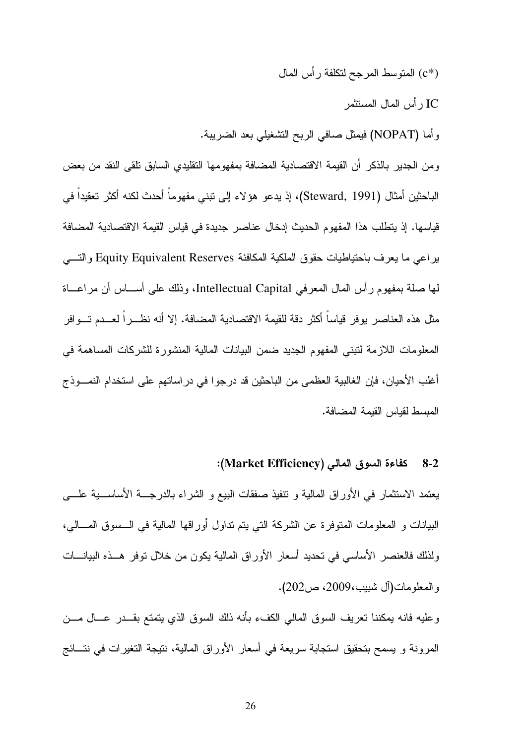(c*) المتوسط المرجح لتكلفة رأس المال

IC رأس المال المستثمر

وأما (NOPAT) فيمثل صافي الربح التشغيلي بعد الضريبة.

ومن الجدير بالذكر أن القيمة الاقتصادية المضافة بمفهومها التقليدي السابق تلقى النقد من بعض الباحثين أمثال (Steward, 1991)، إذ يدعو هؤلاء إلى تبني مفهوماً أحدث لكنه أكثر تعقيداً في قياسها. إذ يتطلب هذا المفهوم الحديث إدخال عناصر جديدة في قياس القيمة الاقتصادية المضافة يراعي ما يعرف باحتياطيات حقوق الملكية المكافئة Equity Equivalent Reserves والتي لها صلة بمفهوم رأس المال المعرفي Intellectual Capital، وذلك على أساس أن مراعاة مثل هذه العناصر يوفر قياساً أكثر دقة للقيمة الاقتصادية المضافة. إلا أنه نظراً لعدم توافر المعلومات اللازمة لتبني المفهوم الجديد ضمن البيانات المالية المنشورة للشركات المساهمة في أغلب الأحيان، فإن الغالبية العظمى من الباحثين قد درجوا في دراساتهم على استخدام النموذج المبسط لقياس القيمة المضافة.

## 8-2 كفاءة السوق المالي (Market Efficiency):

يعتمد الاستثمار في الأوراق المالية و تنفيذ صفقات البيع و الشراء بالدرجة الأساسية على البيانات و المعلومات المتوفرة عن الشركة التي يتم تداول أوراقها المالية في السوق المالي، ولذلك فالعنصر الأساسي في تحديد أسعار الأوراق المالية يكون من خلال توفر هذه البيانات والمعلومات(آل شبيب،2009، ص202).

وعليه فانه يمكننا تعريف السوق المالي الكفء بأنه ذلك السوق الذي يتمتع بقدر عال من المرونة و يسمح بتحقيق استجابة سريعة في أسعار الأوراق المالية، نتيجة التغيرات في نتائج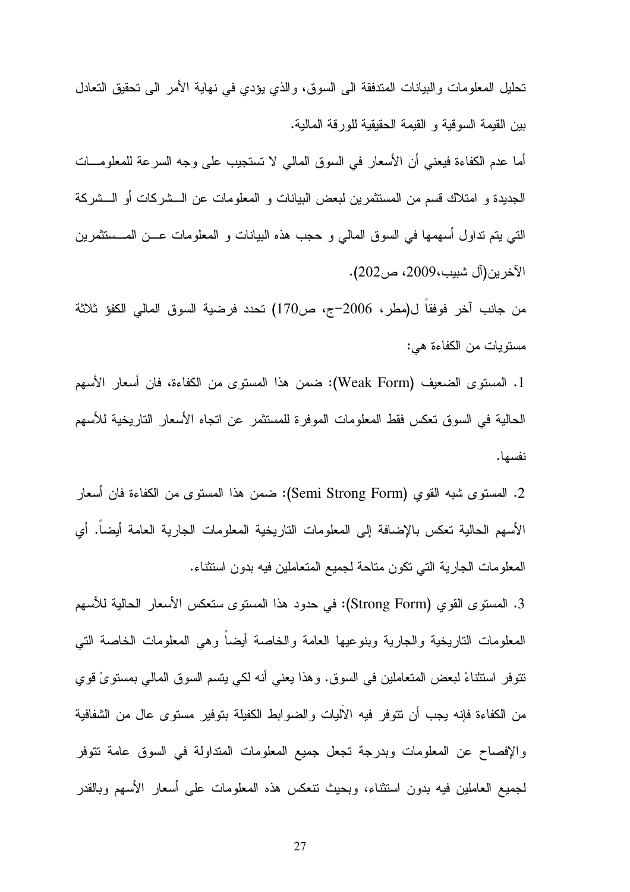تحليل المعلومات والبيانات المتدفقة الى السوق، والذي يؤدي في نهاية الأمر الى تحقيق التعادل بين القيمة السوقية و القيمة الحقيقية للورقة المالية.

أما عدم الكفاءة فيعني أن الأسعار في السوق المالي لا تستجيب على وجه السرعة للمعلومات الجديدة و امتلاك قسم من المستثمرين لبعض البيانات و المعلومات عن الشركات أو الشركة التي يتم تداول أسهمها في السوق المالي و حجب هذه البيانات و المعلومات عن المستثمرين الآخرين(آل شبيب،2009، ص202).

من جانب آخر فوفقاً ل(مطر، 2006-ج، ص170) تحدد فرضية السوق المالي الكفؤ ثلاثة مستويات من الكفاءة هي:

1. المستوى الضعيف (Weak Form): ضمن هذا المستوى من الكفاءة، فان أسعار الأسهم الحالية في السوق تعكس فقط المعلومات الموفرة للمستثمر عن اتجاه الأسعار التاريخية للأسهم نفسها.

2. المستوى شبه القوي (Semi Strong Form): ضمن هذا المستوى من الكفاءة فان أسعار الأسهم الحالية تعكس بالإضافة إلى المعلومات التاريخية المعلومات الجارية العامة أيضاً. أي المعلومات الجارية التي تكون متاحة لجميع المتعاملين فيه بدون استثناء.

3. المستوى القوي (Strong Form): في حدود هذا المستوى ستعكس الأسعار الحالية للأسهم المعلومات التاريخية والجارية وبنوعيها العامة والخاصة أيضاً وهي المعلومات الخاصة التي تتوفر استثناءً لبعض المتعاملين في السوق. وهذا يعني أنه لكي يتسم السوق المالي بمستوىً قوي من الكفاءة فإنه يجب أن تتوفر فيه الآليات والضوابط الكفيلة بتوفير مستوى عال من الشفافية والإفصاح عن المعلومات وبدرجة تجعل جميع المعلومات المتداولة في السوق عامة تتوفر لجميع العاملين فيه بدون استثناء، وبحيث تنعكس هذه المعلومات على أسعار الأسهم وبالقدر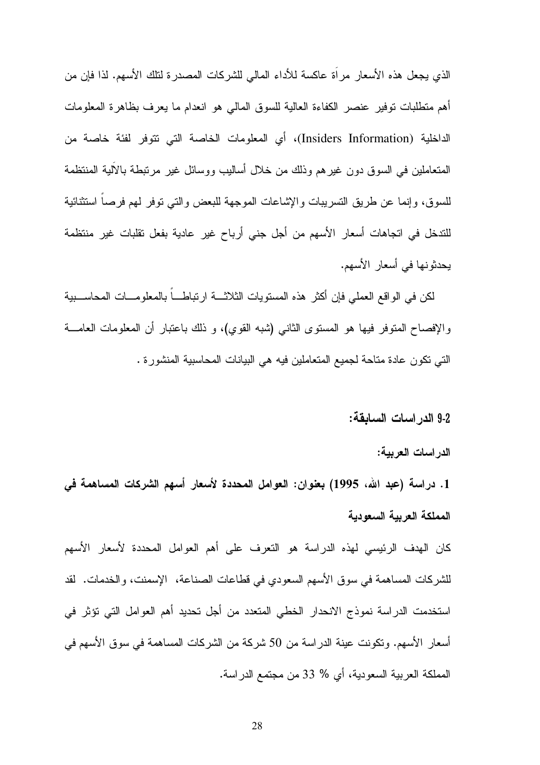الذي يجعل هذه الأسعار مرآة عاكسة للأداء المالي للشركات المصدرة لتلك الأسهم. لذا فإن من أهم متطلبات توفير عنصر الكفاءة العالية للسوق المالي هو انعدام ما يعرف بظاهرة المعلومات الداخلية (Insiders Information)، أي المعلومات الخاصة التي تتوفر لفئة خاصة من المتعاملين في السوق دون غيرهم وذلك من خلال أساليب ووسائل غير مرتبطة بالآلية المنتظمة للسوق، وإنما عن طريق التسريبات والإشاعات الموجهة للبعض والتي توفر لهم فرصاً استثنائية للتدخل في اتجاهات أسعار الأسهم من أجل جني أرباح غير عادية بفعل تقلبات غير منتظمة يحدثونها في أسعار الأسهم.

لكن في الواقع العملي فإن أكثر هذه المستويات الثلاثة ارتباطاً بالمعلومات المحاسبية والإفصاح المتوفر فيها هو المستوى الثاني (شبه القوي)، و ذلك باعتبار أن المعلومات العامة التي تكون عادة متاحة لجميع المتعاملين فيه هي البيانات المحاسبية المنشورة .

## 2-9 الدراسات السابقة:

**الدراسات العربية:**

### 1. دراسة (عبد الله، 1995) بعنوان: العوامل المحددة لأسعار أسهم الشركات المساهمة في المملكة العربية السعودية

كان الهدف الرئيسي لهذه الدراسة هو التعرف على أهم العوامل المحددة لأسعار الأسهم للشركات المساهمة في سوق الأسهم السعودي في قطاعات الصناعة، الإسمنت، والخدمات. لقد استخدمت الدراسة نموذج الانحدار الخطي المتعدد من أجل تحديد أهم العوامل التي تؤثر في أسعار الأسهم. وتكونت عينة الدراسة من 50 شركة من الشركات المساهمة في سوق الأسهم في المملكة العربية السعودية، أي % 33 من مجتمع الدراسة.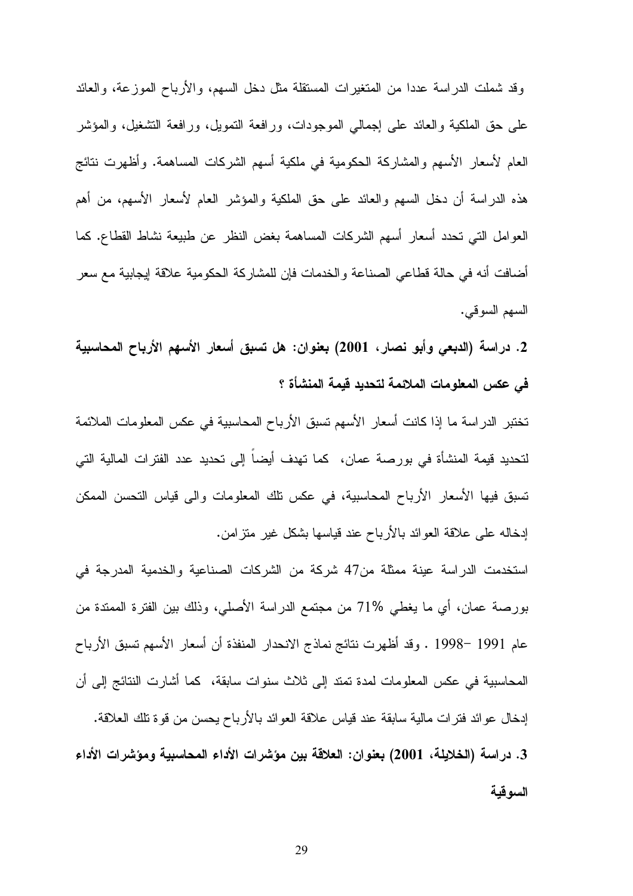وقد شملت الدراسة عددا من المتغيرات المستقلة مثل دخل السهم، والأرباح الموزعة، والعائد على حق الملكية والعائد على إجمالي الموجودات، ورافعة التمويل، ورافعة التشغيل، والمؤشر العام لأسعار الأسهم والمشاركة الحكومية في ملكية أسهم الشركات المساهمة. وأظهرت نتائج هذه الدراسة أن دخل السهم والعائد على حق الملكية والمؤشر العام لأسعار الأسهم، من أهم العوامل التي تحدد أسعار أسهم الشركات المساهمة بغض النظر عن طبيعة نشاط القطاع. كما أضافت أنه في حالة قطاعي الصناعة والخدمات فإن للمشاركة الحكومية علاقة إيجابية مع سعر السهم السوقي.

**2. دراسة (الدبعي وأبو نصار، 2001) بعنوان: هل تسبق أسعار الأسهم الأرباح المحاسبية في عكس المعلومات الملائمة لتحديد قيمة المنشأة ؟**

تختبر الدراسة ما إذا كانت أسعار الأسهم تسبق الأرباح المحاسبية في عكس المعلومات الملائمة لتحديد قيمة المنشأة في بورصة عمان، كما تهدف أيضاً إلى تحديد عدد الفترات المالية التي تسبق فيها الأسعار الأرباح المحاسبية، في عكس تلك المعلومات والى قياس التحسن الممكن إدخاله على علاقة العوائد بالأرباح عند قياسها بشكل غير متزامن.

استخدمت الدراسة عينة ممثلة من47 شركة من الشركات الصناعية والخدمية المدرجة في بورصة عمان، أي ما يغطي 71% من مجتمع الدراسة الأصلي، وذلك بين الفترة الممتدة من عام 1991 –1998 . وقد أظهرت نتائج نماذج الانحدار المنفذة أن أسعار الأسهم تسبق الأرباح المحاسبية في عكس المعلومات لمدة تمتد إلى ثلاث سنوات سابقة، كما أشارت النتائج إلى أن إدخال عوائد فترات مالية سابقة عند قياس علاقة العوائد بالأرباح يحسن من قوة تلك العلاقة.

**3. دراسة (الخلايلة، 2001) بعنوان: العلاقة بين مؤشرات الأداء المحاسبية ومؤشرات الأداء السوقية**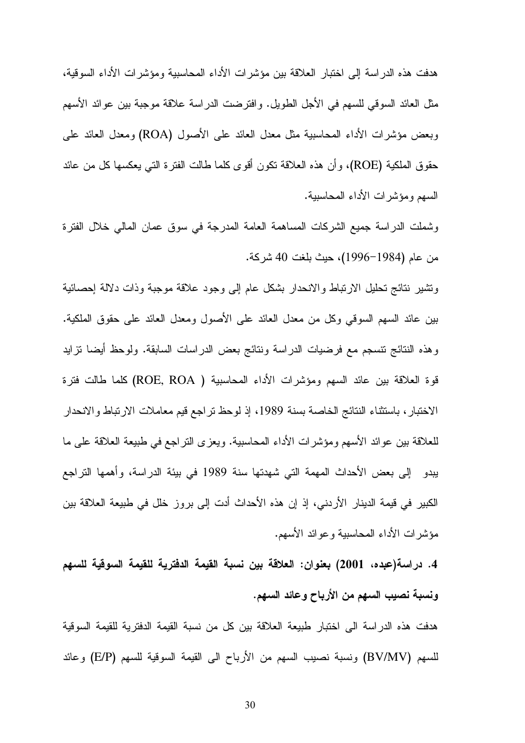هدفت هذه الدراسة إلى اختبار العلاقة بين مؤشرات الأداء المحاسبية ومؤشرات الأداء السوقية، مثل العائد السوقي للسهم في الأجل الطويل. وافترضت الدراسة علاقة موجبة بين عوائد الأسهم وبعض مؤشرات الأداء المحاسبية مثل معدل العائد على الأصول (ROA) ومعدل العائد على حقوق الملكية (ROE)، وأن هذه العلاقة تكون أقوى كلما طالت الفترة التي يعكسها كل من عائد السهم ومؤشرات الأداء المحاسبية.

وشملت الدراسة جميع الشركات المساهمة العامة المدرجة في سوق عمان المالي خلال الفترة من عام (1984-1996)، حيث بلغت 40 شركة.

وتشير نتائج تحليل الارتباط والانحدار بشكل عام إلى وجود علاقة موجبة وذات دلالة إحصائية بين عائد السهم السوقي وكل من معدل العائد على الأصول ومعدل العائد على حقوق الملكية. وهذه النتائج تنسجم مع فرضيات الدراسة ونتائج بعض الدراسات السابقة. ولوحظ أيضا تزايد قوة العلاقة بين عائد السهم ومؤشرات الأداء المحاسبية ( ROE, ROA) كلما طالت فترة الاختبار، باستثناء النتائج الخاصة بسنة 1989، إذ لوحظ تراجع قيم معاملات الارتباط والانحدار للعلاقة بين عوائد الأسهم ومؤشرات الأداء المحاسبية. ويعزى التراجع في طبيعة العلاقة على ما يبدو إلى بعض الأحداث المهمة التي شهدتها سنة 1989 في بيئة الدراسة، وأهمها التراجع الكبير في قيمة الدينار الأردني، إذ إن هذه الأحداث أدت إلى بروز خلل في طبيعة العلاقة بين مؤشرات الأداء المحاسبية وعوائد الأسهم.

**4. دراسة(عبده، 2001) بعنوان: العلاقة بين نسبة القيمة الدفترية للقيمة السوقية للسهم ونسبة نصيب السهم من الأرباح وعائد السهم.**

هدفت هذه الدراسة الى اختبار طبيعة العلاقة بين كل من نسبة القيمة الدفترية للقيمة السوقية للسهم (BV/MV) ونسبة نصيب السهم من الأرباح الى القيمة السوقية للسهم (E/P) وعائد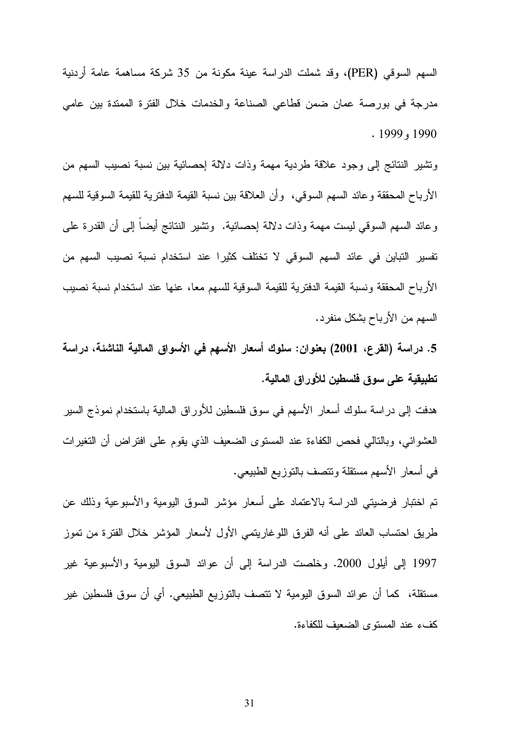السهم السوقي (PER)، وقد شملت الدراسة عينة مكونة من 35 شركة مساهمة عامة أردنية مدرجة في بورصة عمان ضمن قطاعي الصناعة والخدمات خلال الفترة الممتدة بين عامي 1990 و 1999 .

وتشير النتائج إلى وجود علاقة طردية مهمة وذات دلالة إحصائية بين نسبة نصيب السهم من الأرباح المحققة وعائد السهم السوقي، وأن العلاقة بين نسبة القيمة الدفترية للقيمة السوقية للسهم وعائد السهم السوقي ليست مهمة وذات دلالة إحصائية. وتشير النتائج أيضاً إلى أن القدرة على تفسير التباين في عائد السهم السوقي لا تختلف كثيرا عند استخدام نسبة نصيب السهم من الأرباح المحققة ونسبة القيمة الدفترية للقيمة السوقية للسهم معا، عنها عند استخدام نسبة نصيب السهم من الأرباح بشكل منفرد.

**5. دراسة (القرع، 2001) بعنوان: سلوك أسعار الأسهم في الأسواق المالية الناشئة، دراسة تطبيقية على سوق فلسطين للأوراق المالية.**

هدفت إلى دراسة سلوك أسعار الأسهم في سوق فلسطين للأوراق المالية باستخدام نموذج السير العشوائي، وبالتالي فحص الكفاءة عند المستوى الضعيف الذي يقوم على افتراض أن التغيرات في أسعار الأسهم مستقلة وتتصف بالتوزيع الطبيعي.

تم اختبار فرضيتي الدراسة بالاعتماد على أسعار مؤشر السوق اليومية والأسبوعية وذلك عن طريق احتساب العائد على أنه الفرق اللوغاريتمي الأول لأسعار المؤشر خلال الفترة من تموز 1997 إلى أيلول 2000. وخلصت الدراسة إلى أن عوائد السوق اليومية والأسبوعية غير مستقلة، كما أن عوائد السوق اليومية لا تتصف بالتوزيع الطبيعي. أي أن سوق فلسطين غير كفء عند المستوى الضعيف للكفاءة.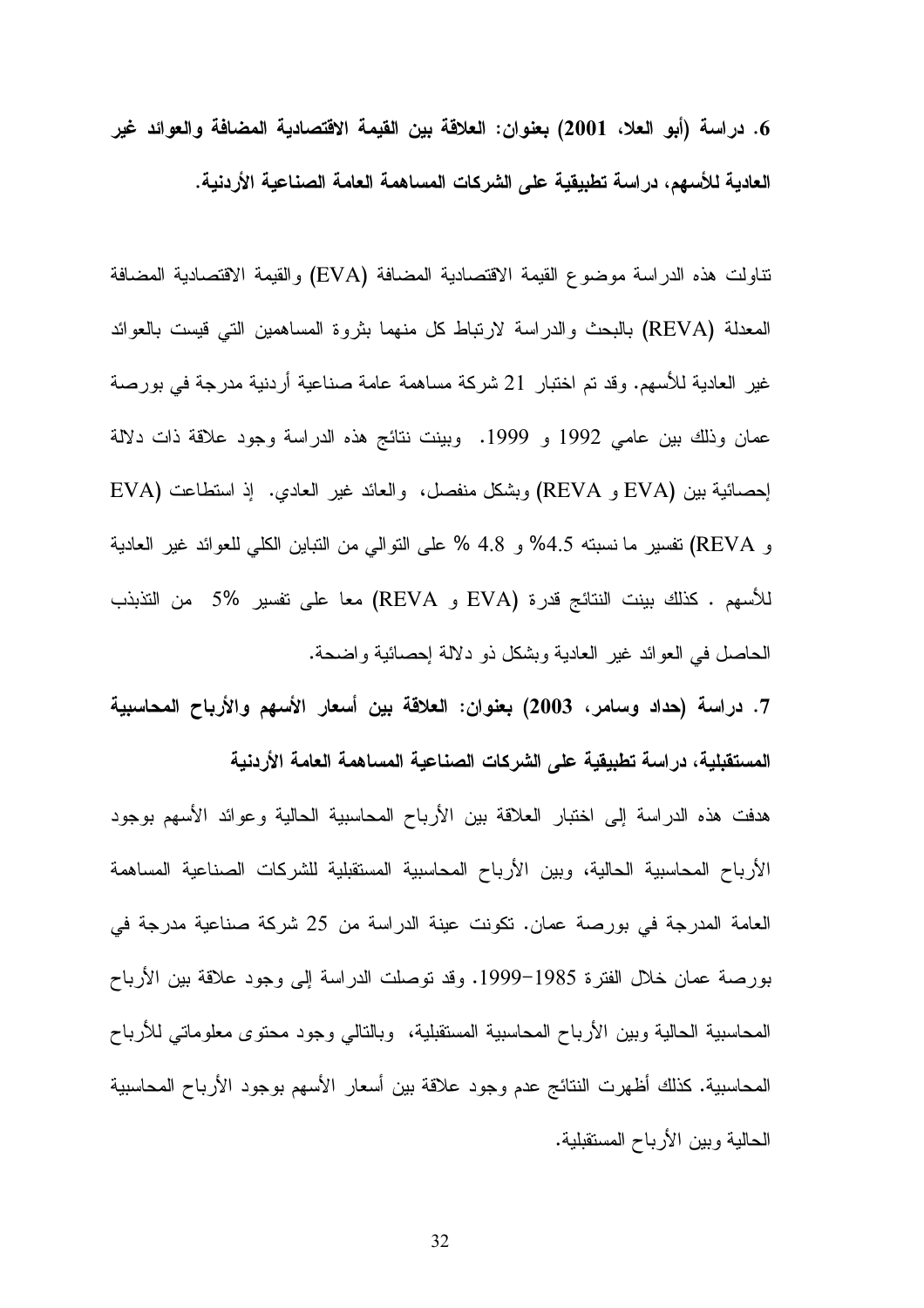**6. دراسة (أبو العلا، 2001) بعنوان: العلاقة بين القيمة الاقتصادية المضافة والعوائد غير العادية للأسهم، دراسة تطبيقية على الشركات المساهمة العامة الصناعية الأردنية.**

تناولت هذه الدراسة موضوع القيمة الاقتصادية المضافة (EVA) والقيمة الاقتصادية المضافة المعدلة (REVA) بالبحث والدراسة لارتباط كل منهما بثروة المساهمين التي قيست بالعوائد غير العادية للأسهم. وقد تم اختبار 21 شركة مساهمة عامة صناعية أردنية مدرجة في بورصة عمان وذلك بين عامي 1992 و 1999. وبينت نتائج هذه الدراسة وجود علاقة ذات دلالة إحصائية بين (EVA و REVA) وبشكل منفصل، والعائد غير العادي. إذ استطاعت (EVA و REVA) تفسير ما نسبته 4.5% و 4.8 % على التوالي من التباين الكلي للعوائد غير العادية للأسهم . كذلك بينت النتائج قدرة (EVA و REVA) معا على تفسير 5% من التذبذب الحاصل في العوائد غير العادية وبشكل ذو دلالة إحصائية واضحة.

**7. دراسة (حداد وسامر، 2003) بعنوان: العلاقة بين أسعار الأسهم والأرباح المحاسبية المستقبلية، دراسة تطبيقية على الشركات الصناعية المساهمة العامة الأردنية**

هدفت هذه الدراسة إلى اختبار العلاقة بين الأرباح المحاسبية الحالية وعوائد الأسهم بوجود الأرباح المحاسبية الحالية، وبين الأرباح المحاسبية المستقبلية للشركات الصناعية المساهمة العامة المدرجة في بورصة عمان. تكونت عينة الدراسة من 25 شركة صناعية مدرجة في بورصة عمان خلال الفترة 1985-1999. وقد توصلت الدراسة إلى وجود علاقة بين الأرباح المحاسبية الحالية وبين الأرباح المحاسبية المستقبلية، وبالتالي وجود محتوى معلوماتي للأرباح المحاسبية. كذلك أظهرت النتائج عدم وجود علاقة بين أسعار الأسهم بوجود الأرباح المحاسبية الحالية وبين الأرباح المستقبلية.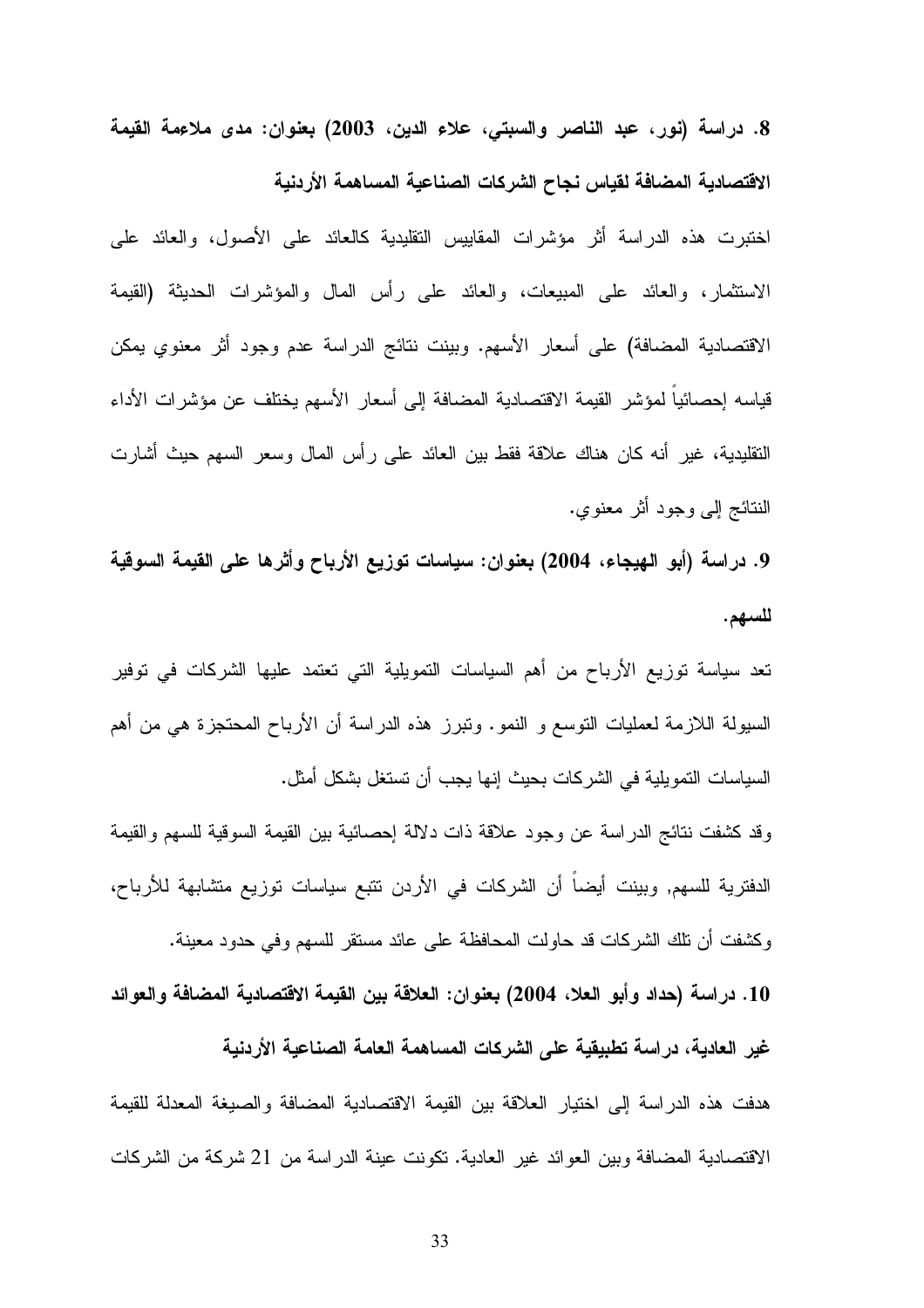**8. دراسة (نور، عبد الناصر والسبتي، علاء الدين، 2003) بعنوان: مدى ملاءمة القيمة الاقتصادية المضافة لقياس نجاح الشركات الصناعية المساهمة الأردنية**

اختبرت هذه الدراسة أثر مؤشرات المقاييس التقليدية كالعائد على الأصول، والعائد على الاستثمار، والعائد على المبيعات، والعائد على رأس المال والمؤشرات الحديثة (القيمة الاقتصادية المضافة) على أسعار الأسهم. وبينت نتائج الدراسة عدم وجود أثر معنوي يمكن قياسه إحصائياً لمؤشر القيمة الاقتصادية المضافة إلى أسعار الأسهم يختلف عن مؤشرات الأداء التقليدية، غير أنه كان هناك علاقة فقط بين العائد على رأس المال وسعر السهم حيث أشارت النتائج إلى وجود أثر معنوي.

**9. دراسة (أبو الهيجاء، 2004) بعنوان: سياسات توزيع الأرباح وأثرها على القيمة السوقية للسهم.**

تعد سياسة توزيع الأرباح من أهم السياسات التمويلية التي تعتمد عليها الشركات في توفير السيولة اللازمة لعمليات التوسع و النمو. وتبرز هذه الدراسة أن الأرباح المحتجزة هي من أهم السياسات التمويلية في الشركات بحيث إنها يجب أن تستغل بشكل أمثل.

وقد كشفت نتائج الدراسة عن وجود علاقة ذات دلالة إحصائية بين القيمة السوقية للسهم والقيمة الدفترية للسهم, وبينت أيضاً أن الشركات في الأردن تتبع سياسات توزيع متشابهة للأرباح، وكشفت أن تلك الشركات قد حاولت المحافظة على عائد مستقر للسهم وفي حدود معينة.

**10. دراسة (حداد وأبو العلا، 2004) بعنوان: العلاقة بين القيمة الاقتصادية المضافة والعوائد غير العادية، دراسة تطبيقية على الشركات المساهمة العامة الصناعية الأردنية**

هدفت هذه الدراسة إلى اختيار العلاقة بين القيمة الاقتصادية المضافة والصيغة المعدلة للقيمة الاقتصادية المضافة وبين العوائد غير العادية. تكونت عينة الدراسة من 21 شركة من الشركات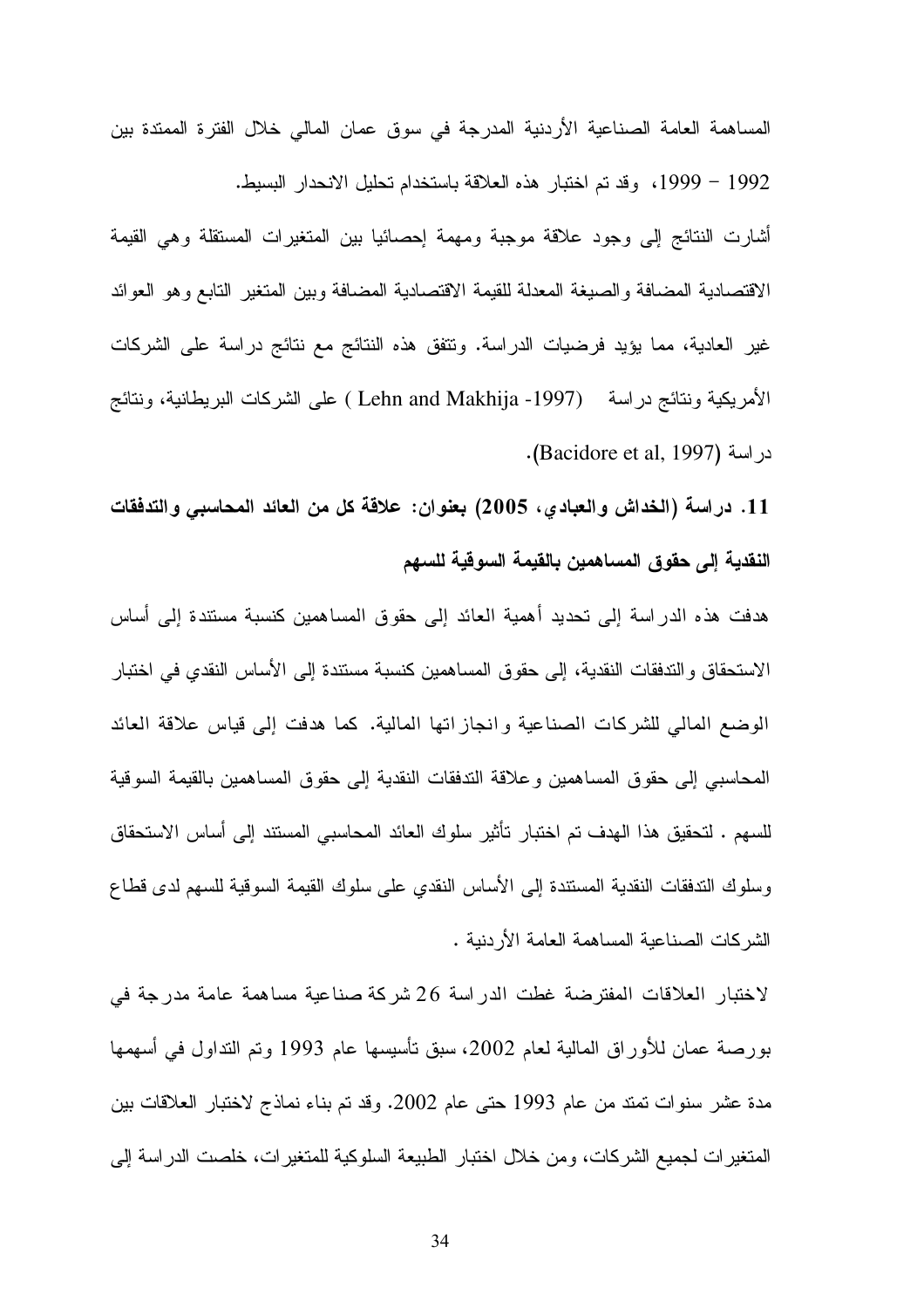المساهمة العامة الصناعية الأردنية المدرجة في سوق عمان المالي خلال الفترة الممتدة بين 1992 – 1999، وقد تم اختبار هذه العلاقة باستخدام تحليل الانحدار البسيط.

أشارت النتائج إلى وجود علاقة موجبة ومهمة إحصائيا بين المتغيرات المستقلة وهي القيمة الاقتصادية المضافة والصيغة المعدلة للقيمة الاقتصادية المضافة وبين المتغير التابع وهو العوائد غير العادية، مما يؤيد فرضيات الدراسة. وتتفق هذه النتائج مع نتائج دراسة على الشركات الأمريكية ونتائج دراسة (Lehn and Makhija -1997) على الشركات البريطانية، ونتائج دراسة (Bacidore et al, 1997).

**11. دراسة (الخداش والعبادي، 2005) بعنوان: علاقة كل من العائد المحاسبي والتدفقات النقدية إلى حقوق المساهمين بالقيمة السوقية للسهم**

هدفت هذه الدراسة إلى تحديد أهمية العائد إلى حقوق المساهمين كنسبة مستندة إلى أساس الاستحقاق والتدفقات النقدية، إلى حقوق المساهمين كنسبة مستندة إلى الأساس النقدي في اختبار الوضع المالي للشركات الصناعية وانجازاتها المالية. كما هدفت إلى قياس علاقة العائد المحاسبي إلى حقوق المساهمين وعلاقة التدفقات النقدية إلى حقوق المساهمين بالقيمة السوقية للسهم . لتحقيق هذا الهدف تم اختبار تأثير سلوك العائد المحاسبي المستند إلى أساس الاستحقاق وسلوك التدفقات النقدية المستندة إلى الأساس النقدي على سلوك القيمة السوقية للسهم لدى قطاع الشركات الصناعية المساهمة العامة الأردنية .

لاختبار العلاقات المفترضة غطت الدراسة 26 شركة صناعية مساهمة عامة مدرجة في بورصة عمان للأوراق المالية لعام 2002، سبق تأسيسها عام 1993 وتم التداول في أسهمها مدة عشر سنوات تمتد من عام 1993 حتى عام 2002. وقد تم بناء نماذج لاختبار العلاقات بين المتغيرات لجميع الشركات، ومن خلال اختبار الطبيعة السلوكية للمتغيرات، خلصت الدراسة إلى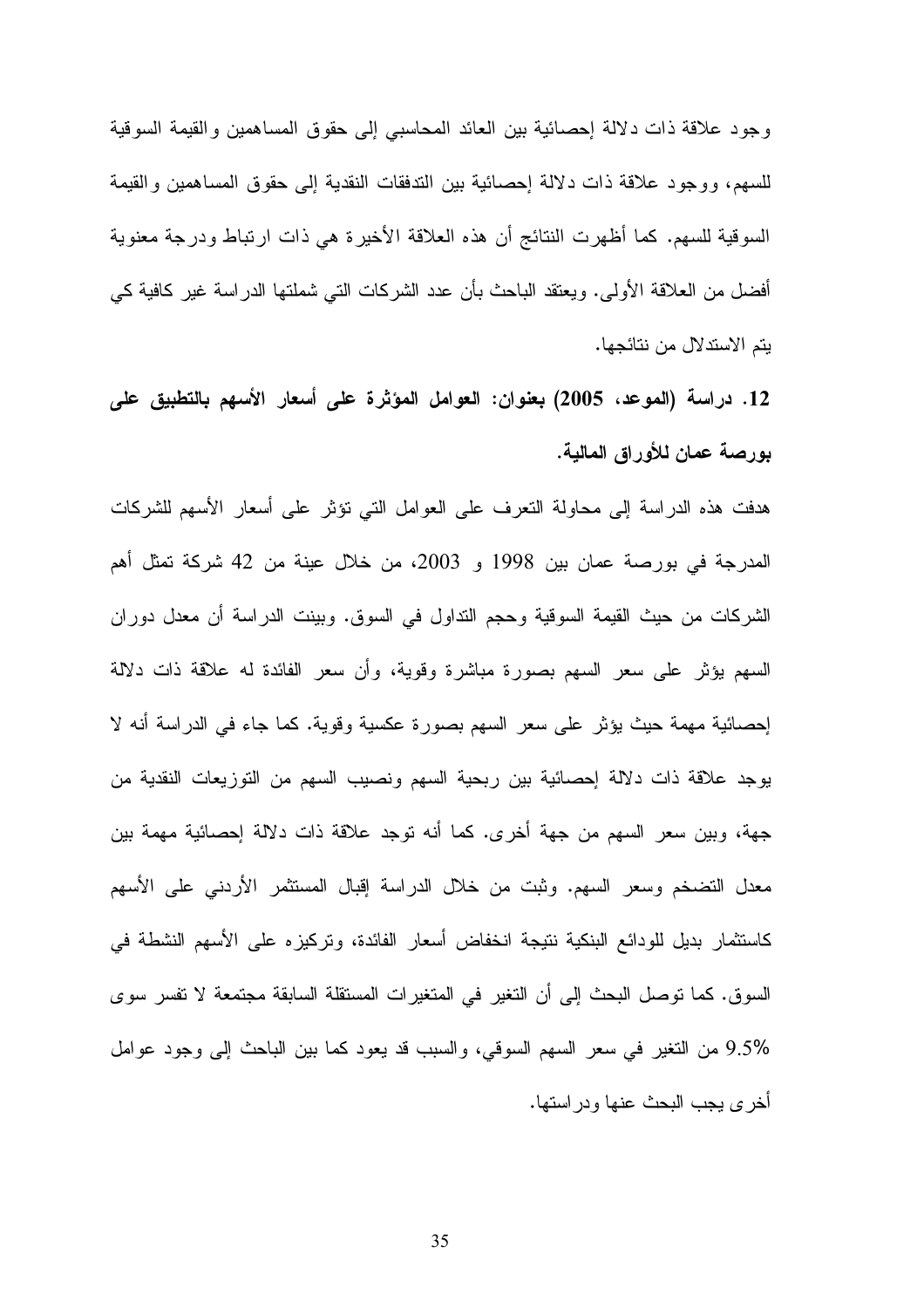وجود علاقة ذات دلالة إحصائية بين العائد المحاسبي إلى حقوق المساهمين والقيمة السوقية للسهم، ووجود علاقة ذات دلالة إحصائية بين التدفقات النقدية إلى حقوق المساهمين والقيمة السوقية للسهم. كما أظهرت النتائج أن هذه العلاقة الأخيرة هي ذات ارتباط ودرجة معنوية أفضل من العلاقة الأولى. ويعتقد الباحث بأن عدد الشركات التي شملتها الدراسة غير كافية كي يتم الاستدلال من نتائجها.

**12. دراسة (الموعد، 2005) بعنوان: العوامل المؤثرة على أسعار الأسهم بالتطبيق على بورصة عمان للأوراق المالية.**

هدفت هذه الدراسة إلى محاولة التعرف على العوامل التي تؤثر على أسعار الأسهم للشركات المدرجة في بورصة عمان بين 1998 و 2003، من خلال عينة من 42 شركة تمثل أهم الشركات من حيث القيمة السوقية وحجم التداول في السوق. وبينت الدراسة أن معدل دوران السهم يؤثر على سعر السهم بصورة مباشرة وقوية، وأن سعر الفائدة له علاقة ذات دلالة إحصائية مهمة حيث يؤثر على سعر السهم بصورة عكسية وقوية. كما جاء في الدراسة أنه لا يوجد علاقة ذات دلالة إحصائية بين ربحية السهم ونصيب السهم من التوزيعات النقدية من جهة، وبين سعر السهم من جهة أخرى. كما أنه توجد علاقة ذات دلالة إحصائية مهمة بين معدل التضخم وسعر السهم. وثبت من خلال الدراسة إقبال المستثمر الأردني على الأسهم كاستثمار بديل للودائع البنكية نتيجة انخفاض أسعار الفائدة، وتركيزه على الأسهم النشطة في السوق. كما توصل البحث إلى أن التغير في المتغيرات المستقلة السابقة مجتمعة لا تفسر سوى 9.5% من التغير في سعر السهم السوقي، والسبب قد يعود كما بين الباحث إلى وجود عوامل أخرى يجب البحث عنها ودراستها.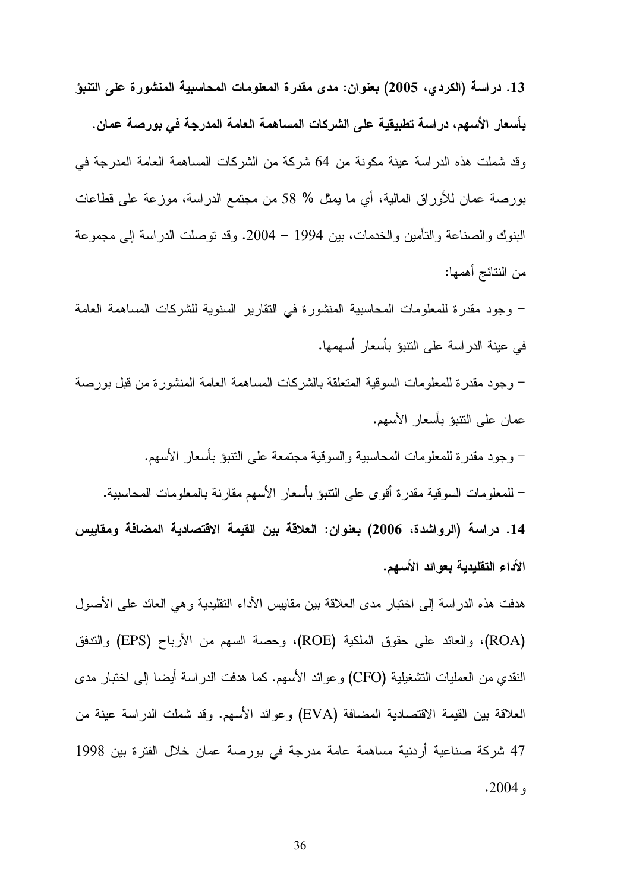**13. دراسة (الكردي، 2005) بعنوان: مدى مقدرة المعلومات المحاسبية المنشورة على التنبؤ بأسعار الأسهم، دراسة تطبيقية على الشركات المساهمة العامة المدرجة في بورصة عمان.**

وقد شملت هذه الدراسة عينة مكونة من 64 شركة من الشركات المساهمة العامة المدرجة في بورصة عمان للأوراق المالية، أي ما يمثل % 58 من مجتمع الدراسة، موزعة على قطاعات البنوك والصناعة والتأمين والخدمات، بين 1994 – 2004. وقد توصلت الدراسة إلى مجموعة من النتائج أهمها:

- وجود مقدرة للمعلومات المحاسبية المنشورة في التقارير السنوية للشركات المساهمة العامة في عينة الدراسة على التنبؤ بأسعار أسهمها.
- وجود مقدرة للمعلومات السوقية المتعلقة بالشركات المساهمة العامة المنشورة من قبل بورصة عمان على التنبؤ بأسعار الأسهم.
- وجود مقدرة للمعلومات المحاسبية والسوقية مجتمعة على التنبؤ بأسعار الأسهم.
- للمعلومات السوقية مقدرة أقوى على التنبؤ بأسعار الأسهم مقارنة بالمعلومات المحاسبية.

**14. دراسة (الرواشدة، 2006) بعنوان: العلاقة بين القيمة الاقتصادية المضافة ومقاييس الأداء التقليدية بعوائد الأسهم.**

هدفت هذه الدراسة إلى اختبار مدى العلاقة بين مقاييس الأداء التقليدية وهي العائد على الأصول (ROA)، والعائد على حقوق الملكية (ROE)، وحصة السهم من الأرباح (EPS) والتدفق النقدي من العمليات التشغيلية (CFO) وعوائد الأسهم. كما هدفت الدراسة أيضا إلى اختبار مدى العلاقة بين القيمة الاقتصادية المضافة (EVA) وعوائد الأسهم. وقد شملت الدراسة عينة من 47 شركة صناعية أردنية مساهمة عامة مدرجة في بورصة عمان خلال الفترة بين 1998 و 2004.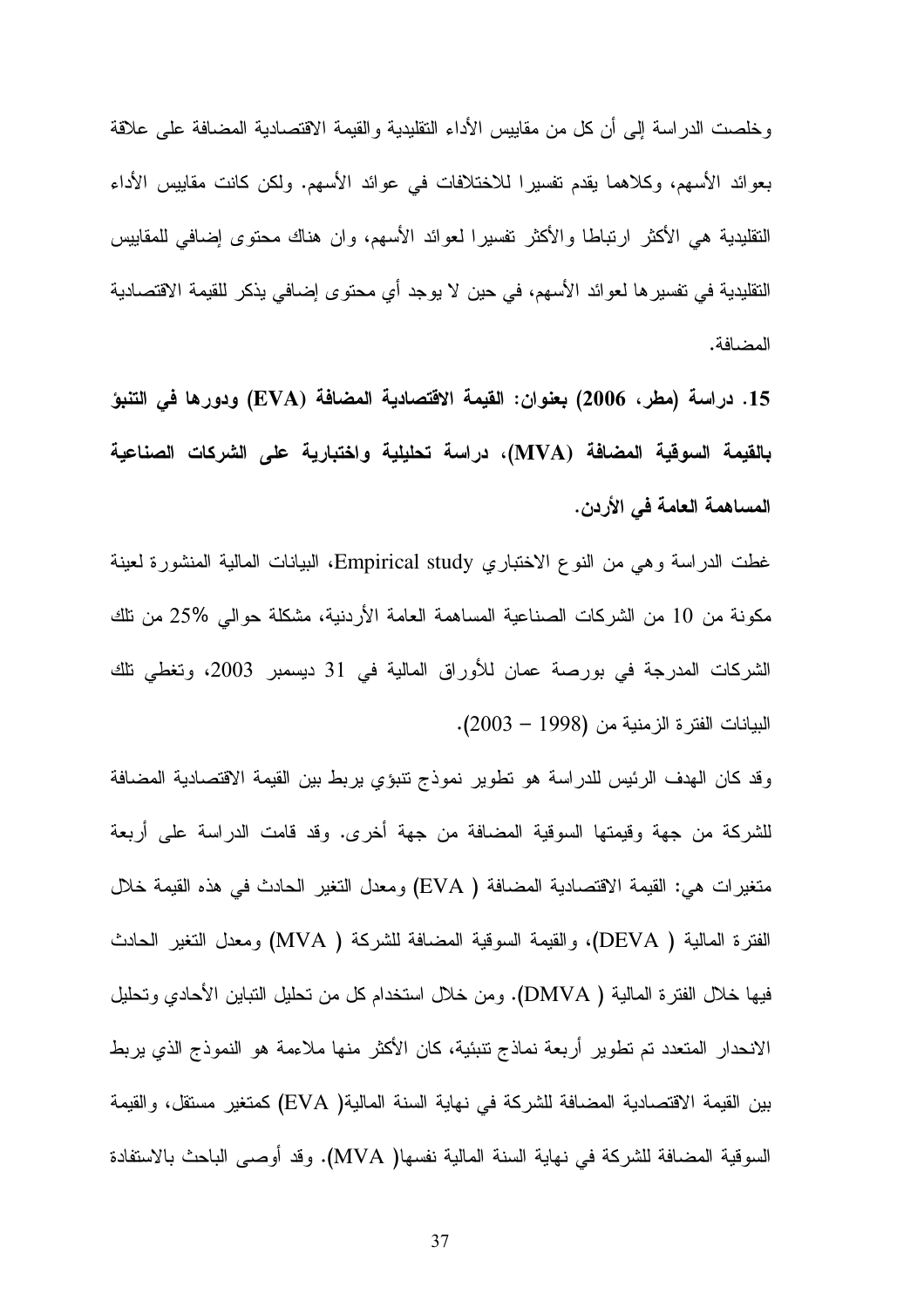وخلصت الدراسة إلى أن كل من مقاييس الأداء التقليدية والقيمة الاقتصادية المضافة على علاقة بعوائد الأسهم، وكلاهما يقدم تفسيرا للاختلافات في عوائد الأسهم. ولكن كانت مقاييس الأداء التقليدية هي الأكثر ارتباطا والأكثر تفسيرا لعوائد الأسهم، وان هناك محتوى إضافي للمقاييس التقليدية في تفسيرها لعوائد الأسهم، في حين لا يوجد أي محتوى إضافي يذكر للقيمة الاقتصادية المضافة.

**15. دراسة (مطر، 2006) بعنوان: القيمة الاقتصادية المضافة (EVA) ودورها في التنبؤ بالقيمة السوقية المضافة (MVA)، دراسة تحليلية واختبارية على الشركات الصناعية المساهمة العامة في الأردن.**

غطت الدراسة وهي من النوع الاختباري Empirical study، البيانات المالية المنشورة لعينة مكونة من 10 من الشركات الصناعية المساهمة العامة الأردنية، مشكلة حوالي 25% من تلك الشركات المدرجة في بورصة عمان للأوراق المالية في 31 ديسمبر 2003، وتغطي تلك البيانات الفترة الزمنية من (1998 – 2003).

وقد كان الهدف الرئيس للدراسة هو تطوير نموذج تنبؤي يربط بين القيمة الاقتصادية المضافة للشركة من جهة وقيمتها السوقية المضافة من جهة أخرى. وقد قامت الدراسة على أربعة متغيرات هي: القيمة الاقتصادية المضافة ( EVA) ومعدل التغير الحادث في هذه القيمة خلال الفترة المالية ( DEVA)، والقيمة السوقية المضافة للشركة ( MVA) ومعدل التغير الحادث فيها خلال الفترة المالية ( DMVA). ومن خلال استخدام كل من تحليل التباين الأحادي وتحليل الانحدار المتعدد تم تطوير أربعة نماذج تنبئية، كان الأكثر منها ملاءمة هو النموذج الذي يربط بين القيمة الاقتصادية المضافة للشركة في نهاية السنة المالية( EVA) كمتغير مستقل، والقيمة السوقية المضافة للشركة في نهاية السنة المالية نفسها( MVA). وقد أوصى الباحث بالاستفادة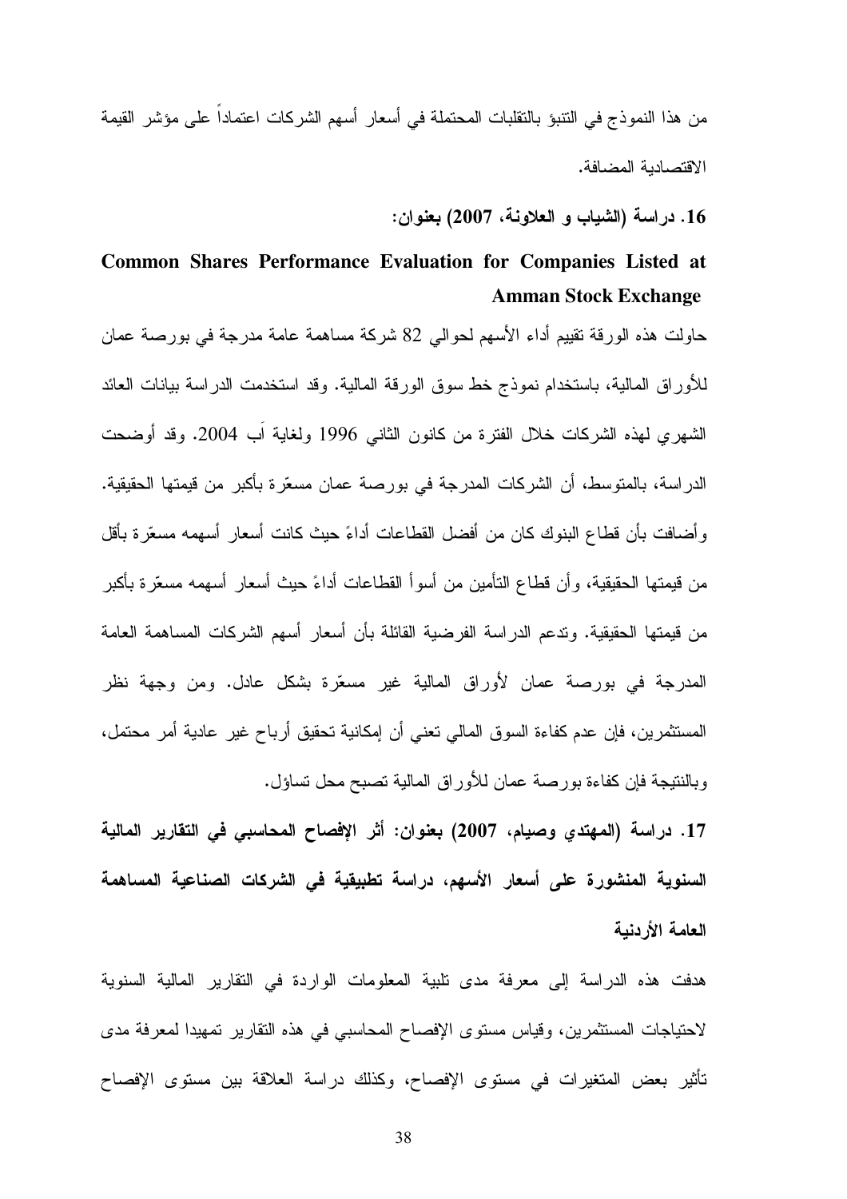من هذا النموذج في التنبؤ بالتقلبات المحتملة في أسعار أسهم الشركات اعتماداً على مؤشر القيمة الاقتصادية المضافة.

**16. دراسة (الشياب و العلاونة، 2007) بعنوان:**

**Common Shares Performance Evaluation for Companies Listed at Amman Stock Exchange**

حاولت هذه الورقة تقييم أداء الأسهم لحوالي 82 شركة مساهمة عامة مدرجة في بورصة عمان للأوراق المالية، باستخدام نموذج خط سوق الورقة المالية. وقد استخدمت الدراسة بيانات العائد الشهري لهذه الشركات خلال الفترة من كانون الثاني 1996 ولغاية آب 2004. وقد أوضحت الدراسة، بالمتوسط، أن الشركات المدرجة في بورصة عمان مسعّرة بأكبر من قيمتها الحقيقية. وأضافت بأن قطاع البنوك كان من أفضل القطاعات أداءً حيث كانت أسعار أسهمه مسعّرة بأقل من قيمتها الحقيقية، وأن قطاع التأمين من أسوأ القطاعات أداءً حيث أسعار أسهمه مسعّرة بأكبر من قيمتها الحقيقية. وتدعم الدراسة الفرضية القائلة بأن أسعار أسهم الشركات المساهمة العامة المدرجة في بورصة عمان لأوراق المالية غير مسعّرة بشكل عادل. ومن وجهة نظر المستثمرين، فإن عدم كفاءة السوق المالي تعني أن إمكانية تحقيق أرباح غير عادية أمر محتمل، وبالنتيجة فإن كفاءة بورصة عمان للأوراق المالية تصبح محل تساؤل.

**17. دراسة (المهتدي وصيام، 2007) بعنوان: أثر الإفصاح المحاسبي في التقارير المالية السنوية المنشورة على أسعار الأسهم، دراسة تطبيقية في الشركات الصناعية المساهمة العامة الأردنية**

هدفت هذه الدراسة إلى معرفة مدى تلبية المعلومات الواردة في التقارير المالية السنوية لاحتياجات المستثمرين، وقياس مستوى الإفصاح المحاسبي في هذه التقارير تمهيدا لمعرفة مدى تأثير بعض المتغيرات في مستوى الإفصاح، وكذلك دراسة العلاقة بين مستوى الإفصاح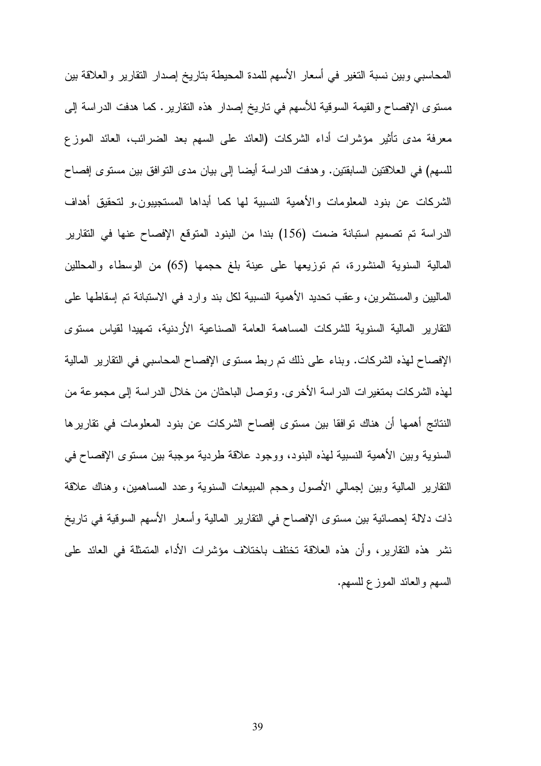المحاسبي وبين نسبة التغير في أسعار الأسهم للمدة المحيطة بتاريخ إصدار التقارير والعلاقة بين مستوى الإفصاح والقيمة السوقية للأسهم في تاريخ إصدار هذه التقارير. كما هدفت الدراسة إلى معرفة مدى تأثير مؤشرات أداء الشركات (العائد على السهم بعد الضرائب، العائد الموزع للسهم) في العلاقتين السابقتين. وهدفت الدراسة أيضا إلى بيان مدى التوافق بين مستوى إفصاح الشركات عن بنود المعلومات والأهمية النسبية لها كما أبداها المستجيبون.و لتحقيق أهداف الدراسة تم تصميم استبانة ضمت (156) بندا من البنود المتوقع الإفصاح عنها في التقارير المالية السنوية المنشورة، تم توزيعها على عينة بلغ حجمها (65) من الوسطاء والمحللين الماليين والمستثمرين، وعقب تحديد الأهمية النسبية لكل بند وارد في الاستبانة تم إسقاطها على التقارير المالية السنوية للشركات المساهمة العامة الصناعية الأردنية، تمهيدا لقياس مستوى الإفصاح لهذه الشركات. وبناء على ذلك تم ربط مستوى الإفصاح المحاسبي في التقارير المالية لهذه الشركات بمتغيرات الدراسة الأخرى. وتوصل الباحثان من خلال الدراسة إلى مجموعة من النتائج أهمها أن هناك توافقا بين مستوى إفصاح الشركات عن بنود المعلومات في تقاريرها السنوية وبين الأهمية النسبية لهذه البنود، ووجود علاقة طردية موجبة بين مستوى الإفصاح في التقارير المالية وبين إجمالي الأصول وحجم المبيعات السنوية وعدد المساهمين، وهناك علاقة ذات دلالة إحصائية بين مستوى الإفصاح في التقارير المالية وأسعار الأسهم السوقية في تاريخ نشر هذه التقارير، وأن هذه العلاقة تختلف باختلاف مؤشرات الأداء المتمثلة في العائد على السهم والعائد الموزع للسهم.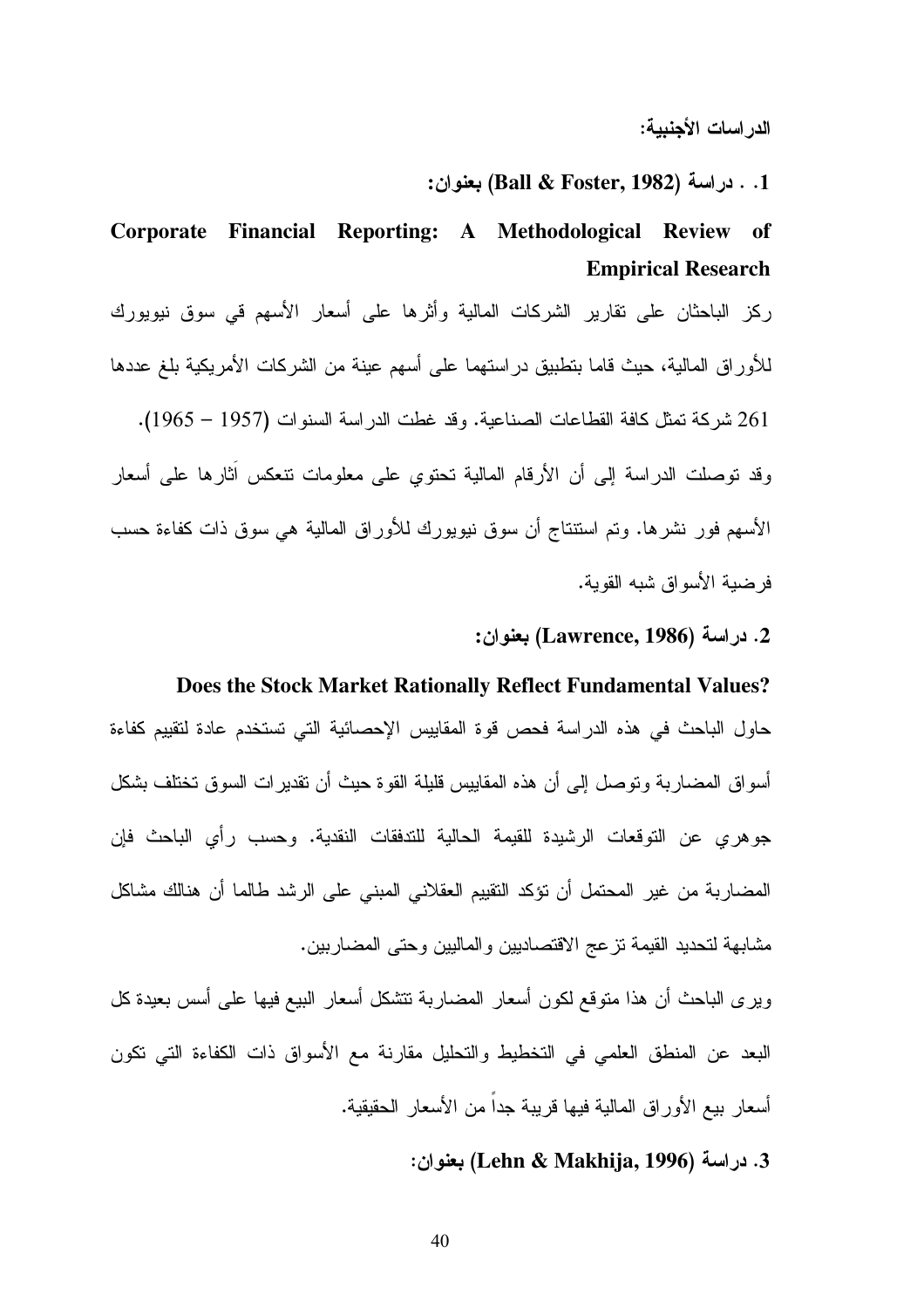**الدراسات الأجنبية:**

**1. . دراسة (Ball & Foster, 1982) بعنوان:**

**Corporate Financial Reporting: A Methodological Review of Empirical Research**

ركز الباحثان على تقارير الشركات المالية وأثرها على أسعار الأسهم قي سوق نيويورك للأوراق المالية، حيث قاما بتطبيق دراستهما على أسهم عينة من الشركات الأمريكية بلغ عددها 261 شركة تمثل كافة القطاعات الصناعية. وقد غطت الدراسة السنوات (1957 – 1965).

وقد توصلت الدراسة إلى أن الأرقام المالية تحتوي على معلومات تنعكس آثارها على أسعار الأسهم فور نشرها. وتم استنتاج أن سوق نيويورك للأوراق المالية هي سوق ذات كفاءة حسب فرضية الأسواق شبه القوية.

**2. دراسة (Lawrence, 1986) بعنوان:**

**Does the Stock Market Rationally Reflect Fundamental Values?**

حاول الباحث في هذه الدراسة فحص قوة المقاييس الإحصائية التي تستخدم عادة لتقييم كفاءة أسواق المضاربة وتوصل إلى أن هذه المقاييس قليلة القوة حيث أن تقديرات السوق تختلف بشكل جوهري عن التوقعات الرشيدة للقيمة الحالية للتدفقات النقدية. وحسب رأي الباحث فإن المضاربة من غير المحتمل أن تؤكد التقييم العقلاني المبني على الرشد طالما أن هنالك مشاكل مشابهة لتحديد القيمة تزعج الاقتصاديين والماليين وحتى المضاربين.

ويرى الباحث أن هذا متوقع لكون أسعار المضاربة تتشكل أسعار البيع فيها على أسس بعيدة كل البعد عن المنطق العلمي في التخطيط والتحليل مقارنة مع الأسواق ذات الكفاءة التي تكون أسعار بيع الأوراق المالية فيها قريبة جداً من الأسعار الحقيقية.

**3. دراسة (Lehn & Makhija, 1996) بعنوان:**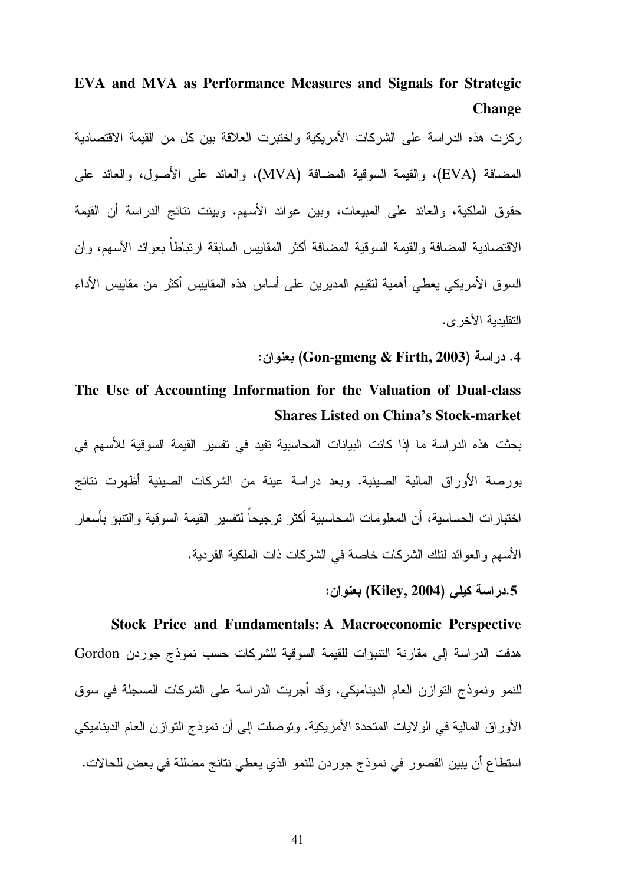**EVA and MVA as Performance Measures and Signals for Strategic Change**

ركزت هذه الدراسة على الشركات الأمريكية واختبرت العلاقة بين كل من القيمة الاقتصادية المضافة (EVA)، والقيمة السوقية المضافة (MVA)، والعائد على الأصول، والعائد على حقوق الملكية، والعائد على المبيعات، وبين عوائد الأسهم. وبينت نتائج الدراسة أن القيمة الاقتصادية المضافة والقيمة السوقية المضافة أكثر المقاييس السابقة ارتباطاً بعوائد الأسهم، وأن السوق الأمريكي يعطي أهمية لتقييم المديرين على أساس هذه المقاييس أكثر من مقاييس الأداء التقليدية الأخرى.

**4. دراسة (Gon-gmeng & Firth, 2003) بعنوان:**

**The Use of Accounting Information for the Valuation of Dual-class Shares Listed on China's Stock-market**

بحثت هذه الدراسة ما إذا كانت البيانات المحاسبية تفيد في تفسير القيمة السوقية للأسهم في بورصة الأوراق المالية الصينية. وبعد دراسة عينة من الشركات الصينية أظهرت نتائج اختبارات الحساسية، أن المعلومات المحاسبية أكثر ترجيحاً لتفسير القيمة السوقية والتنبؤ بأسعار الأسهم والعوائد لتلك الشركات خاصة في الشركات ذات الملكية الفردية.

**5.دراسة كيلي (Kiley, 2004) بعنوان:**

**Stock Price and Fundamentals: A Macroeconomic Perspective**

هدفت الدراسة إلى مقارنة التنبؤات للقيمة السوقية للشركات حسب نموذج جوردن Gordon للنمو ونموذج التوازن العام الديناميكي. وقد أجريت الدراسة على الشركات المسجلة في سوق الأوراق المالية في الولايات المتحدة الأمريكية. وتوصلت إلى أن نموذج التوازن العام الديناميكي استطاع أن يبين القصور في نموذج جوردن للنمو الذي يعطي نتائج مضللة في بعض للحالات.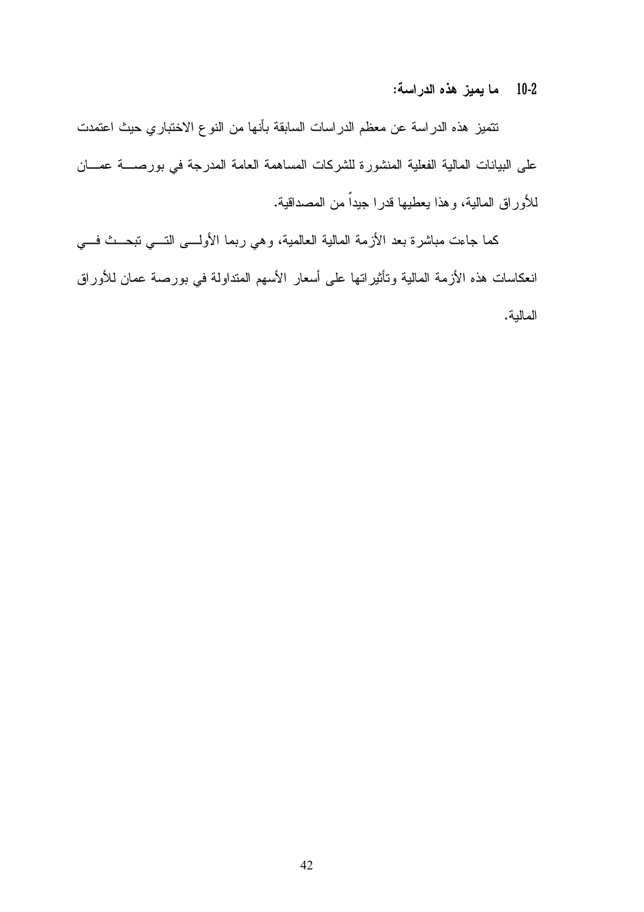### 2-10 ما يميز هذه الدراسة:

تتميز هذه الدراسة عن معظم الدراسات السابقة بأنها من النوع الاختباري حيث اعتمدت على البيانات المالية الفعلية المنشورة للشركات المساهمة العامة المدرجة في بورصة عمان للأوراق المالية، وهذا يعطيها قدرا جيداً من المصداقية.

كما جاءت مباشرة بعد الأزمة المالية العالمية، وهي ربما الأولى التي تبحث في انعكاسات هذه الأزمة المالية وتأثيراتها على أسعار الأسهم المتداولة في بورصة عمان للأوراق المالية.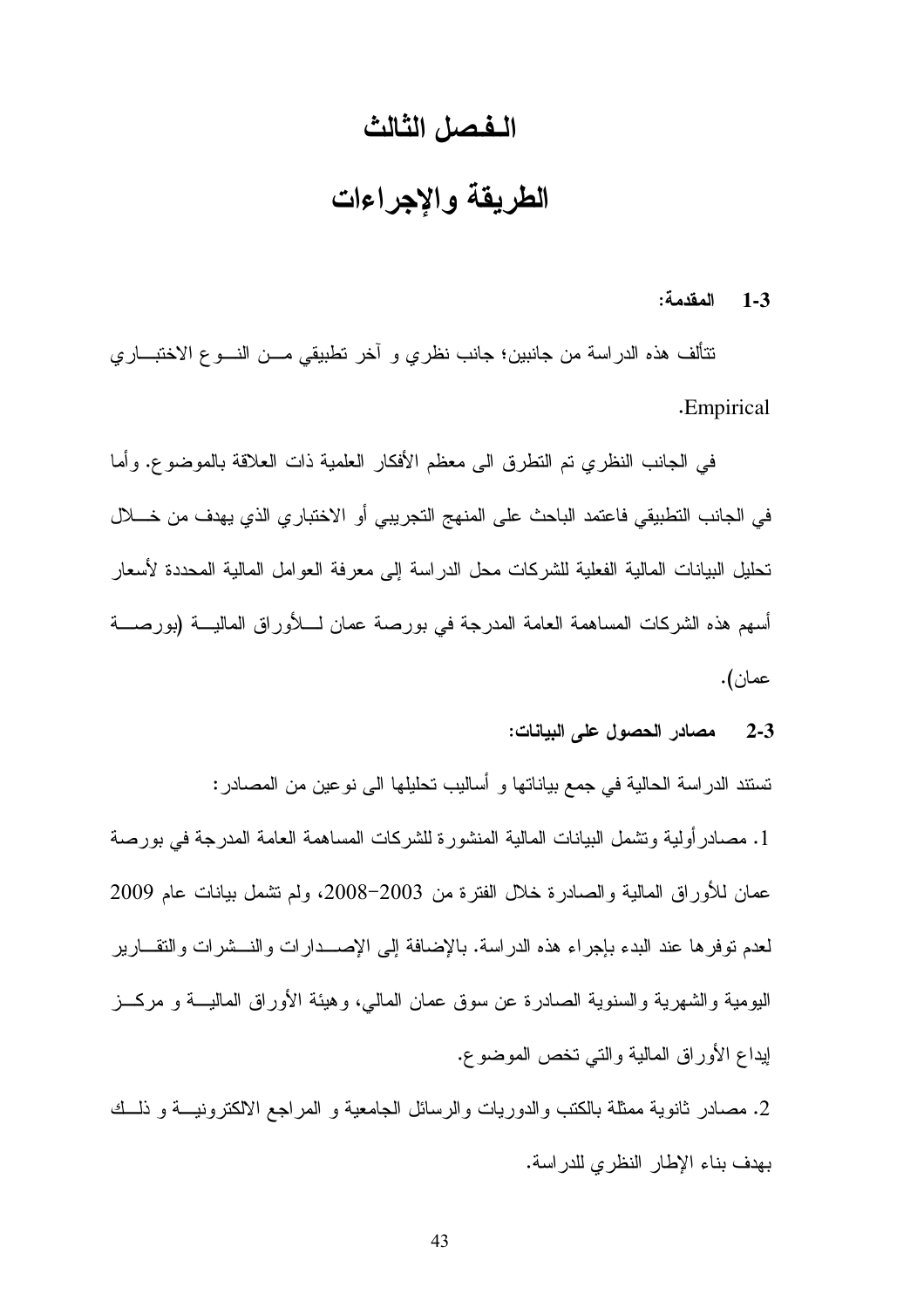# الـفـصل الثالث

# الطريقة والإجراءات

**3-1 المقدمة:**

تتألف هذه الدراسة من جانبين؛ جانب نظري و آخر تطبيقي من النوع الاختباري Empirical.

في الجانب النظري تم التطرق الى معظم الأفكار العلمية ذات العلاقة بالموضوع. وأما في الجانب التطبيقي فاعتمد الباحث على المنهج التجريبي أو الاختباري الذي يهدف من خلال تحليل البيانات المالية الفعلية للشركات محل الدراسة إلى معرفة العوامل المالية المحددة لأسعار أسهم هذه الشركات المساهمة العامة المدرجة في بورصة عمان للأوراق المالية (بورصة عمان).

**3-2 مصادر الحصول على البيانات:**

تستند الدراسة الحالية في جمع بياناتها و أساليب تحليلها الى نوعين من المصادر:

1. مصادرأولية وتشمل البيانات المالية المنشورة للشركات المساهمة العامة المدرجة في بورصة عمان للأوراق المالية والصادرة خلال الفترة من 2003–2008، ولم تشمل بيانات عام 2009 لعدم توفرها عند البدء بإجراء هذه الدراسة. بالإضافة إلى الإصدارات والنشرات والتقارير اليومية والشهرية والسنوية الصادرة عن سوق عمان المالي، وهيئة الأوراق المالية و مركز إيداع الأوراق المالية والتي تخص الموضوع.

2. مصادر ثانوية ممثلة بالكتب والدوريات والرسائل الجامعية و المراجع الالكترونية و ذلك بهدف بناء الإطار النظري للدراسة.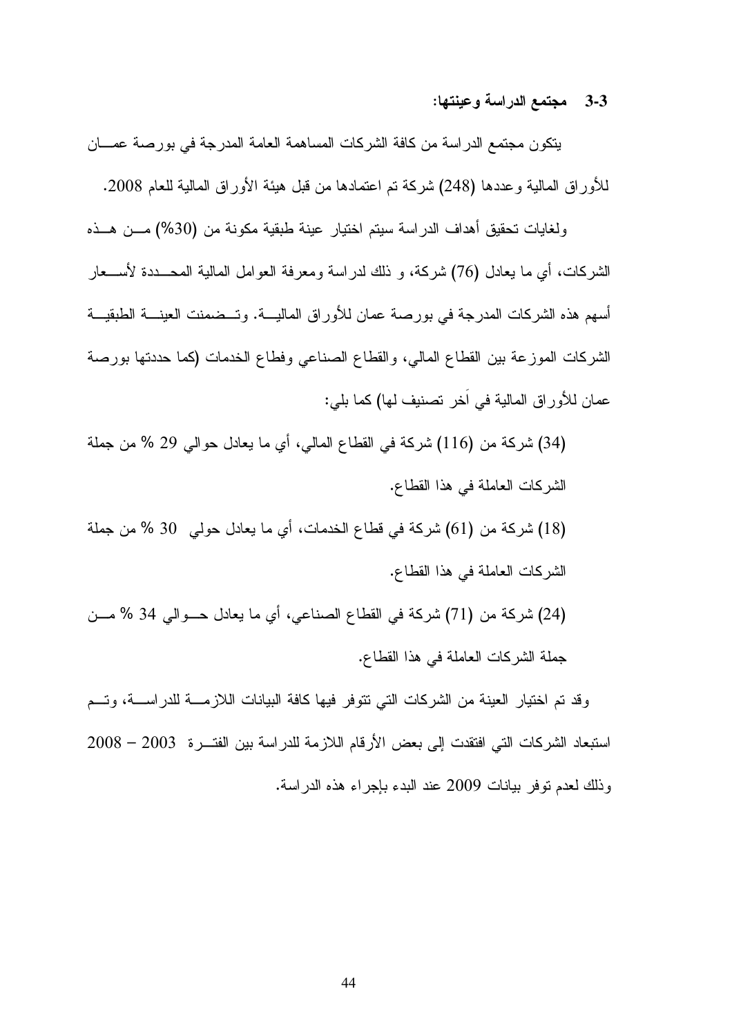### 3-3 مجتمع الدراسة وعينتها:

يتكون مجتمع الدراسة من كافة الشركات المساهمة العامة المدرجة في بورصة عمان للأوراق المالية وعددها (248) شركة تم اعتمادها من قبل هيئة الأوراق المالية للعام 2008.

ولغايات تحقيق أهداف الدراسة سيتم اختيار عينة طبقية مكونة من (30%) من هذه الشركات، أي ما يعادل (76) شركة، و ذلك لدراسة ومعرفة العوامل المالية المحددة لأسعار أسهم هذه الشركات المدرجة في بورصة عمان للأوراق المالية. وتضمنت العينة الطبقية الشركات الموزعة بين القطاع المالي، والقطاع الصناعي وقطاع الخدمات (كما حددتها بورصة عمان للأوراق المالية في آخر تصنيف لها) كما يلي:

(34) شركة من (116) شركة في القطاع المالي، أي ما يعادل حوالي 29 % من جملة الشركات العاملة في هذا القطاع.

(18) شركة من (61) شركة في قطاع الخدمات، أي ما يعادل حولي 30 % من جملة الشركات العاملة في هذا القطاع.

(24) شركة من (71) شركة في القطاع الصناعي، أي ما يعادل حوالي 34 % من جملة الشركات العاملة في هذا القطاع.

وقد تم اختيار العينة من الشركات التي تتوفر فيها كافة البيانات اللازمة للدراسة، وتم استبعاد الشركات التي افتقدت إلى بعض الأرقام اللازمة للدراسة بين الفترة 2003 – 2008 وذلك لعدم توفر بيانات 2009 عند البدء بإجراء هذه الدراسة.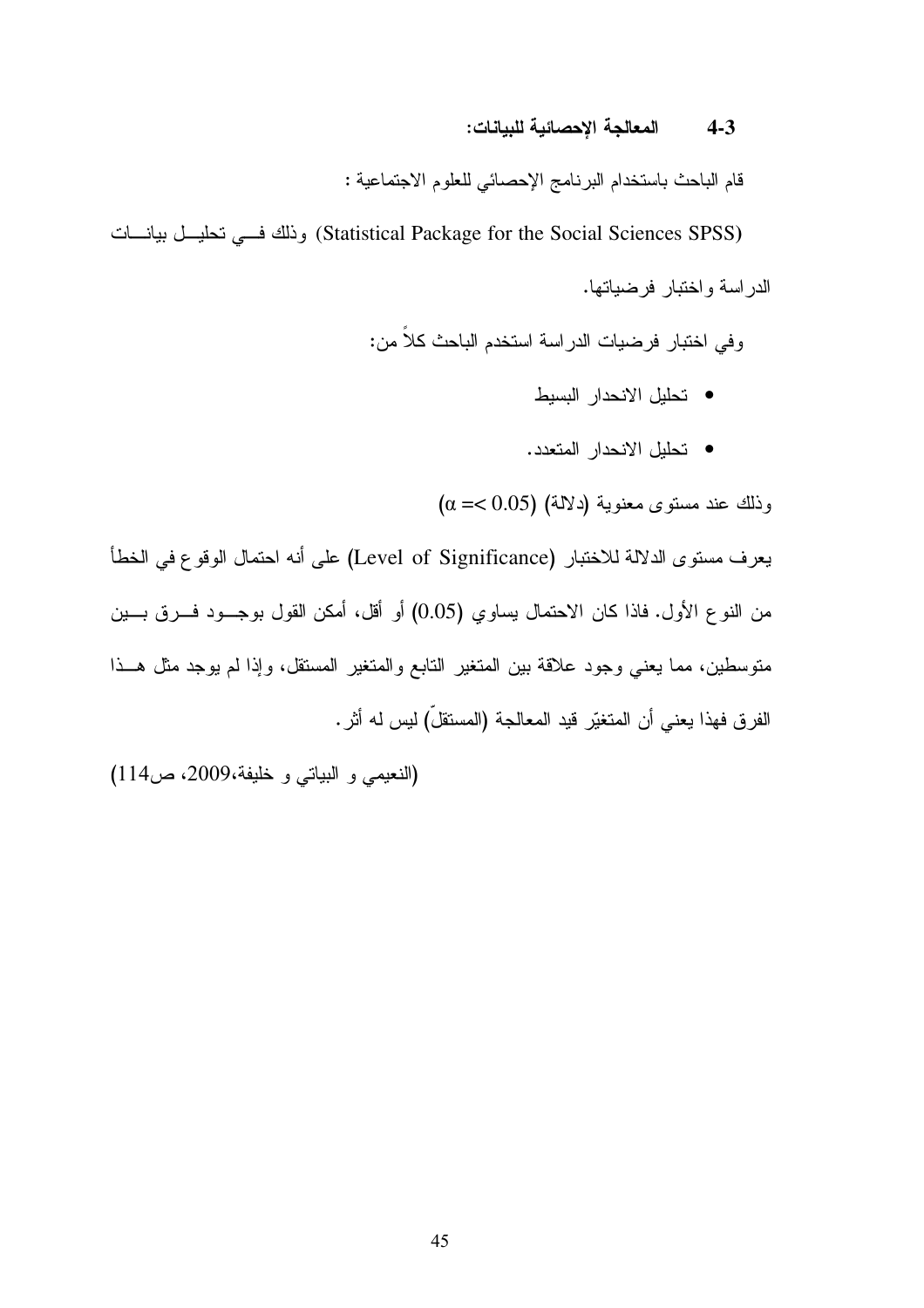### 4-3 المعالجة الإحصائية للبيانات:

قام الباحث باستخدام البرنامج الإحصائي للعلوم الاجتماعية :

(Statistical Package for the Social Sciences SPSS) وذلك في تحليل بيانات الدراسة واختبار فرضياتها.

وفي اختبار فرضيات الدراسة استخدم الباحث كلاً من:

- تحليل الانحدار البسيط
- تحليل الانحدار المتعدد.

وذلك عند مستوى معنوية (دلالة) ($\alpha =< 0.05$)

يعرف مستوى الدلالة للاختبار (Level of Significance) على أنه احتمال الوقوع في الخطأ من النوع الأول. فاذا كان الاحتمال يساوي (0.05) أو أقل، أمكن القول بوجود فرق بين متوسطين، مما يعني وجود علاقة بين المتغير التابع والمتغير المستقل، وإذا لم يوجد مثل هذا الفرق فهذا يعني أن المتغيّر قيد المعالجة (المستقلّ) ليس له أثر.

(النعيمي و البياتي و خليفة،2009، ص114)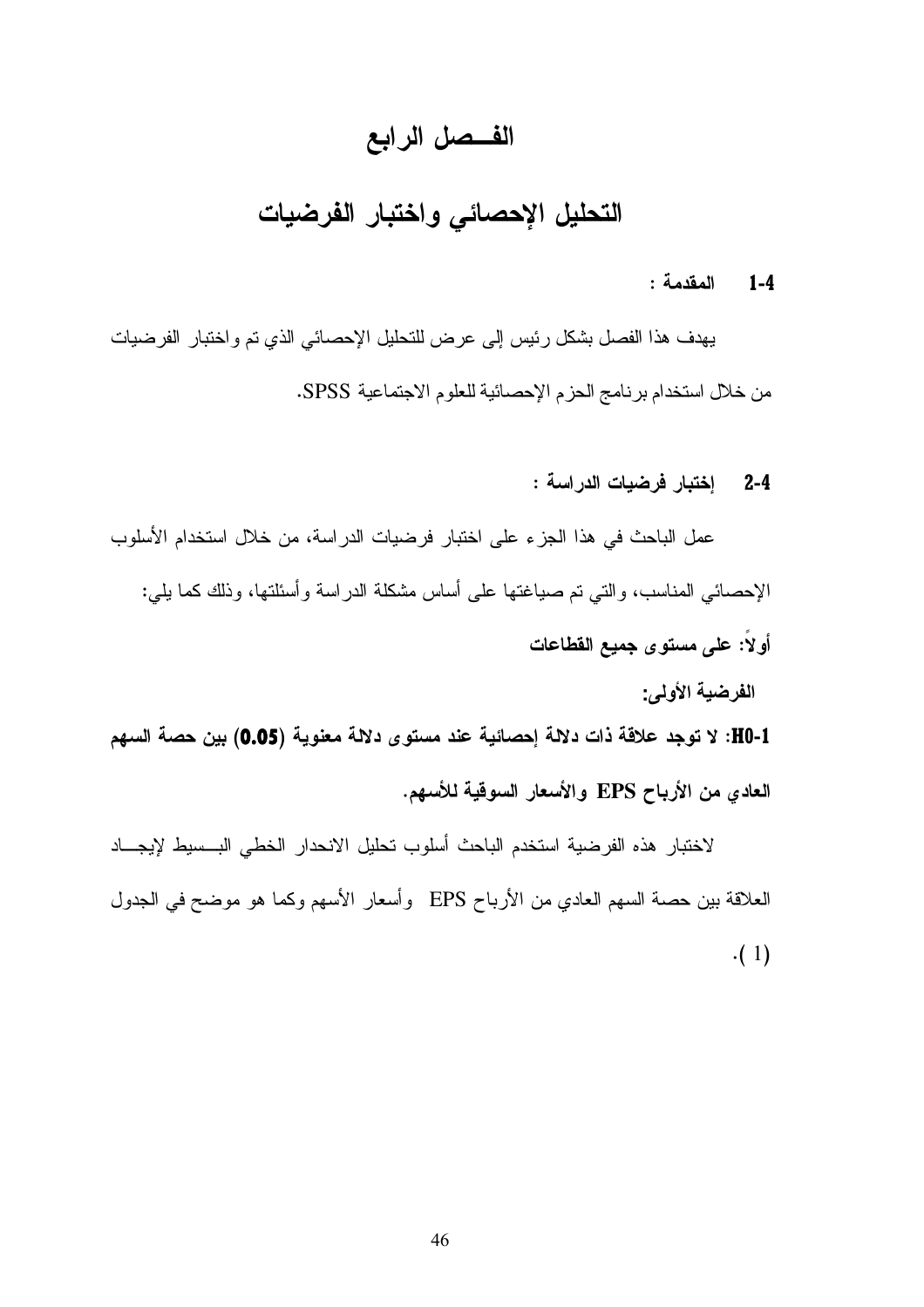# الفــصل الرابع

# التحليل الإحصائي واختبار الفرضيات

### 1-4 المقدمة :

يهدف هذا الفصل بشكل رئيس إلى عرض للتحليل الإحصائي الذي تم واختبار الفرضيات من خلال استخدام برنامج الحزم الإحصائية للعلوم الاجتماعية SPSS.

### 2-4 إختبار فرضيات الدراسة :

عمل الباحث في هذا الجزء على اختبار فرضيات الدراسة، من خلال استخدام الأسلوب الإحصائي المناسب، والتي تم صياغتها على أساس مشكلة الدراسة وأسئلتها، وذلك كما يلي:

**أولاً: على مستوى جميع القطاعات**

**الفرضية الأولى:**

**H0-1: لا توجد علاقة ذات دلالة إحصائية عند مستوى دلالة معنوية (0.05) بين حصة السهم العادي من الأرباح EPS والأسعار السوقية للأسهم.**

لاختبار هذه الفرضية استخدم الباحث أسلوب تحليل الانحدار الخطي البسيط لإيجاد العلاقة بين حصة السهم العادي من الأرباح EPS وأسعار الأسهم وكما هو موضح في الجدول (1).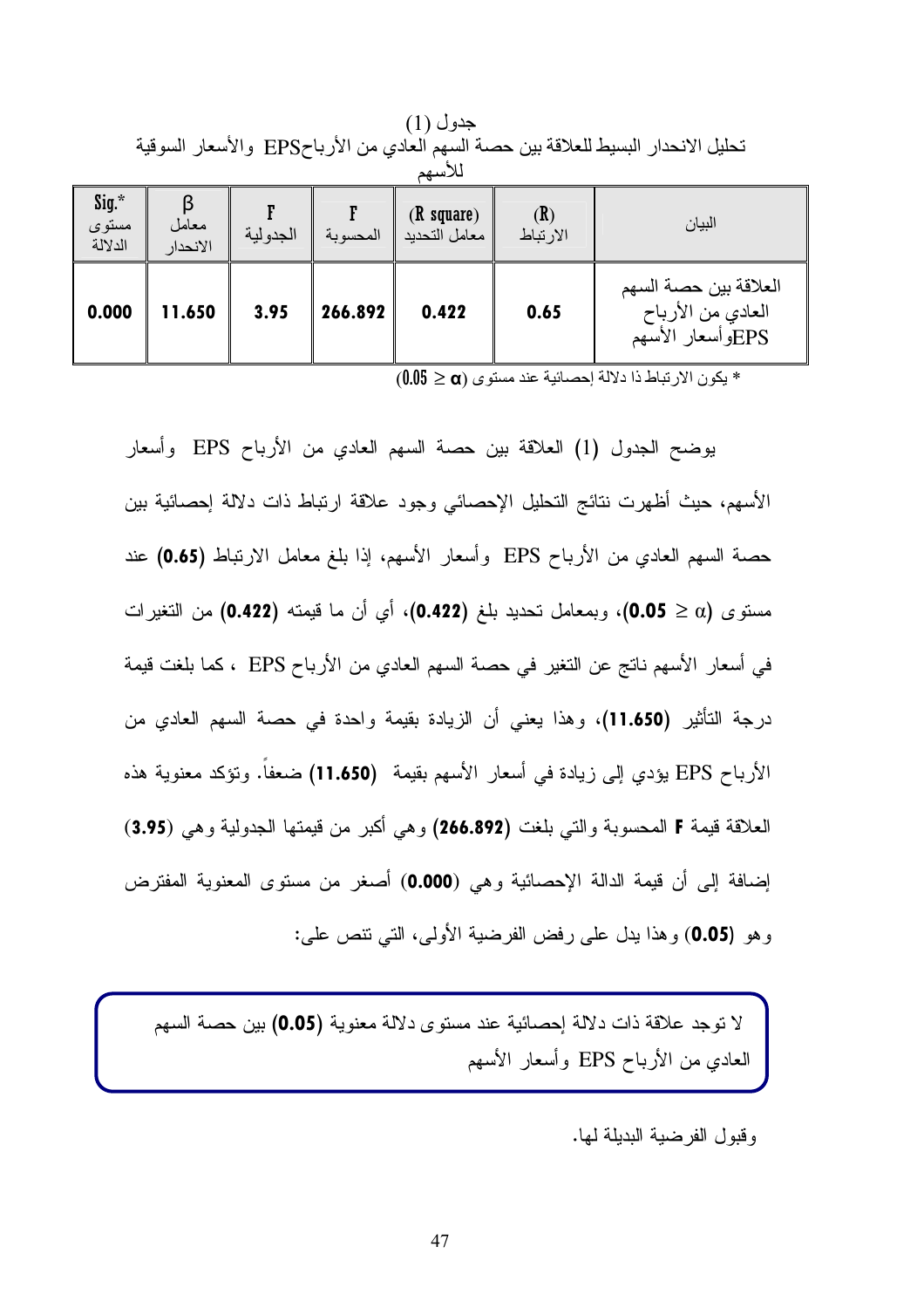جدول (1)

تحليل الانحدار البسيط للعلاقة بين حصة السهم العادي من الأرباحEPS والأسعار السوقية للأسهم

| البيان | (R) الارتباط | (R square) معامل التحديد | F المحسوبة | F الجدولية | β معامل الانحدار | Sig.* مستوى الدلالة |
|---|---|---|---|---|---|---|
| العلاقة بين حصة السهم العادي من الأرباح EPSوأسعار الأسهم | 0.65 | 0.422 | 266.892 | 3.95 | 11.650 | 0.000 |

* يكون الارتباط ذا دلالة إحصائية عند مستوى ($0.05 \geq \alpha$)

يوضح الجدول (1) العلاقة بين حصة السهم العادي من الأرباح EPS وأسعار الأسهم، حيث أظهرت نتائج التحليل الإحصائي وجود علاقة ارتباط ذات دلالة إحصائية بين حصة السهم العادي من الأرباح EPS وأسعار الأسهم، إذا بلغ معامل الارتباط **(0.65)** عند مستوى ($\alpha \leq$ **0.05**)، وبمعامل تحديد بلغ **(0.422)**، أي أن ما قيمته **(0.422)** من التغيرات في أسعار الأسهم ناتج عن التغير في حصة السهم العادي من الأرباح EPS ، كما بلغت قيمة درجة التأثير **(11.650)**، وهذا يعني أن الزيادة بقيمة واحدة في حصة السهم العادي من الأرباح EPS يؤدي إلى زيادة في أسعار الأسهم بقيمة **(11.650)** ضعفاً. وتؤكد معنوية هذه العلاقة قيمة **F** المحسوبة والتي بلغت **(266.892)** وهي أكبر من قيمتها الجدولية وهي **(3.95)** إضافة إلى أن قيمة الدالة الإحصائية وهي **(0.000)** أصغر من مستوى المعنوية المفترض وهو **(0.05)** وهذا يدل على رفض الفرضية الأولى، التي تنص على:

لا توجد علاقة ذات دلالة إحصائية عند مستوى دلالة معنوية **(0.05)** بين حصة السهم العادي من الأرباح EPS وأسعار الأسهم

وقبول الفرضية البديلة لها.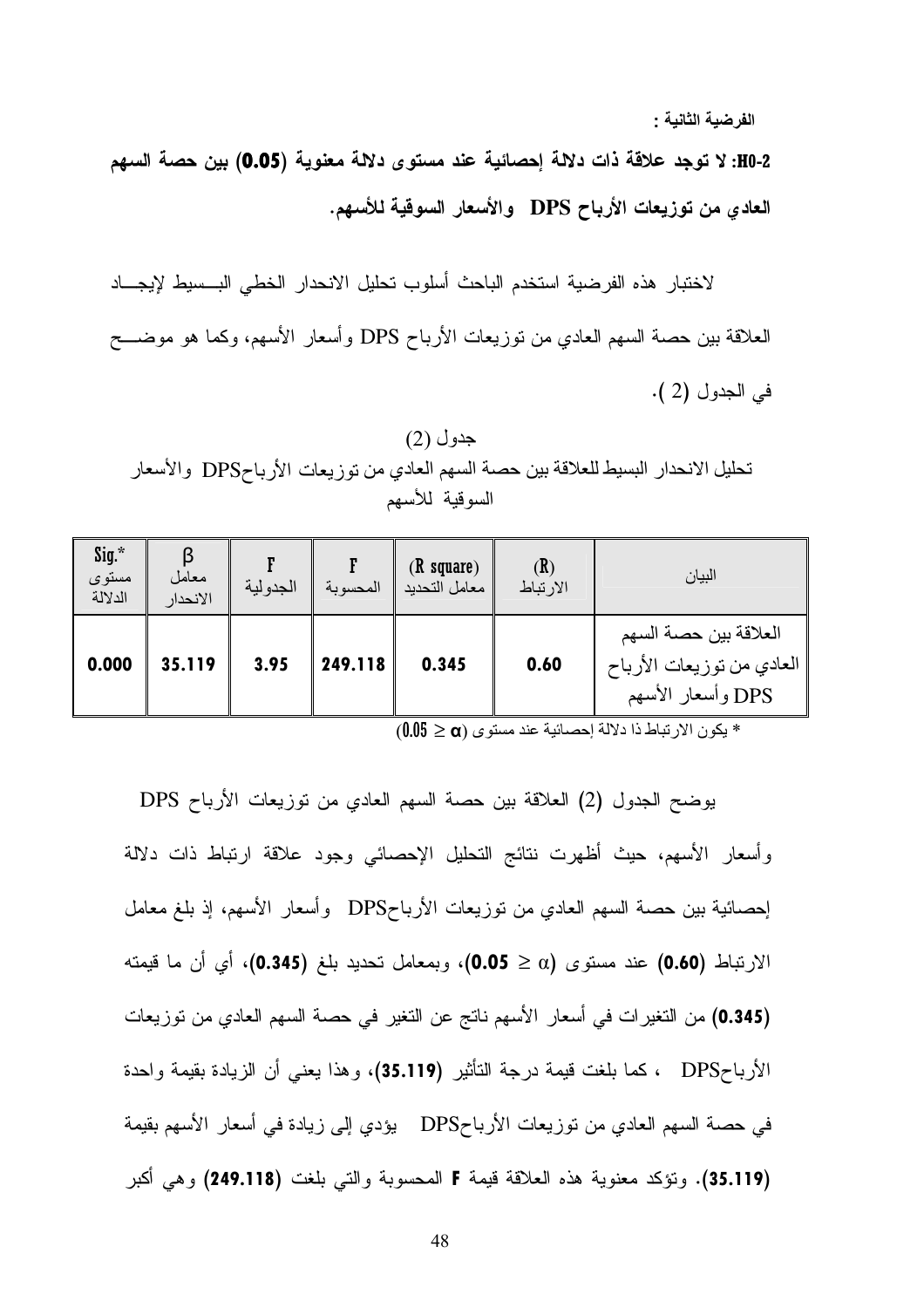**الفرضية الثانية :**

**H0-2: لا توجد علاقة ذات دلالة إحصائية عند مستوى دلالة معنوية (0.05) بين حصة السهم العادي من توزيعات الأرباح DPS والأسعار السوقية للأسهم.**

لاختبار هذه الفرضية استخدم الباحث أسلوب تحليل الانحدار الخطي البسيط لإيجاد العلاقة بين حصة السهم العادي من توزيعات الأرباح DPS وأسعار الأسهم، وكما هو موضح في الجدول (2 ).

جدول (2)

تحليل الانحدار البسيط للعلاقة بين حصة السهم العادي من توزيعات الأرباحDPS والأسعار السوقية للأسهم

| Sig.* مستوى الدلالة | β معامل الانحدار | F الجدولية | F المحسوبة | (R square) معامل التحديد | (R) الارتباط | البيان |
|---|---|---|---|---|---|---|
| **0.000** | **35.119** | **3.95** | **249.118** | **0.345** | **0.60** | العلاقة بين حصة السهم العادي من توزيعات الأرباح DPS وأسعار الأسهم |

* يكون الارتباط ذا دلالة إحصائية عند مستوى ($0.05 \geq \alpha$)

يوضح الجدول (2) العلاقة بين حصة السهم العادي من توزيعات الأرباح DPS وأسعار الأسهم، حيث أظهرت نتائج التحليل الإحصائي وجود علاقة ارتباط ذات دلالة إحصائية بين حصة السهم العادي من توزيعات الأرباحDPS وأسعار الأسهم، إذ بلغ معامل الارتباط **(0.60)** عند مستوى (**0.05** $\geq \alpha$)، وبمعامل تحديد بلغ **(0.345)**، أي أن ما قيمته **(0.345)** من التغيرات في أسعار الأسهم ناتج عن التغير في حصة السهم العادي من توزيعات الأرباحDPS ، كما بلغت قيمة درجة التأثير **(35.119)**، وهذا يعني أن الزيادة بقيمة واحدة في حصة السهم العادي من توزيعات الأرباحDPS يؤدي إلى زيادة في أسعار الأسهم بقيمة **(35.119)**. وتؤكد معنوية هذه العلاقة قيمة **F** المحسوبة والتي بلغت **(249.118)** وهي أكبر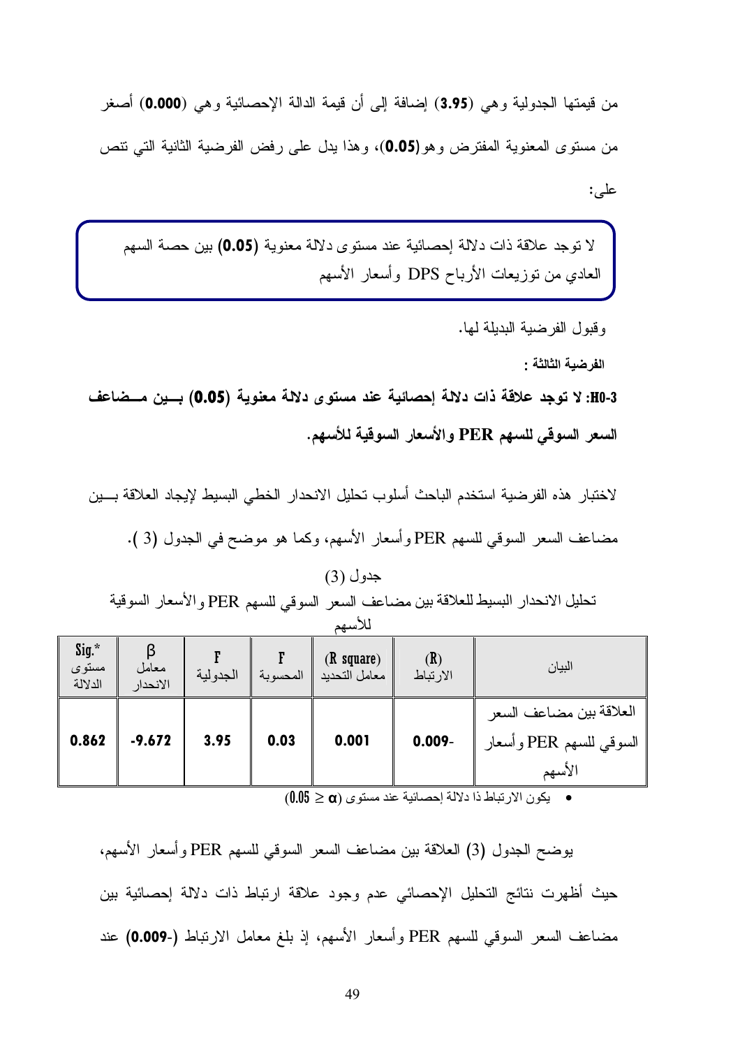من قيمتها الجدولية وهي (**3.95**) إضافة إلى أن قيمة الدالة الإحصائية وهي (**0.000**) أصغر من مستوى المعنوية المفترض وهو(**0.05**)، وهذا يدل على رفض الفرضية الثانية التي تنص على:

> لا توجد علاقة ذات دلالة إحصائية عند مستوى دلالة معنوية (**0.05**) بين حصة السهم العادي من توزيعات الأرباح DPS وأسعار الأسهم

وقبول الفرضية البديلة لها.

**الفرضية الثالثة :**

**H0-3: لا توجد علاقة ذات دلالة إحصائية عند مستوى دلالة معنوية (0.05) بين مضاعف السعر السوقي للسهم PER والأسعار السوقية للأسهم.**

لاختبار هذه الفرضية استخدم الباحث أسلوب تحليل الانحدار الخطي البسيط لإيجاد العلاقة بين مضاعف السعر السوقي للسهم PER وأسعار الأسهم، وكما هو موضح في الجدول (3 ).

جدول (3)

تحليل الانحدار البسيط للعلاقة بين مضاعف السعر السوقي للسهم PER والأسعار السوقية للأسهم

| البيان | (R) الارتباط | (R square) معامل التحديد | F المحسوبة | F الجدولية | β معامل الانحدار | Sig.* مستوى الدلالة |
|---|---|---|---|---|---|---|
| العلاقة بين مضاعف السعر السوقي للسهم PER وأسعار الأسهم | 0.009- | 0.001 | 0.03 | 3.95 | -9.672 | 0.862 |

- يكون الارتباط ذا دلالة إحصائية عند مستوى ($\alpha \leq 0.05$)

يوضح الجدول (3) العلاقة بين مضاعف السعر السوقي للسهم PER وأسعار الأسهم، حيث أظهرت نتائج التحليل الإحصائي عدم وجود علاقة ارتباط ذات دلالة إحصائية بين مضاعف السعر السوقي للسهم PER وأسعار الأسهم، إذ بلغ معامل الارتباط (**-0.009**) عند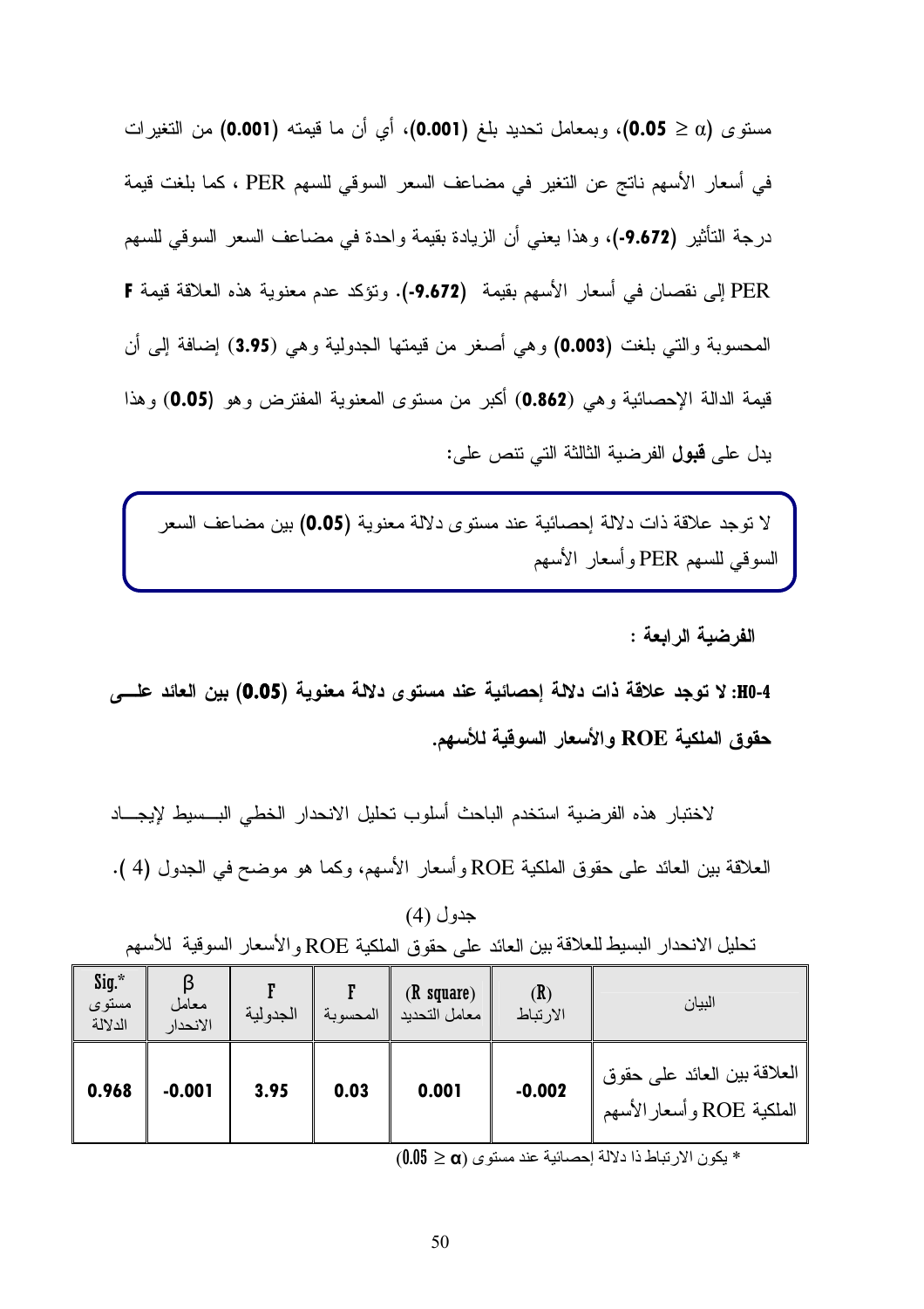مستوى ($\alpha \geq$ **0.05**)، وبمعامل تحديد بلغ (**0.001**)، أي أن ما قيمته (**0.001**) من التغيرات في أسعار الأسهم ناتج عن التغير في مضاعف السعر السوقي للسهم PER ، كما بلغت قيمة درجة التأثير (**-9.672**)، وهذا يعني أن الزيادة بقيمة واحدة في مضاعف السعر السوقي للسهم PER إلى نقصان في أسعار الأسهم بقيمة (**-9.672**). وتؤكد عدم معنوية هذه العلاقة قيمة **F** المحسوبة والتي بلغت (**0.003**) وهي أصغر من قيمتها الجدولية وهي (**3.95**) إضافة إلى أن قيمة الدالة الإحصائية وهي (**0.862**) أكبر من مستوى المعنوية المفترض وهو (**0.05**) وهذا يدل على **قبول** الفرضية الثالثة التي تنص على:

> لا توجد علاقة ذات دلالة إحصائية عند مستوى دلالة معنوية (**0.05**) بين مضاعف السعر السوقي للسهم PER وأسعار الأسهم

**الفرضية الرابعة :**

**H0-4: لا توجد علاقة ذات دلالة إحصائية عند مستوى دلالة معنوية (0.05) بين العائد على حقوق الملكية ROE والأسعار السوقية للأسهم.**

لاختبار هذه الفرضية استخدم الباحث أسلوب تحليل الانحدار الخطي البسيط لإيجاد العلاقة بين العائد على حقوق الملكية ROE وأسعار الأسهم، وكما هو موضح في الجدول (4 ).

جدول (4)

تحليل الانحدار البسيط للعلاقة بين العائد على حقوق الملكية ROE والأسعار السوقية للأسهم

| البيان | (R) الارتباط | (R square) معامل التحديد | F المحسوبة | F الجدولية | β معامل الانحدار | Sig.* مستوى الدلالة |
|---|---|---|---|---|---|---|
| العلاقة بين العائد على حقوق الملكية ROE وأسعار الأسهم | -0.002 | 0.001 | 0.03 | 3.95 | -0.001 | 0.968 |

* يكون الارتباط ذا دلالة إحصائية عند مستوى ($\alpha \geq 0.05$)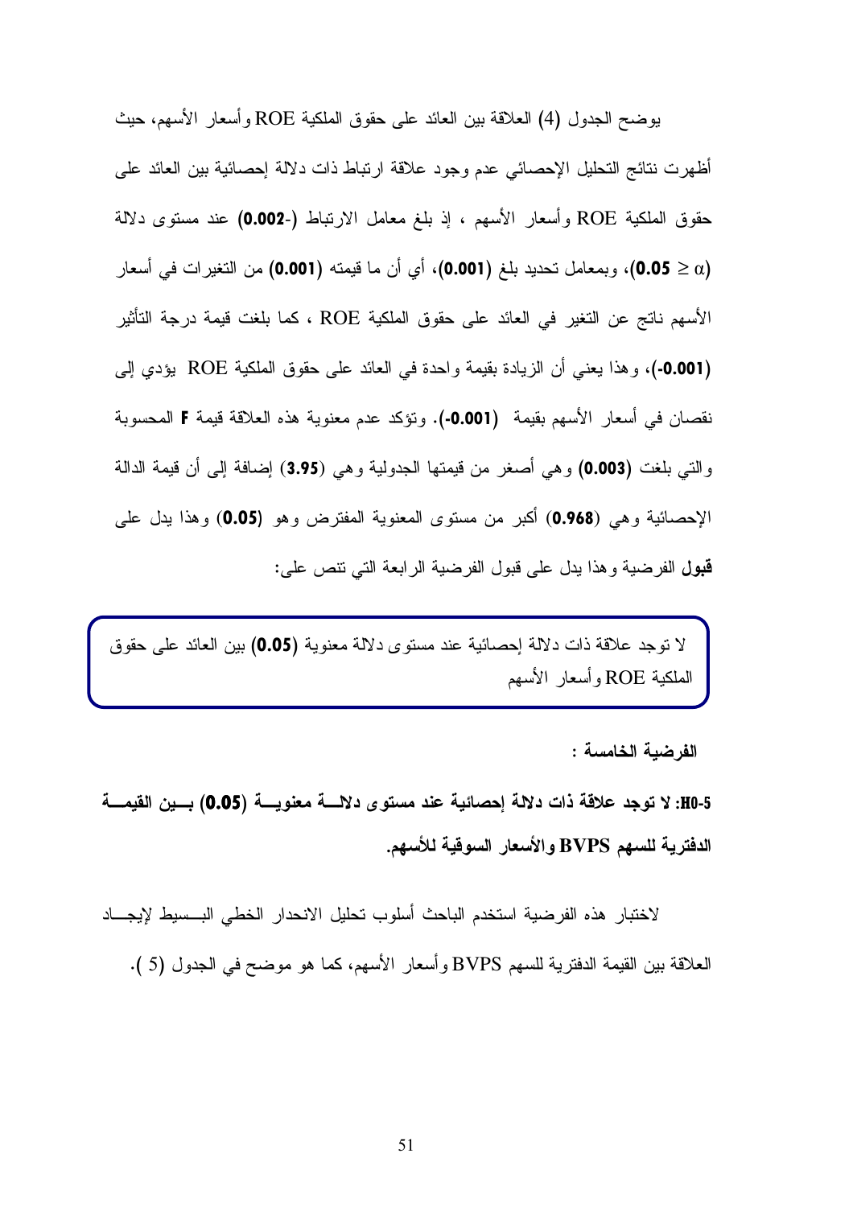يوضح الجدول (4) العلاقة بين العائد على حقوق الملكية ROE وأسعار الأسهم، حيث أظهرت نتائج التحليل الإحصائي عدم وجود علاقة ارتباط ذات دلالة إحصائية بين العائد على حقوق الملكية ROE وأسعار الأسهم ، إذ بلغ معامل الارتباط (**-0.002**) عند مستوى دلالة (**0.05** $\geq \alpha$)، وبمعامل تحديد بلغ (**0.001**)، أي أن ما قيمته (**0.001**) من التغيرات في أسعار الأسهم ناتج عن التغير في العائد على حقوق الملكية ROE ، كما بلغت قيمة درجة التأثير (**-0.001**)، وهذا يعني أن الزيادة بقيمة واحدة في العائد على حقوق الملكية ROE يؤدي إلى نقصان في أسعار الأسهم بقيمة (**-0.001**). وتؤكد عدم معنوية هذه العلاقة قيمة **F** المحسوبة والتي بلغت (**0.003**) وهي أصغر من قيمتها الجدولية وهي (**3.95**) إضافة إلى أن قيمة الدالة الإحصائية وهي (**0.968**) أكبر من مستوى المعنوية المفترض وهو (**0.05**) وهذا يدل على **قبول** الفرضية وهذا يدل على قبول الفرضية الرابعة التي تنص على:

> لا توجد علاقة ذات دلالة إحصائية عند مستوى دلالة معنوية (**0.05**) بين العائد على حقوق الملكية ROE وأسعار الأسهم

**الفرضية الخامسة :**

**H0-5: لا توجد علاقة ذات دلالة إحصائية عند مستوى دلالة معنوية (0.05) بين القيمة الدفترية للسهم BVPS والأسعار السوقية للأسهم.**

لاختبار هذه الفرضية استخدم الباحث أسلوب تحليل الانحدار الخطي البسيط لإيجاد العلاقة بين القيمة الدفترية للسهم BVPS وأسعار الأسهم، كما هو موضح في الجدول (5 ).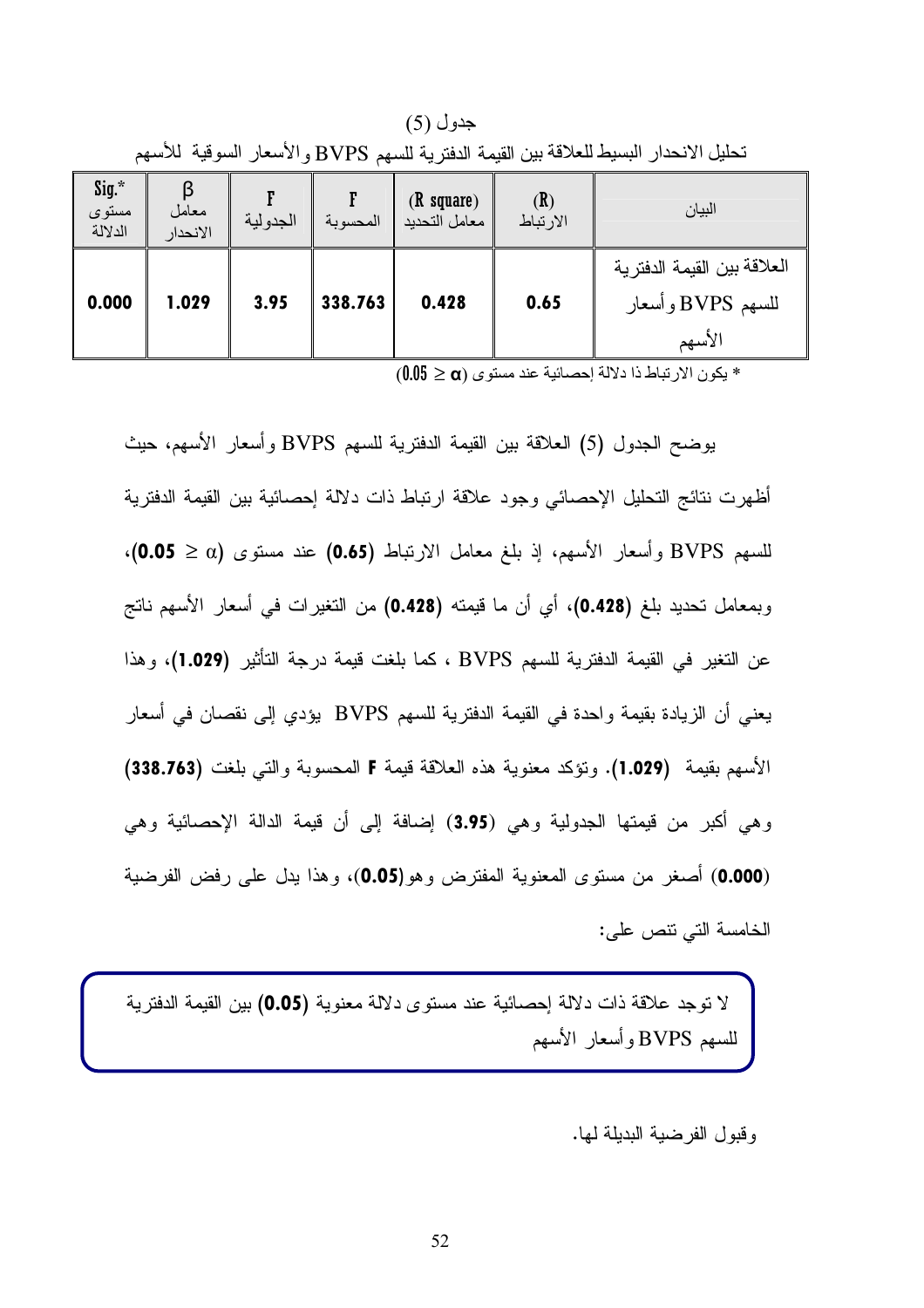جدول (5)

تحليل الانحدار البسيط للعلاقة بين القيمة الدفترية للسهم BVPS والأسعار السوقية للأسهم

| البيان | (R) الارتباط | (R square) معامل التحديد | F المحسوبة | F الجدولية | β معامل الانحدار | Sig.* مستوى الدلالة |
|---|---|---|---|---|---|---|
| العلاقة بين القيمة الدفترية للسهم BVPS وأسعار الأسهم | 0.65 | 0.428 | 338.763 | 3.95 | 1.029 | 0.000 |

* يكون الارتباط ذا دلالة إحصائية عند مستوى ($\alpha \leq 0.05$)

يوضح الجدول (5) العلاقة بين القيمة الدفترية للسهم BVPS وأسعار الأسهم، حيث أظهرت نتائج التحليل الإحصائي وجود علاقة ارتباط ذات دلالة إحصائية بين القيمة الدفترية للسهم BVPS وأسعار الأسهم، إذ بلغ معامل الارتباط **(0.65)** عند مستوى ($\alpha \leq$ **0.05**)، وبمعامل تحديد بلغ **(0.428)**، أي أن ما قيمته **(0.428)** من التغيرات في أسعار الأسهم ناتج عن التغير في القيمة الدفترية للسهم BVPS ، كما بلغت قيمة درجة التأثير **(1.029)**، وهذا يعني أن الزيادة بقيمة واحدة في القيمة الدفترية للسهم BVPS يؤدي إلى نقصان في أسعار الأسهم بقيمة **(1.029)**. وتؤكد معنوية هذه العلاقة قيمة **F** المحسوبة والتي بلغت **(338.763)** وهي أكبر من قيمتها الجدولية وهي **(3.95)** إضافة إلى أن قيمة الدالة الإحصائية وهي **(0.000)** أصغر من مستوى المعنوية المفترض وهو**(0.05)**، وهذا يدل على رفض الفرضية الخامسة التي تنص على:

> لا توجد علاقة ذات دلالة إحصائية عند مستوى دلالة معنوية **(0.05)** بين القيمة الدفترية للسهم BVPS وأسعار الأسهم

وقبول الفرضية البديلة لها.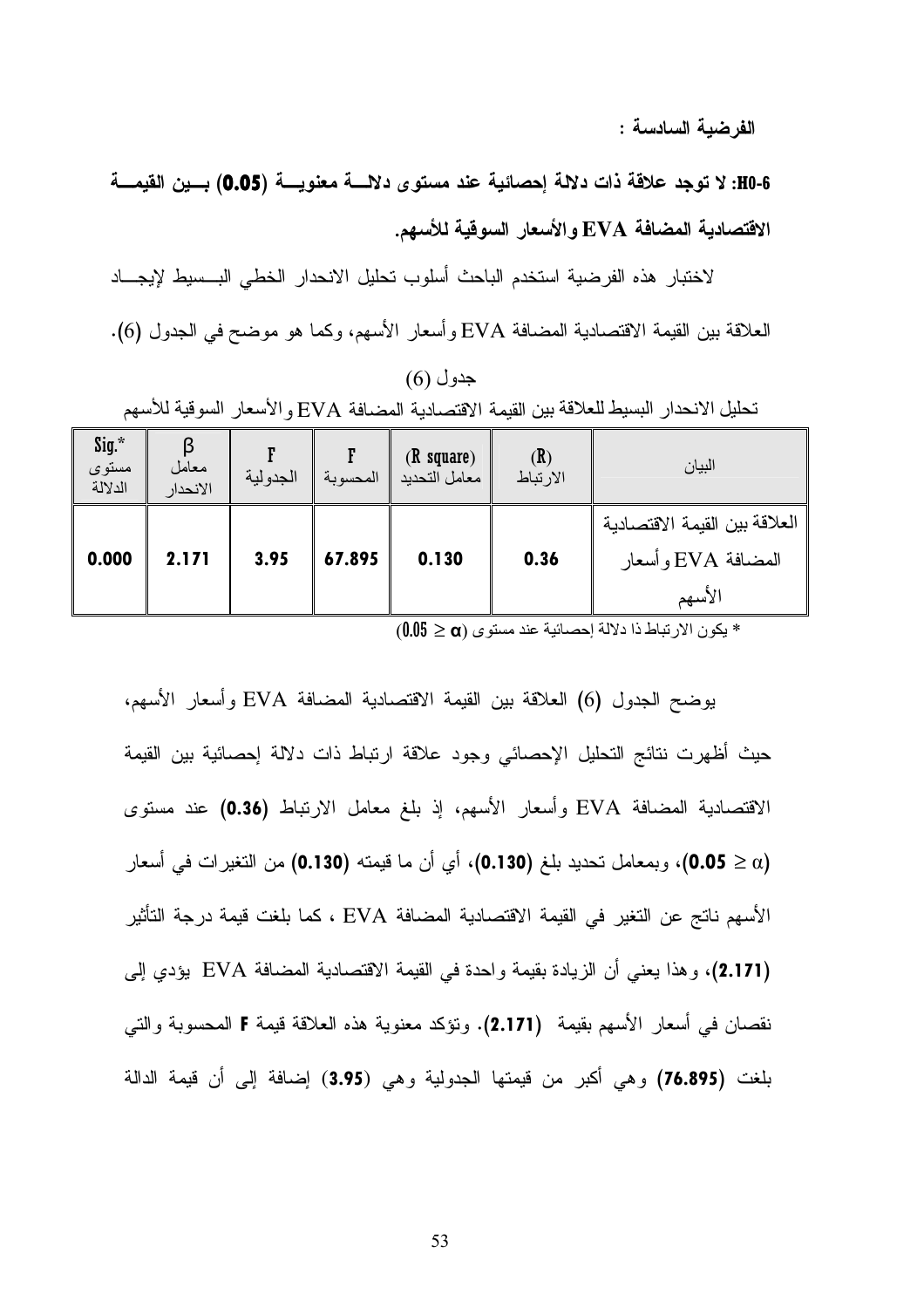**الفرضية السادسة :**

**H0-6: لا توجد علاقة ذات دلالة إحصائية عند مستوى دلالـــة معنويـــة (0.05) بـــين القيمـــة الاقتصادية المضافة EVA والأسعار السوقية للأسهم.**

لاختبار هذه الفرضية استخدم الباحث أسلوب تحليل الانحدار الخطي البسـيط لإيجـاد العلاقة بين القيمة الاقتصادية المضافة EVA وأسعار الأسهم، وكما هو موضح في الجدول (6).

جدول (6)

تحليل الانحدار البسيط للعلاقة بين القيمة الاقتصادية المضافة EVA والأسعار السوقية للأسهم

| البيان | (R) الارتباط | (R square) معامل التحديد | F المحسوبة | F الجدولية | β معامل الانحدار | Sig.* مستوى الدلالة |
|---|---|---|---|---|---|---|
| العلاقة بين القيمة الاقتصادية المضافة EVA وأسعار الأسهم | **0.36** | **0.130** | **67.895** | **3.95** | **2.171** | **0.000** |

* يكون الارتباط ذا دلالة إحصائية عند مستوى ($\alpha \leq 0.05$)

يوضح الجدول (6) العلاقة بين القيمة الاقتصادية المضافة EVA وأسعار الأسهم، حيث أظهرت نتائج التحليل الإحصائي وجود علاقة ارتباط ذات دلالة إحصائية بين القيمة الاقتصادية المضافة EVA وأسعار الأسهم، إذ بلغ معامل الارتباط **(0.36)** عند مستوى ($\alpha \leq$ **0.05**)، وبمعامل تحديد بلغ **(0.130)**، أي أن ما قيمته **(0.130)** من التغيرات في أسعار الأسهم ناتج عن التغير في القيمة الاقتصادية المضافة EVA ، كما بلغت قيمة درجة التأثير **(2.171)**، وهذا يعني أن الزيادة بقيمة واحدة في القيمة الاقتصادية المضافة EVA يؤدي إلى نقصان في أسعار الأسهم بقيمة **(2.171)**. وتؤكد معنوية هذه العلاقة قيمة **F** المحسوبة والتي بلغت **(76.895)** وهي أكبر من قيمتها الجدولية وهي **(3.95)** إضافة إلى أن قيمة الدالة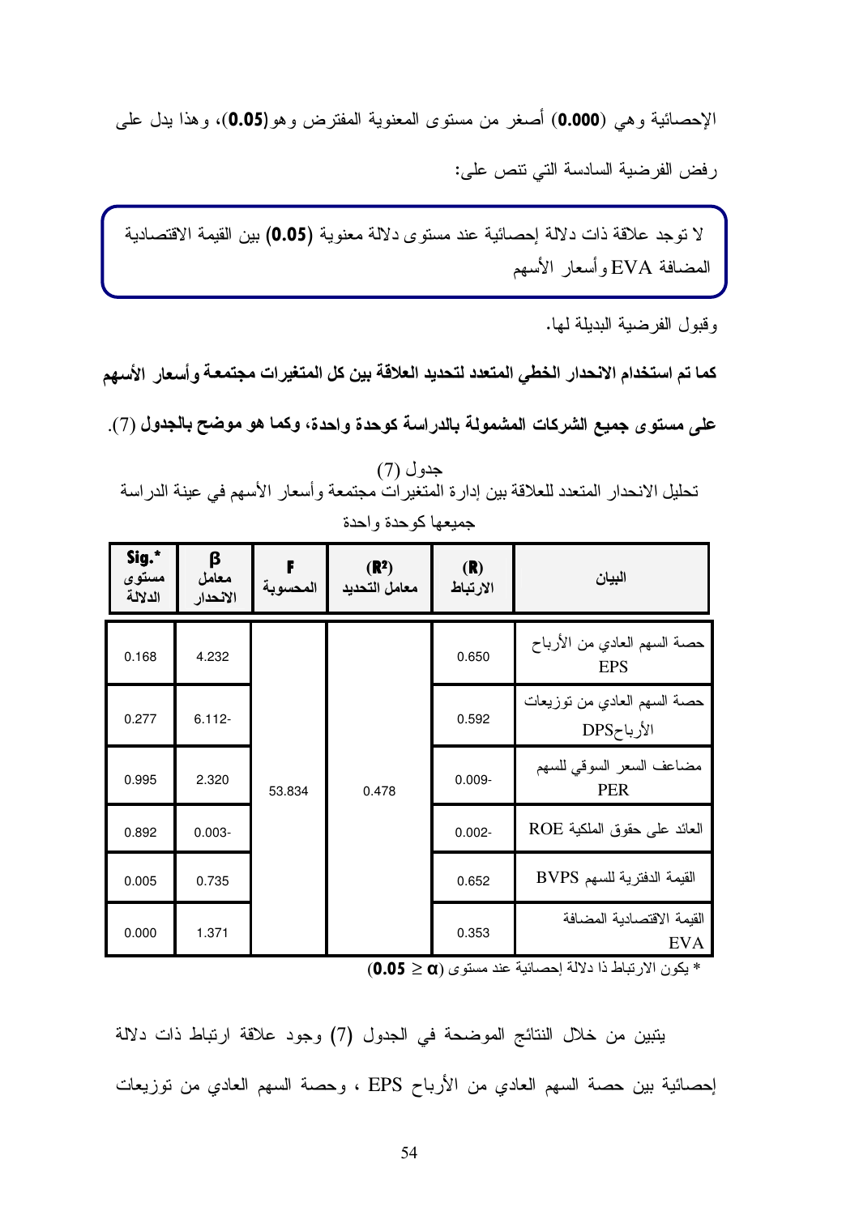الإحصائية وهي (**0.000**) أصغر من مستوى المعنوية المفترض وهو(**0.05**)، وهذا يدل على رفض الفرضية السادسة التي تنص على:

> لا توجد علاقة ذات دلالة إحصائية عند مستوى دلالة معنوية (**0.05**) بين القيمة الاقتصادية المضافة EVA وأسعار الأسهم

وقبول الفرضية البديلة لها.

**كما تم استخدام الانحدار الخطي المتعدد لتحديد العلاقة بين كل المتغيرات مجتمعة وأسعار الأسهم على مستوى جميع الشركات المشمولة بالدراسة كوحدة واحدة، وكما هو موضح بالجدول** (7).

جدول (7)
تحليل الانحدار المتعدد للعلاقة بين إدارة المتغيرات مجتمعة وأسعار الأسهم في عينة الدراسة جميعها كوحدة واحدة

| البيان | (R) الارتباط | ($R^2$) معامل التحديد | F المحسوبة | β معامل الانحدار | Sig.* مستوى الدلالة |
|---|---|---|---|---|---|
| حصة السهم العادي من الأرباح EPS | 0.650 | 0.478 | 53.834 | 4.232 | 0.168 |
| حصة السهم العادي من توزيعات الأرباحDPS | 0.592 | | | 6.112- | 0.277 |
| مضاعف السعر السوقي للسهم PER | 0.009- | | | 2.320 | 0.995 |
| العائد على حقوق الملكية ROE | 0.002- | | | 0.003- | 0.892 |
| القيمة الدفترية للسهم BVPS | 0.652 | | | 0.735 | 0.005 |
| القيمة الاقتصادية المضافة EVA | 0.353 | | | 1.371 | 0.000 |

* يكون الارتباط ذا دلالة إحصائية عند مستوى ($\alpha \leq$ **0.05**)

يتبين من خلال النتائج الموضحة في الجدول (7) وجود علاقة ارتباط ذات دلالة إحصائية بين حصة السهم العادي من الأرباح EPS ، وحصة السهم العادي من توزيعات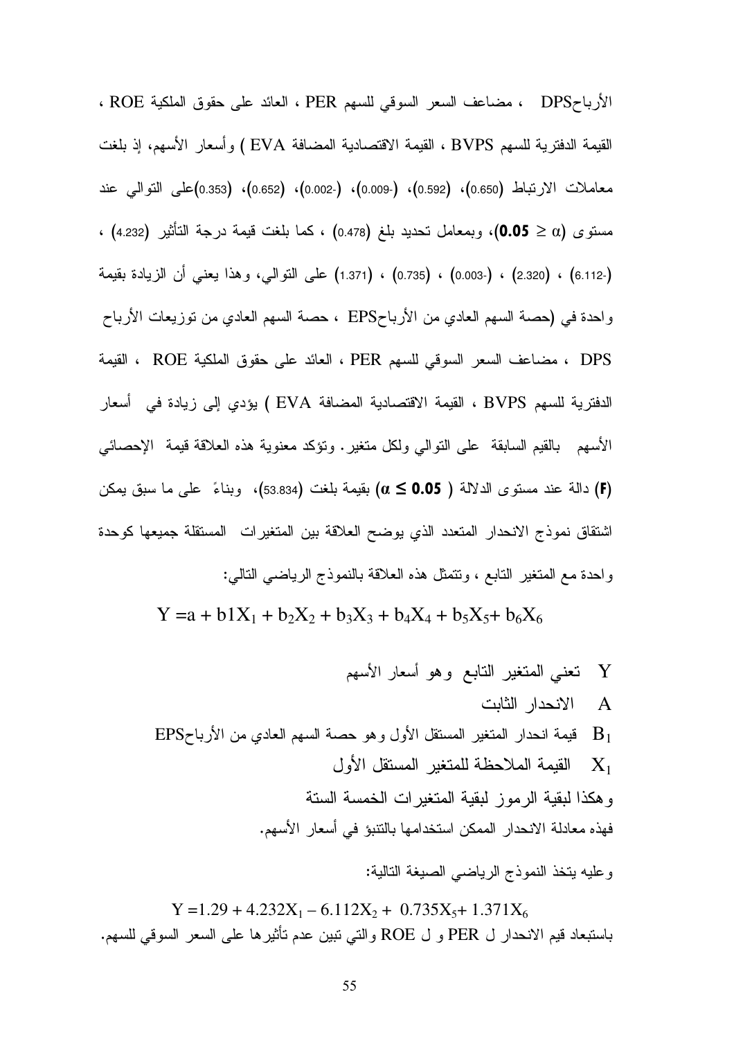الأرباحDPS ، مضاعف السعر السوقي للسهم PER ، العائد على حقوق الملكية ROE ، القيمة الدفترية للسهم BVPS ، القيمة الاقتصادية المضافة EVA ) وأسعار الأسهم، إذ بلغت معاملات الارتباط (0.650)، (0.592)، (-0.009)، (-0.002)، (0.652)، (0.353)على التوالي عند مستوى ($0.05 \geq \alpha$)، وبمعامل تحديد بلغ (0.478) ، كما بلغت قيمة درجة التأثير (4.232) ، (-6.112) ، (2.320) ، (-0.003) ، (0.735) ، (1.371) على التوالي، وهذا يعني أن الزيادة بقيمة واحدة في (حصة السهم العادي من الأرباحEPS ، حصة السهم العادي من توزيعات الأرباح DPS ، مضاعف السعر السوقي للسهم PER ، العائد على حقوق الملكية ROE ، القيمة الدفترية للسهم BVPS ، القيمة الاقتصادية المضافة EVA ) يؤدي إلى زيادة في أسعار الأسهم بالقيم السابقة على التوالي ولكل متغير. وتؤكد معنوية هذه العلاقة قيمة الإحصائي **(F)** دالة عند مستوى الدلالة ( $\alpha \leq 0.05$ ) بقيمة بلغت (53.834)، وبناءً على ما سبق يمكن اشتقاق نموذج الانحدار المتعدد الذي يوضح العلاقة بين المتغيرات المستقلة جميعها كوحدة واحدة مع المتغير التابع ، وتتمثل هذه العلاقة بالنموذج الرياضي التالي:

$$Y = a + b1X_1 + b_2X_2 + b_3X_3 + b_4X_4 + b_5X_5 + b_6X_6$$

Y تعني المتغير التابع وهو أسعار الأسهم

A الانحدار الثابت

$B_1$ قيمة انحدار المتغير المستقل الأول وهو حصة السهم العادي من الأرباحEPS

$X_1$ القيمة الملاحظة للمتغير المستقل الأول

وهكذا لبقية الرموز لبقية المتغيرات الخمسة الستة

فهذه معادلة الانحدار الممكن استخدامها بالتنبؤ في أسعار الأسهم.

وعليه يتخذ النموذج الرياضي الصيغة التالية:

$$Y = 1.29 + 4.232X_1 - 6.112X_2 + 0.735X_5 + 1.371X_6$$

باستبعاد قيم الانحدار ل PER و ل ROE والتي تبين عدم تأثيرها على السعر السوقي للسهم.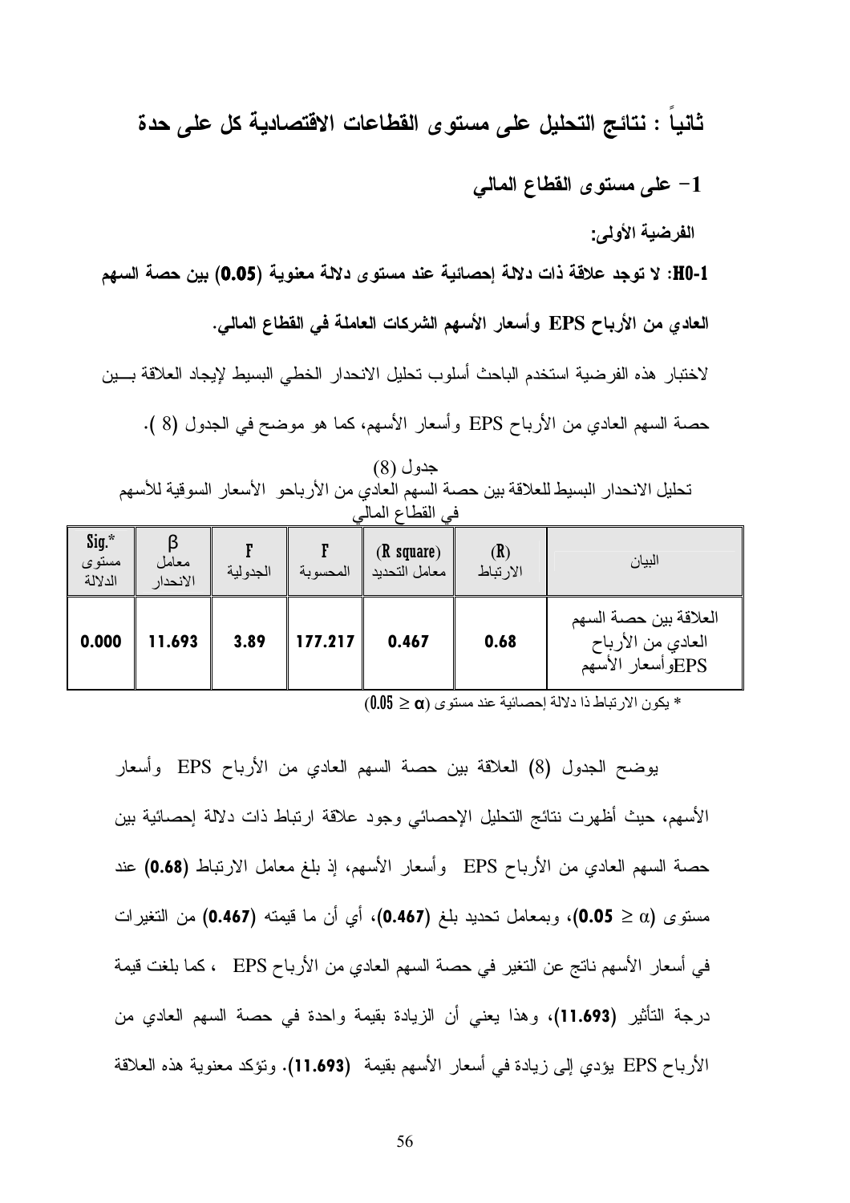## ثانياً : نتائج التحليل على مستوى القطاعات الاقتصادية كل على حدة

### 1- على مستوى القطاع المالي

**الفرضية الأولى:**

**H0-1: لا توجد علاقة ذات دلالة إحصائية عند مستوى دلالة معنوية (0.05) بين حصة السهم العادي من الأرباح EPS وأسعار الأسهم الشركات العاملة في القطاع المالي.**

لاختبار هذه الفرضية استخدم الباحث أسلوب تحليل الانحدار الخطي البسيط لإيجاد العلاقة بين حصة السهم العادي من الأرباح EPS وأسعار الأسهم، كما هو موضح في الجدول (8 ).

جدول (8)

تحليل الانحدار البسيط للعلاقة بين حصة السهم العادي من الأرباحو الأسعار السوقية للأسهم في القطاع المالي

| البيان | (R) الارتباط | (R square) معامل التحديد | F المحسوبة | F الجدولية | β معامل الانحدار | Sig.* مستوى الدلالة |
|---|---|---|---|---|---|---|
| العلاقة بين حصة السهم العادي من الأرباح EPSوأسعار الأسهم | **0.68** | **0.467** | **177.217** | **3.89** | **11.693** | **0.000** |

* يكون الارتباط ذا دلالة إحصائية عند مستوى $(0.05 \geq \alpha)$

يوضح الجدول (8) العلاقة بين حصة السهم العادي من الأرباح EPS وأسعار الأسهم، حيث أظهرت نتائج التحليل الإحصائي وجود علاقة ارتباط ذات دلالة إحصائية بين حصة السهم العادي من الأرباح EPS وأسعار الأسهم، إذ بلغ معامل الارتباط **(0.68)** عند مستوى $(\alpha \leq$ **0.05**$)$، وبمعامل تحديد بلغ **(0.467)**، أي أن ما قيمته **(0.467)** من التغيرات في أسعار الأسهم ناتج عن التغير في حصة السهم العادي من الأرباح EPS ، كما بلغت قيمة درجة التأثير **(11.693)**، وهذا يعني أن الزيادة بقيمة واحدة في حصة السهم العادي من الأرباح EPS يؤدي إلى زيادة في أسعار الأسهم بقيمة **(11.693)**. وتؤكد معنوية هذه العلاقة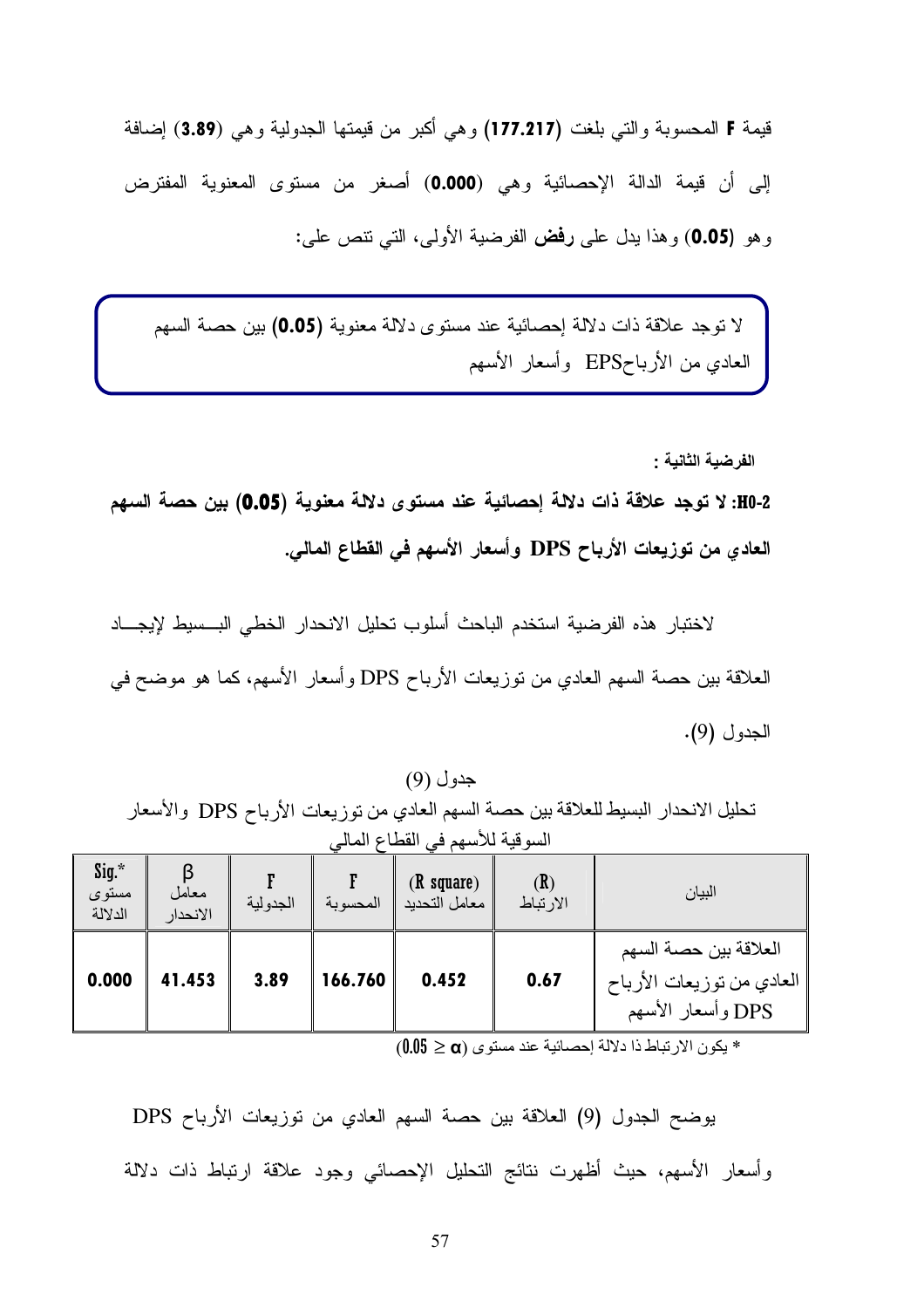قيمة **F** المحسوبة والتي بلغت **(177.217)** وهي أكبر من قيمتها الجدولية وهي **(3.89)** إضافة إلى أن قيمة الدالة الإحصائية وهي **(0.000)** أصغر من مستوى المعنوية المفترض وهو **(0.05)** وهذا يدل على **رفض** الفرضية الأولى، التي تنص على:

> لا توجد علاقة ذات دلالة إحصائية عند مستوى دلالة معنوية **(0.05)** بين حصة السهم العادي من الأرباحEPS وأسعار الأسهم

**الفرضية الثانية :**

**H0-2: لا توجد علاقة ذات دلالة إحصائية عند مستوى دلالة معنوية (0.05) بين حصة السهم العادي من توزيعات الأرباح DPS وأسعار الأسهم في القطاع المالي.**

لاختبار هذه الفرضية استخدم الباحث أسلوب تحليل الانحدار الخطي البسيط لإيجاد العلاقة بين حصة السهم العادي من توزيعات الأرباح DPS وأسعار الأسهم، كما هو موضح في الجدول (9).

جدول (9)
تحليل الانحدار البسيط للعلاقة بين حصة السهم العادي من توزيعات الأرباح DPS والأسعار السوقية للأسهم في القطاع المالي

| البيان | (R) الارتباط | (R square) معامل التحديد | F المحسوبة | F الجدولية | β معامل الانحدار | Sig.* مستوى الدلالة |
|---|---|---|---|---|---|---|
| العلاقة بين حصة السهم العادي من توزيعات الأرباح DPS وأسعار الأسهم | **0.67** | **0.452** | **166.760** | **3.89** | **41.453** | **0.000** |

\* يكون الارتباط ذا دلالة إحصائية عند مستوى $(\alpha \leq 0.05)$

يوضح الجدول (9) العلاقة بين حصة السهم العادي من توزيعات الأرباح DPS وأسعار الأسهم، حيث أظهرت نتائج التحليل الإحصائي وجود علاقة ارتباط ذات دلالة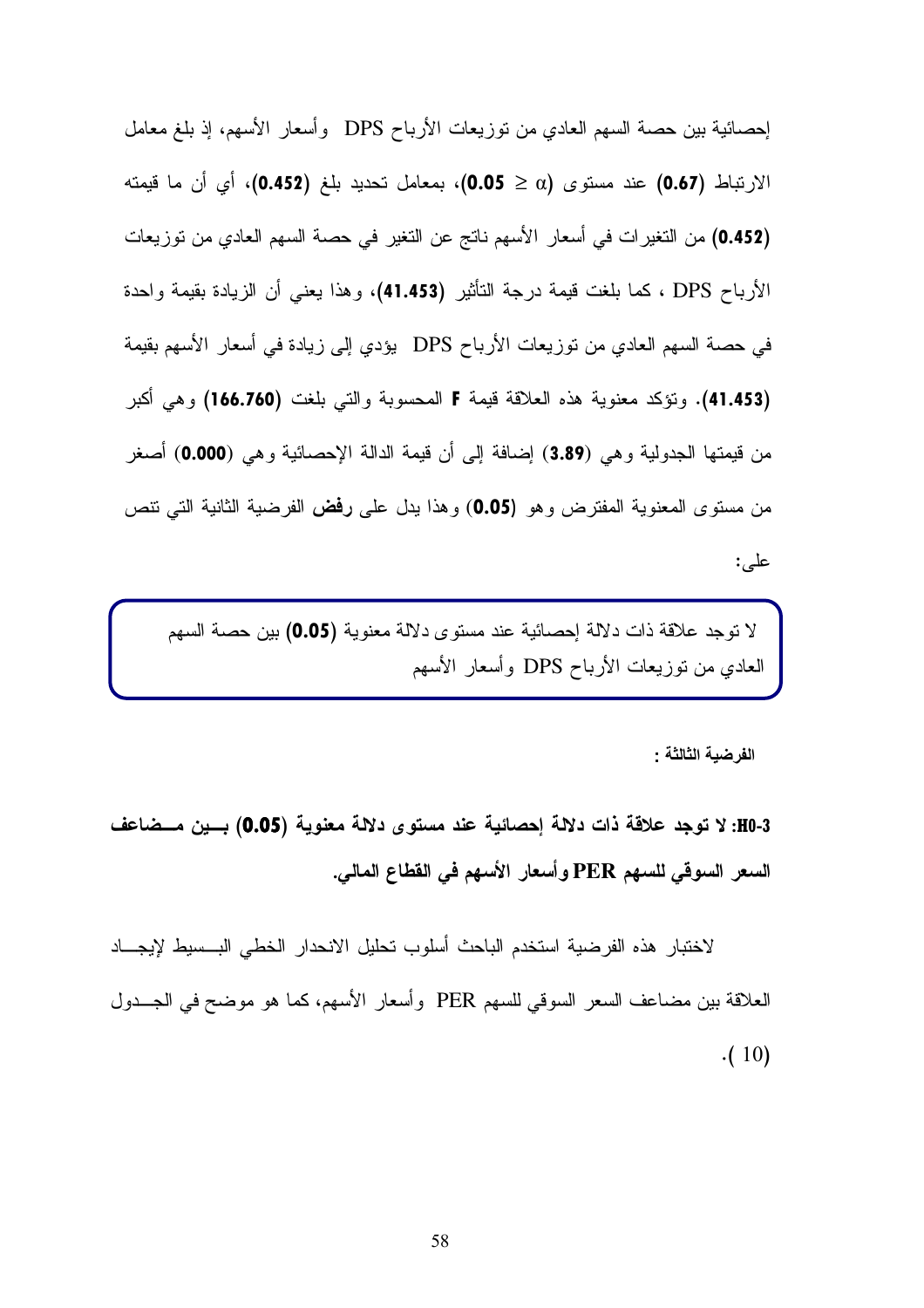إحصائية بين حصة السهم العادي من توزيعات الأرباح DPS وأسعار الأسهم، إذ بلغ معامل الارتباط **(0.67)** عند مستوى ($\alpha \leq$ **0.05**)، بمعامل تحديد بلغ **(0.452)**، أي أن ما قيمته **(0.452)** من التغيرات في أسعار الأسهم ناتج عن التغير في حصة السهم العادي من توزيعات الأرباح DPS ، كما بلغت قيمة درجة التأثير **(41.453)**، وهذا يعني أن الزيادة بقيمة واحدة في حصة السهم العادي من توزيعات الأرباح DPS يؤدي إلى زيادة في أسعار الأسهم بقيمة **(41.453)**. وتؤكد معنوية هذه العلاقة قيمة **F** المحسوبة والتي بلغت **(166.760)** وهي أكبر من قيمتها الجدولية وهي **(3.89)** إضافة إلى أن قيمة الدالة الإحصائية وهي **(0.000)** أصغر من مستوى المعنوية المفترض وهو **(0.05)** وهذا يدل على **رفض** الفرضية الثانية التي تنص على:

> لا توجد علاقة ذات دلالة إحصائية عند مستوى دلالة معنوية **(0.05)** بين حصة السهم العادي من توزيعات الأرباح DPS وأسعار الأسهم

**الفرضية الثالثة :**

**H0-3: لا توجد علاقة ذات دلالة إحصائية عند مستوى دلالة معنوية (0.05) بين مضاعف السعر السوقي للسهم PER وأسعار الأسهم في القطاع المالي.**

لاختبار هذه الفرضية استخدم الباحث أسلوب تحليل الانحدار الخطي البسيط لإيجاد العلاقة بين مضاعف السعر السوقي للسهم PER وأسعار الأسهم، كما هو موضح في الجدول (10).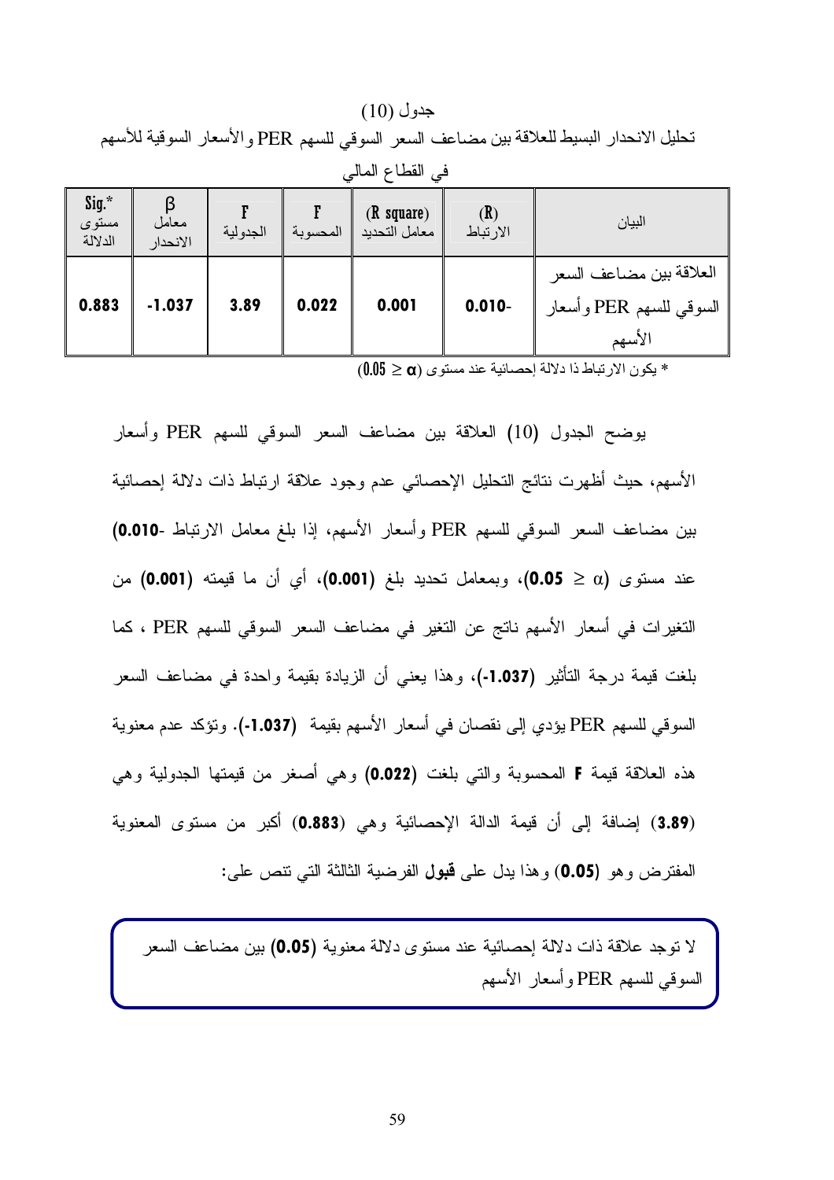جدول (10)

تحليل الانحدار البسيط للعلاقة بين مضاعف السعر السوقي للسهم PER والأسعار السوقية للأسهم في القطاع المالي

| البيان | (R) الارتباط | (R square) معامل التحديد | F المحسوبة | F الجدولية | β معامل الانحدار | Sig.* مستوى الدلالة |
|---|---|---|---|---|---|---|
| العلاقة بين مضاعف السعر السوقي للسهم PER وأسعار الأسهم | 0.010- | 0.001 | 0.022 | 3.89 | -1.037 | 0.883 |

* يكون الارتباط ذا دلالة إحصائية عند مستوى ($0.05 \geq \alpha$)

يوضح الجدول (10) العلاقة بين مضاعف السعر السوقي للسهم PER وأسعار الأسهم، حيث أظهرت نتائج التحليل الإحصائي عدم وجود علاقة ارتباط ذات دلالة إحصائية بين مضاعف السعر السوقي للسهم PER وأسعار الأسهم، إذا بلغ معامل الارتباط **-0.010)** عند مستوى ($\alpha \geq$ **0.05**)، وبمعامل تحديد بلغ **(0.001)**، أي أن ما قيمته **(0.001)** من التغيرات في أسعار الأسهم ناتج عن التغير في مضاعف السعر السوقي للسهم PER ، كما بلغت قيمة درجة التأثير **(-1.037)**، وهذا يعني أن الزيادة بقيمة واحدة في مضاعف السعر السوقي للسهم PER يؤدي إلى نقصان في أسعار الأسهم بقيمة **(-1.037)**. وتؤكد عدم معنوية هذه العلاقة قيمة **F** المحسوبة والتي بلغت **(0.022)** وهي أصغر من قيمتها الجدولية وهي **(3.89)** إضافة إلى أن قيمة الدالة الإحصائية وهي **(0.883)** أكبر من مستوى المعنوية المفترض وهو **(0.05)** وهذا يدل على **قبول** الفرضية الثالثة التي تنص على:

لا توجد علاقة ذات دلالة إحصائية عند مستوى دلالة معنوية **(0.05)** بين مضاعف السعر السوقي للسهم PER وأسعار الأسهم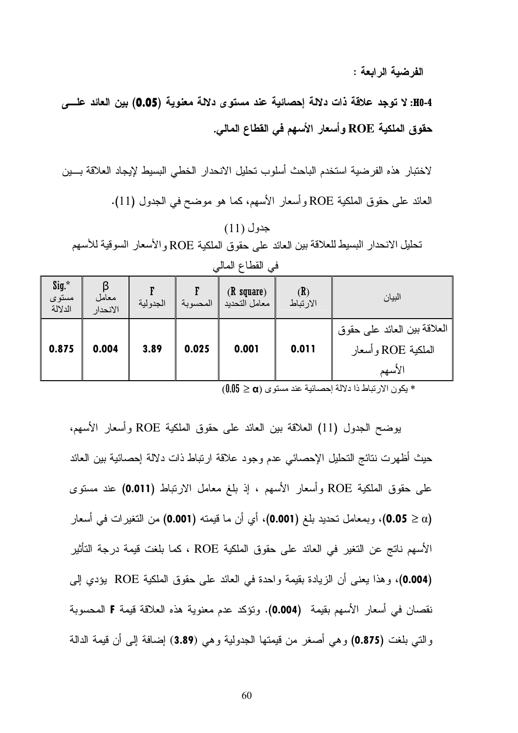**الفرضية الرابعة :**

**H0-4: لا توجد علاقة ذات دلالة إحصائية عند مستوى دلالة معنوية (0.05) بين العائد على حقوق الملكية ROE وأسعار الأسهم في القطاع المالي.**

لاختبار هذه الفرضية استخدم الباحث أسلوب تحليل الانحدار الخطي البسيط لإيجاد العلاقة بين العائد على حقوق الملكية ROE وأسعار الأسهم، كما هو موضح في الجدول (11).

جدول (11)

تحليل الانحدار البسيط للعلاقة بين العائد على حقوق الملكية ROE والأسعار السوقية للأسهم في القطاع المالي

| البيان | (R) الارتباط | (R square) معامل التحديد | F المحسوبة | F الجدولية | β معامل الانحدار | Sig.* مستوى الدلالة |
|---|---|---|---|---|---|---|
| العلاقة بين العائد على حقوق الملكية ROE وأسعار الأسهم | 0.011 | 0.001 | 0.025 | 3.89 | 0.004 | 0.875 |

* يكون الارتباط ذا دلالة إحصائية عند مستوى ($0.05 \geq \alpha$)

يوضح الجدول (11) العلاقة بين العائد على حقوق الملكية ROE وأسعار الأسهم، حيث أظهرت نتائج التحليل الإحصائي عدم وجود علاقة ارتباط ذات دلالة إحصائية بين العائد على حقوق الملكية ROE وأسعار الأسهم ، إذ بلغ معامل الارتباط **(0.011)** عند مستوى ($\alpha \geq$ **0.05**)، وبمعامل تحديد بلغ **(0.001)**، أي أن ما قيمته **(0.001)** من التغيرات في أسعار الأسهم ناتج عن التغير في العائد على حقوق الملكية ROE ، كما بلغت قيمة درجة التأثير **(0.004)**، وهذا يعنى أن الزيادة بقيمة واحدة في العائد على حقوق الملكية ROE يؤدي إلى نقصان في أسعار الأسهم بقيمة **(0.004)**. وتؤكد عدم معنوية هذه العلاقة قيمة **F** المحسوبة والتي بلغت **(0.875)** وهي أصغر من قيمتها الجدولية وهي (**3.89**) إضافة إلى أن قيمة الدالة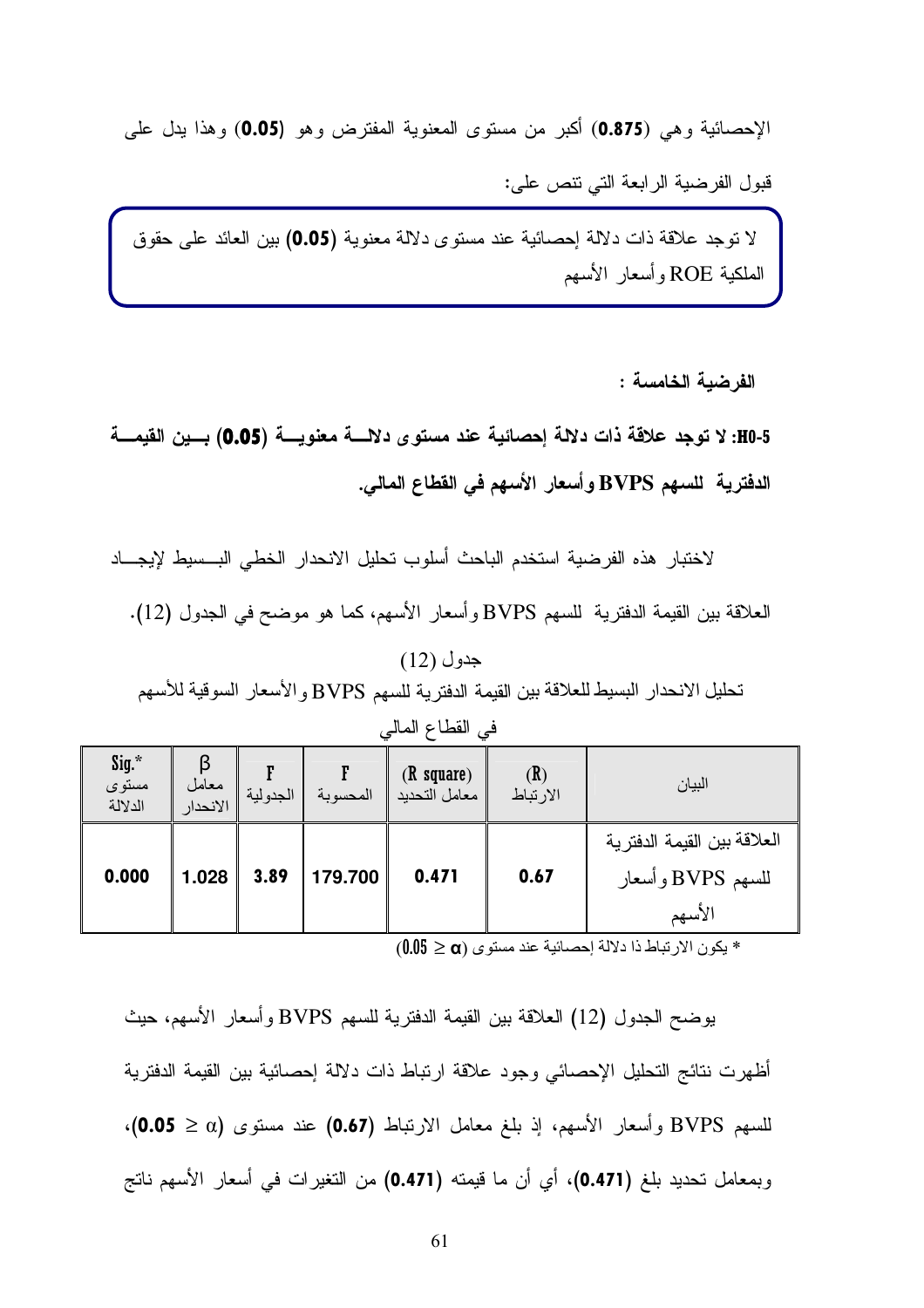الإحصائية وهي **(0.875)** أكبر من مستوى المعنوية المفترض وهو **(0.05)** وهذا يدل على قبول الفرضية الرابعة التي تنص على:

> لا توجد علاقة ذات دلالة إحصائية عند مستوى دلالة معنوية **(0.05)** بين العائد على حقوق الملكية ROE وأسعار الأسهم

**الفرضية الخامسة :**

**H0-5: لا توجد علاقة ذات دلالة إحصائية عند مستوى دلالة معنوية (0.05) بين القيمة الدفترية للسهم BVPS وأسعار الأسهم في القطاع المالي.**

لاختبار هذه الفرضية استخدم الباحث أسلوب تحليل الانحدار الخطي البسيط لإيجاد العلاقة بين القيمة الدفترية للسهم BVPS وأسعار الأسهم، كما هو موضح في الجدول (12).

جدول (12)

تحليل الانحدار البسيط للعلاقة بين القيمة الدفترية للسهم BVPS والأسعار السوقية للأسهم في القطاع المالي

| البيان | (R) الارتباط | (R square) معامل التحديد | F المحسوبة | F الجدولية | β معامل الانحدار | Sig.* مستوى الدلالة |
|---|---|---|---|---|---|---|
| العلاقة بين القيمة الدفترية للسهم BVPS وأسعار الأسهم | 0.67 | 0.471 | 179.700 | 3.89 | 1.028 | 0.000 |

* يكون الارتباط ذا دلالة إحصائية عند مستوى $(\alpha \leq 0.05)$

يوضح الجدول (12) العلاقة بين القيمة الدفترية للسهم BVPS وأسعار الأسهم، حيث أظهرت نتائج التحليل الإحصائي وجود علاقة ارتباط ذات دلالة إحصائية بين القيمة الدفترية للسهم BVPS وأسعار الأسهم، إذ بلغ معامل الارتباط **(0.67)** عند مستوى $(\alpha \leq$ **0.05**$)$، وبمعامل تحديد بلغ **(0.471)**، أي أن ما قيمته **(0.471)** من التغيرات في أسعار الأسهم ناتج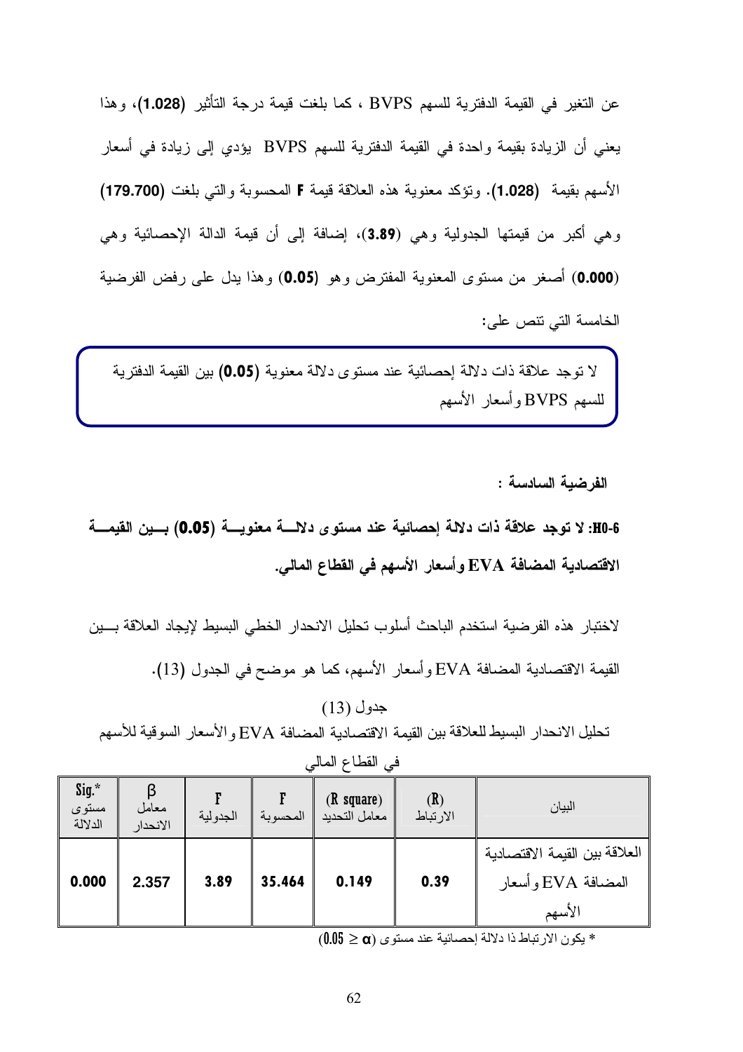عن التغير في القيمة الدفترية للسهم BVPS ، كما بلغت قيمة درجة التأثير **(1.028)**، وهذا يعني أن الزيادة بقيمة واحدة في القيمة الدفترية للسهم BVPS يؤدي إلى زيادة في أسعار الأسهم بقيمة **(1.028)**. وتؤكد معنوية هذه العلاقة قيمة **F** المحسوبة والتي بلغت **(179.700)** وهي أكبر من قيمتها الجدولية وهي **(3.89)**، إضافة إلى أن قيمة الدالة الإحصائية وهي **(0.000)** أصغر من مستوى المعنوية المفترض وهو **(0.05)** وهذا يدل على رفض الفرضية الخامسة التي تنص على:

> لا توجد علاقة ذات دلالة إحصائية عند مستوى دلالة معنوية **(0.05)** بين القيمة الدفترية للسهم BVPS وأسعار الأسهم

**الفرضية السادسة :**

**H0-6: لا توجد علاقة ذات دلالة إحصائية عند مستوى دلالة معنوية (0.05) بين القيمة الاقتصادية المضافة EVA وأسعار الأسهم في القطاع المالي.**

لاختبار هذه الفرضية استخدم الباحث أسلوب تحليل الانحدار الخطي البسيط لإيجاد العلاقة بين القيمة الاقتصادية المضافة EVA وأسعار الأسهم، كما هو موضح في الجدول (13).

جدول (13)

تحليل الانحدار البسيط للعلاقة بين القيمة الاقتصادية المضافة EVA والأسعار السوقية للأسهم في القطاع المالي

| البيان | (R) الارتباط | (R square) معامل التحديد | F المحسوبة | F الجدولية | β معامل الانحدار | Sig.* مستوى الدلالة |
|---|---|---|---|---|---|---|
| العلاقة بين القيمة الاقتصادية المضافة EVA وأسعار الأسهم | **0.39** | **0.149** | **35.464** | **3.89** | **2.357** | **0.000** |

* يكون الارتباط ذا دلالة إحصائية عند مستوى ($\alpha \leq 0.05$)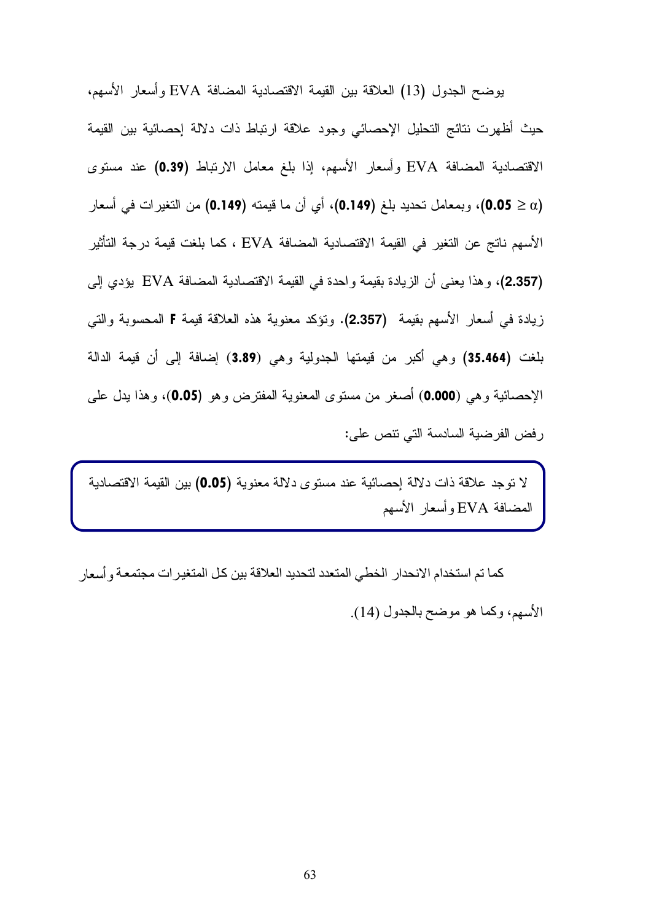يوضح الجدول (13) العلاقة بين القيمة الاقتصادية المضافة EVA وأسعار الأسهم، حيث أظهرت نتائج التحليل الإحصائي وجود علاقة ارتباط ذات دلالة إحصائية بين القيمة الاقتصادية المضافة EVA وأسعار الأسهم، إذا بلغ معامل الارتباط **(0.39)** عند مستوى ($\alpha \leq$ **0.05**)، وبمعامل تحديد بلغ **(0.149)**، أي أن ما قيمته **(0.149)** من التغيرات في أسعار الأسهم ناتج عن التغير في القيمة الاقتصادية المضافة EVA ، كما بلغت قيمة درجة التأثير **(2.357)**، وهذا يعنى أن الزيادة بقيمة واحدة في القيمة الاقتصادية المضافة EVA يؤدي إلى زيادة في أسعار الأسهم بقيمة **(2.357)**. وتؤكد معنوية هذه العلاقة قيمة **F** المحسوبة والتي بلغت **(35.464)** وهي أكبر من قيمتها الجدولية وهي **(3.89)** إضافة إلى أن قيمة الدالة الإحصائية وهي **(0.000)** أصغر من مستوى المعنوية المفترض وهو **(0.05)**، وهذا يدل على رفض الفرضية السادسة التي تنص على:

> لا توجد علاقة ذات دلالة إحصائية عند مستوى دلالة معنوية **(0.05)** بين القيمة الاقتصادية المضافة EVA وأسعار الأسهم

كما تم استخدام الانحدار الخطي المتعدد لتحديد العلاقة بين كل المتغيرات مجتمعة وأسعار الأسهم، وكما هو موضح بالجدول (14).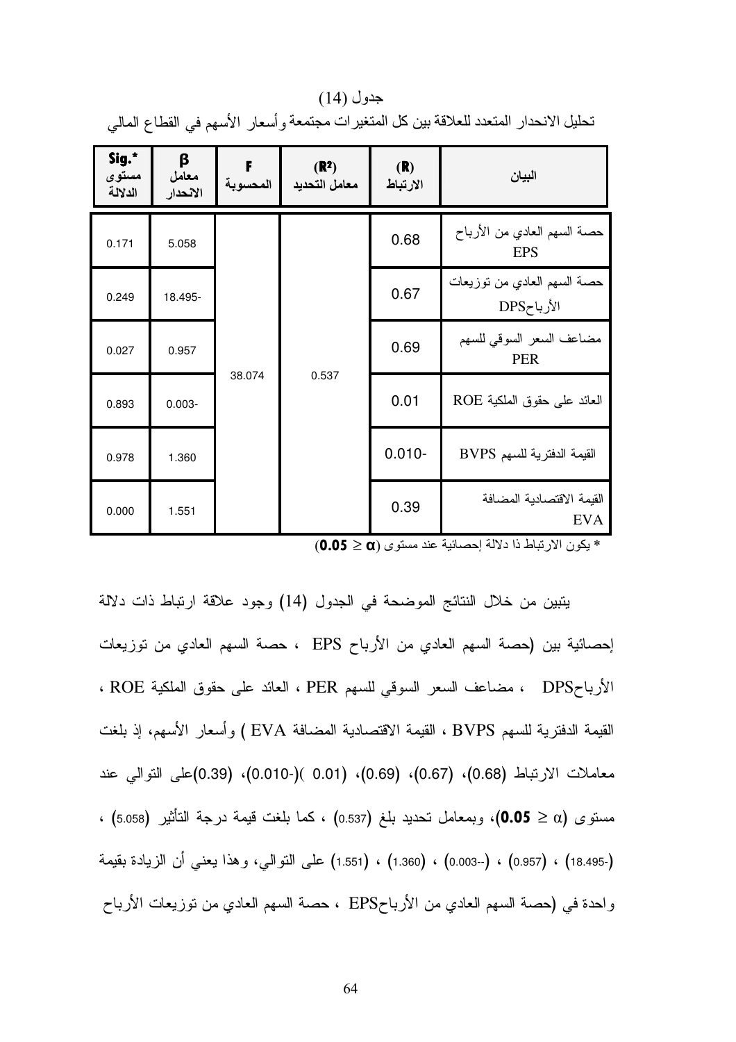جدول (14)

تحليل الانحدار المتعدد للعلاقة بين كل المتغيرات مجتمعة وأسعار الأسهم في القطاع المالي

| البيان | (R) الارتباط | ($R^2$) معامل التحديد | F المحسوبة | β معامل الانحدار | Sig.* مستوى الدلالة |
|---|---|---|---|---|---|
| حصة السهم العادي من الأرباح EPS | 0.68 | 0.537 | 38.074 | 5.058 | 0.171 |
| حصة السهم العادي من توزيعات الأرباحDPS | 0.67 | | | 18.495- | 0.249 |
| مضاعف السعر السوقي للسهم PER | 0.69 | | | 0.957 | 0.027 |
| العائد على حقوق الملكية ROE | 0.01 | | | 0.003- | 0.893 |
| القيمة الدفترية للسهم BVPS | 0.010- | | | 1.360 | 0.978 |
| القيمة الاقتصادية المضافة EVA | 0.39 | | | 1.551 | 0.000 |

* يكون الارتباط ذا دلالة إحصائية عند مستوى (**0.05** ≥ **α**)

يتبين من خلال النتائج الموضحة في الجدول (14) وجود علاقة ارتباط ذات دلالة إحصائية بين (حصة السهم العادي من الأرباح EPS ، حصة السهم العادي من توزيعات الأرباحDPS ، مضاعف السعر السوقي للسهم PER ، العائد على حقوق الملكية ROE ، القيمة الدفترية للسهم BVPS ، القيمة الاقتصادية المضافة EVA ) وأسعار الأسهم، إذ بلغت معاملات الارتباط (0.68)، (0.67)، (0.69)، (0.01 )(-0.010)، (0.39)على التوالي عند مستوى (α ≥ **0.05**)، وبمعامل تحديد بلغ (0.537) ، كما بلغت قيمة درجة التأثير (5.058) ، (-18.495) ، (0.957) ، (--0.003) ، (1.360) ، (1.551) على التوالي، وهذا يعني أن الزيادة بقيمة واحدة في (حصة السهم العادي من الأرباحEPS ، حصة السهم العادي من توزيعات الأرباح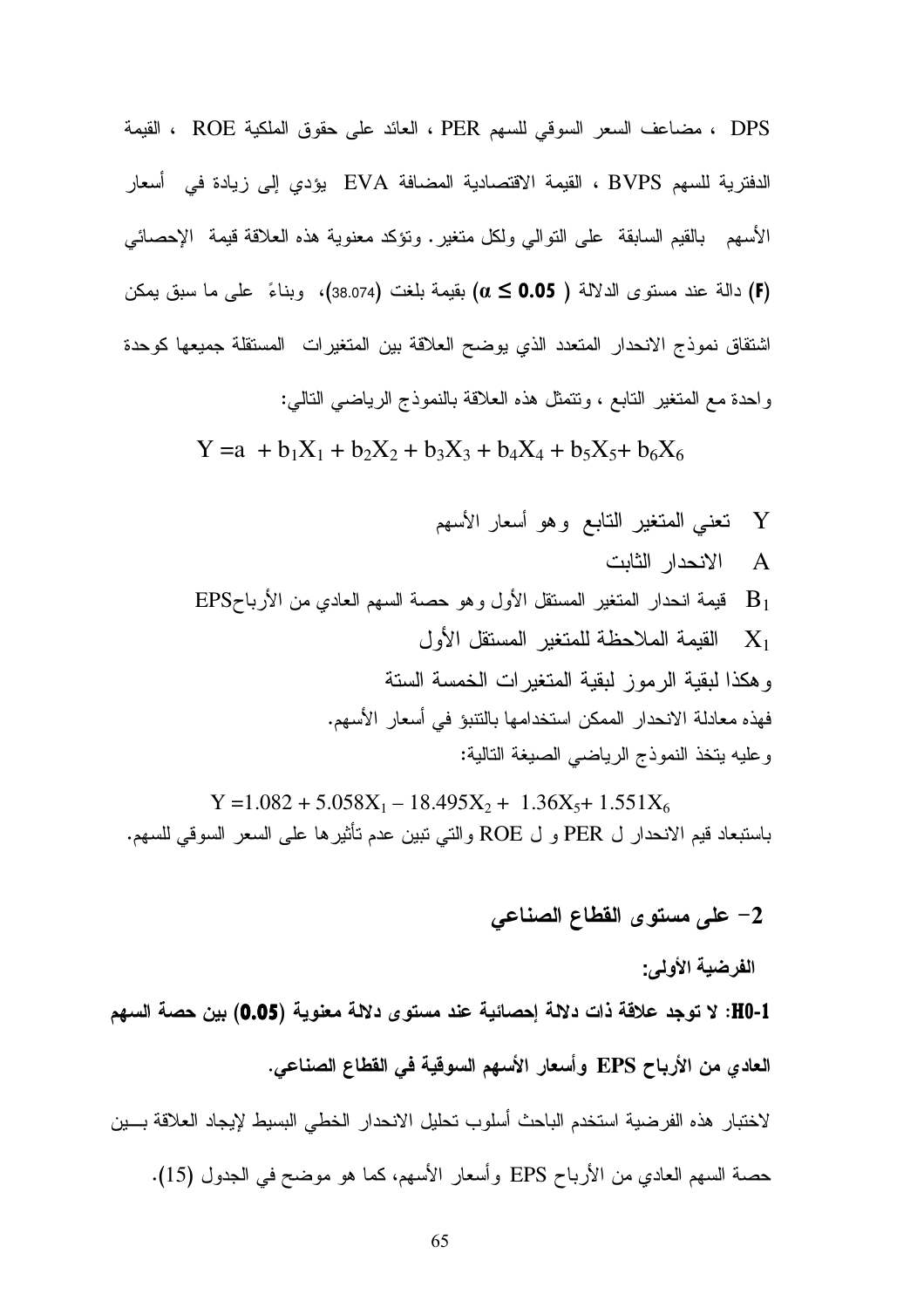DPS ، مضاعف السعر السوقي للسهم PER ، العائد على حقوق الملكية ROE ، القيمة الدفترية للسهم BVPS ، القيمة الاقتصادية المضافة EVA يؤدي إلى زيادة في أسعار الأسهم بالقيم السابقة على التوالي ولكل متغير. وتؤكد معنوية هذه العلاقة قيمة الإحصائي **(F)** دالة عند مستوى الدلالة **($\alpha \leq 0.05$)** بقيمة بلغت (38.074)، وبناءً على ما سبق يمكن اشتقاق نموذج الانحدار المتعدد الذي يوضح العلاقة بين المتغيرات المستقلة جميعها كوحدة واحدة مع المتغير التابع ، وتتمثل هذه العلاقة بالنموذج الرياضي التالي:

$$Y = a + b_1X_1 + b_2X_2 + b_3X_3 + b_4X_4 + b_5X_5 + b_6X_6$$

Y تعني المتغير التابع وهو أسعار الأسهم

A الانحدار الثابت

$B_1$ قيمة انحدار المتغير المستقل الأول وهو حصة السهم العادي من الأرباحEPS

$X_1$ القيمة الملاحظة للمتغير المستقل الأول

وهكذا لبقية الرموز لبقية المتغيرات الخمسة الستة

فهذه معادلة الانحدار الممكن استخدامها بالتنبؤ في أسعار الأسهم.

وعليه يتخذ النموذج الرياضي الصيغة التالية:

$$Y = 1.082 + 5.058X_1 - 18.495X_2 + 1.36X_5 + 1.551X_6$$

باستبعاد قيم الانحدار ل PER و ل ROE والتي تبين عدم تأثيرها على السعر السوقي للسهم.

## 2- على مستوى القطاع الصناعي

**الفرضية الأولى:**

**H0-1: لا توجد علاقة ذات دلالة إحصائية عند مستوى دلالة معنوية (0.05) بين حصة السهم العادي من الأرباح EPS وأسعار الأسهم السوقية في القطاع الصناعي.**

لاختبار هذه الفرضية استخدم الباحث أسلوب تحليل الانحدار الخطي البسيط لإيجاد العلاقة بين حصة السهم العادي من الأرباح EPS وأسعار الأسهم، كما هو موضح في الجدول (15).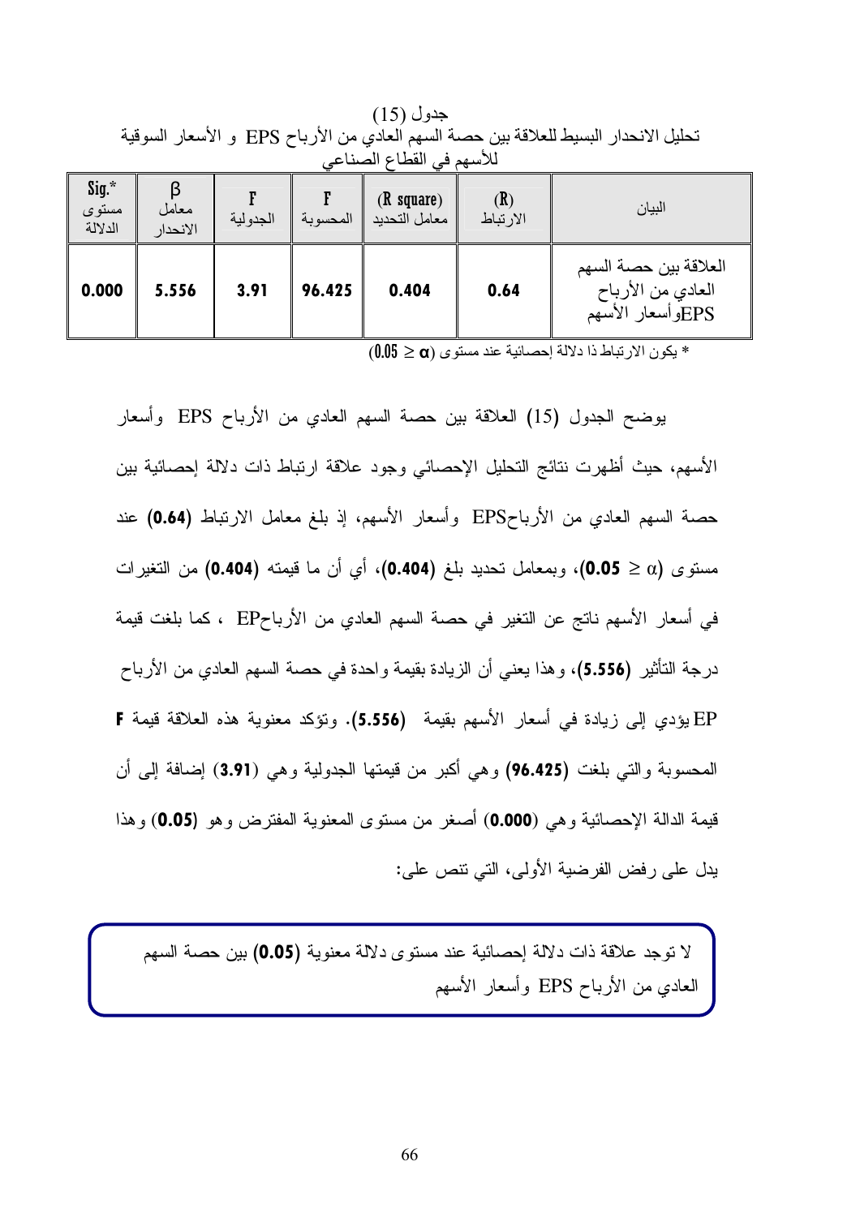جدول (15)

تحليل الانحدار البسيط للعلاقة بين حصة السهم العادي من الأرباح EPS و الأسعار السوقية للأسهم في القطاع الصناعي

| البيان | (R) الارتباط | (R square) معامل التحديد | F المحسوبة | F الجدولية | β معامل الانحدار | Sig.* مستوى الدلالة |
|---|---|---|---|---|---|---|
| العلاقة بين حصة السهم العادي من الأرباح EPSوأسعار الأسهم | 0.64 | 0.404 | 96.425 | 3.91 | 5.556 | 0.000 |

* يكون الارتباط ذا دلالة إحصائية عند مستوى ($0.05 \geq \alpha$)

يوضح الجدول (15) العلاقة بين حصة السهم العادي من الأرباح EPS وأسعار الأسهم، حيث أظهرت نتائج التحليل الإحصائي وجود علاقة ارتباط ذات دلالة إحصائية بين حصة السهم العادي من الأرباحEPS وأسعار الأسهم، إذ بلغ معامل الارتباط **(0.64)** عند مستوى ($\alpha \geq$ **0.05**)، وبمعامل تحديد بلغ **(0.404)**، أي أن ما قيمته **(0.404)** من التغيرات في أسعار الأسهم ناتج عن التغير في حصة السهم العادي من الأرباحEP ، كما بلغت قيمة درجة التأثير **(5.556)**، وهذا يعني أن الزيادة بقيمة واحدة في حصة السهم العادي من الأرباح EP يؤدي إلى زيادة في أسعار الأسهم بقيمة **(5.556)**. وتؤكد معنوية هذه العلاقة قيمة **F** المحسوبة والتي بلغت **(96.425)** وهي أكبر من قيمتها الجدولية وهي (**3.91**) إضافة إلى أن قيمة الدالة الإحصائية وهي (**0.000**) أصغر من مستوى المعنوية المفترض وهو **(0.05)** وهذا يدل على رفض الفرضية الأولى، التي تنص على:

> لا توجد علاقة ذات دلالة إحصائية عند مستوى دلالة معنوية **(0.05)** بين حصة السهم العادي من الأرباح EPS وأسعار الأسهم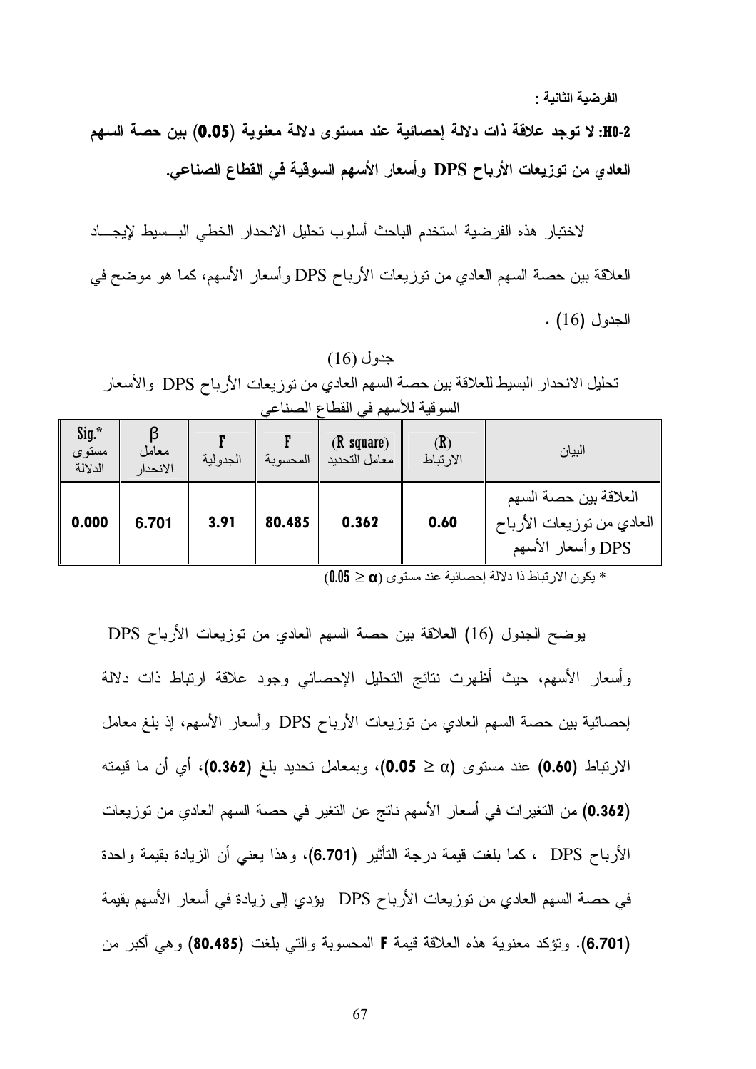**الفرضية الثانية :**

**H0-2: لا توجد علاقة ذات دلالة إحصائية عند مستوى دلالة معنوية (0.05) بين حصة السهم العادي من توزيعات الأرباح DPS وأسعار الأسهم السوقية في القطاع الصناعي.**

لاختبار هذه الفرضية استخدم الباحث أسلوب تحليل الانحدار الخطي البسيط لإيجاد العلاقة بين حصة السهم العادي من توزيعات الأرباح DPS وأسعار الأسهم، كما هو موضح في الجدول (16) .

جدول (16)
تحليل الانحدار البسيط للعلاقة بين حصة السهم العادي من توزيعات الأرباح DPS والأسعار السوقية للأسهم في القطاع الصناعي

| البيان | (R) الارتباط | (R square) معامل التحديد | F المحسوبة | F الجدولية | β معامل الانحدار | Sig.* مستوى الدلالة |
|---|---|---|---|---|---|---|
| العلاقة بين حصة السهم العادي من توزيعات الأرباح DPS وأسعار الأسهم | 0.60 | 0.362 | 80.485 | 3.91 | 6.701 | 0.000 |

* يكون الارتباط ذا دلالة إحصائية عند مستوى ($\alpha \leq 0.05$)

يوضح الجدول (16) العلاقة بين حصة السهم العادي من توزيعات الأرباح DPS وأسعار الأسهم، حيث أظهرت نتائج التحليل الإحصائي وجود علاقة ارتباط ذات دلالة إحصائية بين حصة السهم العادي من توزيعات الأرباح DPS وأسعار الأسهم، إذ بلغ معامل الارتباط **(0.60)** عند مستوى (**0.05** $\geq \alpha$)، وبمعامل تحديد بلغ **(0.362)**، أي أن ما قيمته **(0.362)** من التغيرات في أسعار الأسهم ناتج عن التغير في حصة السهم العادي من توزيعات الأرباح DPS ، كما بلغت قيمة درجة التأثير **(6.701)**، وهذا يعني أن الزيادة بقيمة واحدة في حصة السهم العادي من توزيعات الأرباح DPS يؤدي إلى زيادة في أسعار الأسهم بقيمة **(6.701)**. وتؤكد معنوية هذه العلاقة قيمة **F** المحسوبة والتي بلغت **(80.485)** وهي أكبر من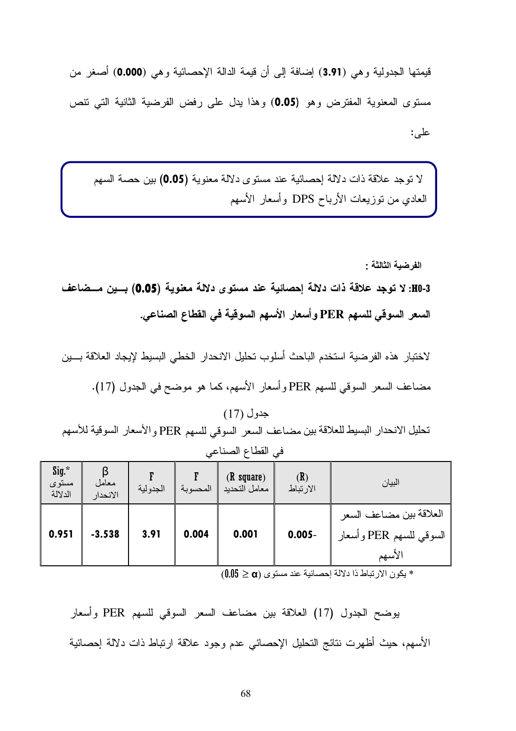قيمتها الجدولية وهي (**3.91**) إضافة إلى أن قيمة الدالة الإحصائية وهي (**0.000**) أصغر من مستوى المعنوية المفترض وهو (**0.05**) وهذا يدل على رفض الفرضية الثانية التي تنص على:

> لا توجد علاقة ذات دلالة إحصائية عند مستوى دلالة معنوية (**0.05**) بين حصة السهم العادي من توزيعات الأرباح DPS وأسعار الأسهم

**الفرضية الثالثة :**

**H0-3: لا توجد علاقة ذات دلالة إحصائية عند مستوى دلالة معنوية (0.05) بين مضاعف السعر السوقي للسهم PER وأسعار الأسهم السوقية في القطاع الصناعي.**

لاختبار هذه الفرضية استخدم الباحث أسلوب تحليل الانحدار الخطي البسيط لإيجاد العلاقة بين مضاعف السعر السوقي للسهم PER وأسعار الأسهم، كما هو موضح في الجدول (17).

جدول (17)

تحليل الانحدار البسيط للعلاقة بين مضاعف السعر السوقي للسهم PER والأسعار السوقية للأسهم في القطاع الصناعي

| البيان | (R) الارتباط | (R square) معامل التحديد | F المحسوبة | F الجدولية | β معامل الانحدار | Sig.* مستوى الدلالة |
|---|---|---|---|---|---|---|
| العلاقة بين مضاعف السعر السوقي للسهم PER وأسعار الأسهم | -0.005 | 0.001 | 0.004 | 3.91 | -3.538 | 0.951 |

* يكون الارتباط ذا دلالة إحصائية عند مستوى ($\alpha \leq 0.05$)

يوضح الجدول (17) العلاقة بين مضاعف السعر السوقي للسهم PER وأسعار الأسهم، حيث أظهرت نتائج التحليل الإحصائي عدم وجود علاقة ارتباط ذات دلالة إحصائية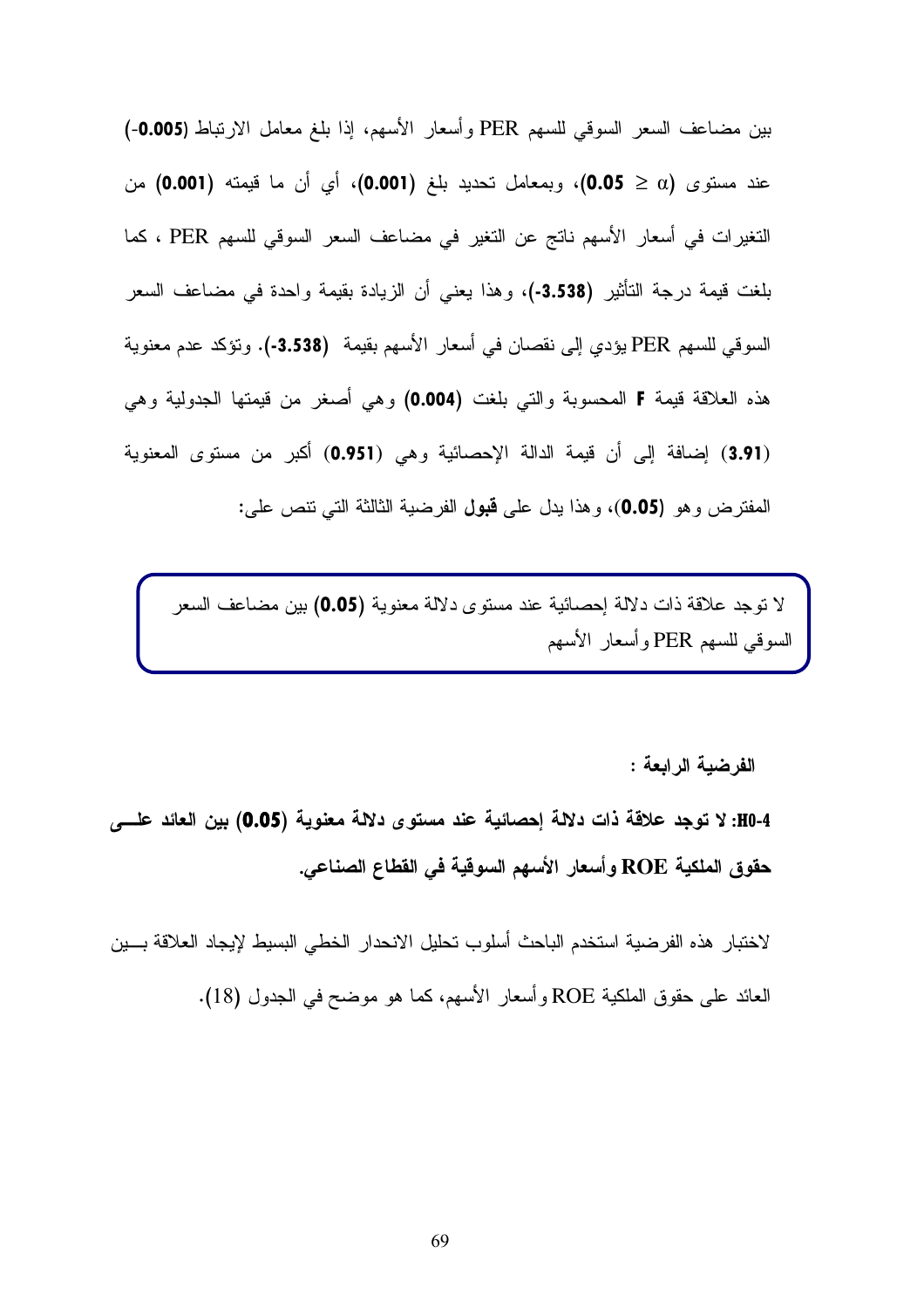بين مضاعف السعر السوقي للسهم PER وأسعار الأسهم، إذا بلغ معامل الارتباط **(-0.005)** عند مستوى **(α ≤ 0.05)**، وبمعامل تحديد بلغ **(0.001)**، أي أن ما قيمته **(0.001)** من التغيرات في أسعار الأسهم ناتج عن التغير في مضاعف السعر السوقي للسهم PER ، كما بلغت قيمة درجة التأثير **(-3.538)**، وهذا يعني أن الزيادة بقيمة واحدة في مضاعف السعر السوقي للسهم PER يؤدي إلى نقصان في أسعار الأسهم بقيمة **(-3.538)**. وتؤكد عدم معنوية هذه العلاقة قيمة **F** المحسوبة والتي بلغت **(0.004)** وهي أصغر من قيمتها الجدولية وهي **(3.91)** إضافة إلى أن قيمة الدالة الإحصائية وهي **(0.951)** أكبر من مستوى المعنوية المفترض وهو **(0.05)**، وهذا يدل على **قبول** الفرضية الثالثة التي تنص على:

> لا توجد علاقة ذات دلالة إحصائية عند مستوى دلالة معنوية **(0.05)** بين مضاعف السعر السوقي للسهم PER وأسعار الأسهم

**الفرضية الرابعة :**

**H0-4: لا توجد علاقة ذات دلالة إحصائية عند مستوى دلالة معنوية (0.05) بين العائد على حقوق الملكية ROE وأسعار الأسهم السوقية في القطاع الصناعي.**

لاختبار هذه الفرضية استخدم الباحث أسلوب تحليل الانحدار الخطي البسيط لإيجاد العلاقة بين العائد على حقوق الملكية ROE وأسعار الأسهم، كما هو موضح في الجدول (18).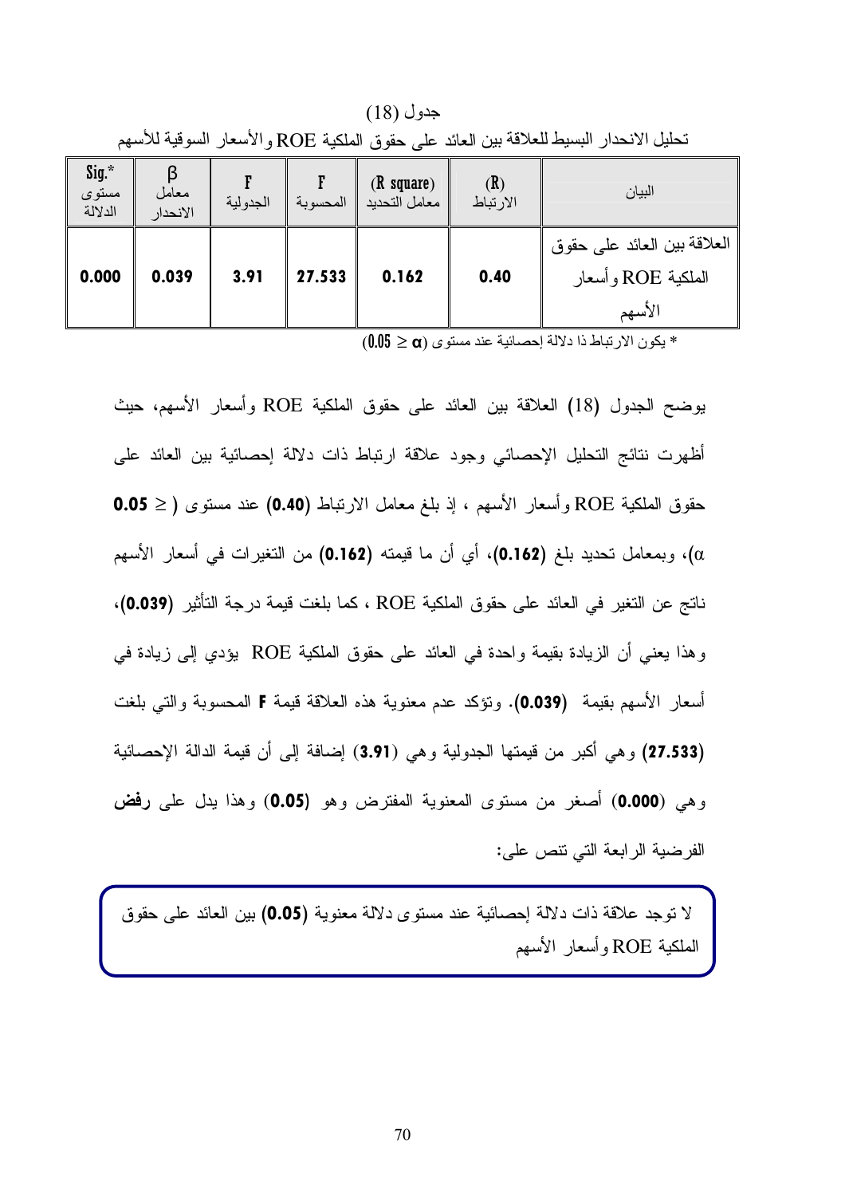جدول (18)

تحليل الانحدار البسيط للعلاقة بين العائد على حقوق الملكية ROE والأسعار السوقية للأسهم

| البيان | (R) الارتباط | (R square) معامل التحديد | F المحسوبة | F الجدولية | β معامل الانحدار | Sig.* مستوى الدلالة |
|---|---|---|---|---|---|---|
| العلاقة بين العائد على حقوق الملكية ROE وأسعار الأسهم | **0.40** | **0.162** | **27.533** | **3.91** | **0.039** | **0.000** |

* يكون الارتباط ذا دلالة إحصائية عند مستوى $(\alpha \leq 0.05)$

يوضح الجدول (18) العلاقة بين العائد على حقوق الملكية ROE وأسعار الأسهم، حيث أظهرت نتائج التحليل الإحصائي وجود علاقة ارتباط ذات دلالة إحصائية بين العائد على حقوق الملكية ROE وأسعار الأسهم ، إذ بلغ معامل الارتباط **(0.40)** عند مستوى ( **0.05** ≥ α)، وبمعامل تحديد بلغ **(0.162)**، أي أن ما قيمته **(0.162)** من التغيرات في أسعار الأسهم ناتج عن التغير في العائد على حقوق الملكية ROE ، كما بلغت قيمة درجة التأثير **(0.039)**، وهذا يعني أن الزيادة بقيمة واحدة في العائد على حقوق الملكية ROE يؤدي إلى زيادة في أسعار الأسهم بقيمة **(0.039)**. وتؤكد عدم معنوية هذه العلاقة قيمة **F** المحسوبة والتي بلغت **(27.533)** وهي أكبر من قيمتها الجدولية وهي (**3.91**) إضافة إلى أن قيمة الدالة الإحصائية وهي (**0.000**) أصغر من مستوى المعنوية المفترض وهو **(0.05)** وهذا يدل على **رفض** الفرضية الرابعة التي تنص على:

> لا توجد علاقة ذات دلالة إحصائية عند مستوى دلالة معنوية **(0.05)** بين العائد على حقوق الملكية ROE وأسعار الأسهم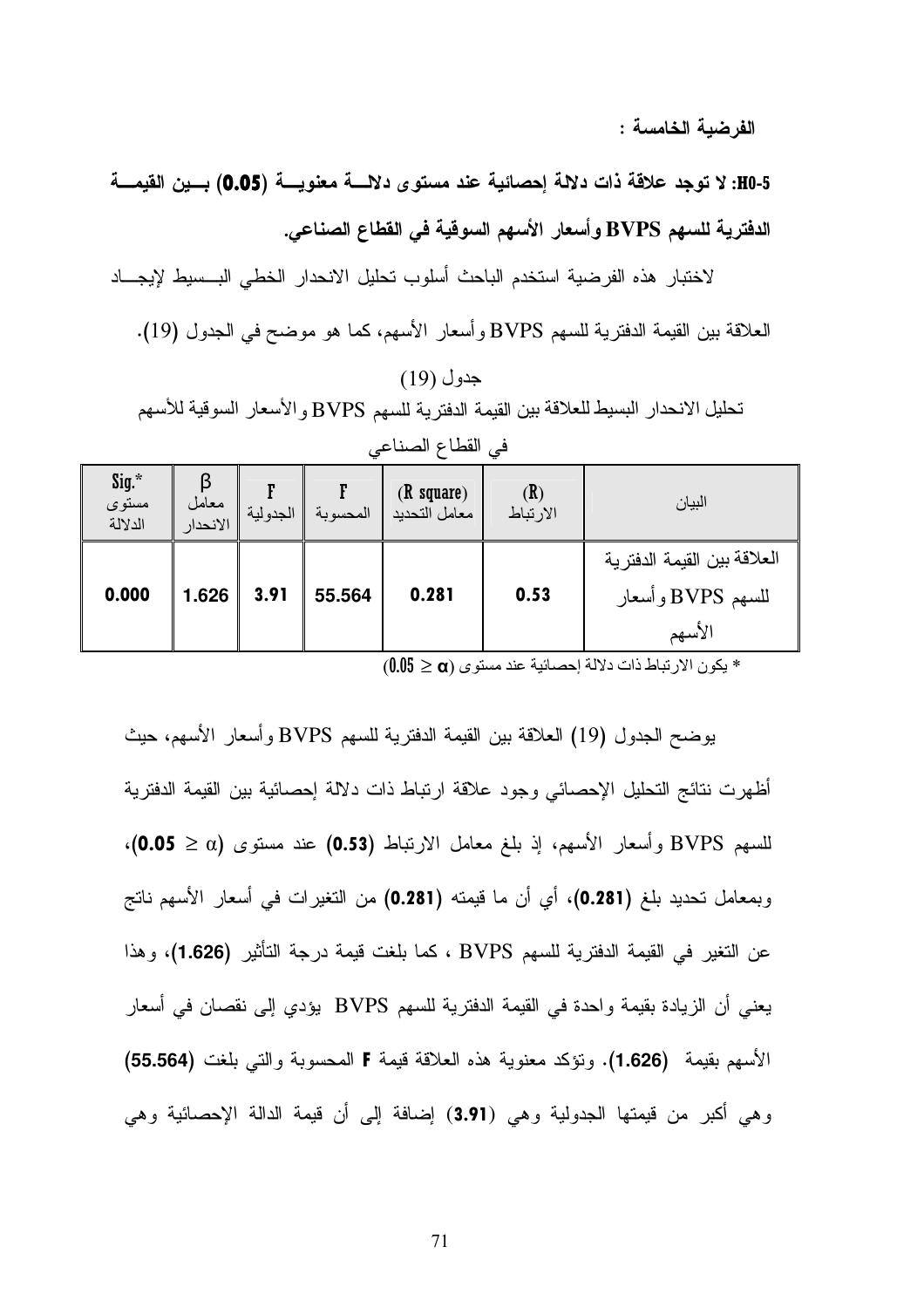**الفرضية الخامسة :**

**H0-5: لا توجد علاقة ذات دلالة إحصائية عند مستوى دلالـــة معنويـــة (0.05) بـــين القيمـــة الدفترية للسهم BVPS وأسعار الأسهم السوقية في القطاع الصناعي.**

لاختبار هذه الفرضية استخدم الباحث أسلوب تحليل الانحدار الخطي البـــسيط لإيجـــاد العلاقة بين القيمة الدفترية للسهم BVPS وأسعار الأسهم، كما هو موضح في الجدول (19).

جدول (19)

تحليل الانحدار البسيط للعلاقة بين القيمة الدفترية للسهم BVPS والأسعار السوقية للأسهم في القطاع الصناعي

| البيان | (R) الارتباط | (R square) معامل التحديد | F المحسوبة | F الجدولية | β معامل الانحدار | Sig.* مستوى الدلالة |
|---|---|---|---|---|---|---|
| العلاقة بين القيمة الدفترية للسهم BVPS وأسعار الأسهم | 0.53 | 0.281 | 55.564 | 3.91 | 1.626 | 0.000 |

* يكون الارتباط ذات دلالة إحصائية عند مستوى ($\alpha \leq 0.05$)

يوضح الجدول (19) العلاقة بين القيمة الدفترية للسهم BVPS وأسعار الأسهم، حيث أظهرت نتائج التحليل الإحصائي وجود علاقة ارتباط ذات دلالة إحصائية بين القيمة الدفترية للسهم BVPS وأسعار الأسهم، إذ بلغ معامل الارتباط **(0.53)** عند مستوى ($\alpha \leq$ **0.05**)، وبمعامل تحديد بلغ **(0.281)**، أي أن ما قيمته **(0.281)** من التغيرات في أسعار الأسهم ناتج عن التغير في القيمة الدفترية للسهم BVPS ، كما بلغت قيمة درجة التأثير **(1.626)**، وهذا يعني أن الزيادة بقيمة واحدة في القيمة الدفترية للسهم BVPS يؤدي إلى نقصان في أسعار الأسهم بقيمة **(1.626)**. وتؤكد معنوية هذه العلاقة قيمة **F** المحسوبة والتي بلغت **(55.564)** وهي أكبر من قيمتها الجدولية وهي (**3.91**) إضافة إلى أن قيمة الدالة الإحصائية وهي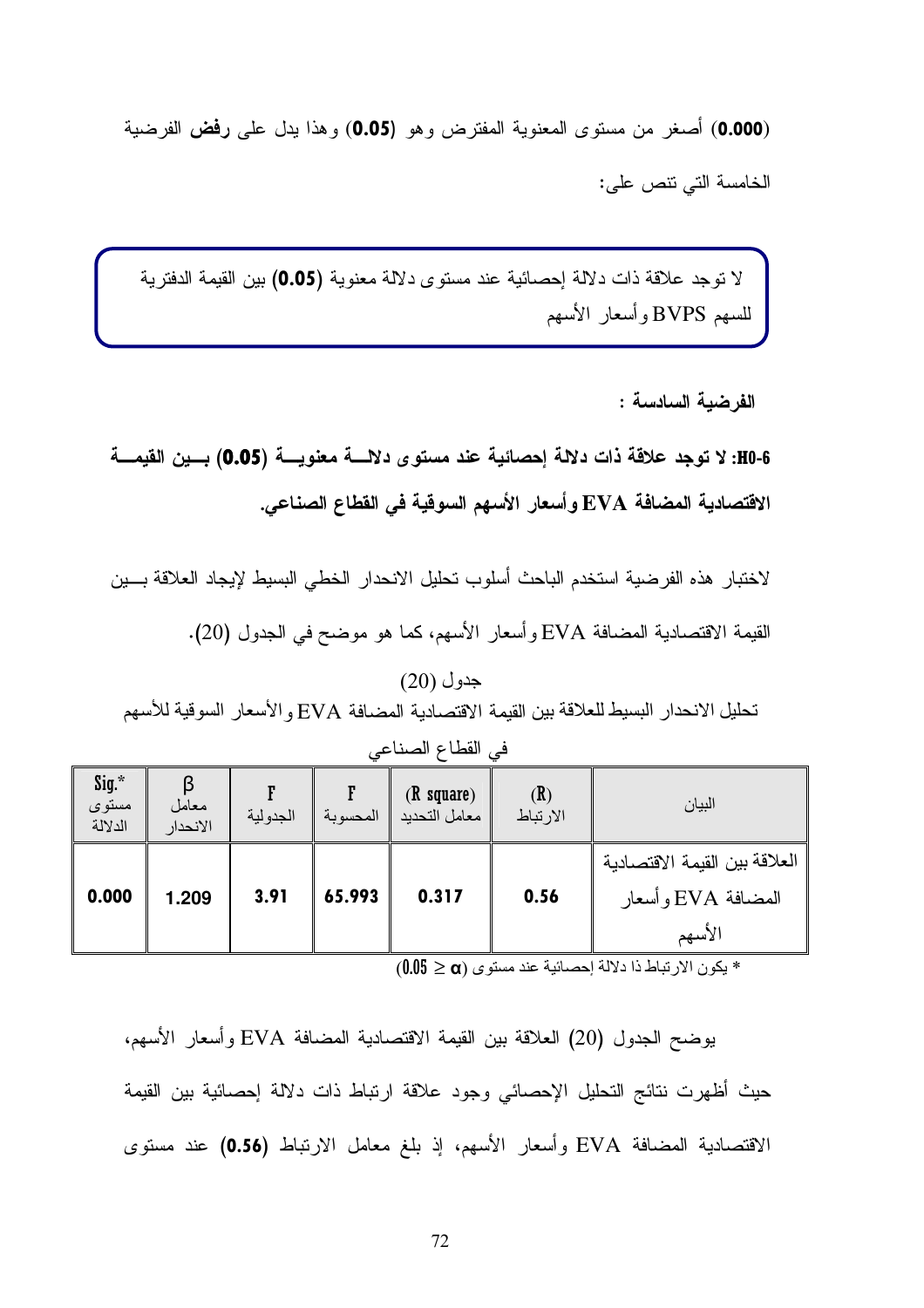(**0.000**) أصغر من مستوى المعنوية المفترض وهو (**0.05**) وهذا يدل على **رفض** الفرضية الخامسة التي تنص على:

> لا توجد علاقة ذات دلالة إحصائية عند مستوى دلالة معنوية (**0.05**) بين القيمة الدفترية للسهم BVPS وأسعار الأسهم

**الفرضية السادسة :**

**H0-6: لا توجد علاقة ذات دلالة إحصائية عند مستوى دلالة معنوية (0.05) بين القيمة الاقتصادية المضافة EVA وأسعار الأسهم السوقية في القطاع الصناعي.**

لاختبار هذه الفرضية استخدم الباحث أسلوب تحليل الانحدار الخطي البسيط لإيجاد العلاقة بين القيمة الاقتصادية المضافة EVA وأسعار الأسهم، كما هو موضح في الجدول (20).

جدول (20)

تحليل الانحدار البسيط للعلاقة بين القيمة الاقتصادية المضافة EVA والأسعار السوقية للأسهم في القطاع الصناعي

| البيان | (R) الارتباط | (R square) معامل التحديد | F المحسوبة | F الجدولية | β معامل الانحدار | Sig.* مستوى الدلالة |
|---|---|---|---|---|---|---|
| العلاقة بين القيمة الاقتصادية المضافة EVA وأسعار الأسهم | **0.56** | **0.317** | **65.993** | **3.91** | **1.209** | **0.000** |

* يكون الارتباط ذا دلالة إحصائية عند مستوى $(\alpha \leq 0.05)$

يوضح الجدول (20) العلاقة بين القيمة الاقتصادية المضافة EVA وأسعار الأسهم، حيث أظهرت نتائج التحليل الإحصائي وجود علاقة ارتباط ذات دلالة إحصائية بين القيمة الاقتصادية المضافة EVA وأسعار الأسهم، إذ بلغ معامل الارتباط (**0.56**) عند مستوى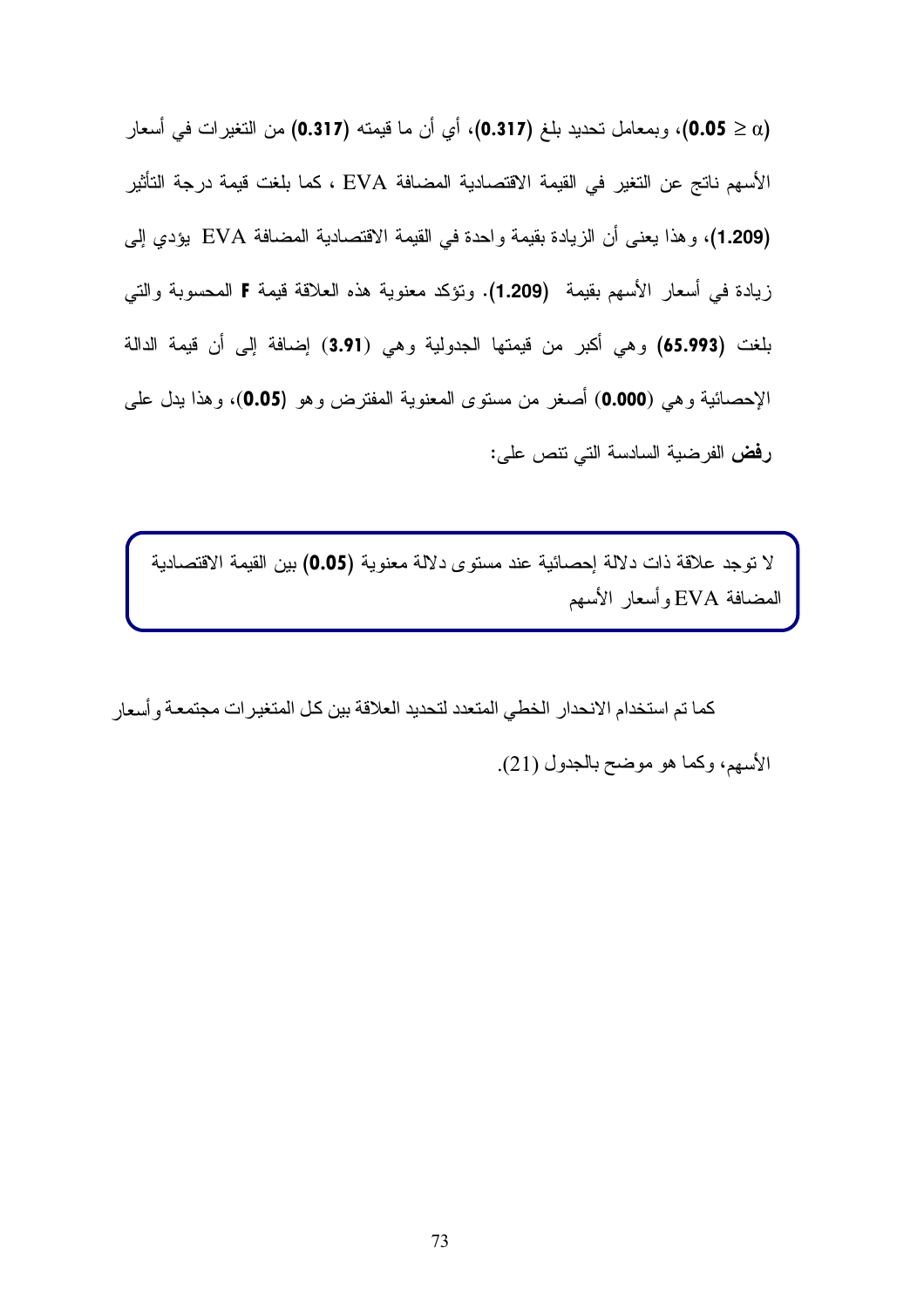($\alpha \leq 0.05$)، وبمعامل تحديد بلغ **(0.317)**، أي أن ما قيمته **(0.317)** من التغيرات في أسعار الأسهم ناتج عن التغير في القيمة الاقتصادية المضافة EVA ، كما بلغت قيمة درجة التأثير **(1.209)**، وهذا يعنى أن الزيادة بقيمة واحدة في القيمة الاقتصادية المضافة EVA يؤدي إلى زيادة في أسعار الأسهم بقيمة **(1.209)**. وتؤكد معنوية هذه العلاقة قيمة **F** المحسوبة والتي بلغت **(65.993)** وهي أكبر من قيمتها الجدولية وهي **(3.91)** إضافة إلى أن قيمة الدالة الإحصائية وهي **(0.000)** أصغر من مستوى المعنوية المفترض وهو **(0.05)**، وهذا يدل على **رفض** الفرضية السادسة التي تنص على:

> لا توجد علاقة ذات دلالة إحصائية عند مستوى دلالة معنوية **(0.05)** بين القيمة الاقتصادية المضافة EVA وأسعار الأسهم

كما تم استخدام الانحدار الخطي المتعدد لتحديد العلاقة بين كل المتغيرات مجتمعة وأسعار الأسهم، وكما هو موضح بالجدول (21).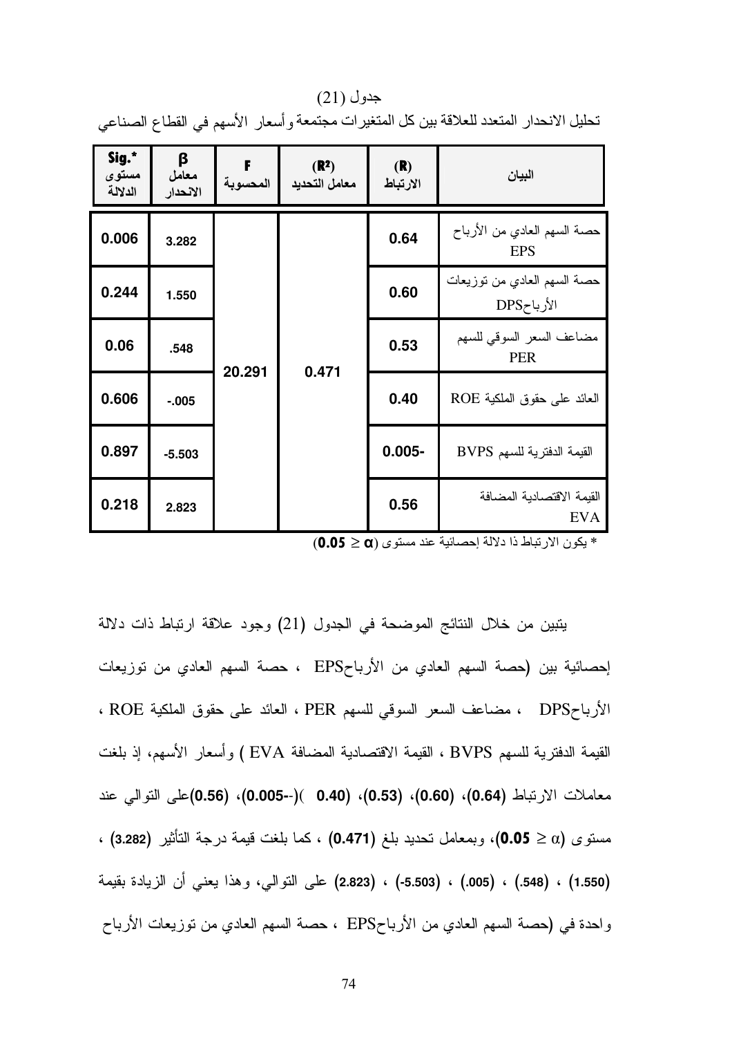جدول (21)

تحليل الانحدار المتعدد للعلاقة بين كل المتغيرات مجتمعة وأسعار الأسهم في القطاع الصناعي

| البيان | (R) الارتباط | ($R^2$) معامل التحديد | F المحسوبة | β معامل الانحدار | Sig.* مستوى الدلالة |
|---|---|---|---|---|---|
| حصة السهم العادي من الأرباح EPS | 0.64 | 0.471 | 20.291 | 3.282 | 0.006 |
| حصة السهم العادي من توزيعات الأرباحDPS | 0.60 | | | 1.550 | 0.244 |
| مضاعف السعر السوقي للسهم PER | 0.53 | | | .548 | 0.06 |
| العائد على حقوق الملكية ROE | 0.40 | | | -.005 | 0.606 |
| القيمة الدفترية للسهم BVPS | -0.005 | | | -5.503 | 0.897 |
| القيمة الاقتصادية المضافة EVA | 0.56 | | | 2.823 | 0.218 |

* يكون الارتباط ذا دلالة إحصائية عند مستوى (**0.05** ≥ **α**)

يتبين من خلال النتائج الموضحة في الجدول (21) وجود علاقة ارتباط ذات دلالة إحصائية بين (حصة السهم العادي من الأرباحEPS ، حصة السهم العادي من توزيعات الأرباحDPS ، مضاعف السعر السوقي للسهم PER ، العائد على حقوق الملكية ROE ، القيمة الدفترية للسهم BVPS ، القيمة الاقتصادية المضافة EVA ) وأسعار الأسهم، إذ بلغت معاملات الارتباط **(0.64)**، **(0.60)**، **(0.53)**، **(0.40** )(**--0.005**)، **(0.56)**على التوالي عند مستوى (α ≥ **0.05**)، وبمعامل تحديد بلغ **(0.471)** ، كما بلغت قيمة درجة التأثير **(3.282)** ، **(1.550)** ، **(.548)** ، **(.005)** ، **(-5.503)** ، **(2.823)** على التوالي، وهذا يعني أن الزيادة بقيمة واحدة في (حصة السهم العادي من الأرباحEPS ، حصة السهم العادي من توزيعات الأرباح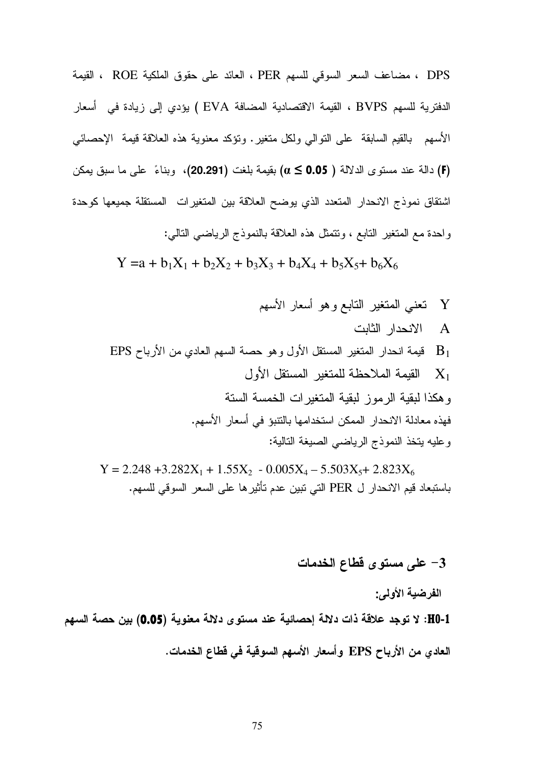DPS ، مضاعف السعر السوقي للسهم PER ، العائد على حقوق الملكية ROE ، القيمة الدفترية للسهم BVPS ، القيمة الاقتصادية المضافة EVA ) يؤدي إلى زيادة في أسعار الأسهم بالقيم السابقة على التوالي ولكل متغير. وتؤكد معنوية هذه العلاقة قيمة الإحصائي **(F)** دالة عند مستوى الدلالة ( $\alpha \leq 0.05$ ) بقيمة بلغت **(20.291)**، وبناءً على ما سبق يمكن اشتقاق نموذج الانحدار المتعدد الذي يوضح العلاقة بين المتغيرات المستقلة جميعها كوحدة واحدة مع المتغير التابع ، وتتمثل هذه العلاقة بالنموذج الرياضي التالي:

$$Y = a + b_1X_1 + b_2X_2 + b_3X_3 + b_4X_4 + b_5X_5 + b_6X_6$$

Y تعني المتغير التابع وهو أسعار الأسهم

A الانحدار الثابت

$B_1$ قيمة انحدار المتغير المستقل الأول وهو حصة السهم العادي من الأرباح EPS

$X_1$ القيمة الملاحظة للمتغير المستقل الأول

وهكذا لبقية الرموز لبقية المتغيرات الخمسة الستة

فهذه معادلة الانحدار الممكن استخدامها بالتنبؤ في أسعار الأسهم.

وعليه يتخذ النموذج الرياضي الصيغة التالية:

$$Y = 2.248 + 3.282X_1 + 1.55X_2 - 0.005X_4 - 5.503X_5 + 2.823X_6$$

باستبعاد قيم الانحدار ل PER التي تبين عدم تأثيرها على السعر السوقي للسهم.

### 3- على مستوى قطاع الخدمات

**الفرضية الأولى:**

**H0-1: لا توجد علاقة ذات دلالة إحصائية عند مستوى دلالة معنوية (0.05) بين حصة السهم العادي من الأرباح EPS وأسعار الأسهم السوقية في قطاع الخدمات.**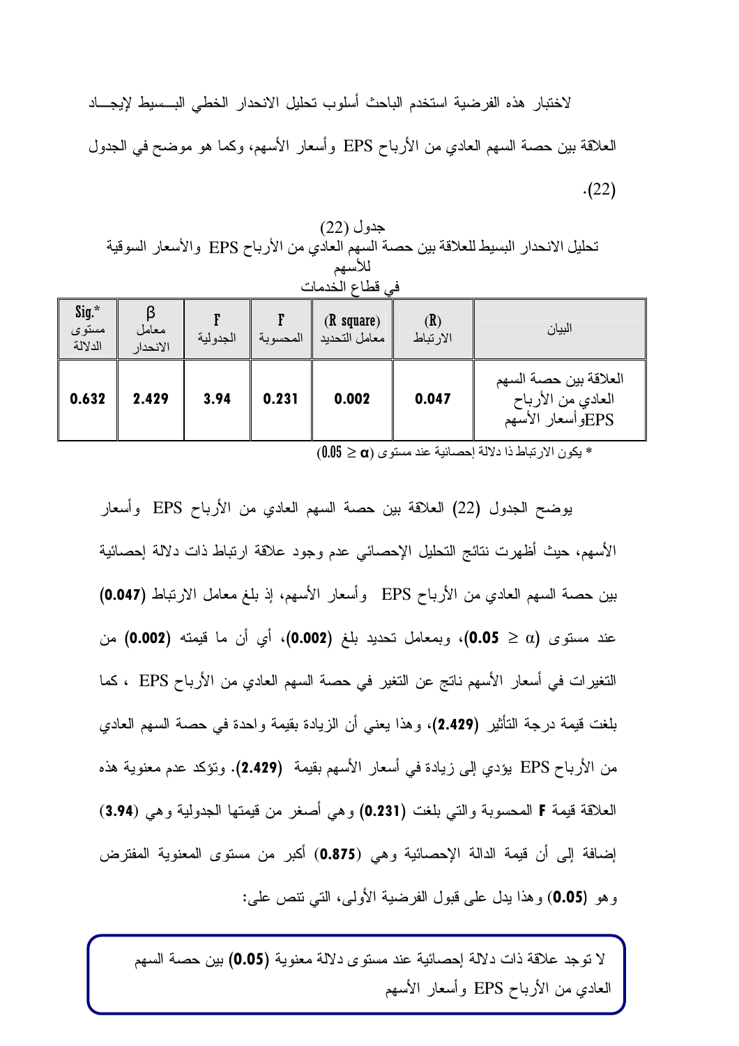لاختبار هذه الفرضية استخدم الباحث أسلوب تحليل الانحدار الخطي البسيط لإيجاد العلاقة بين حصة السهم العادي من الأرباح EPS وأسعار الأسهم، وكما هو موضح في الجدول (22).

جدول (22)
تحليل الانحدار البسيط للعلاقة بين حصة السهم العادي من الأرباح EPS والأسعار السوقية للأسهم
في قطاع الخدمات

| البيان | (R) الارتباط | (R square) معامل التحديد | F المحسوبة | F الجدولية | β معامل الانحدار | Sig.* مستوى الدلالة |
|---|---|---|---|---|---|---|
| العلاقة بين حصة السهم العادي من الأرباح EPSوأسعار الأسهم | **0.047** | **0.002** | **0.231** | **3.94** | **2.429** | **0.632** |

* يكون الارتباط ذا دلالة إحصائية عند مستوى ($\alpha \leq 0.05$)

يوضح الجدول (22) العلاقة بين حصة السهم العادي من الأرباح EPS وأسعار الأسهم، حيث أظهرت نتائج التحليل الإحصائي عدم وجود علاقة ارتباط ذات دلالة إحصائية بين حصة السهم العادي من الأرباح EPS وأسعار الأسهم، إذ بلغ معامل الارتباط **(0.047)** عند مستوى **($\alpha \leq 0.05$)**، وبمعامل تحديد بلغ **(0.002)**، أي أن ما قيمته **(0.002)** من التغيرات في أسعار الأسهم ناتج عن التغير في حصة السهم العادي من الأرباح EPS ، كما بلغت قيمة درجة التأثير **(2.429)**، وهذا يعني أن الزيادة بقيمة واحدة في حصة السهم العادي من الأرباح EPS يؤدي إلى زيادة في أسعار الأسهم بقيمة **(2.429)**. وتؤكد عدم معنوية هذه العلاقة قيمة **F** المحسوبة والتي بلغت **(0.231)** وهي أصغر من قيمتها الجدولية وهي **(3.94)** إضافة إلى أن قيمة الدالة الإحصائية وهي **(0.875)** أكبر من مستوى المعنوية المفترض وهو **(0.05)** وهذا يدل على قبول الفرضية الأولى، التي تنص على:

> لا توجد علاقة ذات دلالة إحصائية عند مستوى دلالة معنوية **(0.05)** بين حصة السهم العادي من الأرباح EPS وأسعار الأسهم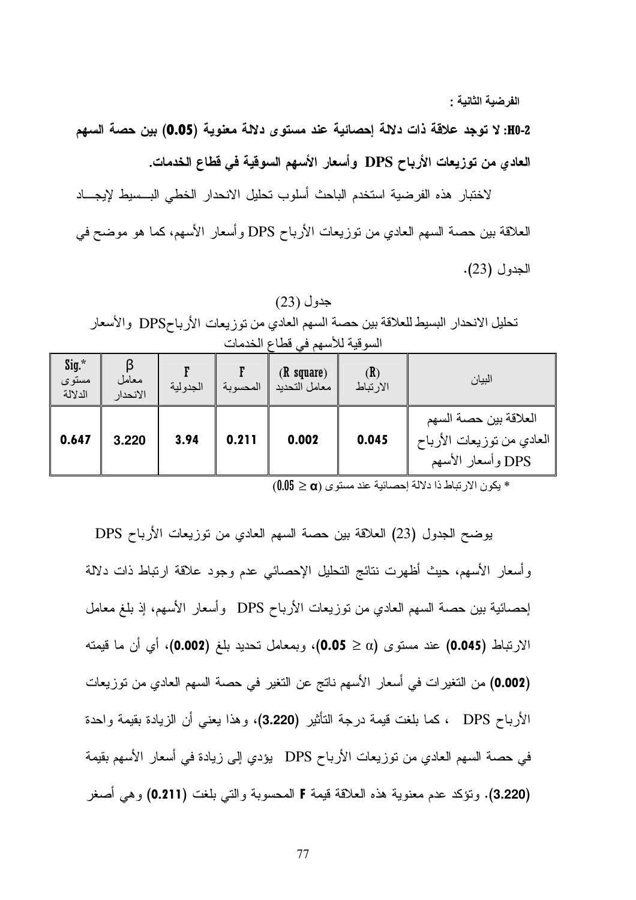**الفرضية الثانية :**

**H0-2: لا توجد علاقة ذات دلالة إحصائية عند مستوى دلالة معنوية (0.05) بين حصة السهم العادي من توزيعات الأرباح DPS وأسعار الأسهم السوقية في قطاع الخدمات.**

لاختبار هذه الفرضية استخدم الباحث أسلوب تحليل الانحدار الخطي البسيط لإيجاد العلاقة بين حصة السهم العادي من توزيعات الأرباح DPS وأسعار الأسهم، كما هو موضح في الجدول (23).

جدول (23)

تحليل الانحدار البسيط للعلاقة بين حصة السهم العادي من توزيعات الأرباحDPS والأسعار السوقية للأسهم في قطاع الخدمات

| البيان | (R) الارتباط | (R square) معامل التحديد | F المحسوبة | F الجدولية | β معامل الانحدار | Sig.* مستوى الدلالة |
|---|---|---|---|---|---|---|
| العلاقة بين حصة السهم العادي من توزيعات الأرباح DPS وأسعار الأسهم | **0.045** | **0.002** | **0.211** | **3.94** | **3.220** | **0.647** |

* يكون الارتباط ذا دلالة إحصائية عند مستوى ($\alpha \leq 0.05$)

يوضح الجدول (23) العلاقة بين حصة السهم العادي من توزيعات الأرباح DPS وأسعار الأسهم، حيث أظهرت نتائج التحليل الإحصائي عدم وجود علاقة ارتباط ذات دلالة إحصائية بين حصة السهم العادي من توزيعات الأرباح DPS وأسعار الأسهم، إذ بلغ معامل الارتباط (**0.045**) عند مستوى (**0.05** $\geq \alpha$)، وبمعامل تحديد بلغ (**0.002**)، أي أن ما قيمته (**0.002**) من التغيرات في أسعار الأسهم ناتج عن التغير في حصة السهم العادي من توزيعات الأرباح DPS ، كما بلغت قيمة درجة التأثير (**3.220**)، وهذا يعني أن الزيادة بقيمة واحدة في حصة السهم العادي من توزيعات الأرباح DPS يؤدي إلى زيادة في أسعار الأسهم بقيمة (**3.220**). وتؤكد عدم معنوية هذه العلاقة قيمة **F** المحسوبة والتي بلغت (**0.211**) وهي أصغر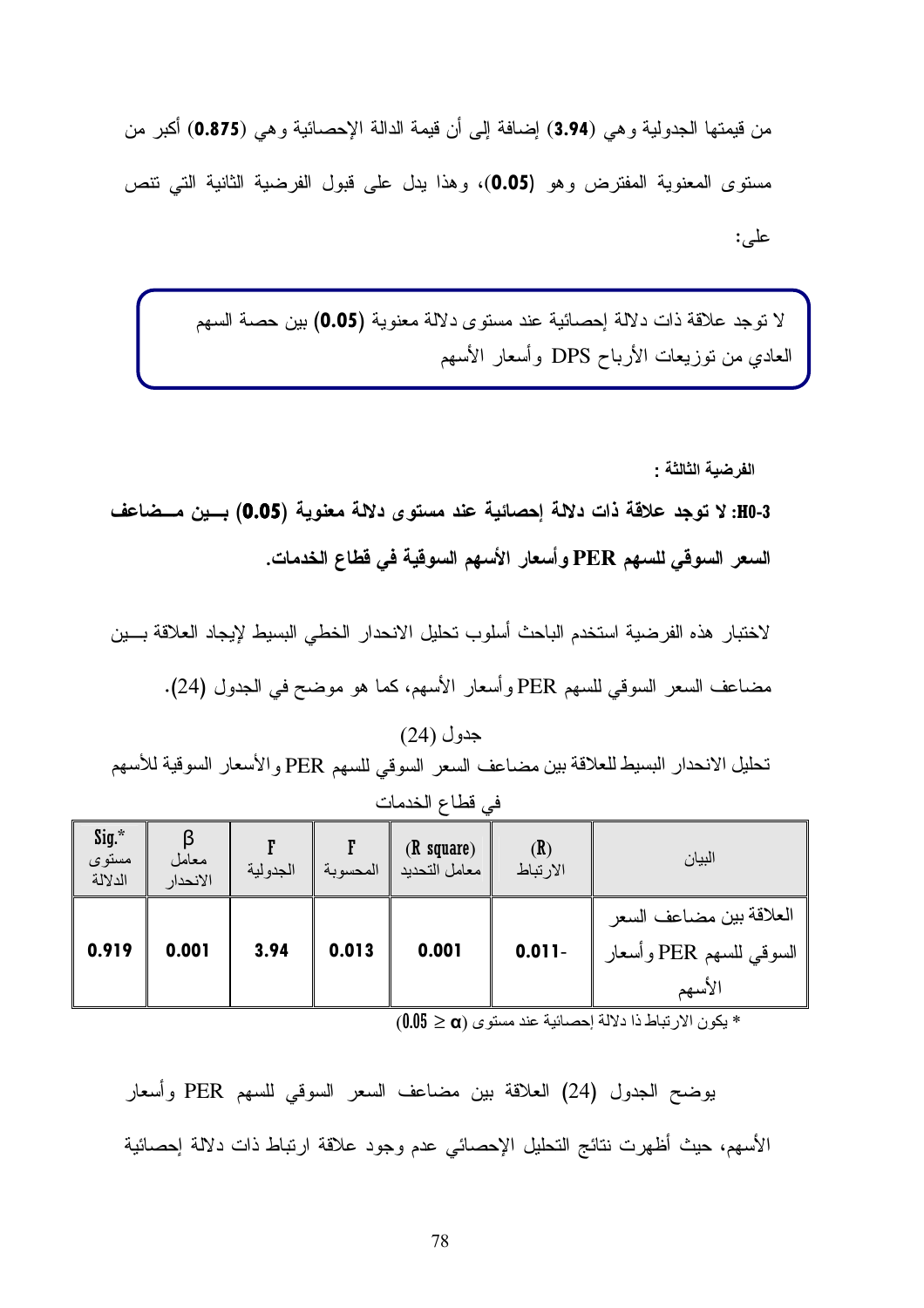من قيمتها الجدولية وهي (**3.94**) إضافة إلى أن قيمة الدالة الإحصائية وهي (**0.875**) أكبر من مستوى المعنوية المفترض وهو (**0.05**)، وهذا يدل على قبول الفرضية الثانية التي تنص على:

> لا توجد علاقة ذات دلالة إحصائية عند مستوى دلالة معنوية (**0.05**) بين حصة السهم العادي من توزيعات الأرباح DPS وأسعار الأسهم

**الفرضية الثالثة :**

**H0-3: لا توجد علاقة ذات دلالة إحصائية عند مستوى دلالة معنوية (0.05) بين مضاعف السعر السوقي للسهم PER وأسعار الأسهم السوقية في قطاع الخدمات.**

لاختبار هذه الفرضية استخدم الباحث أسلوب تحليل الانحدار الخطي البسيط لإيجاد العلاقة بين مضاعف السعر السوقي للسهم PER وأسعار الأسهم، كما هو موضح في الجدول (24).

جدول (24)

تحليل الانحدار البسيط للعلاقة بين مضاعف السعر السوقي للسهم PER والأسعار السوقية للأسهم في قطاع الخدمات

| البيان | (R) الارتباط | (R square) معامل التحديد | F المحسوبة | F الجدولية | β معامل الانحدار | Sig.* مستوى الدلالة |
|---|---|---|---|---|---|---|
| العلاقة بين مضاعف السعر السوقي للسهم PER وأسعار الأسهم | 0.011- | 0.001 | 0.013 | 3.94 | 0.001 | 0.919 |

* يكون الارتباط ذا دلالة إحصائية عند مستوى ($\alpha \leq 0.05$)

يوضح الجدول (24) العلاقة بين مضاعف السعر السوقي للسهم PER وأسعار الأسهم، حيث أظهرت نتائج التحليل الإحصائي عدم وجود علاقة ارتباط ذات دلالة إحصائية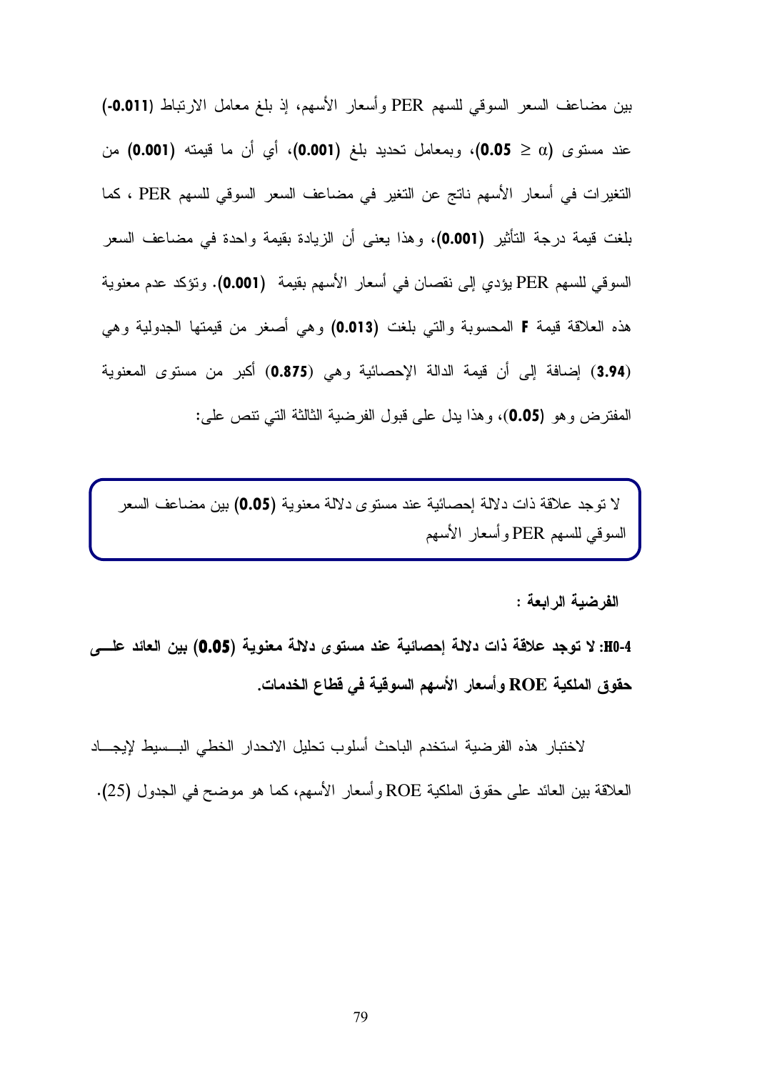بين مضاعف السعر السوقي للسهم PER وأسعار الأسهم، إذ بلغ معامل الارتباط **(-0.011)** عند مستوى ($\alpha \leq$ **0.05**)، وبمعامل تحديد بلغ **(0.001)**، أي أن ما قيمته **(0.001)** من التغيرات في أسعار الأسهم ناتج عن التغير في مضاعف السعر السوقي للسهم PER ، كما بلغت قيمة درجة التأثير **(0.001)**، وهذا يعنى أن الزيادة بقيمة واحدة في مضاعف السعر السوقي للسهم PER يؤدي إلى نقصان في أسعار الأسهم بقيمة **(0.001)**. وتؤكد عدم معنوية هذه العلاقة قيمة **F** المحسوبة والتي بلغت **(0.013)** وهي أصغر من قيمتها الجدولية وهي **(3.94)** إضافة إلى أن قيمة الدالة الإحصائية وهي **(0.875)** أكبر من مستوى المعنوية المفترض وهو **(0.05)**، وهذا يدل على قبول الفرضية الثالثة التي تنص على:

> لا توجد علاقة ذات دلالة إحصائية عند مستوى دلالة معنوية **(0.05)** بين مضاعف السعر السوقي للسهم PER وأسعار الأسهم

**الفرضية الرابعة :**

**H0-4: لا توجد علاقة ذات دلالة إحصائية عند مستوى دلالة معنوية (0.05) بين العائد على حقوق الملكية ROE وأسعار الأسهم السوقية في قطاع الخدمات.**

لاختبار هذه الفرضية استخدم الباحث أسلوب تحليل الانحدار الخطي البسيط لإيجاد العلاقة بين العائد على حقوق الملكية ROE وأسعار الأسهم، كما هو موضح في الجدول (25).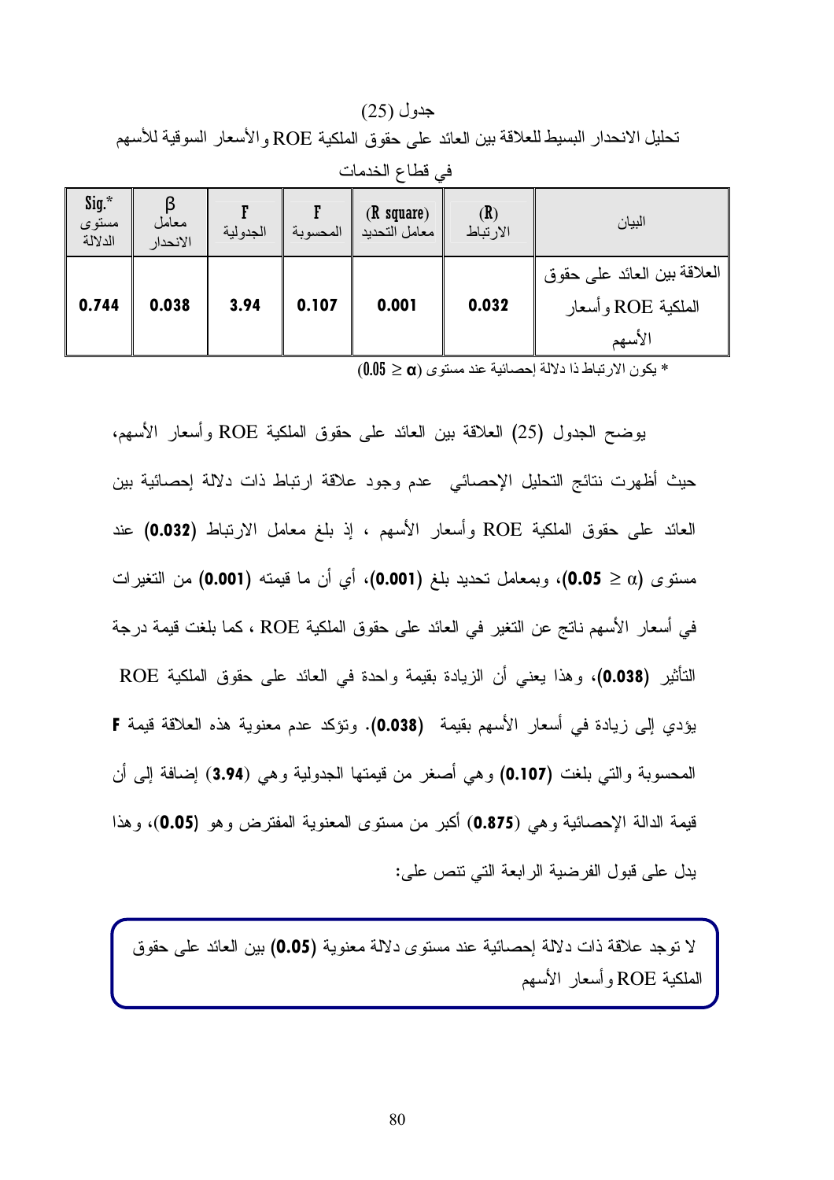جدول (25)

تحليل الانحدار البسيط للعلاقة بين العائد على حقوق الملكية ROE والأسعار السوقية للأسهم في قطاع الخدمات

| البيان | (R) الارتباط | (R square) معامل التحديد | F المحسوبة | F الجدولية | β معامل الانحدار | Sig.* مستوى الدلالة |
|---|---|---|---|---|---|---|
| العلاقة بين العائد على حقوق الملكية ROE وأسعار الأسهم | **0.032** | **0.001** | **0.107** | **3.94** | **0.038** | **0.744** |

* يكون الارتباط ذا دلالة إحصائية عند مستوى $(0.05 \geq \alpha)$

يوضح الجدول (25) العلاقة بين العائد على حقوق الملكية ROE وأسعار الأسهم، حيث أظهرت نتائج التحليل الإحصائي عدم وجود علاقة ارتباط ذات دلالة إحصائية بين العائد على حقوق الملكية ROE وأسعار الأسهم ، إذ بلغ معامل الارتباط **(0.032)** عند مستوى $(\alpha \leq$ **0.05**$)$، وبمعامل تحديد بلغ **(0.001)**، أي أن ما قيمته **(0.001)** من التغيرات في أسعار الأسهم ناتج عن التغير في العائد على حقوق الملكية ROE ، كما بلغت قيمة درجة التأثير **(0.038)**، وهذا يعني أن الزيادة بقيمة واحدة في العائد على حقوق الملكية ROE يؤدي إلى زيادة في أسعار الأسهم بقيمة **(0.038)**. وتؤكد عدم معنوية هذه العلاقة قيمة **F** المحسوبة والتي بلغت **(0.107)** وهي أصغر من قيمتها الجدولية وهي **(3.94)** إضافة إلى أن قيمة الدالة الإحصائية وهي **(0.875)** أكبر من مستوى المعنوية المفترض وهو **(0.05)**، وهذا يدل على قبول الفرضية الرابعة التي تنص على:

لا توجد علاقة ذات دلالة إحصائية عند مستوى دلالة معنوية **(0.05)** بين العائد على حقوق الملكية ROE وأسعار الأسهم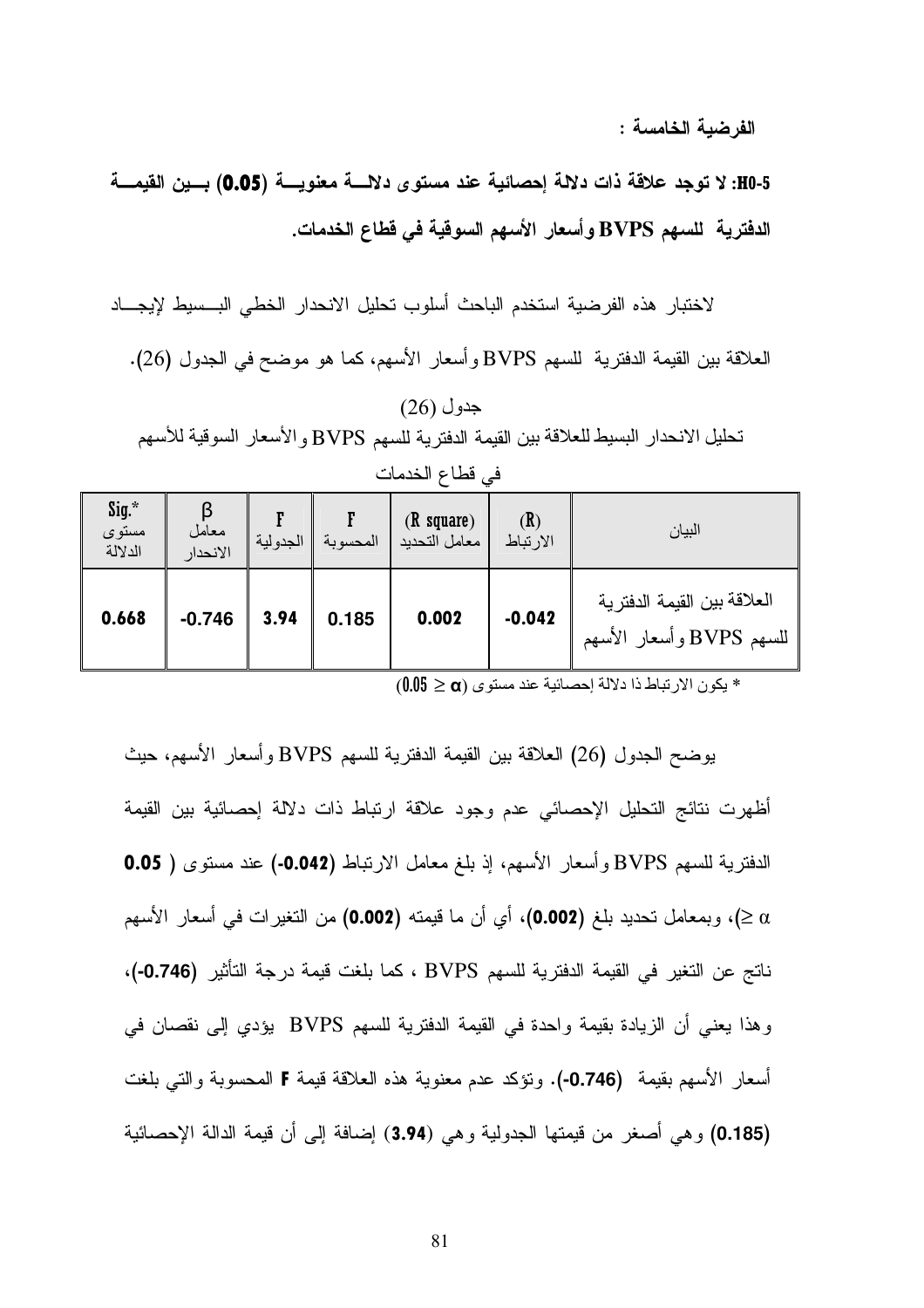**الفرضية الخامسة :**

**H0-5: لا توجد علاقة ذات دلالة إحصائية عند مستوى دلالة معنوية (0.05) بين القيمة الدفترية للسهم BVPS وأسعار الأسهم السوقية في قطاع الخدمات.**

لاختبار هذه الفرضية استخدم الباحث أسلوب تحليل الانحدار الخطي البسيط لإيجاد العلاقة بين القيمة الدفترية للسهم BVPS وأسعار الأسهم، كما هو موضح في الجدول (26).

جدول (26)

تحليل الانحدار البسيط للعلاقة بين القيمة الدفترية للسهم BVPS والأسعار السوقية للأسهم في قطاع الخدمات

| البيان | (R) الارتباط | (R square) معامل التحديد | F المحسوبة | F الجدولية | β معامل الانحدار | Sig.* مستوى الدلالة |
|---|---|---|---|---|---|---|
| العلاقة بين القيمة الدفترية للسهم BVPS وأسعار الأسهم | **-0.042** | **0.002** | **0.185** | **3.94** | **-0.746** | **0.668** |

* يكون الارتباط ذا دلالة إحصائية عند مستوى ($\alpha \leq 0.05$)

يوضح الجدول (26) العلاقة بين القيمة الدفترية للسهم BVPS وأسعار الأسهم، حيث أظهرت نتائج التحليل الإحصائي عدم وجود علاقة ارتباط ذات دلالة إحصائية بين القيمة الدفترية للسهم BVPS وأسعار الأسهم، إذ بلغ معامل الارتباط **(-0.042)** عند مستوى ( **0.05** $\geq \alpha$)، وبمعامل تحديد بلغ **(0.002)**، أي أن ما قيمته **(0.002)** من التغيرات في أسعار الأسهم ناتج عن التغير في القيمة الدفترية للسهم BVPS ، كما بلغت قيمة درجة التأثير **(-0.746)**، وهذا يعني أن الزيادة بقيمة واحدة في القيمة الدفترية للسهم BVPS يؤدي إلى نقصان في أسعار الأسهم بقيمة **(-0.746)**. وتؤكد عدم معنوية هذه العلاقة قيمة **F** المحسوبة والتي بلغت **(0.185)** وهي أصغر من قيمتها الجدولية وهي **(3.94)** إضافة إلى أن قيمة الدالة الإحصائية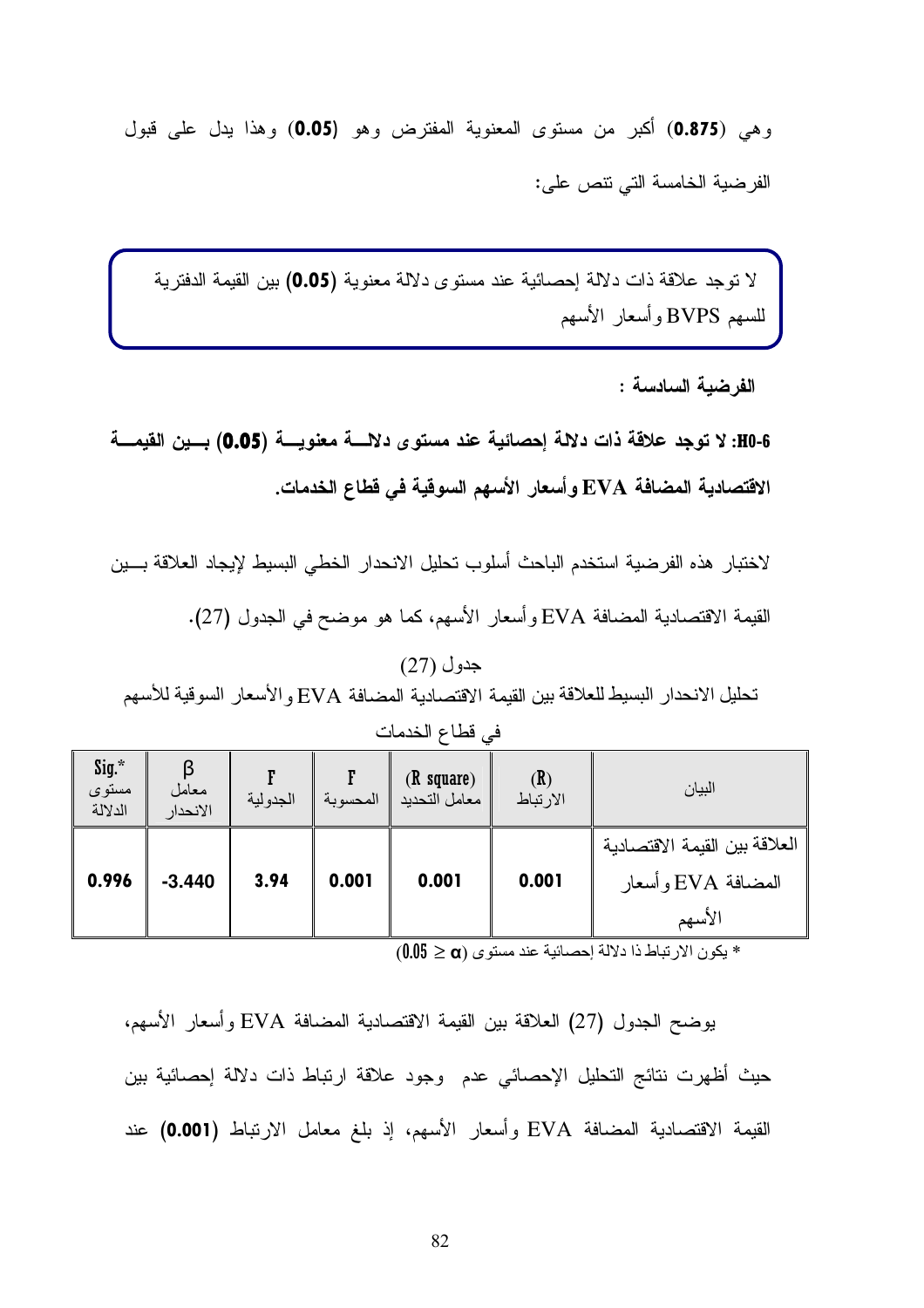وهي **(0.875)** أكبر من مستوى المعنوية المفترض وهو **(0.05)** وهذا يدل على قبول الفرضية الخامسة التي تنص على:

> لا توجد علاقة ذات دلالة إحصائية عند مستوى دلالة معنوية **(0.05)** بين القيمة الدفترية للسهم BVPS وأسعار الأسهم

**الفرضية السادسة :**

**H0-6: لا توجد علاقة ذات دلالة إحصائية عند مستوى دلالة معنوية (0.05) بين القيمة الاقتصادية المضافة EVA وأسعار الأسهم السوقية في قطاع الخدمات.**

لاختبار هذه الفرضية استخدم الباحث أسلوب تحليل الانحدار الخطي البسيط لإيجاد العلاقة بين القيمة الاقتصادية المضافة EVA وأسعار الأسهم، كما هو موضح في الجدول (27).

جدول (27)

تحليل الانحدار البسيط للعلاقة بين القيمة الاقتصادية المضافة EVA والأسعار السوقية للأسهم في قطاع الخدمات

| البيان | (R) الارتباط | (R square) معامل التحديد | F المحسوبة | F الجدولية | β معامل الانحدار | Sig.* مستوى الدلالة |
|---|---|---|---|---|---|---|
| العلاقة بين القيمة الاقتصادية المضافة EVA وأسعار الأسهم | **0.001** | **0.001** | **0.001** | **3.94** | **-3.440** | **0.996** |

* يكون الارتباط ذا دلالة إحصائية عند مستوى $(\alpha \leq 0.05)$

يوضح الجدول (27) العلاقة بين القيمة الاقتصادية المضافة EVA وأسعار الأسهم، حيث أظهرت نتائج التحليل الإحصائي عدم وجود علاقة ارتباط ذات دلالة إحصائية بين القيمة الاقتصادية المضافة EVA وأسعار الأسهم، إذ بلغ معامل الارتباط **(0.001)** عند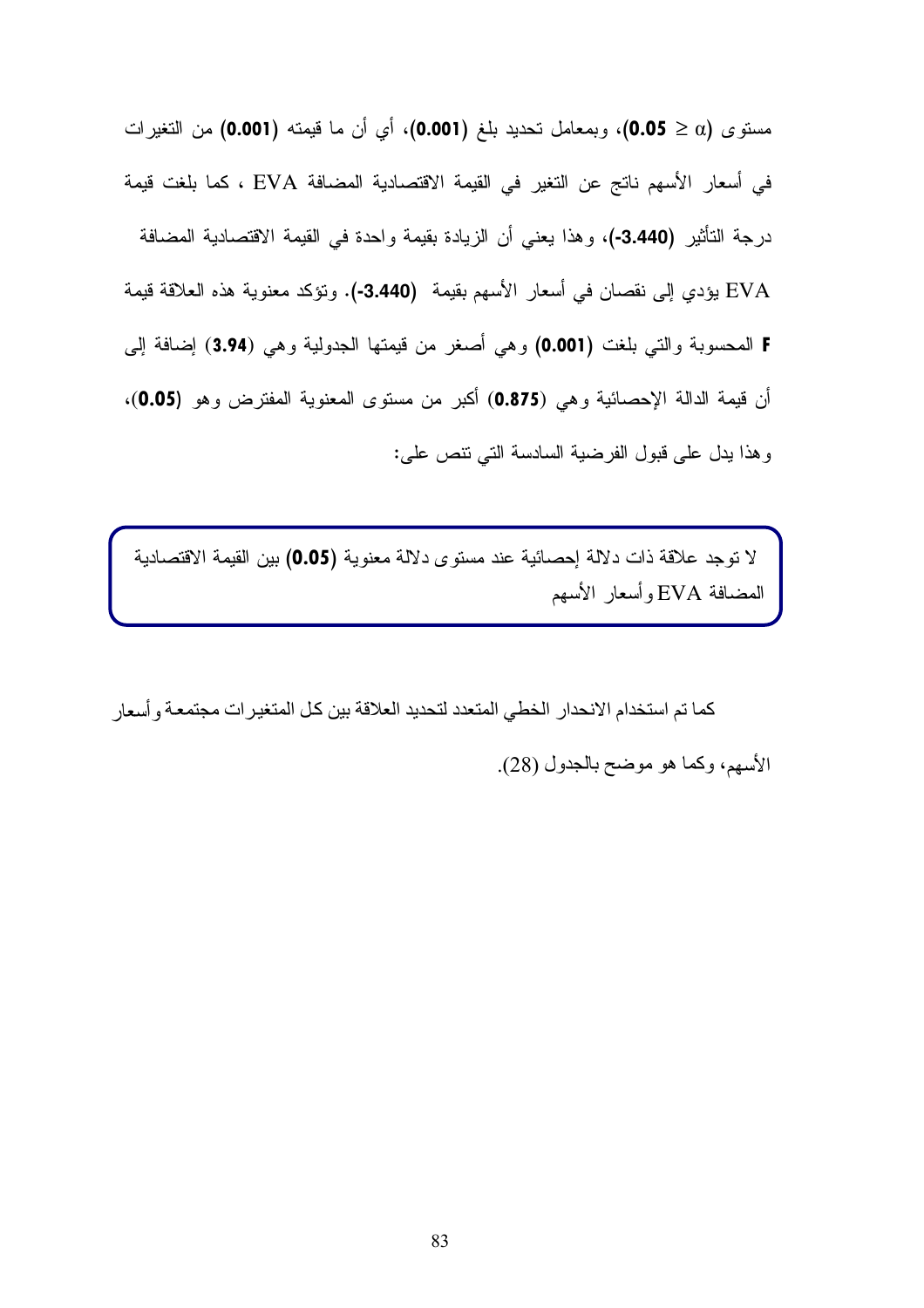مستوى ($\alpha \leq$ **0.05**)، وبمعامل تحديد بلغ (**0.001**)، أي أن ما قيمته (**0.001**) من التغيرات في أسعار الأسهم ناتج عن التغير في القيمة الاقتصادية المضافة EVA ، كما بلغت قيمة درجة التأثير (**3.440-**)، وهذا يعني أن الزيادة بقيمة واحدة في القيمة الاقتصادية المضافة EVA يؤدي إلى نقصان في أسعار الأسهم بقيمة (**3.440-**). وتؤكد معنوية هذه العلاقة قيمة **F** المحسوبة والتي بلغت (**0.001**) وهي أصغر من قيمتها الجدولية وهي (**3.94**) إضافة إلى أن قيمة الدالة الإحصائية وهي (**0.875**) أكبر من مستوى المعنوية المفترض وهو (**0.05**)، وهذا يدل على قبول الفرضية السادسة التي تنص على:

> لا توجد علاقة ذات دلالة إحصائية عند مستوى دلالة معنوية (**0.05**) بين القيمة الاقتصادية المضافة EVA وأسعار الأسهم

كما تم استخدام الانحدار الخطي المتعدد لتحديد العلاقة بين كل المتغيرات مجتمعة وأسعار الأسهم، وكما هو موضح بالجدول (28).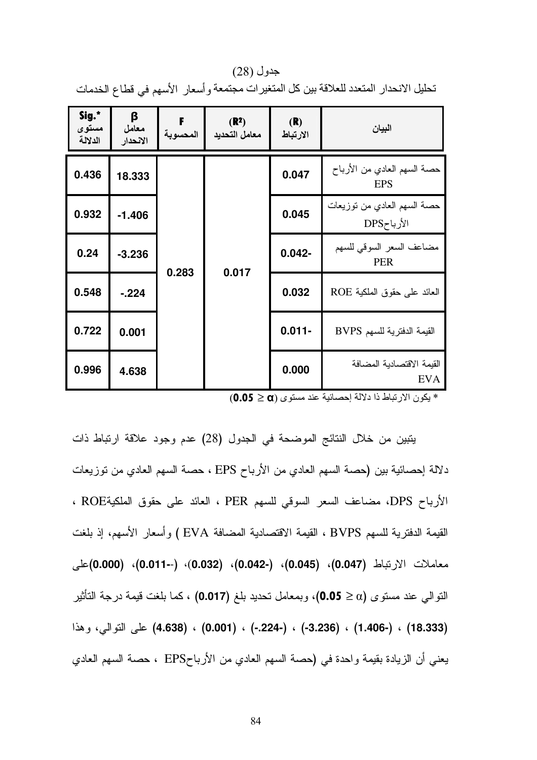جدول (28)

تحليل الانحدار المتعدد للعلاقة بين كل المتغيرات مجتمعة وأسعار الأسهم في قطاع الخدمات

| البيان | (R) الارتباط | ($R^2$) معامل التحديد | F المحسوبة | β معامل الانحدار | Sig.* مستوى الدلالة |
|---|---|---|---|---|---|
| حصة السهم العادي من الأرباح EPS | 0.047 | 0.017 | 0.283 | 18.333 | 0.436 |
| حصة السهم العادي من توزيعات الأرباحDPS | 0.045 | | | -1.406 | 0.932 |
| مضاعف السعر السوقي للسهم PER | 0.042- | | | -3.236 | 0.24 |
| العائد على حقوق الملكية ROE | 0.032 | | | -.224 | 0.548 |
| القيمة الدفترية للسهم BVPS | 0.011- | | | 0.001 | 0.722 |
| القيمة الاقتصادية المضافة EVA | 0.000 | | | 4.638 | 0.996 |

* يكون الارتباط ذا دلالة إحصائية عند مستوى ($\alpha \geq$ **0.05**)

يتبين من خلال النتائج الموضحة في الجدول (28) عدم وجود علاقة ارتباط ذات دلالة إحصائية بين (حصة السهم العادي من الأرباح EPS ، حصة السهم العادي من توزيعات الأرباح DPS، مضاعف السعر السوقي للسهم PER ، العائد على حقوق الملكيةROE ، القيمة الدفترية للسهم BVPS ، القيمة الاقتصادية المضافة EVA ) وأسعار الأسهم، إذ بلغت معاملات الارتباط **(0.047)**، **(0.045)**، **(-0.042)**، **(0.032)**، **(--0.011)**، **(0.000)**على التوالي عند مستوى ($\alpha \geq$ **0.05**)، وبمعامل تحديد بلغ **(0.017)** ، كما بلغت قيمة درجة التأثير **(18.333)** ، **(-1.406)** ، **(-3.236)** ، **(-.224-)** ، **(0.001)** ، **(4.638)** على التوالي، وهذا يعني أن الزيادة بقيمة واحدة في (حصة السهم العادي من الأرباحEPS ، حصة السهم العادي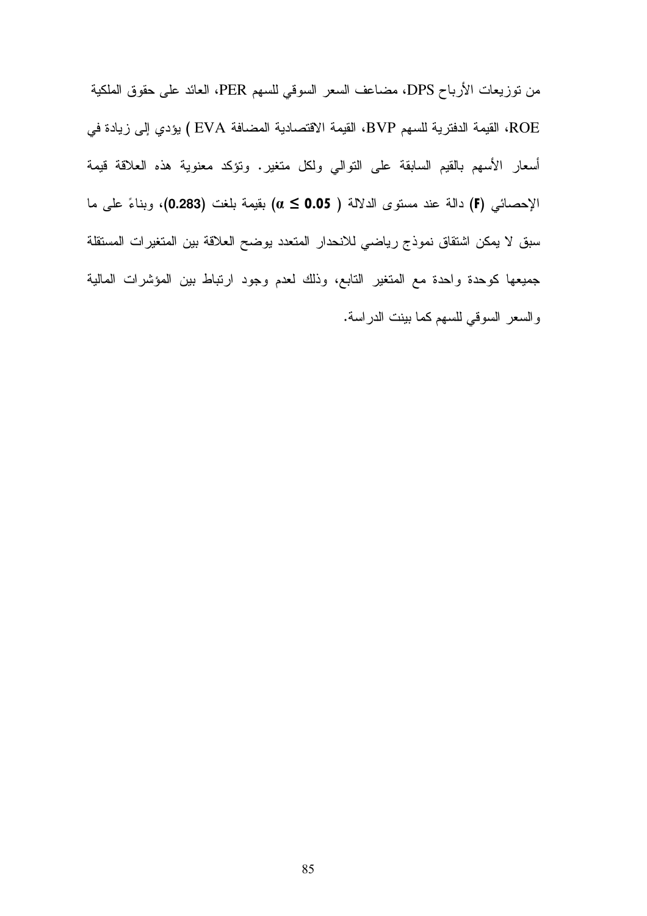من توزيعات الأرباح DPS، مضاعف السعر السوقي للسهم PER، العائد على حقوق الملكية ROE، القيمة الدفترية للسهم BVP، القيمة الاقتصادية المضافة EVA ) يؤدي إلى زيادة في أسعار الأسهم بالقيم السابقة على التوالي ولكل متغير. وتؤكد معنوية هذه العلاقة قيمة الإحصائي **(F)** دالة عند مستوى الدلالة ( $\alpha \leq 0.05$ ) بقيمة بلغت **(0.283)**، وبناءً على ما سبق لا يمكن اشتقاق نموذج رياضي للانحدار المتعدد يوضح العلاقة بين المتغيرات المستقلة جميعها كوحدة واحدة مع المتغير التابع، وذلك لعدم وجود ارتباط بين المؤشرات المالية والسعر السوقي للسهم كما بينت الدراسة.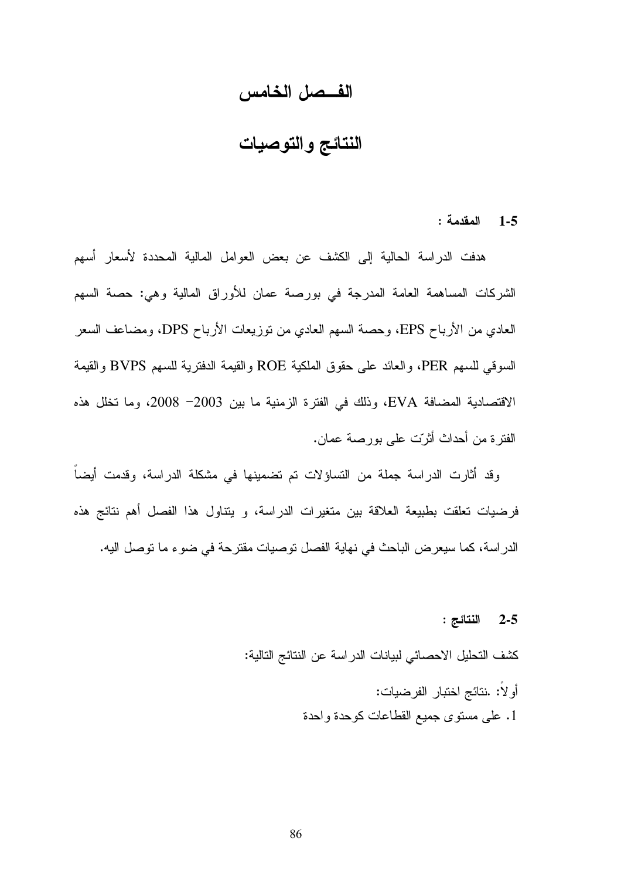# الفـــصل الخامس

# النتائج والتوصيات

### 1-5 المقدمة :

هدفت الدراسة الحالية إلى الكشف عن بعض العوامل المالية المحددة لأسعار أسهم الشركات المساهمة العامة المدرجة في بورصة عمان للأوراق المالية وهي: حصة السهم العادي من الأرباح EPS، وحصة السهم العادي من توزيعات الأرباح DPS، ومضاعف السعر السوقي للسهم PER، والعائد على حقوق الملكية ROE والقيمة الدفترية للسهم BVPS والقيمة الاقتصادية المضافة EVA، وذلك في الفترة الزمنية ما بين 2003- 2008، وما تخلل هذه الفترة من أحداث أثرّت على بورصة عمان.

وقد أثارت الدراسة جملة من التساؤلات تم تضمينها في مشكلة الدراسة، وقدمت أيضاً فرضيات تعلقت بطبيعة العلاقة بين متغيرات الدراسة، و يتناول هذا الفصل أهم نتائج هذه الدراسة، كما سيعرض الباحث في نهاية الفصل توصيات مقترحة في ضوء ما توصل اليه.

### 2-5 النتائج :

كشف التحليل الاحصائي لبيانات الدراسة عن النتائج التالية:

أولاً: .نتائج اختبار الفرضيات:

1. على مستوى جميع القطاعات كوحدة واحدة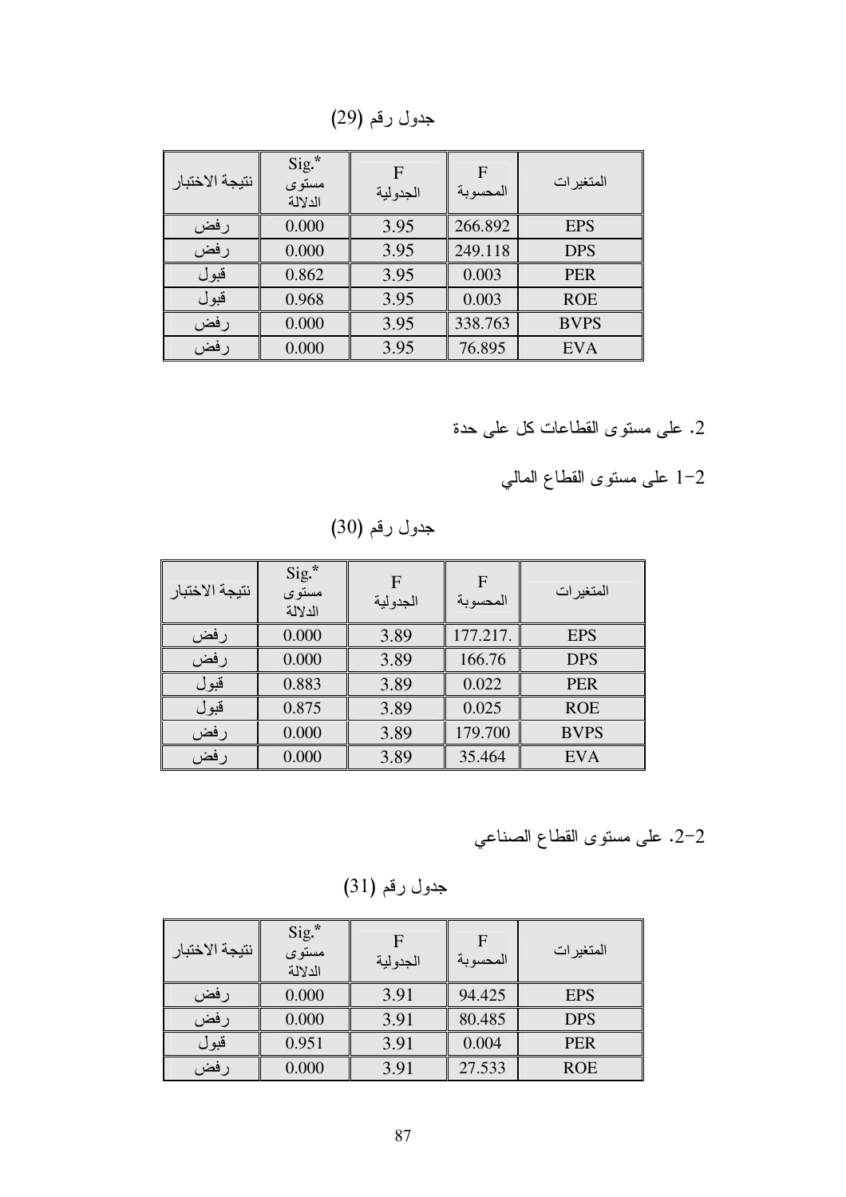جدول رقم (29)

| المتغيرات | F المحسوبة | F الجدولية | Sig.* مستوى الدلالة | نتيجة الاختبار |
|---|---|---|---|---|
| EPS | 266.892 | 3.95 | 0.000 | رفض |
| DPS | 249.118 | 3.95 | 0.000 | رفض |
| PER | 0.003 | 3.95 | 0.862 | قبول |
| ROE | 0.003 | 3.95 | 0.968 | قبول |
| BVPS | 338.763 | 3.95 | 0.000 | رفض |
| EVA | 76.895 | 3.95 | 0.000 | رفض |

2. على مستوى القطاعات كل على حدة

2-1 على مستوى القطاع المالي

جدول رقم (30)

| المتغيرات | F المحسوبة | F الجدولية | Sig.* مستوى الدلالة | نتيجة الاختبار |
|---|---|---|---|---|
| EPS | 177.217. | 3.89 | 0.000 | رفض |
| DPS | 166.76 | 3.89 | 0.000 | رفض |
| PER | 0.022 | 3.89 | 0.883 | قبول |
| ROE | 0.025 | 3.89 | 0.875 | قبول |
| BVPS | 179.700 | 3.89 | 0.000 | رفض |
| EVA | 35.464 | 3.89 | 0.000 | رفض |

2-2. على مستوى القطاع الصناعي

جدول رقم (31)

| المتغيرات | F المحسوبة | F الجدولية | Sig.* مستوى الدلالة | نتيجة الاختبار |
|---|---|---|---|---|
| EPS | 94.425 | 3.91 | 0.000 | رفض |
| DPS | 80.485 | 3.91 | 0.000 | رفض |
| PER | 0.004 | 3.91 | 0.951 | قبول |
| ROE | 27.533 | 3.91 | 0.000 | رفض |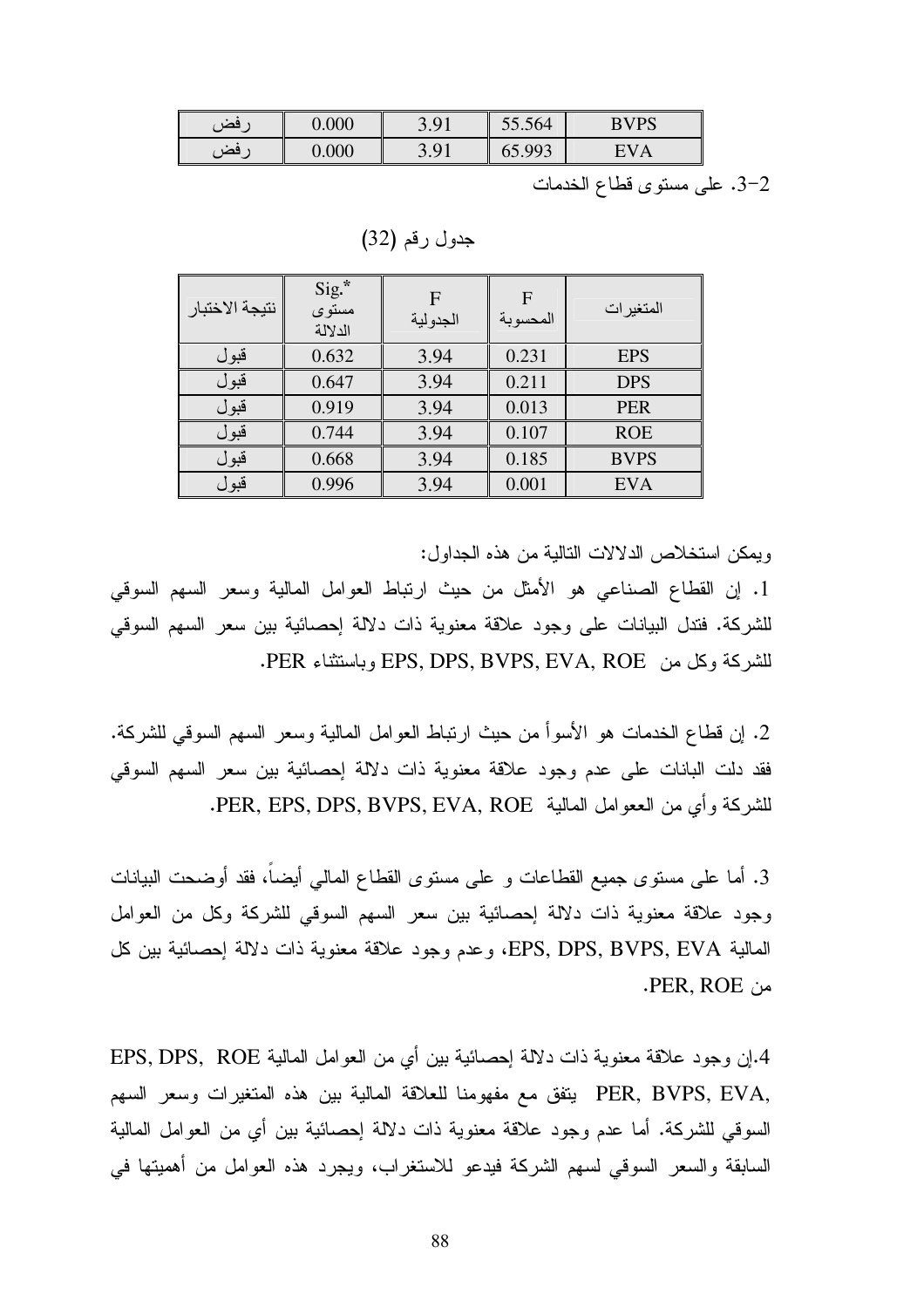| رفض | 0.000 | 3.91 | 55.564 | BVPS |
| --- | --- | --- | --- | --- |
| رفض | 0.000 | 3.91 | 65.993 | EVA |

2-3. على مستوى قطاع الخدمات

جدول رقم (32)

| نتيجة الاختبار | Sig.* مستوى الدلالة | F الجدولية | F المحسوبة | المتغيرات |
| --- | --- | --- | --- | --- |
| قبول | 0.632 | 3.94 | 0.231 | EPS |
| قبول | 0.647 | 3.94 | 0.211 | DPS |
| قبول | 0.919 | 3.94 | 0.013 | PER |
| قبول | 0.744 | 3.94 | 0.107 | ROE |
| قبول | 0.668 | 3.94 | 0.185 | BVPS |
| قبول | 0.996 | 3.94 | 0.001 | EVA |

ويمكن استخلاص الدلالات التالية من هذه الجداول:

1. إن القطاع الصناعي هو الأمثل من حيث ارتباط العوامل المالية وسعر السهم السوقي للشركة. فتدل البيانات على وجود علاقة معنوية ذات دلالة إحصائية بين سعر السهم السوقي للشركة وكل من EPS, DPS, BVPS, EVA, ROE وباستثناء PER.

2. إن قطاع الخدمات هو الأسوأ من حيث ارتباط العوامل المالية وسعر السهم السوقي للشركة. فقد دلت البيانات على عدم وجود علاقة معنوية ذات دلالة إحصائية بين سعر السهم السوقي للشركة وأي من العوامل المالية PER, EPS, DPS, BVPS, EVA, ROE.

3. أما على مستوى جميع القطاعات و على مستوى القطاع المالي أيضاً، فقد أوضحت البيانات وجود علاقة معنوية ذات دلالة إحصائية بين سعر السهم السوقي للشركة وكل من العوامل المالية EPS, DPS, BVPS, EVA، وعدم وجود علاقة معنوية ذات دلالة إحصائية بين كل من PER, ROE.

4.إن وجود علاقة معنوية ذات دلالة إحصائية بين أي من العوامل المالية EPS, DPS, ROE PER, BVPS, EVA, يتفق مع مفهومنا للعلاقة المالية بين هذه المتغيرات وسعر السهم السوقي للشركة. أما عدم وجود علاقة معنوية ذات دلالة إحصائية بين أي من العوامل المالية السابقة والسعر السوقي لسهم الشركة فيدعو للاستغراب، ويجرد هذه العوامل من أهميتها في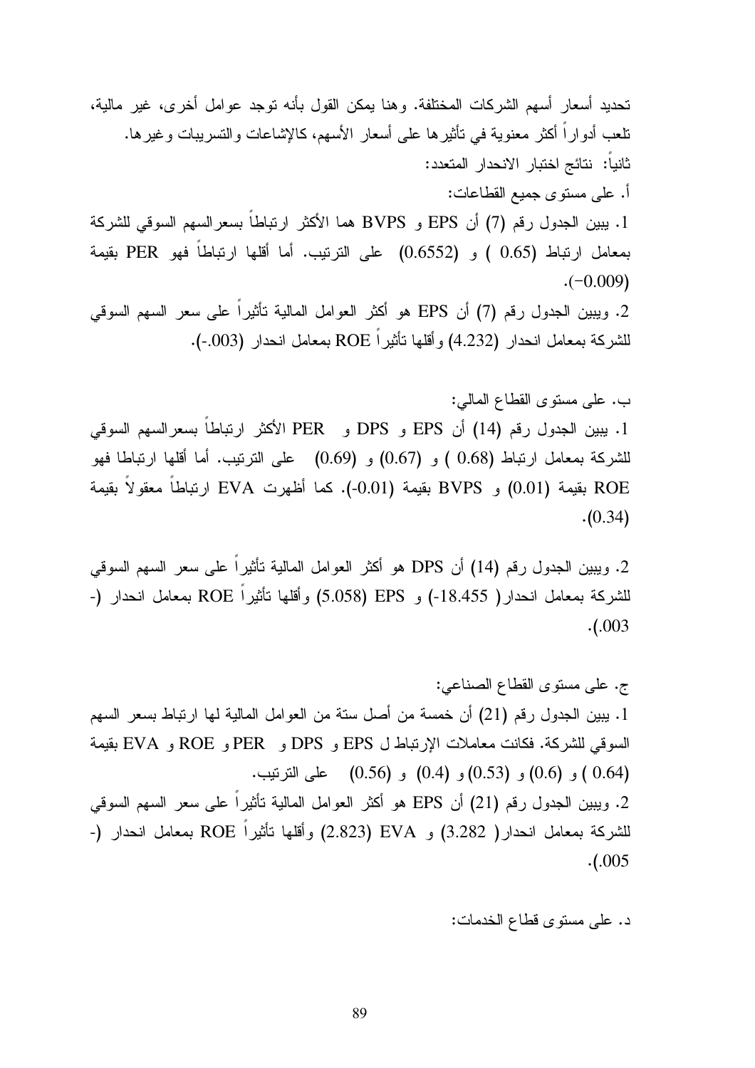تحديد أسعار أسهم الشركات المختلفة. وهنا يمكن القول بأنه توجد عوامل أخرى، غير مالية، تلعب أدواراً أكثر معنوية في تأثيرها على أسعار الأسهم، كالإشاعات والتسريبات وغيرها.

ثانياً: نتائج اختبار الانحدار المتعدد:

أ. على مستوى جميع القطاعات:

1. يبين الجدول رقم (7) أن EPS و BVPS هما الأكثر ارتباطاً بسعرالسهم السوقي للشركة بمعامل ارتباط (0.65 ) و (0.6552) على الترتيب. أما أقلها ارتباطاً فهو PER بقيمة (0.009−).

2. ويبين الجدول رقم (7) أن EPS هو أكثر العوامل المالية تأثيراً على سعر السهم السوقي للشركة بمعامل انحدار (4.232) وأقلها تأثيراً ROE بمعامل انحدار (003.-).

ب. على مستوى القطاع المالي:

1. يبين الجدول رقم (14) أن EPS و DPS و PER الأكثر ارتباطاً بسعرالسهم السوقي للشركة بمعامل ارتباط (0.68 ) و (0.67) و (0.69) على الترتيب. أما أقلها ارتباطا فهو ROE بقيمة (0.01) و BVPS بقيمة (0.01-). كما أظهرت EVA ارتباطاً معقولاً بقيمة (0.34).

2. ويبين الجدول رقم (14) أن DPS هو أكثر العوامل المالية تأثيراً على سعر السهم السوقي للشركة بمعامل انحدار( 18.455-) و EPS (5.058) وأقلها تأثيراً ROE بمعامل انحدار (-.003).

ج. على مستوى القطاع الصناعي:

1. يبين الجدول رقم (21) أن خمسة من أصل ستة من العوامل المالية لها ارتباط بسعر السهم السوقي للشركة. فكانت معاملات الإرتباط ل EPS و DPS و PER و ROE و EVA بقيمة (0.64 ) و (0.6) و (0.53) و (0.4) و (0.56) على الترتيب.

2. ويبين الجدول رقم (21) أن EPS هو أكثر العوامل المالية تأثيراً على سعر السهم السوقي للشركة بمعامل انحدار( 3.282) و EVA (2.823) وأقلها تأثيراً ROE بمعامل انحدار (-.005).

د. على مستوى قطاع الخدمات: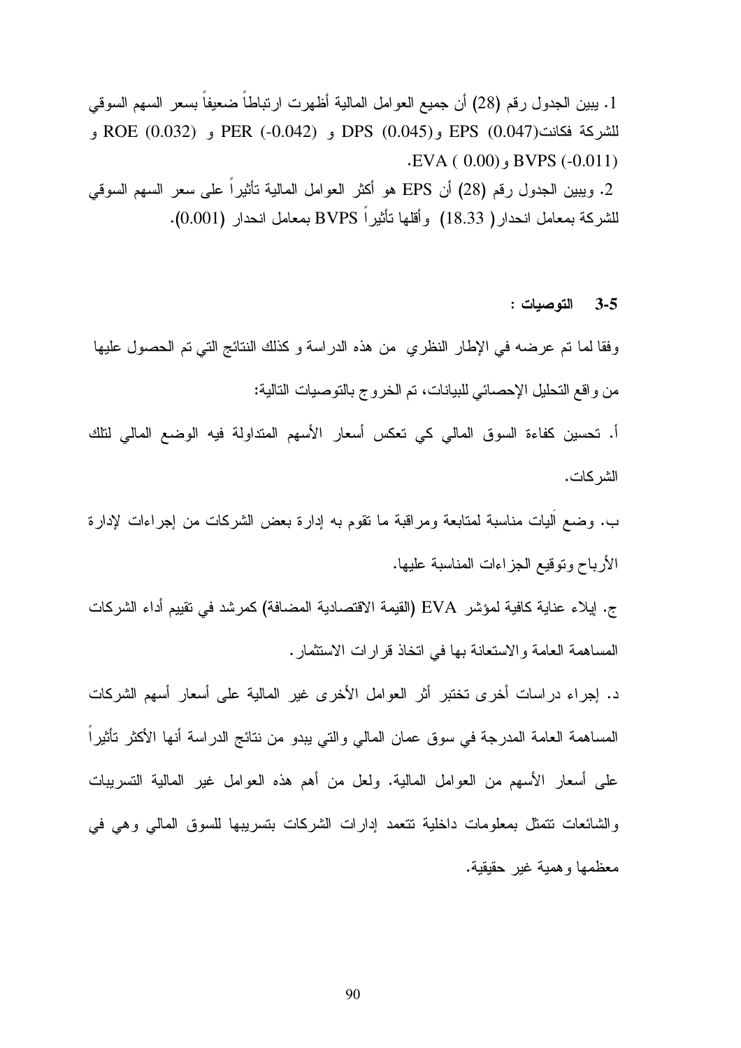1. يبين الجدول رقم (28) أن جميع العوامل المالية أظهرت ارتباطاً ضعيفاً بسعر السهم السوقي للشركة فكانت(0.047) EPS و(0.045) DPS و (-0.042) PER و (0.032) ROE و BVPS (-0.011) و(0.00 ) EVA.

2. ويبين الجدول رقم (28) أن EPS هو أكثر العوامل المالية تأثيراً على سعر السهم السوقي للشركة بمعامل انحدار( 18.33) وأقلها تأثيراً BVPS بمعامل انحدار (0.001).

### 3-5 التوصيات :

وفقا لما تم عرضه في الإطار النظري من هذه الدراسة و كذلك النتائج التي تم الحصول عليها من واقع التحليل الإحصائي للبيانات، تم الخروج بالتوصيات التالية:

أ. تحسين كفاءة السوق المالي كي تعكس أسعار الأسهم المتداولة فيه الوضع المالي لتلك الشركات.

ب. وضع آليات مناسبة لمتابعة ومراقبة ما تقوم به إدارة بعض الشركات من إجراءات لإدارة الأرباح وتوقيع الجزاءات المناسبة عليها.

ج. إيلاء عناية كافية لمؤشر EVA (القيمة الاقتصادية المضافة) كمرشد في تقييم أداء الشركات المساهمة العامة والاستعانة بها في اتخاذ قرارات الاستثمار.

د. إجراء دراسات أخرى تختبر أثر العوامل الأخرى غير المالية على أسعار أسهم الشركات المساهمة العامة المدرجة في سوق عمان المالي والتي يبدو من نتائج الدراسة أنها الأكثر تأثيراً على أسعار الأسهم من العوامل المالية. ولعل من أهم هذه العوامل غير المالية التسريبات والشائعات تتمثل بمعلومات داخلية تتعمد إدارات الشركات بتسريبها للسوق المالي وهي في معظمها وهمية غير حقيقية.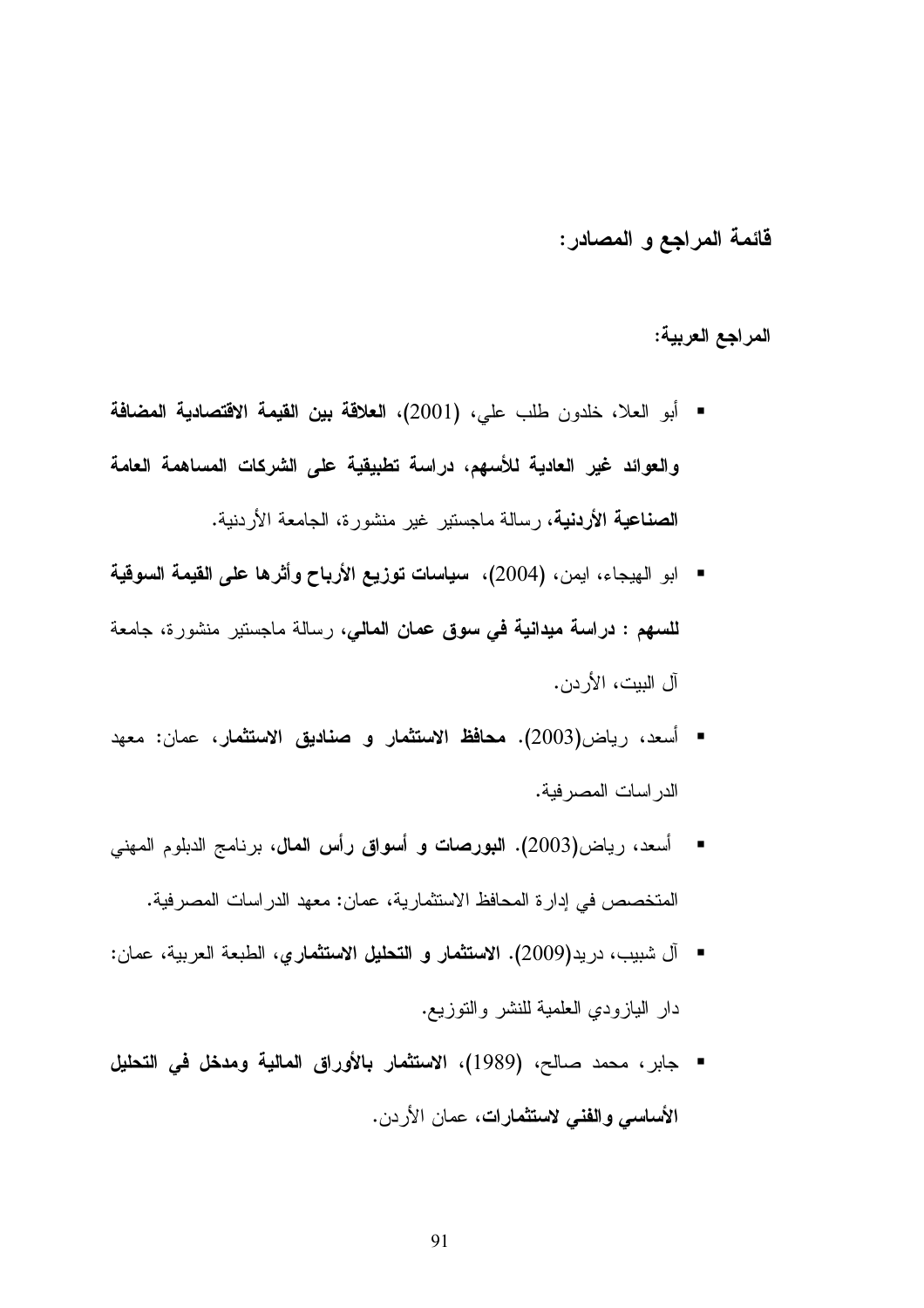## قائمة المراجع و المصادر:

### المراجع العربية:

- أبو العلا، خلدون طلب علي، (2001)، **العلاقة بين القيمة الاقتصادية المضافة والعوائد غير العادية للأسهم، دراسة تطبيقية على الشركات المساهمة العامة الصناعية الأردنية**، رسالة ماجستير غير منشورة، الجامعة الأردنية.
- ابو الهيجاء، ايمن، (2004)، **سياسات توزيع الأرباح وأثرها على القيمة السوقية للسهم : دراسة ميدانية في سوق عمان المالي**، رسالة ماجستير منشورة، جامعة آل البيت، الأردن.
- أسعد، رياض(2003). **محافظ الاستثمار و صناديق الاستثمار**، عمان: معهد الدراسات المصرفية.
- أسعد، رياض(2003). **البورصات و أسواق رأس المال**، برنامج الدبلوم المهني المتخصص في إدارة المحافظ الاستثمارية، عمان: معهد الدراسات المصرفية.
- آل شبيب، دريد(2009). **الاستثمار و التحليل الاستثماري**، الطبعة العربية، عمان: دار اليازودي العلمية للنشر والتوزيع.
- جابر، محمد صالح، (1989)، **الاستثمار بالأوراق المالية ومدخل في التحليل الأساسي والفني لاستثمارات**، عمان الأردن.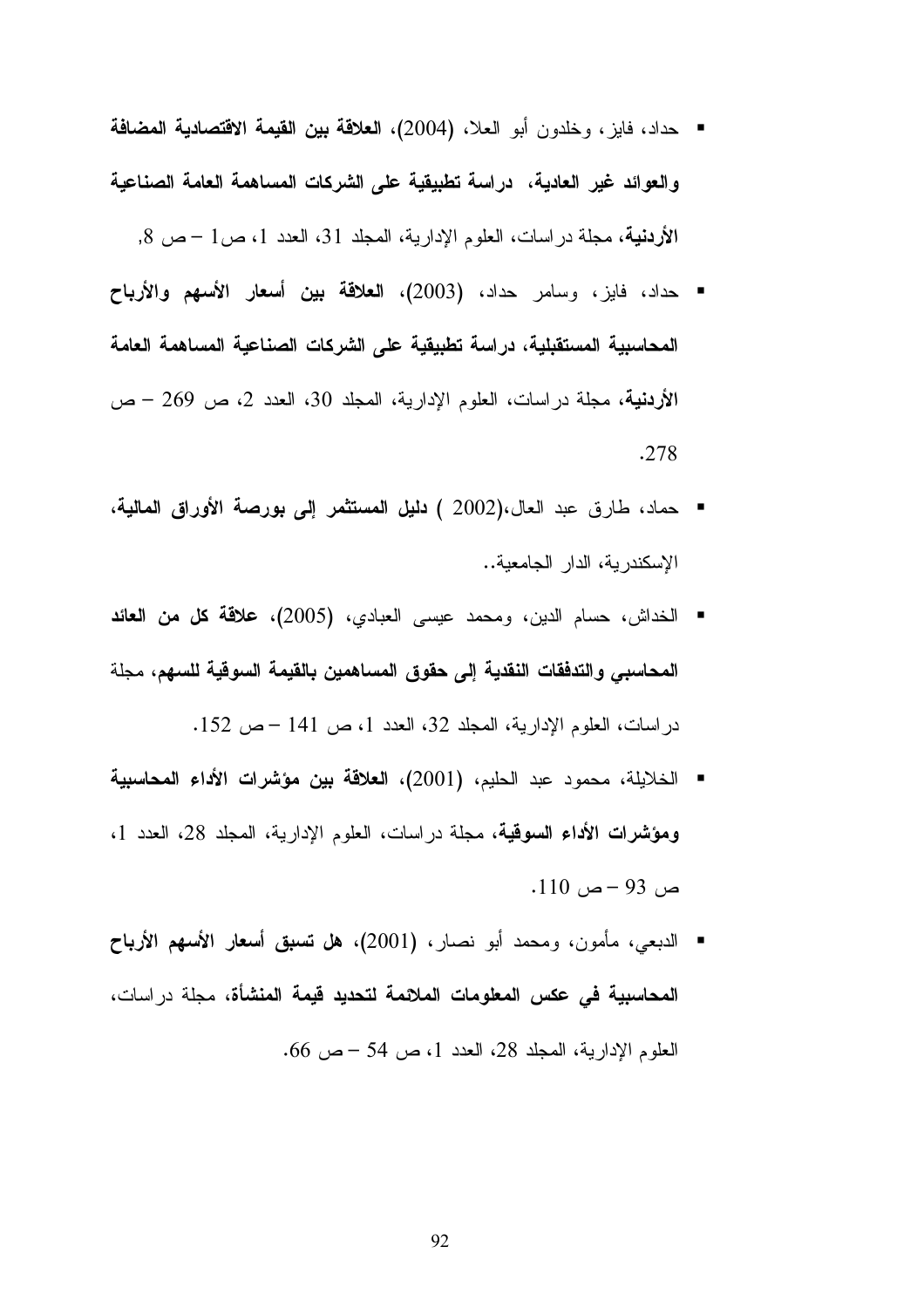- حداد، فايز، وخلدون أبو العلا، (2004)، **العلاقة بين القيمة الاقتصادية المضافة والعوائد غير العادية، دراسة تطبيقية على الشركات المساهمة العامة الصناعية الأردنية**، مجلة دراسات، العلوم الإدارية، المجلد 31، العدد 1، ص1 – ص 8,
- حداد، فايز، وسامر حداد، (2003)، **العلاقة بين أسعار الأسهم والأرباح المحاسبية المستقبلية، دراسة تطبيقية على الشركات الصناعية المساهمة العامة الأردنية**، مجلة دراسات، العلوم الإدارية، المجلد 30، العدد 2، ص 269 – ص 278.
- حماد، طارق عبد العال،(2002 ) **دليل المستثمر إلى بورصة الأوراق المالية**، الإسكندرية، الدار الجامعية..
- الخداش، حسام الدين، ومحمد عيسى العبادي، (2005)، **علاقة كل من العائد المحاسبي والتدفقات النقدية إلى حقوق المساهمين بالقيمة السوقية للسهم**، مجلة دراسات، العلوم الإدارية، المجلد 32، العدد 1، ص 141 – ص 152.
- الخلايلة، محمود عبد الحليم، (2001)، **العلاقة بين مؤشرات الأداء المحاسبية ومؤشرات الأداء السوقية**، مجلة دراسات، العلوم الإدارية، المجلد 28، العدد 1، ص 93 – ص 110.
- الدبعي، مأمون، ومحمد أبو نصار، (2001)، **هل تسبق أسعار الأسهم الأرباح المحاسبية في عكس المعلومات الملائمة لتحديد قيمة المنشأة**، مجلة دراسات، العلوم الإدارية، المجلد 28، العدد 1، ص 54 – ص 66.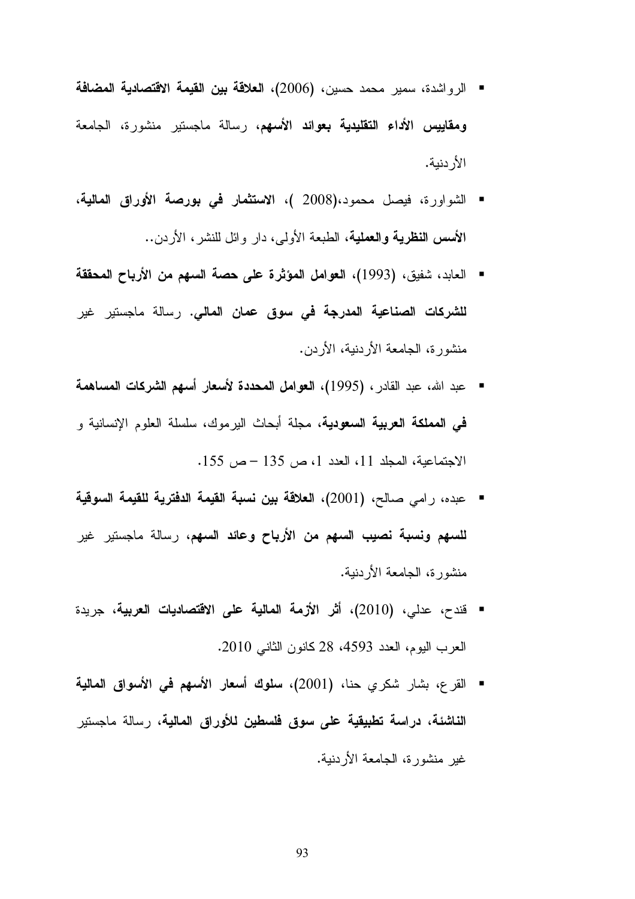- الرواشدة، سمير محمد حسين، (2006)، **العلاقة بين القيمة الاقتصادية المضافة ومقاييس الأداء التقليدية بعوائد الأسهم**، رسالة ماجستير منشورة، الجامعة الأردنية.
- الشواورة، فيصل محمود،(2008 )، **الاستثمار في بورصة الأوراق المالية، الأسس النظرية والعملية**، الطبعة الأولى، دار وائل للنشر، الأردن..
- العابد، شفيق، (1993)، **العوامل المؤثرة على حصة السهم من الأرباح المحققة للشركات الصناعية المدرجة في سوق عمان المالي**. رسالة ماجستير غير منشورة، الجامعة الأردنية، الأردن.
- عبد الله، عبد القادر، (1995)، **العوامل المحددة لأسعار أسهم الشركات المساهمة في المملكة العربية السعودية**، مجلة أبحاث اليرموك، سلسلة العلوم الإنسانية و الاجتماعية، المجلد 11، العدد 1، ص 135 – ص 155.
- عبده، رامي صالح، (2001)، **العلاقة بين نسبة القيمة الدفترية للقيمة السوقية للسهم ونسبة نصيب السهم من الأرباح وعائد السهم**، رسالة ماجستير غير منشورة، الجامعة الأردنية.
- قندح، عدلي، (2010)، **أثر الأزمة المالية على الاقتصاديات العربية**، جريدة العرب اليوم، العدد 4593، 28 كانون الثاني 2010.
- القرع، بشار شكري حنا، (2001)، **سلوك أسعار الأسهم في الأسواق المالية الناشئة، دراسة تطبيقية على سوق فلسطين للأوراق المالية**، رسالة ماجستير غير منشورة، الجامعة الأردنية.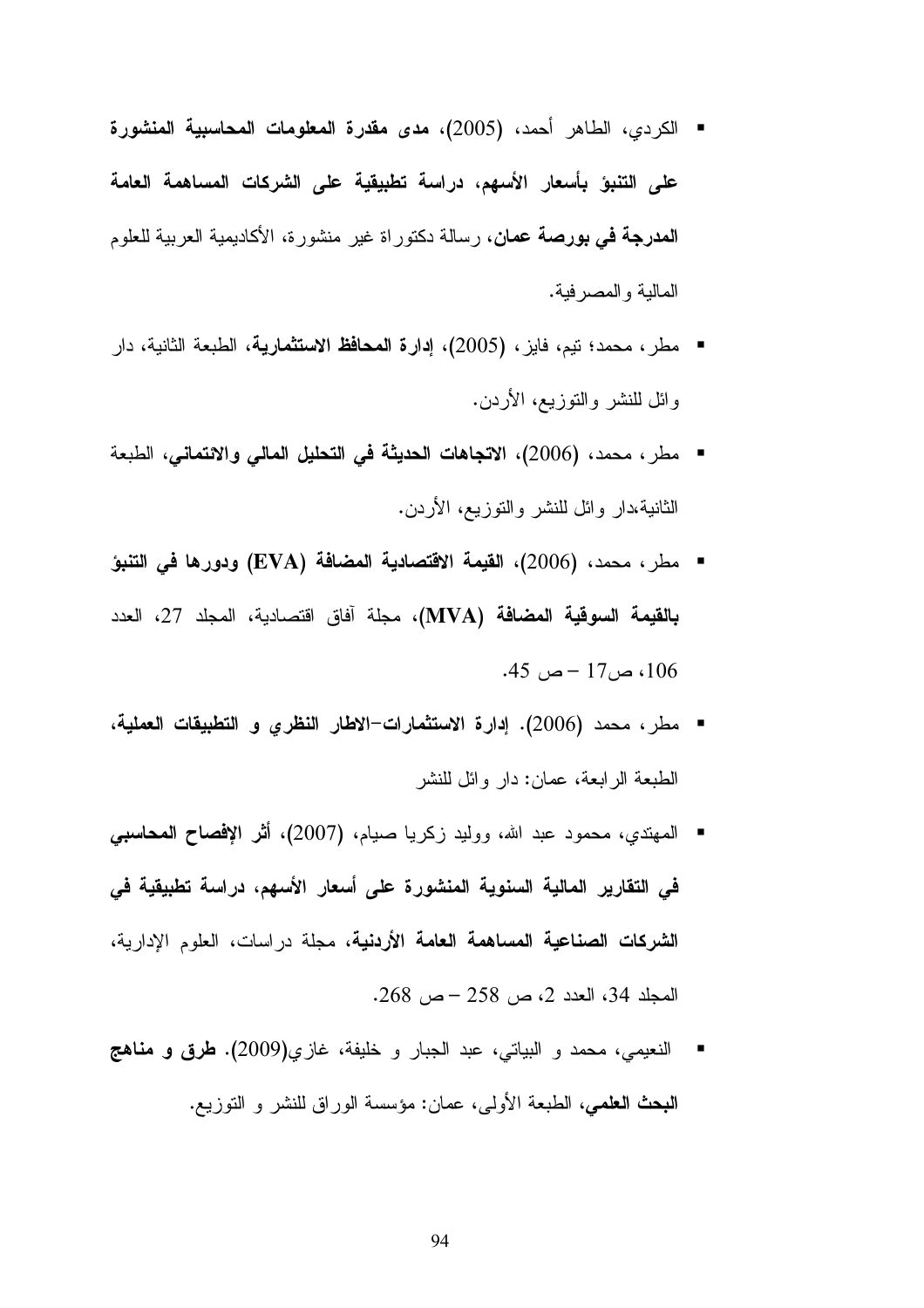- الكردي، الطاهر أحمد، (2005)، **مدى مقدرة المعلومات المحاسبية المنشورة على التنبؤ بأسعار الأسهم، دراسة تطبيقية على الشركات المساهمة العامة المدرجة في بورصة عمان**، رسالة دكتوراة غير منشورة، الأكاديمية العربية للعلوم المالية والمصرفية.
- مطر، محمد؛ تيم، فايز، (2005)، **إدارة المحافظ الاستثمارية**، الطبعة الثانية، دار وائل للنشر والتوزيع، الأردن.
- مطر، محمد، (2006)، **الاتجاهات الحديثة في التحليل المالي والائتماني**، الطبعة الثانية،دار وائل للنشر والتوزيع، الأردن.
- مطر، محمد، (2006)، **القيمة الاقتصادية المضافة (EVA) ودورها في التنبؤ بالقيمة السوقية المضافة (MVA)**، مجلة آفاق اقتصادية، المجلد 27، العدد 106، ص17 – ص 45.
- مطر، محمد (2006). **إدارة الاستثمارات-الاطار النظري و التطبيقات العملية**، الطبعة الرابعة، عمان: دار وائل للنشر
- المهتدي، محمود عبد الله، ووليد زكريا صيام، (2007)، **أثر الإفصاح المحاسبي في التقارير المالية السنوية المنشورة على أسعار الأسهم، دراسة تطبيقية في الشركات الصناعية المساهمة العامة الأردنية**، مجلة دراسات، العلوم الإدارية، المجلد 34، العدد 2، ص 258 – ص 268.
- النعيمي، محمد و البياتي، عبد الجبار و خليفة، غازي(2009). **طرق و مناهج البحث العلمي**، الطبعة الأولى، عمان: مؤسسة الوراق للنشر و التوزيع.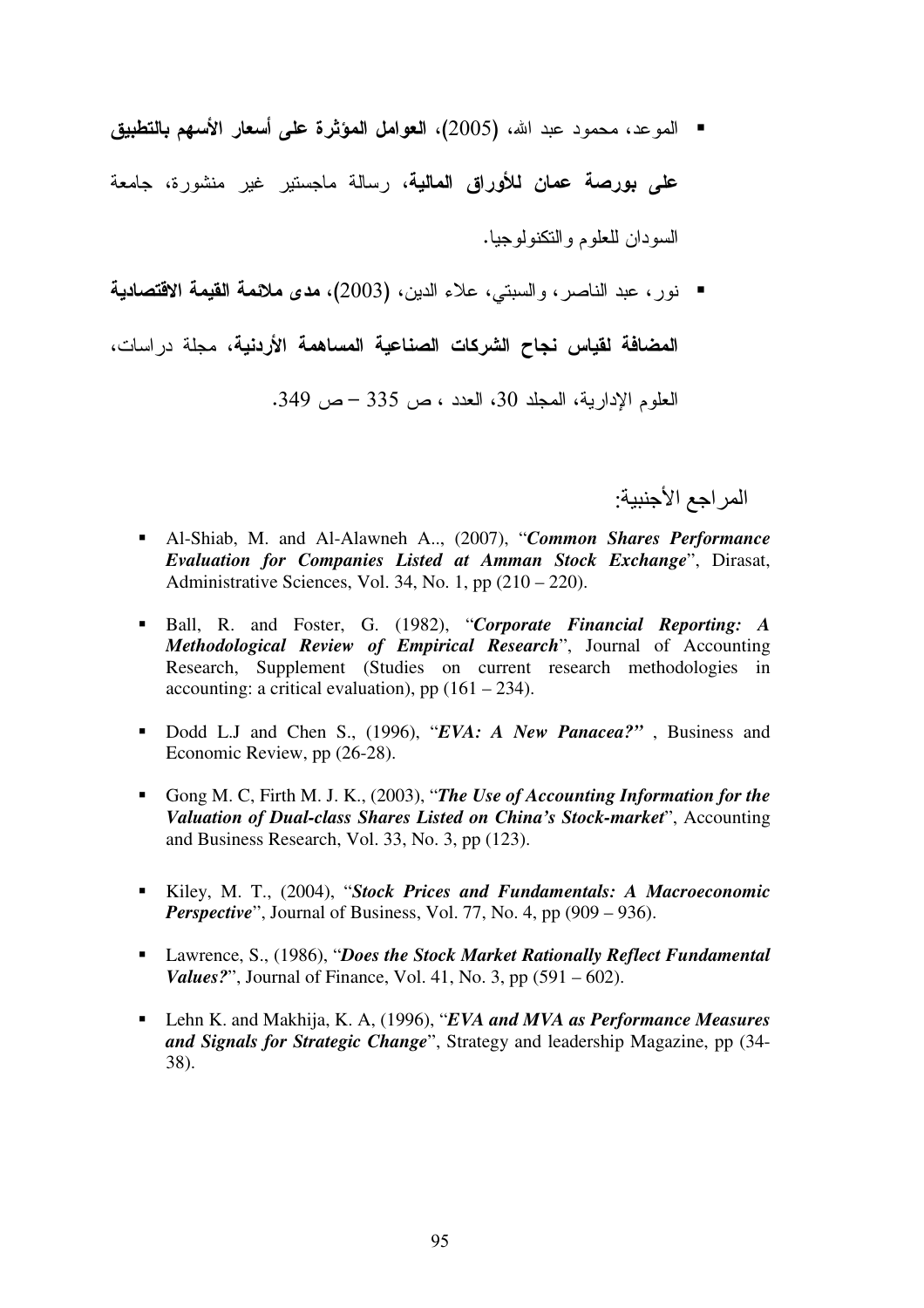- الموعد، محمود عبد الله، (2005)، **العوامل المؤثرة على أسعار الأسهم بالتطبيق على بورصة عمان للأوراق المالية**، رسالة ماجستير غير منشورة، جامعة السودان للعلوم والتكنولوجيا.
- نور، عبد الناصر، والسبتي، علاء الدين، (2003)، **مدى ملائمة القيمة الاقتصادية المضافة لقياس نجاح الشركات الصناعية المساهمة الأردنية**، مجلة دراسات، العلوم الإدارية، المجلد 30، العدد ، ص 335 – ص 349.

## المراجع الأجنبية:

- Al-Shiab, M. and Al-Alawneh A.., (2007), "***Common Shares Performance Evaluation for Companies Listed at Amman Stock Exchange***", Dirasat, Administrative Sciences, Vol. 34, No. 1, pp (210 – 220).
- Ball, R. and Foster, G. (1982), "***Corporate Financial Reporting: A Methodological Review of Empirical Research***", Journal of Accounting Research, Supplement (Studies on current research methodologies in accounting: a critical evaluation), pp (161 – 234).
- Dodd L.J and Chen S., (1996), "***EVA: A New Panacea?***" , Business and Economic Review, pp (26-28).
- Gong M. C, Firth M. J. K., (2003), "***The Use of Accounting Information for the Valuation of Dual-class Shares Listed on China's Stock-market***", Accounting and Business Research, Vol. 33, No. 3, pp (123).
- Kiley, M. T., (2004), "***Stock Prices and Fundamentals: A Macroeconomic Perspective***", Journal of Business, Vol. 77, No. 4, pp (909 – 936).
- Lawrence, S., (1986), "***Does the Stock Market Rationally Reflect Fundamental Values?***", Journal of Finance, Vol. 41, No. 3, pp (591 – 602).
- Lehn K. and Makhija, K. A, (1996), "***EVA and MVA as Performance Measures and Signals for Strategic Change***", Strategy and leadership Magazine, pp (34-38).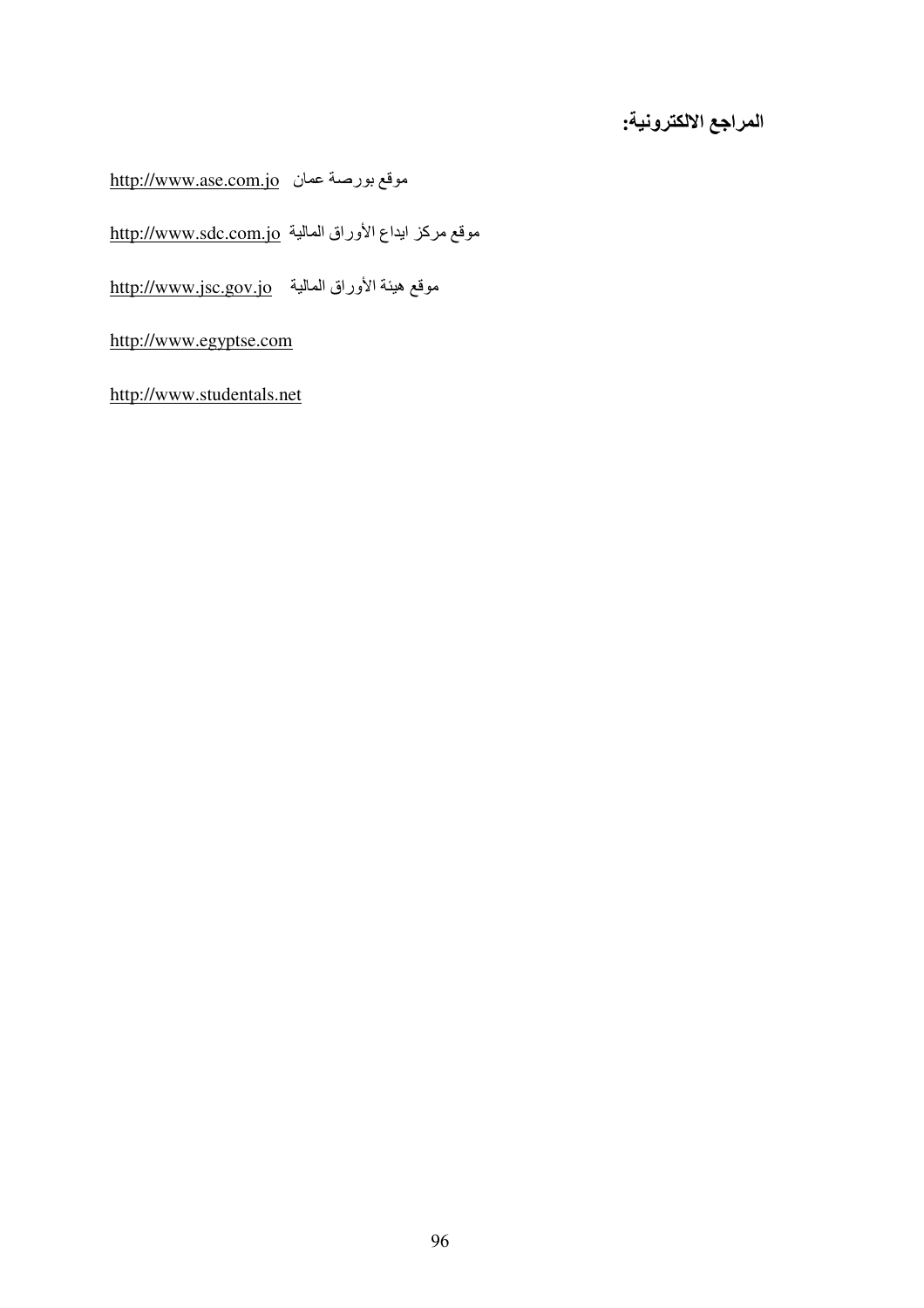## المراجع الالكترونية:

موقع بورصة عمان http://www.ase.com.jo

موقع مركز ايداع الأوراق المالية http://www.sdc.com.jo

موقع هيئة الأوراق المالية http://www.jsc.gov.jo

http://www.egyptse.com

http://www.studentals.net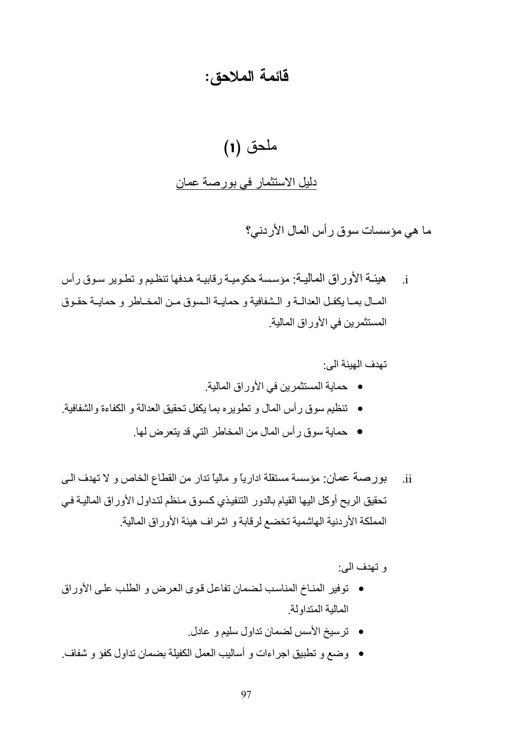# قائمة الملاحق:

## ملحق (1)

دليل الاستثمار في بورصة عمان

ما هي مؤسسات سوق رأس المال الأردني؟

i. هيئة الأوراق المالية: مؤسسة حكومية رقابية هدفها تنظيم و تطوير سوق رأس المال بما يكفل العدالة و الشفافية و حماية السوق من المخاطر و حماية حقوق المستثمرين في الأوراق المالية.

تهدف الهيئة الى:

- حماية المستثمرين في الأوراق المالية.
- تنظيم سوق رأس المال و تطويره بما يكفل تحقيق العدالة و الكفاءة والشفافية.
- حماية سوق رأس المال من المخاطر التي قد يتعرض لها.

ii. بورصة عمان: مؤسسة مستقلة ادارياً و مالياً تدار من القطاع الخاص و لا تهدف الى تحقيق الربح أوكل اليها القيام بالدور التنفيذي كسوق منظم لتداول الأوراق المالية في المملكة الأردنية الهاشمية تخضع لرقابة و اشراف هيئة الأوراق المالية.

و تهدف الى:

- توفير المناخ المناسب لضمان تفاعل قوى العرض و الطلب على الأوراق المالية المتداولة.
- ترسيخ الأسس لضمان تداول سليم و عادل.
- وضع و تطبيق اجراءات و أساليب العمل الكفيلة بضمان تداول كفؤ و شفاف.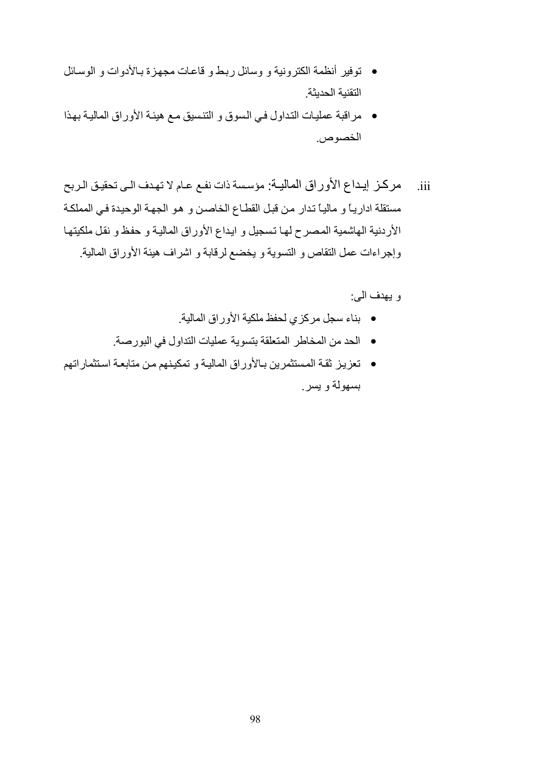- توفير أنظمة الكترونية و وسائل ربط و قاعات مجهزة بالأدوات و الوسائل التقنية الحديثة.
- مراقبة عمليات التداول في السوق و التنسيق مع هيئة الأوراق المالية بهذا الخصوص.

iii. مركز إيداع الأوراق المالية: مؤسسة ذات نفع عام لا تهدف الى تحقيق الربح مستقلة ادارياً و مالياً تدار من قبل القطاع الخاص و هو الجهة الوحيدة في المملكة الأردنية الهاشمية المصرح لها تسجيل و ايداع الأوراق المالية و حفظ و نقل ملكيتها وإجراءات عمل التقاص و التسوية و يخضع لرقابة و اشراف هيئة الأوراق المالية.

و يهدف الى:

- بناء سجل مركزي لحفظ ملكية الأوراق المالية.
- الحد من المخاطر المتعلقة بتسوية عمليات التداول في البورصة.
- تعزيز ثقة المستثمرين بالأوراق المالية و تمكينهم من متابعة استثماراتهم بسهولة و يسر.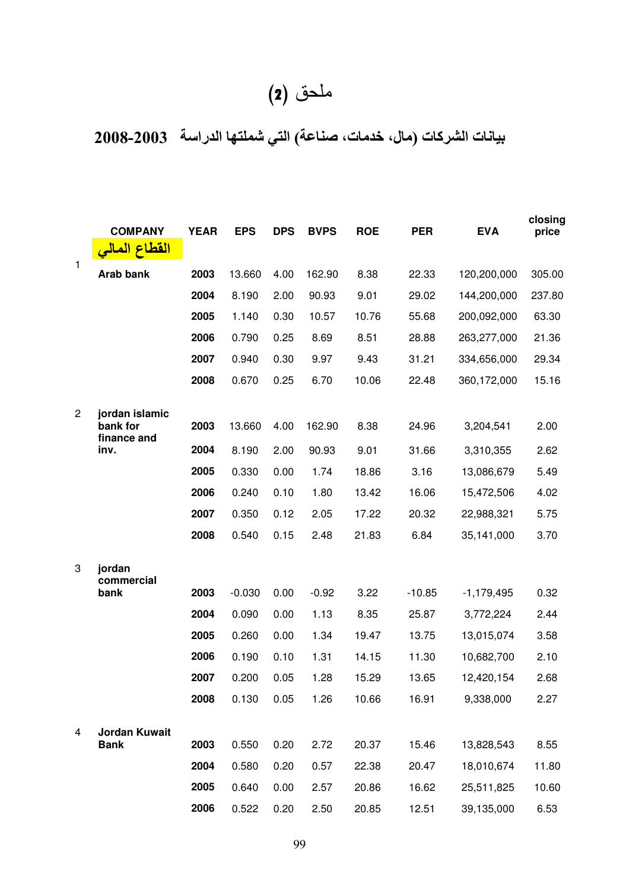# ملحق (2)

## بيانات الشركات (مال، خدمات، صناعة) التي شملتها الدراسة 2003-2008

| | COMPANY | YEAR | EPS | DPS | BVPS | ROE | PER | EVA | closing price |
|---|---|---|---|---|---|---|---|---|---|
| | القطاع المالي | | | | | | | | |
| 1 | Arab bank | 2003 | 13.660 | 4.00 | 162.90 | 8.38 | 22.33 | 120,200,000 | 305.00 |
| | | 2004 | 8.190 | 2.00 | 90.93 | 9.01 | 29.02 | 144,200,000 | 237.80 |
| | | 2005 | 1.140 | 0.30 | 10.57 | 10.76 | 55.68 | 200,092,000 | 63.30 |
| | | 2006 | 0.790 | 0.25 | 8.69 | 8.51 | 28.88 | 263,277,000 | 21.36 |
| | | 2007 | 0.940 | 0.30 | 9.97 | 9.43 | 31.21 | 334,656,000 | 29.34 |
| | | 2008 | 0.670 | 0.25 | 6.70 | 10.06 | 22.48 | 360,172,000 | 15.16 |
| 2 | jordan islamic bank for finance and inv. | 2003 | 13.660 | 4.00 | 162.90 | 8.38 | 24.96 | 3,204,541 | 2.00 |
| | | 2004 | 8.190 | 2.00 | 90.93 | 9.01 | 31.66 | 3,310,355 | 2.62 |
| | | 2005 | 0.330 | 0.00 | 1.74 | 18.86 | 3.16 | 13,086,679 | 5.49 |
| | | 2006 | 0.240 | 0.10 | 1.80 | 13.42 | 16.06 | 15,472,506 | 4.02 |
| | | 2007 | 0.350 | 0.12 | 2.05 | 17.22 | 20.32 | 22,988,321 | 5.75 |
| | | 2008 | 0.540 | 0.15 | 2.48 | 21.83 | 6.84 | 35,141,000 | 3.70 |
| 3 | jordan commercial bank | 2003 | -0.030 | 0.00 | -0.92 | 3.22 | -10.85 | -1,179,495 | 0.32 |
| | | 2004 | 0.090 | 0.00 | 1.13 | 8.35 | 25.87 | 3,772,224 | 2.44 |
| | | 2005 | 0.260 | 0.00 | 1.34 | 19.47 | 13.75 | 13,015,074 | 3.58 |
| | | 2006 | 0.190 | 0.10 | 1.31 | 14.15 | 11.30 | 10,682,700 | 2.10 |
| | | 2007 | 0.200 | 0.05 | 1.28 | 15.29 | 13.65 | 12,420,154 | 2.68 |
| | | 2008 | 0.130 | 0.05 | 1.26 | 10.66 | 16.91 | 9,338,000 | 2.27 |
| 4 | Jordan Kuwait Bank | 2003 | 0.550 | 0.20 | 2.72 | 20.37 | 15.46 | 13,828,543 | 8.55 |
| | | 2004 | 0.580 | 0.20 | 0.57 | 22.38 | 20.47 | 18,010,674 | 11.80 |
| | | 2005 | 0.640 | 0.00 | 2.57 | 20.86 | 16.62 | 25,511,825 | 10.60 |
| | | 2006 | 0.522 | 0.20 | 2.50 | 20.85 | 12.51 | 39,135,000 | 6.53 |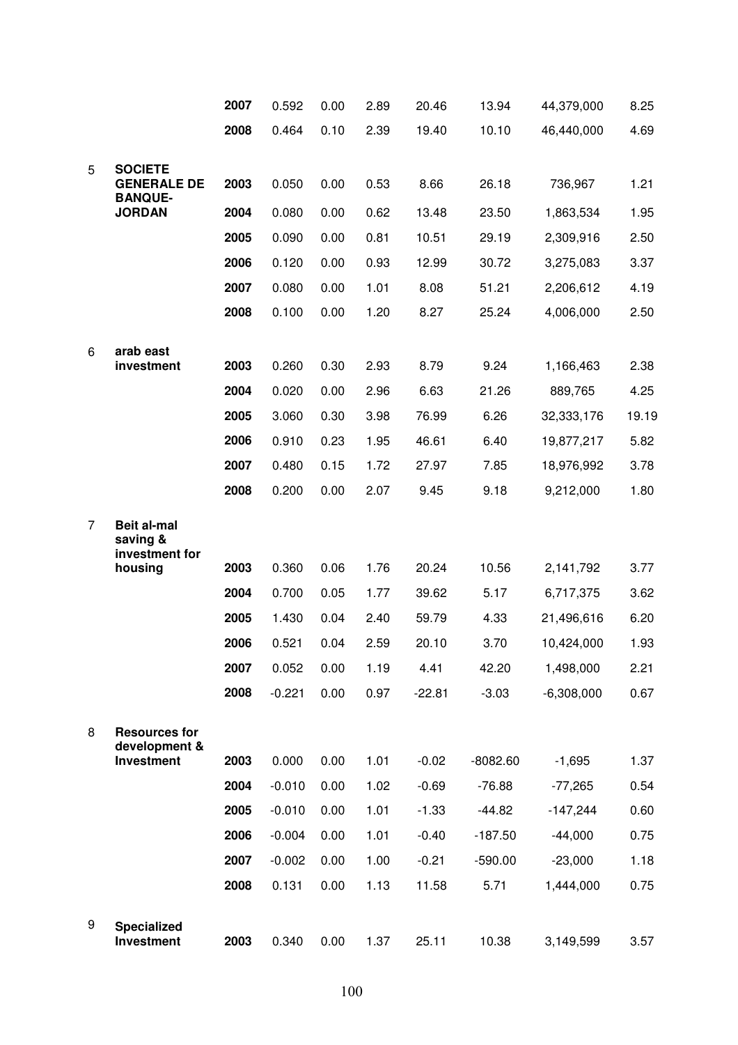| | | | | | | | | | |
|---|---|---|---|---|---|---|---|---|---|
| | | **2007** | 0.592 | 0.00 | 2.89 | 20.46 | 13.94 | 44,379,000 | 8.25 |
| | | **2008** | 0.464 | 0.10 | 2.39 | 19.40 | 10.10 | 46,440,000 | 4.69 |
| 5 | **SOCIETE GENERALE DE BANQUE-JORDAN** | **2003** | 0.050 | 0.00 | 0.53 | 8.66 | 26.18 | 736,967 | 1.21 |
| | | **2004** | 0.080 | 0.00 | 0.62 | 13.48 | 23.50 | 1,863,534 | 1.95 |
| | | **2005** | 0.090 | 0.00 | 0.81 | 10.51 | 29.19 | 2,309,916 | 2.50 |
| | | **2006** | 0.120 | 0.00 | 0.93 | 12.99 | 30.72 | 3,275,083 | 3.37 |
| | | **2007** | 0.080 | 0.00 | 1.01 | 8.08 | 51.21 | 2,206,612 | 4.19 |
| | | **2008** | 0.100 | 0.00 | 1.20 | 8.27 | 25.24 | 4,006,000 | 2.50 |
| 6 | **arab east investment** | **2003** | 0.260 | 0.30 | 2.93 | 8.79 | 9.24 | 1,166,463 | 2.38 |
| | | **2004** | 0.020 | 0.00 | 2.96 | 6.63 | 21.26 | 889,765 | 4.25 |
| | | **2005** | 3.060 | 0.30 | 3.98 | 76.99 | 6.26 | 32,333,176 | 19.19 |
| | | **2006** | 0.910 | 0.23 | 1.95 | 46.61 | 6.40 | 19,877,217 | 5.82 |
| | | **2007** | 0.480 | 0.15 | 1.72 | 27.97 | 7.85 | 18,976,992 | 3.78 |
| | | **2008** | 0.200 | 0.00 | 2.07 | 9.45 | 9.18 | 9,212,000 | 1.80 |
| 7 | **Beit al-mal saving & investment for housing** | **2003** | 0.360 | 0.06 | 1.76 | 20.24 | 10.56 | 2,141,792 | 3.77 |
| | | **2004** | 0.700 | 0.05 | 1.77 | 39.62 | 5.17 | 6,717,375 | 3.62 |
| | | **2005** | 1.430 | 0.04 | 2.40 | 59.79 | 4.33 | 21,496,616 | 6.20 |
| | | **2006** | 0.521 | 0.04 | 2.59 | 20.10 | 3.70 | 10,424,000 | 1.93 |
| | | **2007** | 0.052 | 0.00 | 1.19 | 4.41 | 42.20 | 1,498,000 | 2.21 |
| | | **2008** | -0.221 | 0.00 | 0.97 | -22.81 | -3.03 | -6,308,000 | 0.67 |
| 8 | **Resources for development & Investment** | **2003** | 0.000 | 0.00 | 1.01 | -0.02 | -8082.60 | -1,695 | 1.37 |
| | | **2004** | -0.010 | 0.00 | 1.02 | -0.69 | -76.88 | -77,265 | 0.54 |
| | | **2005** | -0.010 | 0.00 | 1.01 | -1.33 | -44.82 | -147,244 | 0.60 |
| | | **2006** | -0.004 | 0.00 | 1.01 | -0.40 | -187.50 | -44,000 | 0.75 |
| | | **2007** | -0.002 | 0.00 | 1.00 | -0.21 | -590.00 | -23,000 | 1.18 |
| | | **2008** | 0.131 | 0.00 | 1.13 | 11.58 | 5.71 | 1,444,000 | 0.75 |
| 9 | **Specialized Investment** | **2003** | 0.340 | 0.00 | 1.37 | 25.11 | 10.38 | 3,149,599 | 3.57 |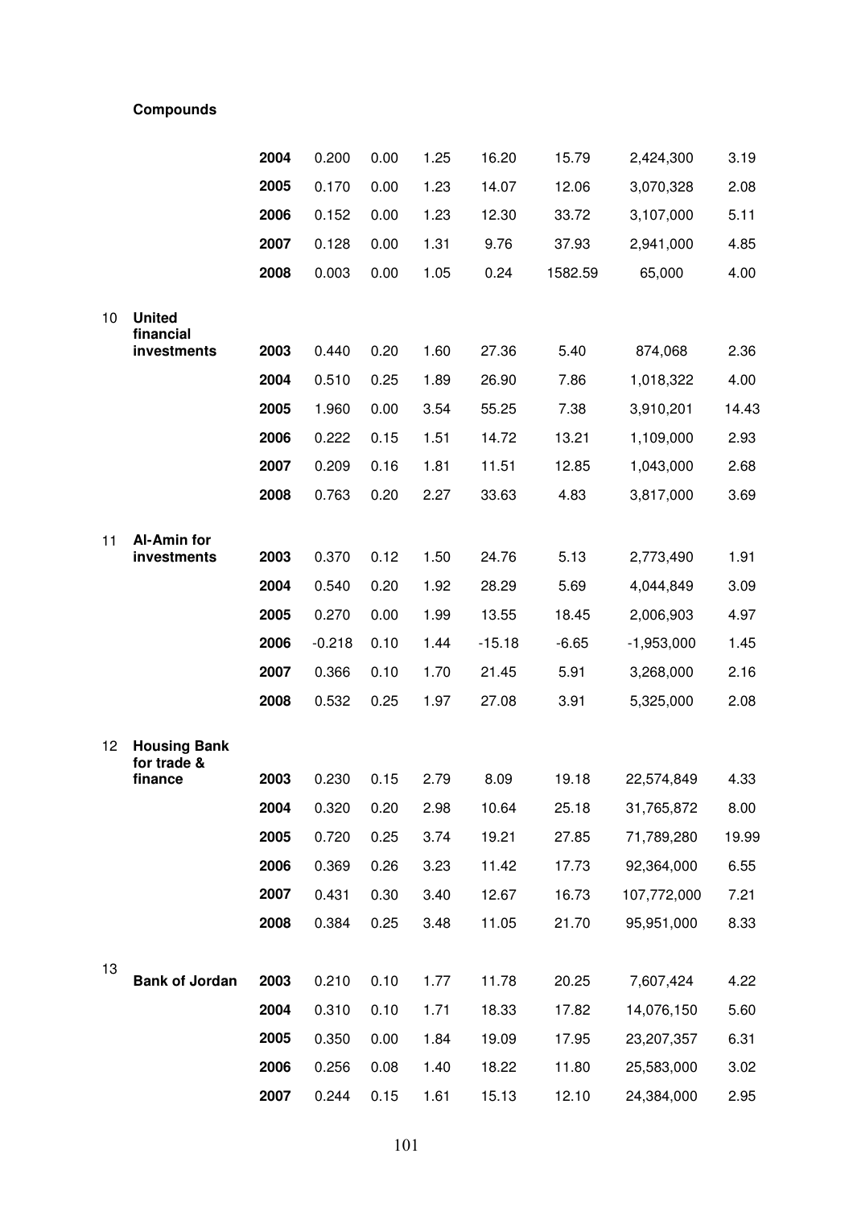**Compounds**

| | | | | | | | | | |
|---|---|---|---|---|---|---|---|---|---|
| | | **2004** | 0.200 | 0.00 | 1.25 | 16.20 | 15.79 | 2,424,300 | 3.19 |
| | | **2005** | 0.170 | 0.00 | 1.23 | 14.07 | 12.06 | 3,070,328 | 2.08 |
| | | **2006** | 0.152 | 0.00 | 1.23 | 12.30 | 33.72 | 3,107,000 | 5.11 |
| | | **2007** | 0.128 | 0.00 | 1.31 | 9.76 | 37.93 | 2,941,000 | 4.85 |
| | | **2008** | 0.003 | 0.00 | 1.05 | 0.24 | 1582.59 | 65,000 | 4.00 |
| 10 | **United financial investments** | **2003** | 0.440 | 0.20 | 1.60 | 27.36 | 5.40 | 874,068 | 2.36 |
| | | **2004** | 0.510 | 0.25 | 1.89 | 26.90 | 7.86 | 1,018,322 | 4.00 |
| | | **2005** | 1.960 | 0.00 | 3.54 | 55.25 | 7.38 | 3,910,201 | 14.43 |
| | | **2006** | 0.222 | 0.15 | 1.51 | 14.72 | 13.21 | 1,109,000 | 2.93 |
| | | **2007** | 0.209 | 0.16 | 1.81 | 11.51 | 12.85 | 1,043,000 | 2.68 |
| | | **2008** | 0.763 | 0.20 | 2.27 | 33.63 | 4.83 | 3,817,000 | 3.69 |
| 11 | **Al-Amin for investments** | **2003** | 0.370 | 0.12 | 1.50 | 24.76 | 5.13 | 2,773,490 | 1.91 |
| | | **2004** | 0.540 | 0.20 | 1.92 | 28.29 | 5.69 | 4,044,849 | 3.09 |
| | | **2005** | 0.270 | 0.00 | 1.99 | 13.55 | 18.45 | 2,006,903 | 4.97 |
| | | **2006** | -0.218 | 0.10 | 1.44 | -15.18 | -6.65 | -1,953,000 | 1.45 |
| | | **2007** | 0.366 | 0.10 | 1.70 | 21.45 | 5.91 | 3,268,000 | 2.16 |
| | | **2008** | 0.532 | 0.25 | 1.97 | 27.08 | 3.91 | 5,325,000 | 2.08 |
| 12 | **Housing Bank for trade & finance** | **2003** | 0.230 | 0.15 | 2.79 | 8.09 | 19.18 | 22,574,849 | 4.33 |
| | | **2004** | 0.320 | 0.20 | 2.98 | 10.64 | 25.18 | 31,765,872 | 8.00 |
| | | **2005** | 0.720 | 0.25 | 3.74 | 19.21 | 27.85 | 71,789,280 | 19.99 |
| | | **2006** | 0.369 | 0.26 | 3.23 | 11.42 | 17.73 | 92,364,000 | 6.55 |
| | | **2007** | 0.431 | 0.30 | 3.40 | 12.67 | 16.73 | 107,772,000 | 7.21 |
| | | **2008** | 0.384 | 0.25 | 3.48 | 11.05 | 21.70 | 95,951,000 | 8.33 |
| 13 | **Bank of Jordan** | **2003** | 0.210 | 0.10 | 1.77 | 11.78 | 20.25 | 7,607,424 | 4.22 |
| | | **2004** | 0.310 | 0.10 | 1.71 | 18.33 | 17.82 | 14,076,150 | 5.60 |
| | | **2005** | 0.350 | 0.00 | 1.84 | 19.09 | 17.95 | 23,207,357 | 6.31 |
| | | **2006** | 0.256 | 0.08 | 1.40 | 18.22 | 11.80 | 25,583,000 | 3.02 |
| | | **2007** | 0.244 | 0.15 | 1.61 | 15.13 | 12.10 | 24,384,000 | 2.95 |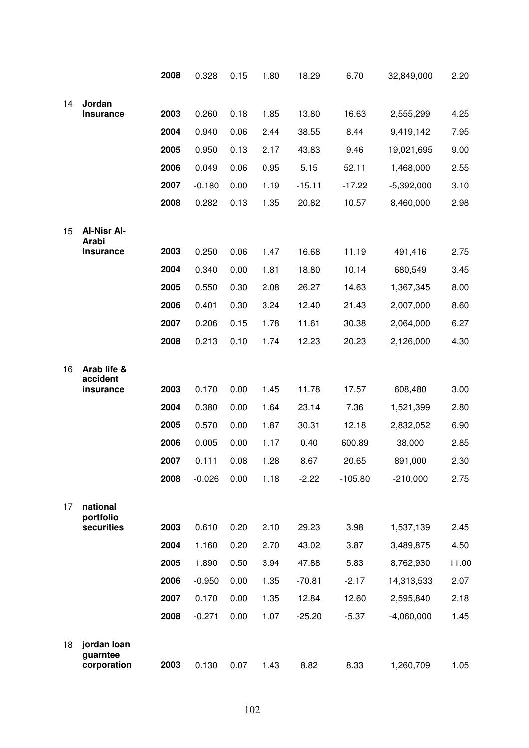| | | | | | | | | | |
|---|---|---|---|---|---|---|---|---|---|
| | | **2008** | 0.328 | 0.15 | 1.80 | 18.29 | 6.70 | 32,849,000 | 2.20 |
| 14 | **Jordan Insurance** | **2003** | 0.260 | 0.18 | 1.85 | 13.80 | 16.63 | 2,555,299 | 4.25 |
| | | **2004** | 0.940 | 0.06 | 2.44 | 38.55 | 8.44 | 9,419,142 | 7.95 |
| | | **2005** | 0.950 | 0.13 | 2.17 | 43.83 | 9.46 | 19,021,695 | 9.00 |
| | | **2006** | 0.049 | 0.06 | 0.95 | 5.15 | 52.11 | 1,468,000 | 2.55 |
| | | **2007** | -0.180 | 0.00 | 1.19 | -15.11 | -17.22 | -5,392,000 | 3.10 |
| | | **2008** | 0.282 | 0.13 | 1.35 | 20.82 | 10.57 | 8,460,000 | 2.98 |
| 15 | **Al-Nisr Al-Arabi Insurance** | **2003** | 0.250 | 0.06 | 1.47 | 16.68 | 11.19 | 491,416 | 2.75 |
| | | **2004** | 0.340 | 0.00 | 1.81 | 18.80 | 10.14 | 680,549 | 3.45 |
| | | **2005** | 0.550 | 0.30 | 2.08 | 26.27 | 14.63 | 1,367,345 | 8.00 |
| | | **2006** | 0.401 | 0.30 | 3.24 | 12.40 | 21.43 | 2,007,000 | 8.60 |
| | | **2007** | 0.206 | 0.15 | 1.78 | 11.61 | 30.38 | 2,064,000 | 6.27 |
| | | **2008** | 0.213 | 0.10 | 1.74 | 12.23 | 20.23 | 2,126,000 | 4.30 |
| 16 | **Arab life & accident insurance** | **2003** | 0.170 | 0.00 | 1.45 | 11.78 | 17.57 | 608,480 | 3.00 |
| | | **2004** | 0.380 | 0.00 | 1.64 | 23.14 | 7.36 | 1,521,399 | 2.80 |
| | | **2005** | 0.570 | 0.00 | 1.87 | 30.31 | 12.18 | 2,832,052 | 6.90 |
| | | **2006** | 0.005 | 0.00 | 1.17 | 0.40 | 600.89 | 38,000 | 2.85 |
| | | **2007** | 0.111 | 0.08 | 1.28 | 8.67 | 20.65 | 891,000 | 2.30 |
| | | **2008** | -0.026 | 0.00 | 1.18 | -2.22 | -105.80 | -210,000 | 2.75 |
| 17 | **national portfolio securities** | **2003** | 0.610 | 0.20 | 2.10 | 29.23 | 3.98 | 1,537,139 | 2.45 |
| | | **2004** | 1.160 | 0.20 | 2.70 | 43.02 | 3.87 | 3,489,875 | 4.50 |
| | | **2005** | 1.890 | 0.50 | 3.94 | 47.88 | 5.83 | 8,762,930 | 11.00 |
| | | **2006** | -0.950 | 0.00 | 1.35 | -70.81 | -2.17 | 14,313,533 | 2.07 |
| | | **2007** | 0.170 | 0.00 | 1.35 | 12.84 | 12.60 | 2,595,840 | 2.18 |
| | | **2008** | -0.271 | 0.00 | 1.07 | -25.20 | -5.37 | -4,060,000 | 1.45 |
| 18 | **jordan loan guarntee corporation** | **2003** | 0.130 | 0.07 | 1.43 | 8.82 | 8.33 | 1,260,709 | 1.05 |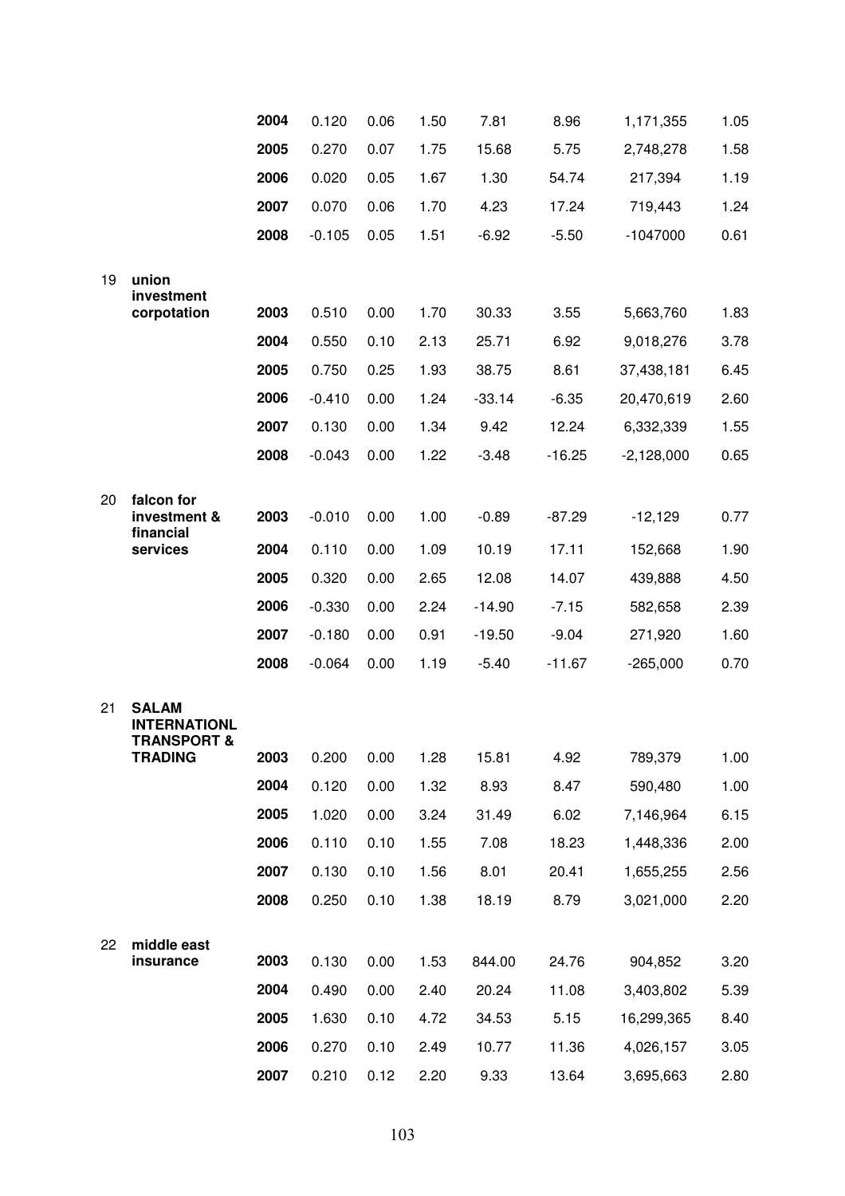| | | | | | | | | | |
|---|---|---|---|---|---|---|---|---|---|
| | | **2004** | 0.120 | 0.06 | 1.50 | 7.81 | 8.96 | 1,171,355 | 1.05 |
| | | **2005** | 0.270 | 0.07 | 1.75 | 15.68 | 5.75 | 2,748,278 | 1.58 |
| | | **2006** | 0.020 | 0.05 | 1.67 | 1.30 | 54.74 | 217,394 | 1.19 |
| | | **2007** | 0.070 | 0.06 | 1.70 | 4.23 | 17.24 | 719,443 | 1.24 |
| | | **2008** | -0.105 | 0.05 | 1.51 | -6.92 | -5.50 | -1047000 | 0.61 |
| 19 | **union investment corpotation** | **2003** | 0.510 | 0.00 | 1.70 | 30.33 | 3.55 | 5,663,760 | 1.83 |
| | | **2004** | 0.550 | 0.10 | 2.13 | 25.71 | 6.92 | 9,018,276 | 3.78 |
| | | **2005** | 0.750 | 0.25 | 1.93 | 38.75 | 8.61 | 37,438,181 | 6.45 |
| | | **2006** | -0.410 | 0.00 | 1.24 | -33.14 | -6.35 | 20,470,619 | 2.60 |
| | | **2007** | 0.130 | 0.00 | 1.34 | 9.42 | 12.24 | 6,332,339 | 1.55 |
| | | **2008** | -0.043 | 0.00 | 1.22 | -3.48 | -16.25 | -2,128,000 | 0.65 |
| 20 | **falcon for investment & financial services** | **2003** | -0.010 | 0.00 | 1.00 | -0.89 | -87.29 | -12,129 | 0.77 |
| | | **2004** | 0.110 | 0.00 | 1.09 | 10.19 | 17.11 | 152,668 | 1.90 |
| | | **2005** | 0.320 | 0.00 | 2.65 | 12.08 | 14.07 | 439,888 | 4.50 |
| | | **2006** | -0.330 | 0.00 | 2.24 | -14.90 | -7.15 | 582,658 | 2.39 |
| | | **2007** | -0.180 | 0.00 | 0.91 | -19.50 | -9.04 | 271,920 | 1.60 |
| | | **2008** | -0.064 | 0.00 | 1.19 | -5.40 | -11.67 | -265,000 | 0.70 |
| 21 | **SALAM INTERNATIONL TRANSPORT & TRADING** | **2003** | 0.200 | 0.00 | 1.28 | 15.81 | 4.92 | 789,379 | 1.00 |
| | | **2004** | 0.120 | 0.00 | 1.32 | 8.93 | 8.47 | 590,480 | 1.00 |
| | | **2005** | 1.020 | 0.00 | 3.24 | 31.49 | 6.02 | 7,146,964 | 6.15 |
| | | **2006** | 0.110 | 0.10 | 1.55 | 7.08 | 18.23 | 1,448,336 | 2.00 |
| | | **2007** | 0.130 | 0.10 | 1.56 | 8.01 | 20.41 | 1,655,255 | 2.56 |
| | | **2008** | 0.250 | 0.10 | 1.38 | 18.19 | 8.79 | 3,021,000 | 2.20 |
| 22 | **middle east insurance** | **2003** | 0.130 | 0.00 | 1.53 | 844.00 | 24.76 | 904,852 | 3.20 |
| | | **2004** | 0.490 | 0.00 | 2.40 | 20.24 | 11.08 | 3,403,802 | 5.39 |
| | | **2005** | 1.630 | 0.10 | 4.72 | 34.53 | 5.15 | 16,299,365 | 8.40 |
| | | **2006** | 0.270 | 0.10 | 2.49 | 10.77 | 11.36 | 4,026,157 | 3.05 |
| | | **2007** | 0.210 | 0.12 | 2.20 | 9.33 | 13.64 | 3,695,663 | 2.80 |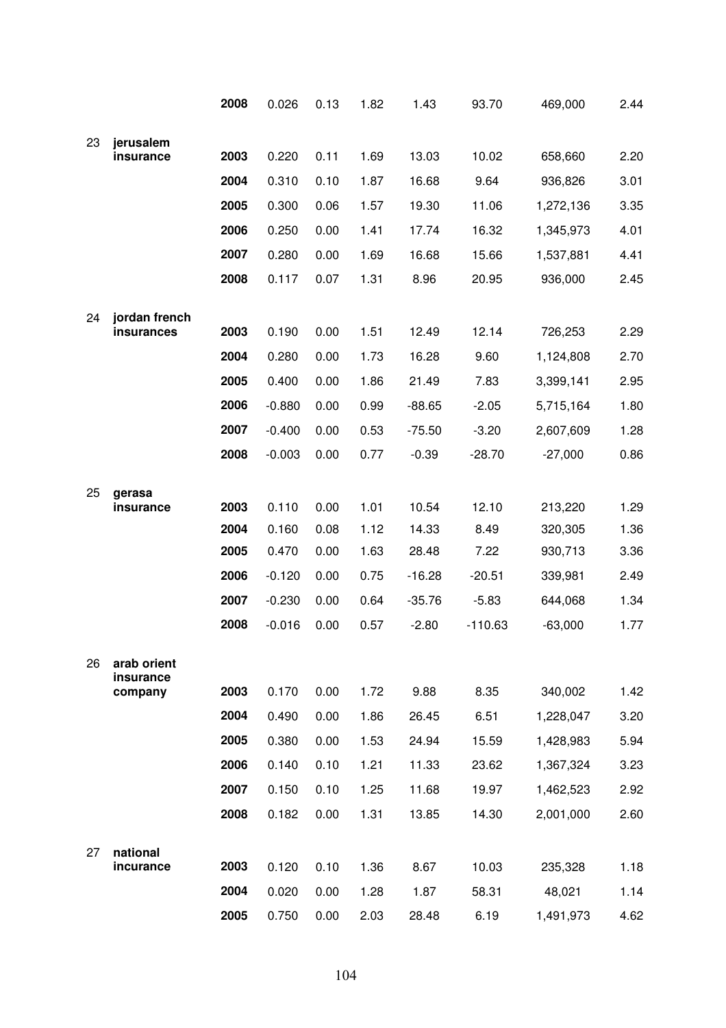| | | | | | | | | | |
|---|---|---|---|---|---|---|---|---|---|
| | | **2008** | 0.026 | 0.13 | 1.82 | 1.43 | 93.70 | 469,000 | 2.44 |
| 23 | **jerusalem insurance** | **2003** | 0.220 | 0.11 | 1.69 | 13.03 | 10.02 | 658,660 | 2.20 |
| | | **2004** | 0.310 | 0.10 | 1.87 | 16.68 | 9.64 | 936,826 | 3.01 |
| | | **2005** | 0.300 | 0.06 | 1.57 | 19.30 | 11.06 | 1,272,136 | 3.35 |
| | | **2006** | 0.250 | 0.00 | 1.41 | 17.74 | 16.32 | 1,345,973 | 4.01 |
| | | **2007** | 0.280 | 0.00 | 1.69 | 16.68 | 15.66 | 1,537,881 | 4.41 |
| | | **2008** | 0.117 | 0.07 | 1.31 | 8.96 | 20.95 | 936,000 | 2.45 |
| 24 | **jordan french insurances** | **2003** | 0.190 | 0.00 | 1.51 | 12.49 | 12.14 | 726,253 | 2.29 |
| | | **2004** | 0.280 | 0.00 | 1.73 | 16.28 | 9.60 | 1,124,808 | 2.70 |
| | | **2005** | 0.400 | 0.00 | 1.86 | 21.49 | 7.83 | 3,399,141 | 2.95 |
| | | **2006** | -0.880 | 0.00 | 0.99 | -88.65 | -2.05 | 5,715,164 | 1.80 |
| | | **2007** | -0.400 | 0.00 | 0.53 | -75.50 | -3.20 | 2,607,609 | 1.28 |
| | | **2008** | -0.003 | 0.00 | 0.77 | -0.39 | -28.70 | -27,000 | 0.86 |
| 25 | **gerasa insurance** | **2003** | 0.110 | 0.00 | 1.01 | 10.54 | 12.10 | 213,220 | 1.29 |
| | | **2004** | 0.160 | 0.08 | 1.12 | 14.33 | 8.49 | 320,305 | 1.36 |
| | | **2005** | 0.470 | 0.00 | 1.63 | 28.48 | 7.22 | 930,713 | 3.36 |
| | | **2006** | -0.120 | 0.00 | 0.75 | -16.28 | -20.51 | 339,981 | 2.49 |
| | | **2007** | -0.230 | 0.00 | 0.64 | -35.76 | -5.83 | 644,068 | 1.34 |
| | | **2008** | -0.016 | 0.00 | 0.57 | -2.80 | -110.63 | -63,000 | 1.77 |
| 26 | **arab orient insurance company** | **2003** | 0.170 | 0.00 | 1.72 | 9.88 | 8.35 | 340,002 | 1.42 |
| | | **2004** | 0.490 | 0.00 | 1.86 | 26.45 | 6.51 | 1,228,047 | 3.20 |
| | | **2005** | 0.380 | 0.00 | 1.53 | 24.94 | 15.59 | 1,428,983 | 5.94 |
| | | **2006** | 0.140 | 0.10 | 1.21 | 11.33 | 23.62 | 1,367,324 | 3.23 |
| | | **2007** | 0.150 | 0.10 | 1.25 | 11.68 | 19.97 | 1,462,523 | 2.92 |
| | | **2008** | 0.182 | 0.00 | 1.31 | 13.85 | 14.30 | 2,001,000 | 2.60 |
| 27 | **national incurance** | **2003** | 0.120 | 0.10 | 1.36 | 8.67 | 10.03 | 235,328 | 1.18 |
| | | **2004** | 0.020 | 0.00 | 1.28 | 1.87 | 58.31 | 48,021 | 1.14 |
| | | **2005** | 0.750 | 0.00 | 2.03 | 28.48 | 6.19 | 1,491,973 | 4.62 |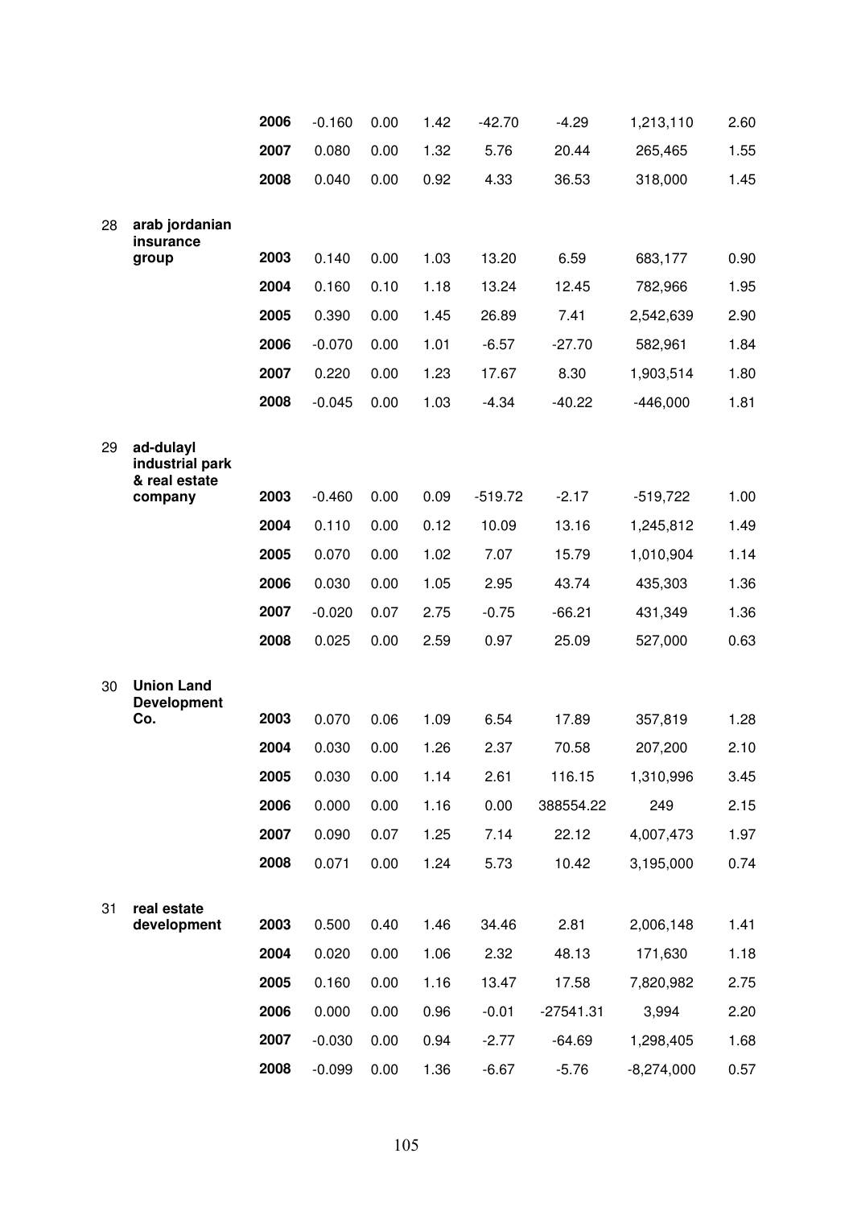| | | | | | | | | |
|---|---|---|---|---|---|---|---|---|
| | | **2006** | -0.160 | 0.00 | 1.42 | -42.70 | -4.29 | 1,213,110 | 2.60 |
| | | **2007** | 0.080 | 0.00 | 1.32 | 5.76 | 20.44 | 265,465 | 1.55 |
| | | **2008** | 0.040 | 0.00 | 0.92 | 4.33 | 36.53 | 318,000 | 1.45 |
| 28 | **arab jordanian insurance group** | **2003** | 0.140 | 0.00 | 1.03 | 13.20 | 6.59 | 683,177 | 0.90 |
| | | **2004** | 0.160 | 0.10 | 1.18 | 13.24 | 12.45 | 782,966 | 1.95 |
| | | **2005** | 0.390 | 0.00 | 1.45 | 26.89 | 7.41 | 2,542,639 | 2.90 |
| | | **2006** | -0.070 | 0.00 | 1.01 | -6.57 | -27.70 | 582,961 | 1.84 |
| | | **2007** | 0.220 | 0.00 | 1.23 | 17.67 | 8.30 | 1,903,514 | 1.80 |
| | | **2008** | -0.045 | 0.00 | 1.03 | -4.34 | -40.22 | -446,000 | 1.81 |
| 29 | **ad-dulayl industrial park & real estate company** | **2003** | -0.460 | 0.00 | 0.09 | -519.72 | -2.17 | -519,722 | 1.00 |
| | | **2004** | 0.110 | 0.00 | 0.12 | 10.09 | 13.16 | 1,245,812 | 1.49 |
| | | **2005** | 0.070 | 0.00 | 1.02 | 7.07 | 15.79 | 1,010,904 | 1.14 |
| | | **2006** | 0.030 | 0.00 | 1.05 | 2.95 | 43.74 | 435,303 | 1.36 |
| | | **2007** | -0.020 | 0.07 | 2.75 | -0.75 | -66.21 | 431,349 | 1.36 |
| | | **2008** | 0.025 | 0.00 | 2.59 | 0.97 | 25.09 | 527,000 | 0.63 |
| 30 | **Union Land Development Co.** | **2003** | 0.070 | 0.06 | 1.09 | 6.54 | 17.89 | 357,819 | 1.28 |
| | | **2004** | 0.030 | 0.00 | 1.26 | 2.37 | 70.58 | 207,200 | 2.10 |
| | | **2005** | 0.030 | 0.00 | 1.14 | 2.61 | 116.15 | 1,310,996 | 3.45 |
| | | **2006** | 0.000 | 0.00 | 1.16 | 0.00 | 388554.22 | 249 | 2.15 |
| | | **2007** | 0.090 | 0.07 | 1.25 | 7.14 | 22.12 | 4,007,473 | 1.97 |
| | | **2008** | 0.071 | 0.00 | 1.24 | 5.73 | 10.42 | 3,195,000 | 0.74 |
| 31 | **real estate development** | **2003** | 0.500 | 0.40 | 1.46 | 34.46 | 2.81 | 2,006,148 | 1.41 |
| | | **2004** | 0.020 | 0.00 | 1.06 | 2.32 | 48.13 | 171,630 | 1.18 |
| | | **2005** | 0.160 | 0.00 | 1.16 | 13.47 | 17.58 | 7,820,982 | 2.75 |
| | | **2006** | 0.000 | 0.00 | 0.96 | -0.01 | -27541.31 | 3,994 | 2.20 |
| | | **2007** | -0.030 | 0.00 | 0.94 | -2.77 | -64.69 | 1,298,405 | 1.68 |
| | | **2008** | -0.099 | 0.00 | 1.36 | -6.67 | -5.76 | -8,274,000 | 0.57 |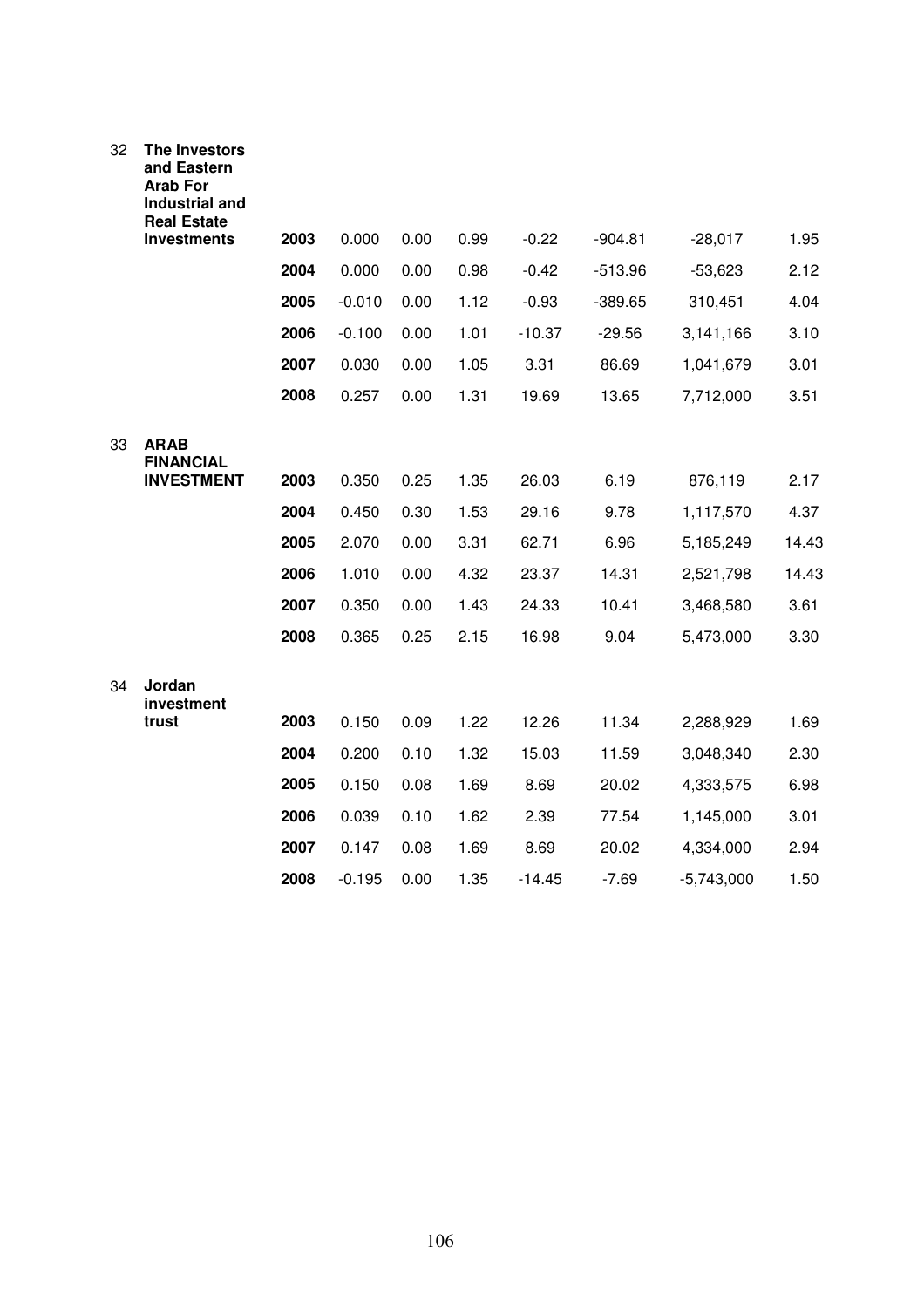| | | | | | | | | | |
|---|---|---|---|---|---|---|---|---|---|
| 32 | **The Investors and Eastern Arab For Industrial and Real Estate Investments** | **2003** | 0.000 | 0.00 | 0.99 | -0.22 | -904.81 | -28,017 | 1.95 |
| | | **2004** | 0.000 | 0.00 | 0.98 | -0.42 | -513.96 | -53,623 | 2.12 |
| | | **2005** | -0.010 | 0.00 | 1.12 | -0.93 | -389.65 | 310,451 | 4.04 |
| | | **2006** | -0.100 | 0.00 | 1.01 | -10.37 | -29.56 | 3,141,166 | 3.10 |
| | | **2007** | 0.030 | 0.00 | 1.05 | 3.31 | 86.69 | 1,041,679 | 3.01 |
| | | **2008** | 0.257 | 0.00 | 1.31 | 19.69 | 13.65 | 7,712,000 | 3.51 |
| 33 | **ARAB FINANCIAL INVESTMENT** | **2003** | 0.350 | 0.25 | 1.35 | 26.03 | 6.19 | 876,119 | 2.17 |
| | | **2004** | 0.450 | 0.30 | 1.53 | 29.16 | 9.78 | 1,117,570 | 4.37 |
| | | **2005** | 2.070 | 0.00 | 3.31 | 62.71 | 6.96 | 5,185,249 | 14.43 |
| | | **2006** | 1.010 | 0.00 | 4.32 | 23.37 | 14.31 | 2,521,798 | 14.43 |
| | | **2007** | 0.350 | 0.00 | 1.43 | 24.33 | 10.41 | 3,468,580 | 3.61 |
| | | **2008** | 0.365 | 0.25 | 2.15 | 16.98 | 9.04 | 5,473,000 | 3.30 |
| 34 | **Jordan investment trust** | **2003** | 0.150 | 0.09 | 1.22 | 12.26 | 11.34 | 2,288,929 | 1.69 |
| | | **2004** | 0.200 | 0.10 | 1.32 | 15.03 | 11.59 | 3,048,340 | 2.30 |
| | | **2005** | 0.150 | 0.08 | 1.69 | 8.69 | 20.02 | 4,333,575 | 6.98 |
| | | **2006** | 0.039 | 0.10 | 1.62 | 2.39 | 77.54 | 1,145,000 | 3.01 |
| | | **2007** | 0.147 | 0.08 | 1.69 | 8.69 | 20.02 | 4,334,000 | 2.94 |
| | | **2008** | -0.195 | 0.00 | 1.35 | -14.45 | -7.69 | -5,743,000 | 1.50 |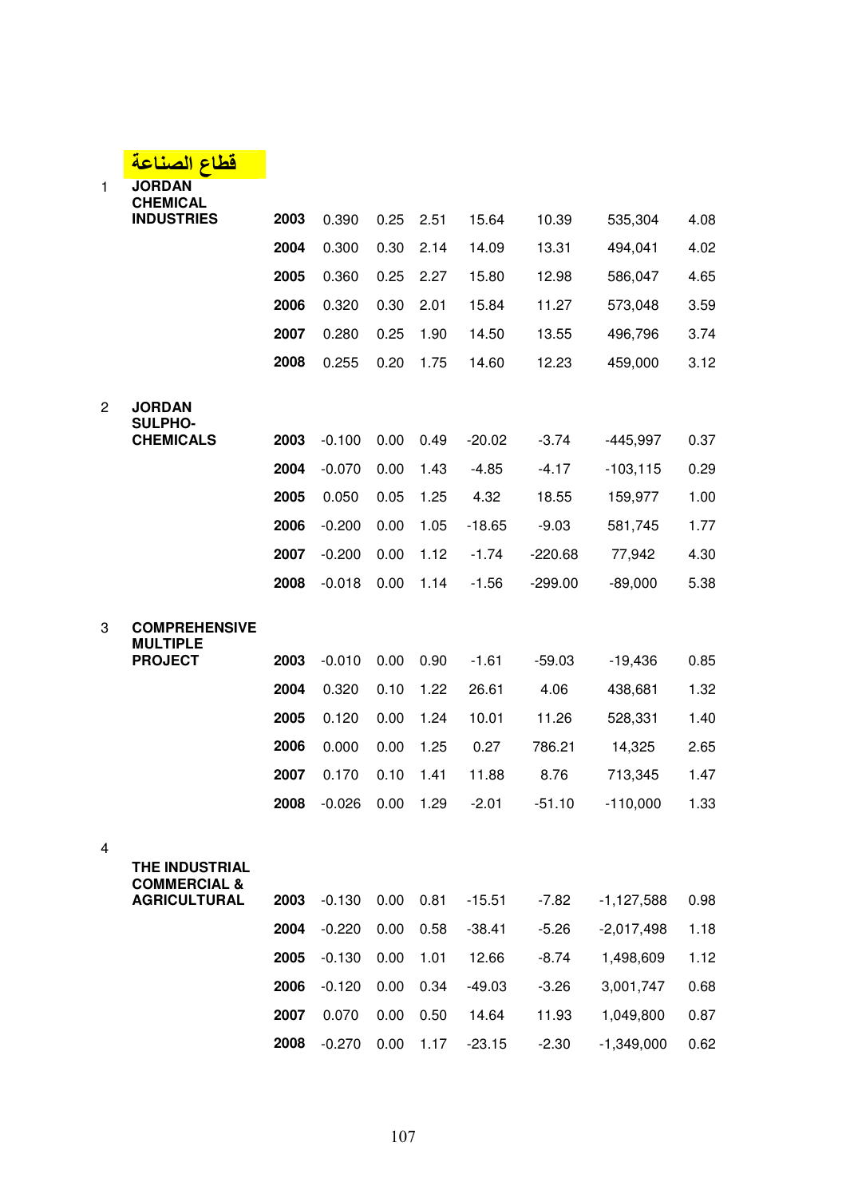**قطاع الصناعة**

| No. | Company | Year | | | | | | | |
|---|---|---|---|---|---|---|---|---|---|
| 1 | **JORDAN CHEMICAL INDUSTRIES** | **2003** | 0.390 | 0.25 | 2.51 | 15.64 | 10.39 | 535,304 | 4.08 |
| | | **2004** | 0.300 | 0.30 | 2.14 | 14.09 | 13.31 | 494,041 | 4.02 |
| | | **2005** | 0.360 | 0.25 | 2.27 | 15.80 | 12.98 | 586,047 | 4.65 |
| | | **2006** | 0.320 | 0.30 | 2.01 | 15.84 | 11.27 | 573,048 | 3.59 |
| | | **2007** | 0.280 | 0.25 | 1.90 | 14.50 | 13.55 | 496,796 | 3.74 |
| | | **2008** | 0.255 | 0.20 | 1.75 | 14.60 | 12.23 | 459,000 | 3.12 |
| 2 | **JORDAN SULPHO-CHEMICALS** | **2003** | -0.100 | 0.00 | 0.49 | -20.02 | -3.74 | -445,997 | 0.37 |
| | | **2004** | -0.070 | 0.00 | 1.43 | -4.85 | -4.17 | -103,115 | 0.29 |
| | | **2005** | 0.050 | 0.05 | 1.25 | 4.32 | 18.55 | 159,977 | 1.00 |
| | | **2006** | -0.200 | 0.00 | 1.05 | -18.65 | -9.03 | 581,745 | 1.77 |
| | | **2007** | -0.200 | 0.00 | 1.12 | -1.74 | -220.68 | 77,942 | 4.30 |
| | | **2008** | -0.018 | 0.00 | 1.14 | -1.56 | -299.00 | -89,000 | 5.38 |
| 3 | **COMPREHENSIVE MULTIPLE PROJECT** | **2003** | -0.010 | 0.00 | 0.90 | -1.61 | -59.03 | -19,436 | 0.85 |
| | | **2004** | 0.320 | 0.10 | 1.22 | 26.61 | 4.06 | 438,681 | 1.32 |
| | | **2005** | 0.120 | 0.00 | 1.24 | 10.01 | 11.26 | 528,331 | 1.40 |
| | | **2006** | 0.000 | 0.00 | 1.25 | 0.27 | 786.21 | 14,325 | 2.65 |
| | | **2007** | 0.170 | 0.10 | 1.41 | 11.88 | 8.76 | 713,345 | 1.47 |
| | | **2008** | -0.026 | 0.00 | 1.29 | -2.01 | -51.10 | -110,000 | 1.33 |
| 4 | **THE INDUSTRIAL COMMERCIAL & AGRICULTURAL** | **2003** | -0.130 | 0.00 | 0.81 | -15.51 | -7.82 | -1,127,588 | 0.98 |
| | | **2004** | -0.220 | 0.00 | 0.58 | -38.41 | -5.26 | -2,017,498 | 1.18 |
| | | **2005** | -0.130 | 0.00 | 1.01 | 12.66 | -8.74 | 1,498,609 | 1.12 |
| | | **2006** | -0.120 | 0.00 | 0.34 | -49.03 | -3.26 | 3,001,747 | 0.68 |
| | | **2007** | 0.070 | 0.00 | 0.50 | 14.64 | 11.93 | 1,049,800 | 0.87 |
| | | **2008** | -0.270 | 0.00 | 1.17 | -23.15 | -2.30 | -1,349,000 | 0.62 |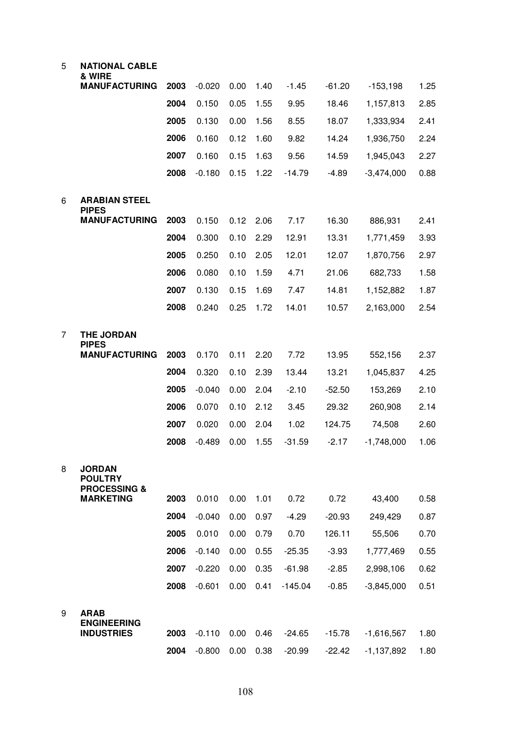| | | | | | | | | | |
|---|---|---|---|---|---|---|---|---|---|
| 5 | **NATIONAL CABLE & WIRE MANUFACTURING** | **2003** | -0.020 | 0.00 | 1.40 | -1.45 | -61.20 | -153,198 | 1.25 |
| | | **2004** | 0.150 | 0.05 | 1.55 | 9.95 | 18.46 | 1,157,813 | 2.85 |
| | | **2005** | 0.130 | 0.00 | 1.56 | 8.55 | 18.07 | 1,333,934 | 2.41 |
| | | **2006** | 0.160 | 0.12 | 1.60 | 9.82 | 14.24 | 1,936,750 | 2.24 |
| | | **2007** | 0.160 | 0.15 | 1.63 | 9.56 | 14.59 | 1,945,043 | 2.27 |
| | | **2008** | -0.180 | 0.15 | 1.22 | -14.79 | -4.89 | -3,474,000 | 0.88 |
| 6 | **ARABIAN STEEL PIPES MANUFACTURING** | **2003** | 0.150 | 0.12 | 2.06 | 7.17 | 16.30 | 886,931 | 2.41 |
| | | **2004** | 0.300 | 0.10 | 2.29 | 12.91 | 13.31 | 1,771,459 | 3.93 |
| | | **2005** | 0.250 | 0.10 | 2.05 | 12.01 | 12.07 | 1,870,756 | 2.97 |
| | | **2006** | 0.080 | 0.10 | 1.59 | 4.71 | 21.06 | 682,733 | 1.58 |
| | | **2007** | 0.130 | 0.15 | 1.69 | 7.47 | 14.81 | 1,152,882 | 1.87 |
| | | **2008** | 0.240 | 0.25 | 1.72 | 14.01 | 10.57 | 2,163,000 | 2.54 |
| 7 | **THE JORDAN PIPES MANUFACTURING** | **2003** | 0.170 | 0.11 | 2.20 | 7.72 | 13.95 | 552,156 | 2.37 |
| | | **2004** | 0.320 | 0.10 | 2.39 | 13.44 | 13.21 | 1,045,837 | 4.25 |
| | | **2005** | -0.040 | 0.00 | 2.04 | -2.10 | -52.50 | 153,269 | 2.10 |
| | | **2006** | 0.070 | 0.10 | 2.12 | 3.45 | 29.32 | 260,908 | 2.14 |
| | | **2007** | 0.020 | 0.00 | 2.04 | 1.02 | 124.75 | 74,508 | 2.60 |
| | | **2008** | -0.489 | 0.00 | 1.55 | -31.59 | -2.17 | -1,748,000 | 1.06 |
| 8 | **JORDAN POULTRY PROCESSING & MARKETING** | **2003** | 0.010 | 0.00 | 1.01 | 0.72 | 0.72 | 43,400 | 0.58 |
| | | **2004** | -0.040 | 0.00 | 0.97 | -4.29 | -20.93 | 249,429 | 0.87 |
| | | **2005** | 0.010 | 0.00 | 0.79 | 0.70 | 126.11 | 55,506 | 0.70 |
| | | **2006** | -0.140 | 0.00 | 0.55 | -25.35 | -3.93 | 1,777,469 | 0.55 |
| | | **2007** | -0.220 | 0.00 | 0.35 | -61.98 | -2.85 | 2,998,106 | 0.62 |
| | | **2008** | -0.601 | 0.00 | 0.41 | -145.04 | -0.85 | -3,845,000 | 0.51 |
| 9 | **ARAB ENGINEERING INDUSTRIES** | **2003** | -0.110 | 0.00 | 0.46 | -24.65 | -15.78 | -1,616,567 | 1.80 |
| | | **2004** | -0.800 | 0.00 | 0.38 | -20.99 | -22.42 | -1,137,892 | 1.80 |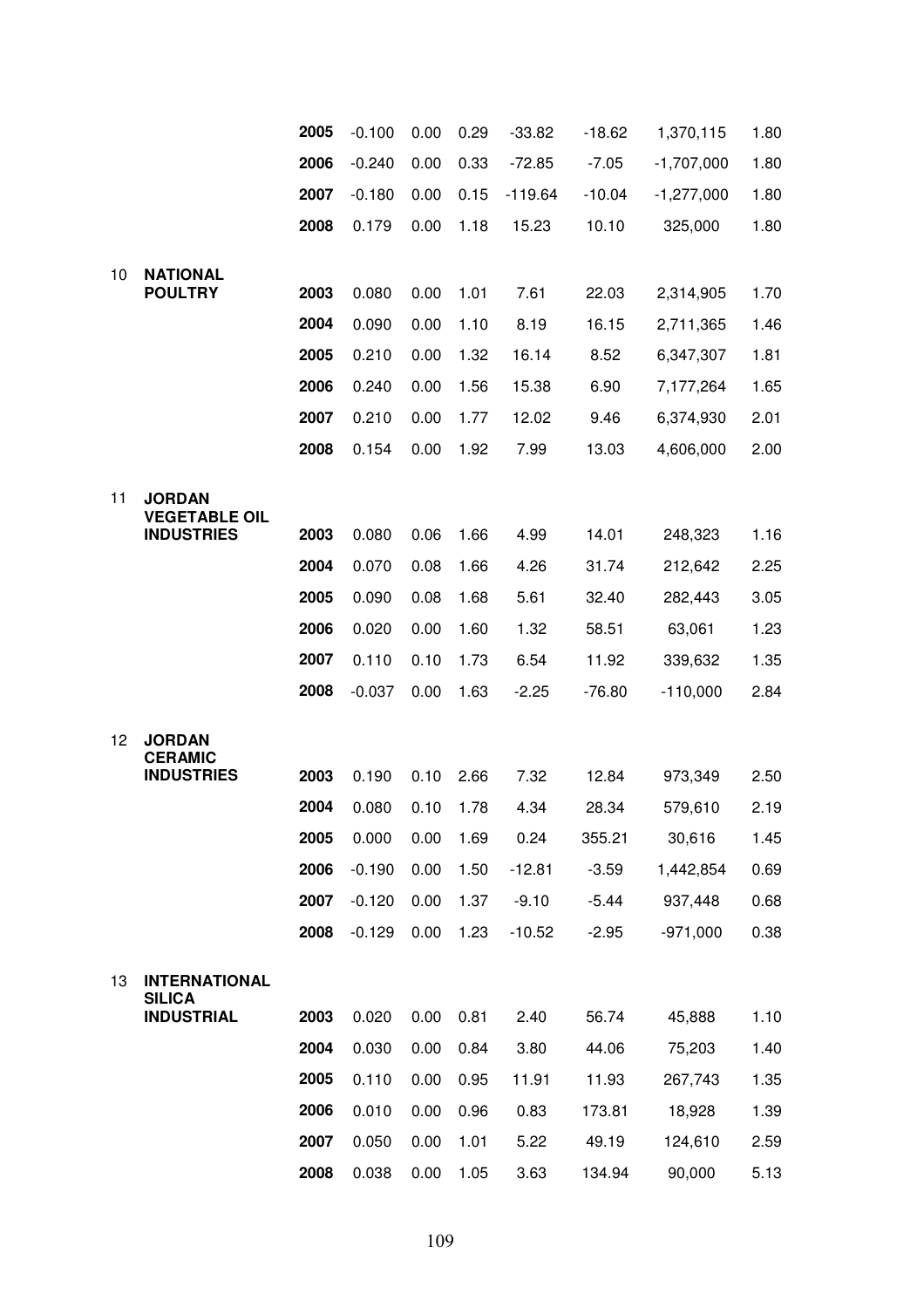| | | Year | | | | | | | |
|---|---|---|---|---|---|---|---|---|---|
| | | 2005 | -0.100 | 0.00 | 0.29 | -33.82 | -18.62 | 1,370,115 | 1.80 |
| | | 2006 | -0.240 | 0.00 | 0.33 | -72.85 | -7.05 | -1,707,000 | 1.80 |
| | | 2007 | -0.180 | 0.00 | 0.15 | -119.64 | -10.04 | -1,277,000 | 1.80 |
| | | 2008 | 0.179 | 0.00 | 1.18 | 15.23 | 10.10 | 325,000 | 1.80 |
| 10 | **NATIONAL POULTRY** | 2003 | 0.080 | 0.00 | 1.01 | 7.61 | 22.03 | 2,314,905 | 1.70 |
| | | 2004 | 0.090 | 0.00 | 1.10 | 8.19 | 16.15 | 2,711,365 | 1.46 |
| | | 2005 | 0.210 | 0.00 | 1.32 | 16.14 | 8.52 | 6,347,307 | 1.81 |
| | | 2006 | 0.240 | 0.00 | 1.56 | 15.38 | 6.90 | 7,177,264 | 1.65 |
| | | 2007 | 0.210 | 0.00 | 1.77 | 12.02 | 9.46 | 6,374,930 | 2.01 |
| | | 2008 | 0.154 | 0.00 | 1.92 | 7.99 | 13.03 | 4,606,000 | 2.00 |
| 11 | **JORDAN VEGETABLE OIL INDUSTRIES** | 2003 | 0.080 | 0.06 | 1.66 | 4.99 | 14.01 | 248,323 | 1.16 |
| | | 2004 | 0.070 | 0.08 | 1.66 | 4.26 | 31.74 | 212,642 | 2.25 |
| | | 2005 | 0.090 | 0.08 | 1.68 | 5.61 | 32.40 | 282,443 | 3.05 |
| | | 2006 | 0.020 | 0.00 | 1.60 | 1.32 | 58.51 | 63,061 | 1.23 |
| | | 2007 | 0.110 | 0.10 | 1.73 | 6.54 | 11.92 | 339,632 | 1.35 |
| | | 2008 | -0.037 | 0.00 | 1.63 | -2.25 | -76.80 | -110,000 | 2.84 |
| 12 | **JORDAN CERAMIC INDUSTRIES** | 2003 | 0.190 | 0.10 | 2.66 | 7.32 | 12.84 | 973,349 | 2.50 |
| | | 2004 | 0.080 | 0.10 | 1.78 | 4.34 | 28.34 | 579,610 | 2.19 |
| | | 2005 | 0.000 | 0.00 | 1.69 | 0.24 | 355.21 | 30,616 | 1.45 |
| | | 2006 | -0.190 | 0.00 | 1.50 | -12.81 | -3.59 | 1,442,854 | 0.69 |
| | | 2007 | -0.120 | 0.00 | 1.37 | -9.10 | -5.44 | 937,448 | 0.68 |
| | | 2008 | -0.129 | 0.00 | 1.23 | -10.52 | -2.95 | -971,000 | 0.38 |
| 13 | **INTERNATIONAL SILICA INDUSTRIAL** | 2003 | 0.020 | 0.00 | 0.81 | 2.40 | 56.74 | 45,888 | 1.10 |
| | | 2004 | 0.030 | 0.00 | 0.84 | 3.80 | 44.06 | 75,203 | 1.40 |
| | | 2005 | 0.110 | 0.00 | 0.95 | 11.91 | 11.93 | 267,743 | 1.35 |
| | | 2006 | 0.010 | 0.00 | 0.96 | 0.83 | 173.81 | 18,928 | 1.39 |
| | | 2007 | 0.050 | 0.00 | 1.01 | 5.22 | 49.19 | 124,610 | 2.59 |
| | | 2008 | 0.038 | 0.00 | 1.05 | 3.63 | 134.94 | 90,000 | 5.13 |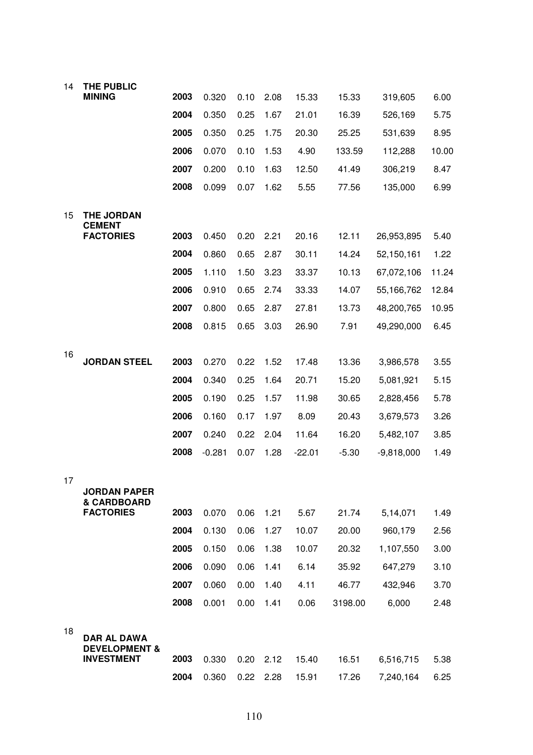| | | | | | | | | | |
|---|---|---|---|---|---|---|---|---|---|
| 14 | **THE PUBLIC MINING** | **2003** | 0.320 | 0.10 | 2.08 | 15.33 | 15.33 | 319,605 | 6.00 |
| | | **2004** | 0.350 | 0.25 | 1.67 | 21.01 | 16.39 | 526,169 | 5.75 |
| | | **2005** | 0.350 | 0.25 | 1.75 | 20.30 | 25.25 | 531,639 | 8.95 |
| | | **2006** | 0.070 | 0.10 | 1.53 | 4.90 | 133.59 | 112,288 | 10.00 |
| | | **2007** | 0.200 | 0.10 | 1.63 | 12.50 | 41.49 | 306,219 | 8.47 |
| | | **2008** | 0.099 | 0.07 | 1.62 | 5.55 | 77.56 | 135,000 | 6.99 |
| 15 | **THE JORDAN CEMENT FACTORIES** | **2003** | 0.450 | 0.20 | 2.21 | 20.16 | 12.11 | 26,953,895 | 5.40 |
| | | **2004** | 0.860 | 0.65 | 2.87 | 30.11 | 14.24 | 52,150,161 | 1.22 |
| | | **2005** | 1.110 | 1.50 | 3.23 | 33.37 | 10.13 | 67,072,106 | 11.24 |
| | | **2006** | 0.910 | 0.65 | 2.74 | 33.33 | 14.07 | 55,166,762 | 12.84 |
| | | **2007** | 0.800 | 0.65 | 2.87 | 27.81 | 13.73 | 48,200,765 | 10.95 |
| | | **2008** | 0.815 | 0.65 | 3.03 | 26.90 | 7.91 | 49,290,000 | 6.45 |
| 16 | **JORDAN STEEL** | **2003** | 0.270 | 0.22 | 1.52 | 17.48 | 13.36 | 3,986,578 | 3.55 |
| | | **2004** | 0.340 | 0.25 | 1.64 | 20.71 | 15.20 | 5,081,921 | 5.15 |
| | | **2005** | 0.190 | 0.25 | 1.57 | 11.98 | 30.65 | 2,828,456 | 5.78 |
| | | **2006** | 0.160 | 0.17 | 1.97 | 8.09 | 20.43 | 3,679,573 | 3.26 |
| | | **2007** | 0.240 | 0.22 | 2.04 | 11.64 | 16.20 | 5,482,107 | 3.85 |
| | | **2008** | -0.281 | 0.07 | 1.28 | -22.01 | -5.30 | -9,818,000 | 1.49 |
| 17 | **JORDAN PAPER & CARDBOARD FACTORIES** | **2003** | 0.070 | 0.06 | 1.21 | 5.67 | 21.74 | 5,14,071 | 1.49 |
| | | **2004** | 0.130 | 0.06 | 1.27 | 10.07 | 20.00 | 960,179 | 2.56 |
| | | **2005** | 0.150 | 0.06 | 1.38 | 10.07 | 20.32 | 1,107,550 | 3.00 |
| | | **2006** | 0.090 | 0.06 | 1.41 | 6.14 | 35.92 | 647,279 | 3.10 |
| | | **2007** | 0.060 | 0.00 | 1.40 | 4.11 | 46.77 | 432,946 | 3.70 |
| | | **2008** | 0.001 | 0.00 | 1.41 | 0.06 | 3198.00 | 6,000 | 2.48 |
| 18 | **DAR AL DAWA DEVELOPMENT & INVESTMENT** | **2003** | 0.330 | 0.20 | 2.12 | 15.40 | 16.51 | 6,516,715 | 5.38 |
| | | **2004** | 0.360 | 0.22 | 2.28 | 15.91 | 17.26 | 7,240,164 | 6.25 |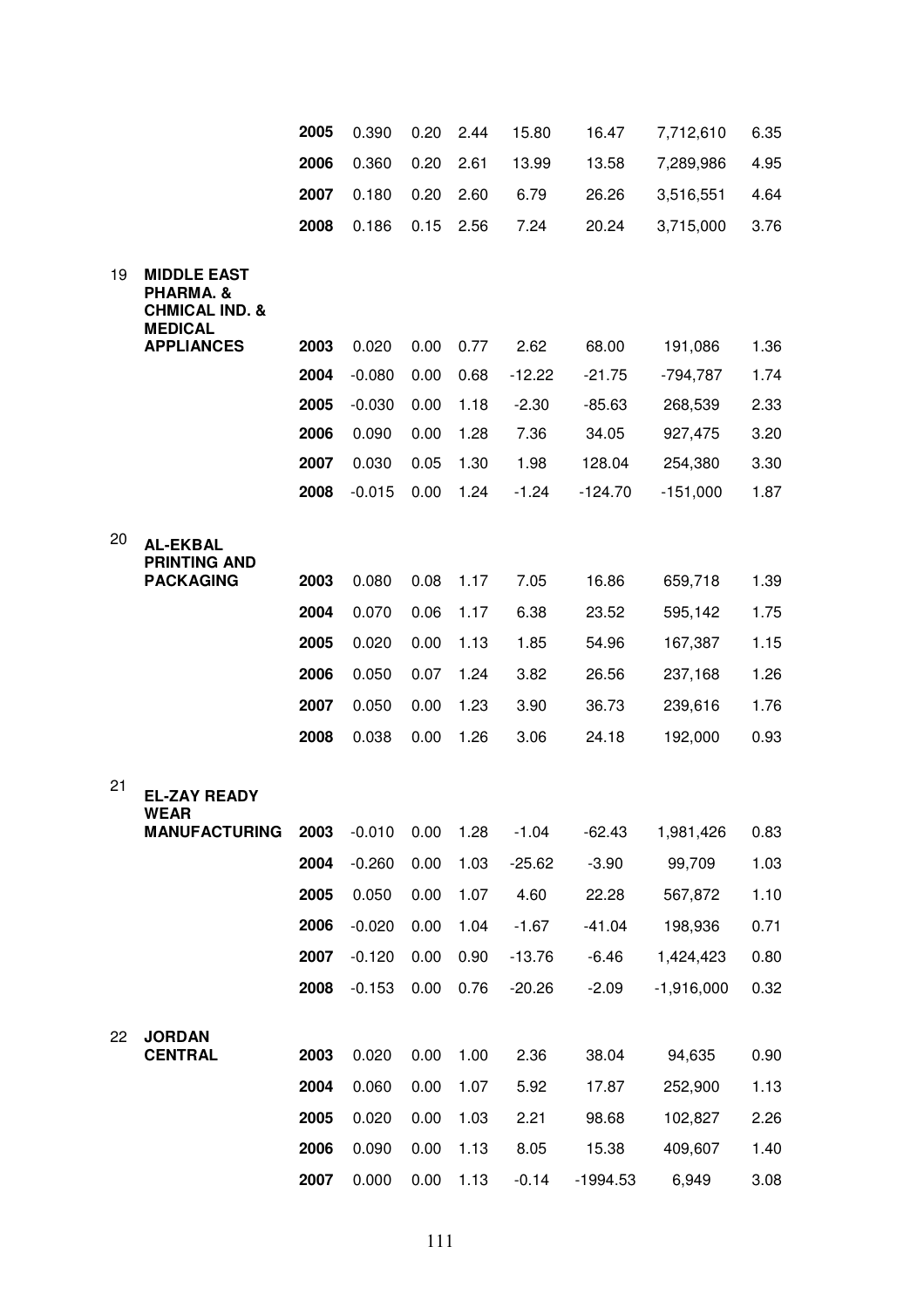| | | | | | | | | | |
|---|---|---|---|---|---|---|---|---|---|
| | | **2005** | 0.390 | 0.20 | 2.44 | 15.80 | 16.47 | 7,712,610 | 6.35 |
| | | **2006** | 0.360 | 0.20 | 2.61 | 13.99 | 13.58 | 7,289,986 | 4.95 |
| | | **2007** | 0.180 | 0.20 | 2.60 | 6.79 | 26.26 | 3,516,551 | 4.64 |
| | | **2008** | 0.186 | 0.15 | 2.56 | 7.24 | 20.24 | 3,715,000 | 3.76 |
| 19 | **MIDDLE EAST PHARMA. & CHMICAL IND. & MEDICAL APPLIANCES** | **2003** | 0.020 | 0.00 | 0.77 | 2.62 | 68.00 | 191,086 | 1.36 |
| | | **2004** | -0.080 | 0.00 | 0.68 | -12.22 | -21.75 | -794,787 | 1.74 |
| | | **2005** | -0.030 | 0.00 | 1.18 | -2.30 | -85.63 | 268,539 | 2.33 |
| | | **2006** | 0.090 | 0.00 | 1.28 | 7.36 | 34.05 | 927,475 | 3.20 |
| | | **2007** | 0.030 | 0.05 | 1.30 | 1.98 | 128.04 | 254,380 | 3.30 |
| | | **2008** | -0.015 | 0.00 | 1.24 | -1.24 | -124.70 | -151,000 | 1.87 |
| 20 | **AL-EKBAL PRINTING AND PACKAGING** | **2003** | 0.080 | 0.08 | 1.17 | 7.05 | 16.86 | 659,718 | 1.39 |
| | | **2004** | 0.070 | 0.06 | 1.17 | 6.38 | 23.52 | 595,142 | 1.75 |
| | | **2005** | 0.020 | 0.00 | 1.13 | 1.85 | 54.96 | 167,387 | 1.15 |
| | | **2006** | 0.050 | 0.07 | 1.24 | 3.82 | 26.56 | 237,168 | 1.26 |
| | | **2007** | 0.050 | 0.00 | 1.23 | 3.90 | 36.73 | 239,616 | 1.76 |
| | | **2008** | 0.038 | 0.00 | 1.26 | 3.06 | 24.18 | 192,000 | 0.93 |
| 21 | **EL-ZAY READY WEAR MANUFACTURING** | **2003** | -0.010 | 0.00 | 1.28 | -1.04 | -62.43 | 1,981,426 | 0.83 |
| | | **2004** | -0.260 | 0.00 | 1.03 | -25.62 | -3.90 | 99,709 | 1.03 |
| | | **2005** | 0.050 | 0.00 | 1.07 | 4.60 | 22.28 | 567,872 | 1.10 |
| | | **2006** | -0.020 | 0.00 | 1.04 | -1.67 | -41.04 | 198,936 | 0.71 |
| | | **2007** | -0.120 | 0.00 | 0.90 | -13.76 | -6.46 | 1,424,423 | 0.80 |
| | | **2008** | -0.153 | 0.00 | 0.76 | -20.26 | -2.09 | -1,916,000 | 0.32 |
| 22 | **JORDAN CENTRAL** | **2003** | 0.020 | 0.00 | 1.00 | 2.36 | 38.04 | 94,635 | 0.90 |
| | | **2004** | 0.060 | 0.00 | 1.07 | 5.92 | 17.87 | 252,900 | 1.13 |
| | | **2005** | 0.020 | 0.00 | 1.03 | 2.21 | 98.68 | 102,827 | 2.26 |
| | | **2006** | 0.090 | 0.00 | 1.13 | 8.05 | 15.38 | 409,607 | 1.40 |
| | | **2007** | 0.000 | 0.00 | 1.13 | -0.14 | -1994.53 | 6,949 | 3.08 |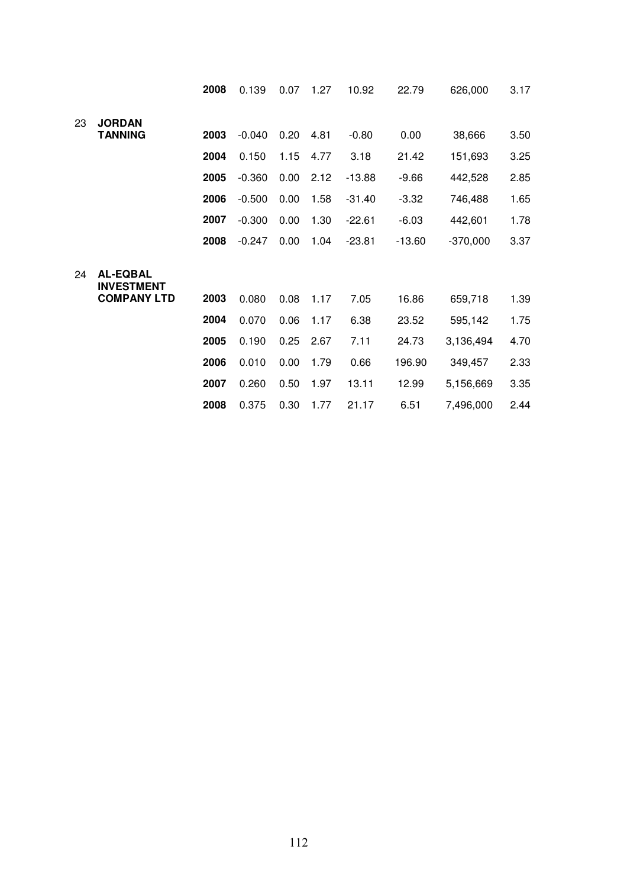| | | | | | | | | | |
|---|---|---|---|---|---|---|---|---|---|
| | | **2008** | 0.139 | 0.07 | 1.27 | 10.92 | 22.79 | 626,000 | 3.17 |
| 23 | **JORDAN TANNING** | **2003** | -0.040 | 0.20 | 4.81 | -0.80 | 0.00 | 38,666 | 3.50 |
| | | **2004** | 0.150 | 1.15 | 4.77 | 3.18 | 21.42 | 151,693 | 3.25 |
| | | **2005** | -0.360 | 0.00 | 2.12 | -13.88 | -9.66 | 442,528 | 2.85 |
| | | **2006** | -0.500 | 0.00 | 1.58 | -31.40 | -3.32 | 746,488 | 1.65 |
| | | **2007** | -0.300 | 0.00 | 1.30 | -22.61 | -6.03 | 442,601 | 1.78 |
| | | **2008** | -0.247 | 0.00 | 1.04 | -23.81 | -13.60 | -370,000 | 3.37 |
| 24 | **AL-EQBAL INVESTMENT COMPANY LTD** | **2003** | 0.080 | 0.08 | 1.17 | 7.05 | 16.86 | 659,718 | 1.39 |
| | | **2004** | 0.070 | 0.06 | 1.17 | 6.38 | 23.52 | 595,142 | 1.75 |
| | | **2005** | 0.190 | 0.25 | 2.67 | 7.11 | 24.73 | 3,136,494 | 4.70 |
| | | **2006** | 0.010 | 0.00 | 1.79 | 0.66 | 196.90 | 349,457 | 2.33 |
| | | **2007** | 0.260 | 0.50 | 1.97 | 13.11 | 12.99 | 5,156,669 | 3.35 |
| | | **2008** | 0.375 | 0.30 | 1.77 | 21.17 | 6.51 | 7,496,000 | 2.44 |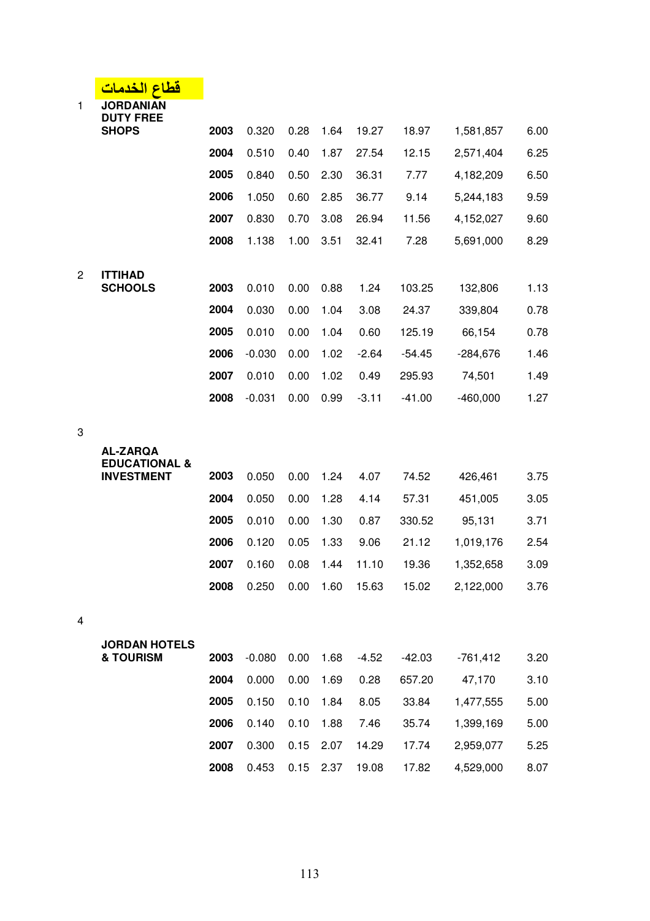## قطاع الخدمات

| | Company | Year | | | | | | | |
|---|---|---|---|---|---|---|---|---|---|
| 1 | **JORDANIAN DUTY FREE SHOPS** | **2003** | 0.320 | 0.28 | 1.64 | 19.27 | 18.97 | 1,581,857 | 6.00 |
| | | **2004** | 0.510 | 0.40 | 1.87 | 27.54 | 12.15 | 2,571,404 | 6.25 |
| | | **2005** | 0.840 | 0.50 | 2.30 | 36.31 | 7.77 | 4,182,209 | 6.50 |
| | | **2006** | 1.050 | 0.60 | 2.85 | 36.77 | 9.14 | 5,244,183 | 9.59 |
| | | **2007** | 0.830 | 0.70 | 3.08 | 26.94 | 11.56 | 4,152,027 | 9.60 |
| | | **2008** | 1.138 | 1.00 | 3.51 | 32.41 | 7.28 | 5,691,000 | 8.29 |
| 2 | **ITTIHAD SCHOOLS** | **2003** | 0.010 | 0.00 | 0.88 | 1.24 | 103.25 | 132,806 | 1.13 |
| | | **2004** | 0.030 | 0.00 | 1.04 | 3.08 | 24.37 | 339,804 | 0.78 |
| | | **2005** | 0.010 | 0.00 | 1.04 | 0.60 | 125.19 | 66,154 | 0.78 |
| | | **2006** | -0.030 | 0.00 | 1.02 | -2.64 | -54.45 | -284,676 | 1.46 |
| | | **2007** | 0.010 | 0.00 | 1.02 | 0.49 | 295.93 | 74,501 | 1.49 |
| | | **2008** | -0.031 | 0.00 | 0.99 | -3.11 | -41.00 | -460,000 | 1.27 |
| 3 | **AL-ZARQA EDUCATIONAL & INVESTMENT** | **2003** | 0.050 | 0.00 | 1.24 | 4.07 | 74.52 | 426,461 | 3.75 |
| | | **2004** | 0.050 | 0.00 | 1.28 | 4.14 | 57.31 | 451,005 | 3.05 |
| | | **2005** | 0.010 | 0.00 | 1.30 | 0.87 | 330.52 | 95,131 | 3.71 |
| | | **2006** | 0.120 | 0.05 | 1.33 | 9.06 | 21.12 | 1,019,176 | 2.54 |
| | | **2007** | 0.160 | 0.08 | 1.44 | 11.10 | 19.36 | 1,352,658 | 3.09 |
| | | **2008** | 0.250 | 0.00 | 1.60 | 15.63 | 15.02 | 2,122,000 | 3.76 |
| 4 | **JORDAN HOTELS & TOURISM** | **2003** | -0.080 | 0.00 | 1.68 | -4.52 | -42.03 | -761,412 | 3.20 |
| | | **2004** | 0.000 | 0.00 | 1.69 | 0.28 | 657.20 | 47,170 | 3.10 |
| | | **2005** | 0.150 | 0.10 | 1.84 | 8.05 | 33.84 | 1,477,555 | 5.00 |
| | | **2006** | 0.140 | 0.10 | 1.88 | 7.46 | 35.74 | 1,399,169 | 5.00 |
| | | **2007** | 0.300 | 0.15 | 2.07 | 14.29 | 17.74 | 2,959,077 | 5.25 |
| | | **2008** | 0.453 | 0.15 | 2.37 | 19.08 | 17.82 | 4,529,000 | 8.07 |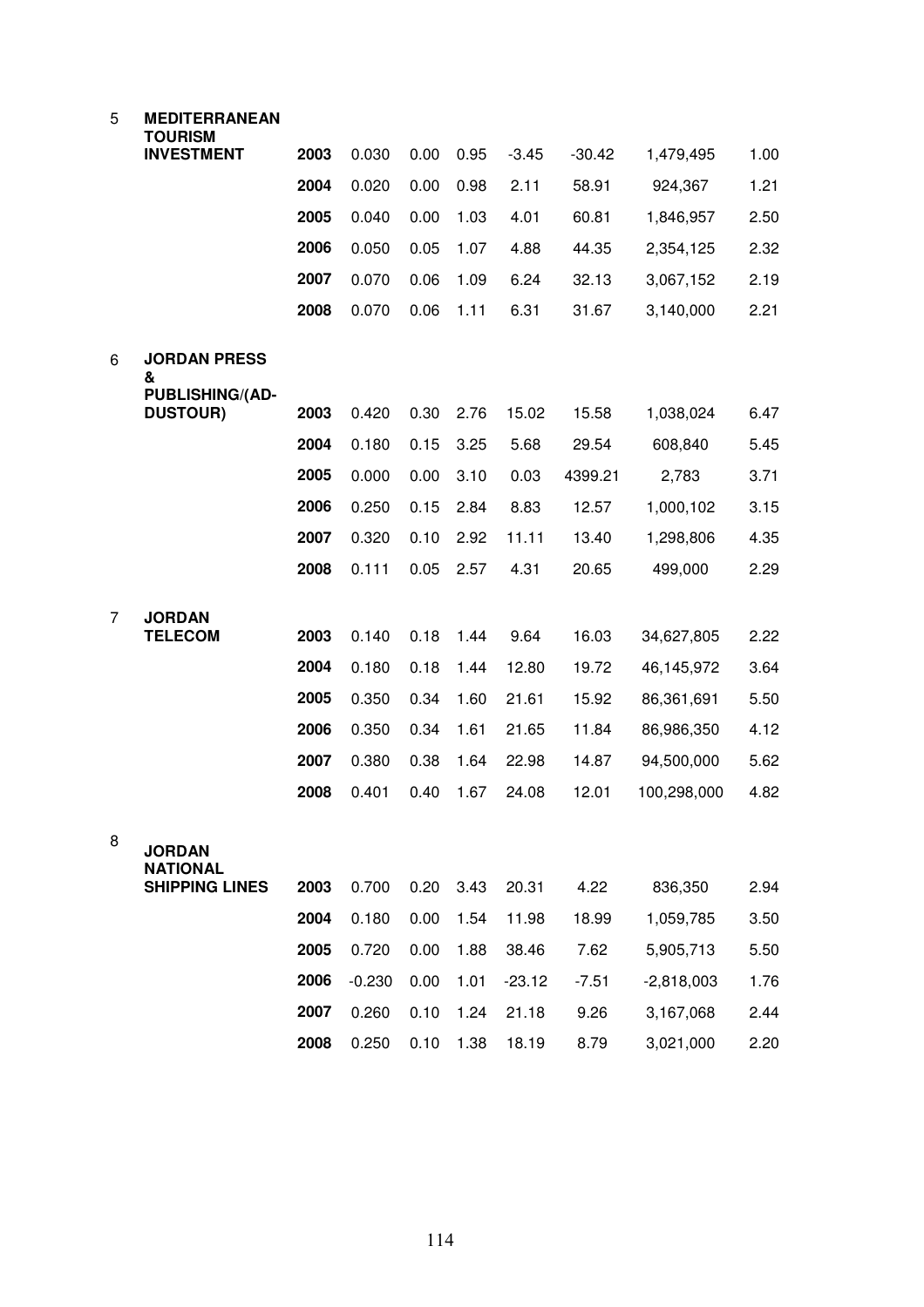| | | | | | | | | | |
|---|---|---|---|---|---|---|---|---|---|
| 5 | **MEDITERRANEAN TOURISM INVESTMENT** | **2003** | 0.030 | 0.00 | 0.95 | -3.45 | -30.42 | 1,479,495 | 1.00 |
| | | **2004** | 0.020 | 0.00 | 0.98 | 2.11 | 58.91 | 924,367 | 1.21 |
| | | **2005** | 0.040 | 0.00 | 1.03 | 4.01 | 60.81 | 1,846,957 | 2.50 |
| | | **2006** | 0.050 | 0.05 | 1.07 | 4.88 | 44.35 | 2,354,125 | 2.32 |
| | | **2007** | 0.070 | 0.06 | 1.09 | 6.24 | 32.13 | 3,067,152 | 2.19 |
| | | **2008** | 0.070 | 0.06 | 1.11 | 6.31 | 31.67 | 3,140,000 | 2.21 |
| 6 | **JORDAN PRESS & PUBLISHING/(AD-DUSTOUR)** | **2003** | 0.420 | 0.30 | 2.76 | 15.02 | 15.58 | 1,038,024 | 6.47 |
| | | **2004** | 0.180 | 0.15 | 3.25 | 5.68 | 29.54 | 608,840 | 5.45 |
| | | **2005** | 0.000 | 0.00 | 3.10 | 0.03 | 4399.21 | 2,783 | 3.71 |
| | | **2006** | 0.250 | 0.15 | 2.84 | 8.83 | 12.57 | 1,000,102 | 3.15 |
| | | **2007** | 0.320 | 0.10 | 2.92 | 11.11 | 13.40 | 1,298,806 | 4.35 |
| | | **2008** | 0.111 | 0.05 | 2.57 | 4.31 | 20.65 | 499,000 | 2.29 |
| 7 | **JORDAN TELECOM** | **2003** | 0.140 | 0.18 | 1.44 | 9.64 | 16.03 | 34,627,805 | 2.22 |
| | | **2004** | 0.180 | 0.18 | 1.44 | 12.80 | 19.72 | 46,145,972 | 3.64 |
| | | **2005** | 0.350 | 0.34 | 1.60 | 21.61 | 15.92 | 86,361,691 | 5.50 |
| | | **2006** | 0.350 | 0.34 | 1.61 | 21.65 | 11.84 | 86,986,350 | 4.12 |
| | | **2007** | 0.380 | 0.38 | 1.64 | 22.98 | 14.87 | 94,500,000 | 5.62 |
| | | **2008** | 0.401 | 0.40 | 1.67 | 24.08 | 12.01 | 100,298,000 | 4.82 |
| 8 | **JORDAN NATIONAL SHIPPING LINES** | **2003** | 0.700 | 0.20 | 3.43 | 20.31 | 4.22 | 836,350 | 2.94 |
| | | **2004** | 0.180 | 0.00 | 1.54 | 11.98 | 18.99 | 1,059,785 | 3.50 |
| | | **2005** | 0.720 | 0.00 | 1.88 | 38.46 | 7.62 | 5,905,713 | 5.50 |
| | | **2006** | -0.230 | 0.00 | 1.01 | -23.12 | -7.51 | -2,818,003 | 1.76 |
| | | **2007** | 0.260 | 0.10 | 1.24 | 21.18 | 9.26 | 3,167,068 | 2.44 |
| | | **2008** | 0.250 | 0.10 | 1.38 | 18.19 | 8.79 | 3,021,000 | 2.20 |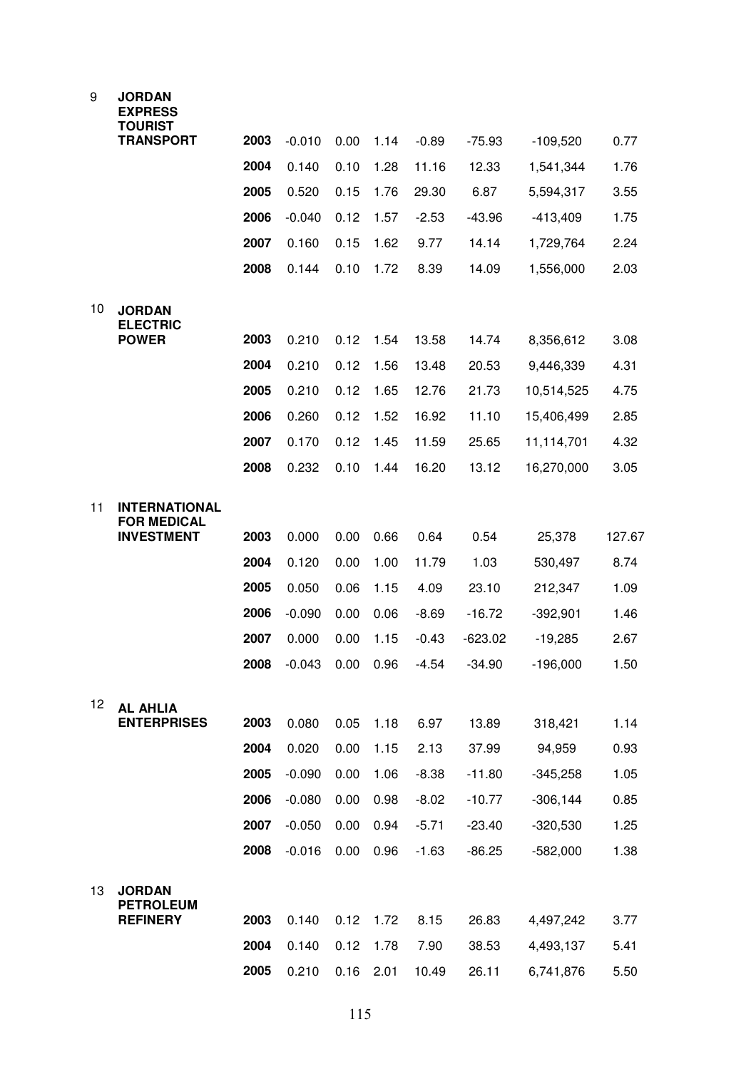| No. | Company | Year | | | | | | | |
|---|---|---|---|---|---|---|---|---|---|
| 9 | **JORDAN EXPRESS TOURIST TRANSPORT** | **2003** | -0.010 | 0.00 | 1.14 | -0.89 | -75.93 | -109,520 | 0.77 |
| | | **2004** | 0.140 | 0.10 | 1.28 | 11.16 | 12.33 | 1,541,344 | 1.76 |
| | | **2005** | 0.520 | 0.15 | 1.76 | 29.30 | 6.87 | 5,594,317 | 3.55 |
| | | **2006** | -0.040 | 0.12 | 1.57 | -2.53 | -43.96 | -413,409 | 1.75 |
| | | **2007** | 0.160 | 0.15 | 1.62 | 9.77 | 14.14 | 1,729,764 | 2.24 |
| | | **2008** | 0.144 | 0.10 | 1.72 | 8.39 | 14.09 | 1,556,000 | 2.03 |
| 10 | **JORDAN ELECTRIC POWER** | **2003** | 0.210 | 0.12 | 1.54 | 13.58 | 14.74 | 8,356,612 | 3.08 |
| | | **2004** | 0.210 | 0.12 | 1.56 | 13.48 | 20.53 | 9,446,339 | 4.31 |
| | | **2005** | 0.210 | 0.12 | 1.65 | 12.76 | 21.73 | 10,514,525 | 4.75 |
| | | **2006** | 0.260 | 0.12 | 1.52 | 16.92 | 11.10 | 15,406,499 | 2.85 |
| | | **2007** | 0.170 | 0.12 | 1.45 | 11.59 | 25.65 | 11,114,701 | 4.32 |
| | | **2008** | 0.232 | 0.10 | 1.44 | 16.20 | 13.12 | 16,270,000 | 3.05 |
| 11 | **INTERNATIONAL FOR MEDICAL INVESTMENT** | **2003** | 0.000 | 0.00 | 0.66 | 0.64 | 0.54 | 25,378 | 127.67 |
| | | **2004** | 0.120 | 0.00 | 1.00 | 11.79 | 1.03 | 530,497 | 8.74 |
| | | **2005** | 0.050 | 0.06 | 1.15 | 4.09 | 23.10 | 212,347 | 1.09 |
| | | **2006** | -0.090 | 0.00 | 0.06 | -8.69 | -16.72 | -392,901 | 1.46 |
| | | **2007** | 0.000 | 0.00 | 1.15 | -0.43 | -623.02 | -19,285 | 2.67 |
| | | **2008** | -0.043 | 0.00 | 0.96 | -4.54 | -34.90 | -196,000 | 1.50 |
| 12 | **AL AHLIA ENTERPRISES** | **2003** | 0.080 | 0.05 | 1.18 | 6.97 | 13.89 | 318,421 | 1.14 |
| | | **2004** | 0.020 | 0.00 | 1.15 | 2.13 | 37.99 | 94,959 | 0.93 |
| | | **2005** | -0.090 | 0.00 | 1.06 | -8.38 | -11.80 | -345,258 | 1.05 |
| | | **2006** | -0.080 | 0.00 | 0.98 | -8.02 | -10.77 | -306,144 | 0.85 |
| | | **2007** | -0.050 | 0.00 | 0.94 | -5.71 | -23.40 | -320,530 | 1.25 |
| | | **2008** | -0.016 | 0.00 | 0.96 | -1.63 | -86.25 | -582,000 | 1.38 |
| 13 | **JORDAN PETROLEUM REFINERY** | **2003** | 0.140 | 0.12 | 1.72 | 8.15 | 26.83 | 4,497,242 | 3.77 |
| | | **2004** | 0.140 | 0.12 | 1.78 | 7.90 | 38.53 | 4,493,137 | 5.41 |
| | | **2005** | 0.210 | 0.16 | 2.01 | 10.49 | 26.11 | 6,741,876 | 5.50 |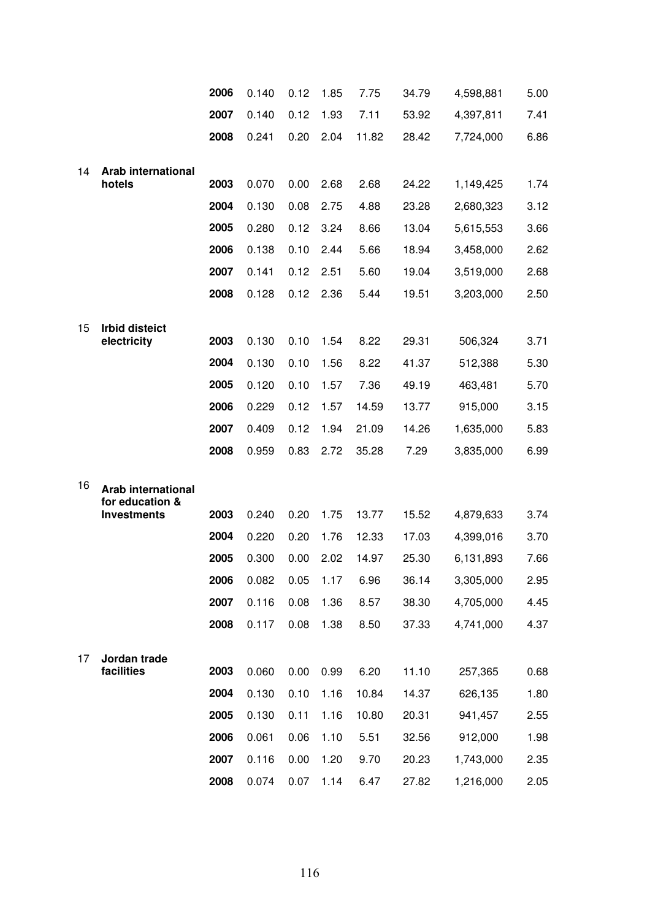| | | | | | | | | | |
|---|---|---|---|---|---|---|---|---|---|
| | | **2006** | 0.140 | 0.12 | 1.85 | 7.75 | 34.79 | 4,598,881 | 5.00 |
| | | **2007** | 0.140 | 0.12 | 1.93 | 7.11 | 53.92 | 4,397,811 | 7.41 |
| | | **2008** | 0.241 | 0.20 | 2.04 | 11.82 | 28.42 | 7,724,000 | 6.86 |
| 14 | **Arab international hotels** | **2003** | 0.070 | 0.00 | 2.68 | 2.68 | 24.22 | 1,149,425 | 1.74 |
| | | **2004** | 0.130 | 0.08 | 2.75 | 4.88 | 23.28 | 2,680,323 | 3.12 |
| | | **2005** | 0.280 | 0.12 | 3.24 | 8.66 | 13.04 | 5,615,553 | 3.66 |
| | | **2006** | 0.138 | 0.10 | 2.44 | 5.66 | 18.94 | 3,458,000 | 2.62 |
| | | **2007** | 0.141 | 0.12 | 2.51 | 5.60 | 19.04 | 3,519,000 | 2.68 |
| | | **2008** | 0.128 | 0.12 | 2.36 | 5.44 | 19.51 | 3,203,000 | 2.50 |
| 15 | **Irbid disteict electricity** | **2003** | 0.130 | 0.10 | 1.54 | 8.22 | 29.31 | 506,324 | 3.71 |
| | | **2004** | 0.130 | 0.10 | 1.56 | 8.22 | 41.37 | 512,388 | 5.30 |
| | | **2005** | 0.120 | 0.10 | 1.57 | 7.36 | 49.19 | 463,481 | 5.70 |
| | | **2006** | 0.229 | 0.12 | 1.57 | 14.59 | 13.77 | 915,000 | 3.15 |
| | | **2007** | 0.409 | 0.12 | 1.94 | 21.09 | 14.26 | 1,635,000 | 5.83 |
| | | **2008** | 0.959 | 0.83 | 2.72 | 35.28 | 7.29 | 3,835,000 | 6.99 |
| 16 | **Arab international for education & Investments** | **2003** | 0.240 | 0.20 | 1.75 | 13.77 | 15.52 | 4,879,633 | 3.74 |
| | | **2004** | 0.220 | 0.20 | 1.76 | 12.33 | 17.03 | 4,399,016 | 3.70 |
| | | **2005** | 0.300 | 0.00 | 2.02 | 14.97 | 25.30 | 6,131,893 | 7.66 |
| | | **2006** | 0.082 | 0.05 | 1.17 | 6.96 | 36.14 | 3,305,000 | 2.95 |
| | | **2007** | 0.116 | 0.08 | 1.36 | 8.57 | 38.30 | 4,705,000 | 4.45 |
| | | **2008** | 0.117 | 0.08 | 1.38 | 8.50 | 37.33 | 4,741,000 | 4.37 |
| 17 | **Jordan trade facilities** | **2003** | 0.060 | 0.00 | 0.99 | 6.20 | 11.10 | 257,365 | 0.68 |
| | | **2004** | 0.130 | 0.10 | 1.16 | 10.84 | 14.37 | 626,135 | 1.80 |
| | | **2005** | 0.130 | 0.11 | 1.16 | 10.80 | 20.31 | 941,457 | 2.55 |
| | | **2006** | 0.061 | 0.06 | 1.10 | 5.51 | 32.56 | 912,000 | 1.98 |
| | | **2007** | 0.116 | 0.00 | 1.20 | 9.70 | 20.23 | 1,743,000 | 2.35 |
| | | **2008** | 0.074 | 0.07 | 1.14 | 6.47 | 27.82 | 1,216,000 | 2.05 |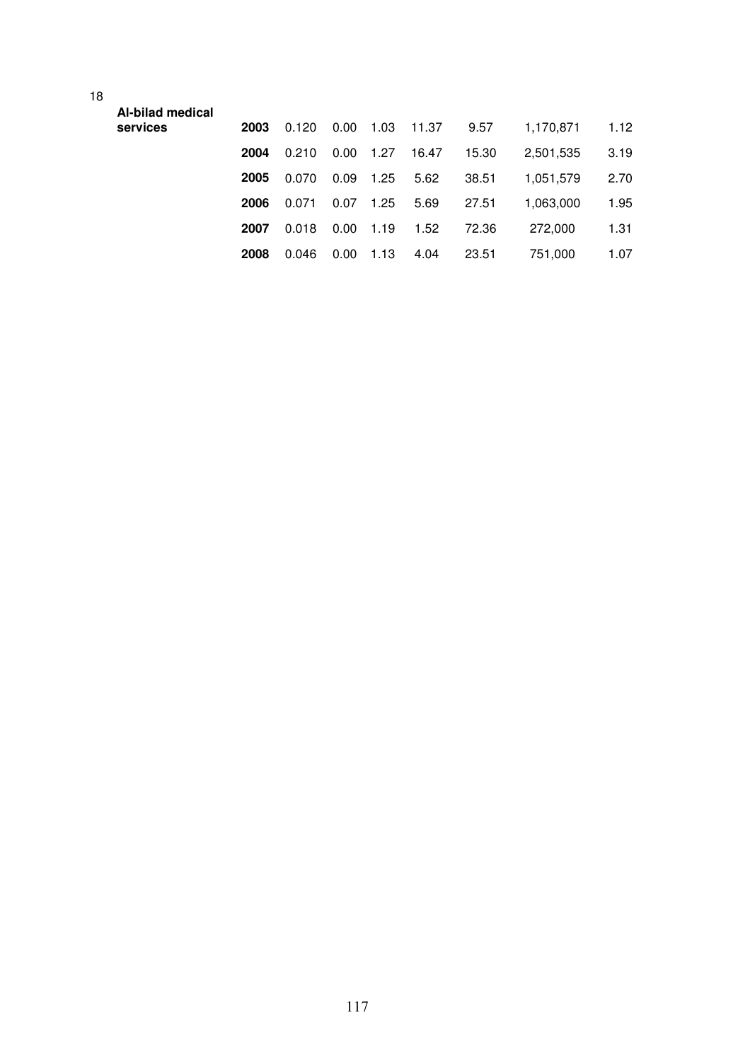| 18 | Al-bilad medical services | 2003 | 0.120 | 0.00 | 1.03 | 11.37 | 9.57 | 1,170,871 | 1.12 |
|---|---|---|---|---|---|---|---|---|---|
| | | 2004 | 0.210 | 0.00 | 1.27 | 16.47 | 15.30 | 2,501,535 | 3.19 |
| | | 2005 | 0.070 | 0.09 | 1.25 | 5.62 | 38.51 | 1,051,579 | 2.70 |
| | | 2006 | 0.071 | 0.07 | 1.25 | 5.69 | 27.51 | 1,063,000 | 1.95 |
| | | 2007 | 0.018 | 0.00 | 1.19 | 1.52 | 72.36 | 272,000 | 1.31 |
| | | 2008 | 0.046 | 0.00 | 1.13 | 4.04 | 23.51 | 751,000 | 1.07 |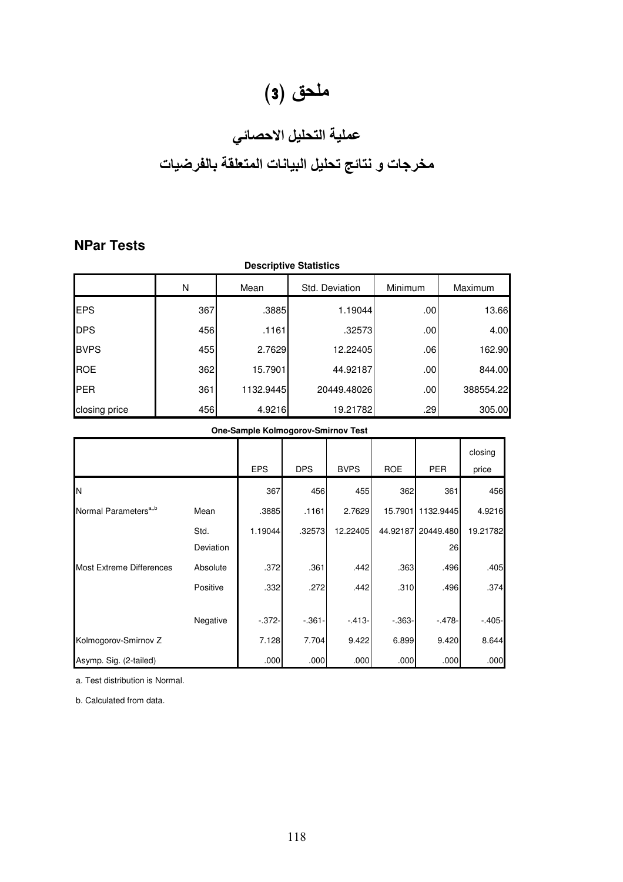# ملحق (3)

## عملية التحليل الاحصائي

## مخرجات و نتائج تحليل البيانات المتعلقة بالفرضيات

### NPar Tests

**Descriptive Statistics**

| | N | Mean | Std. Deviation | Minimum | Maximum |
|---|---|---|---|---|---|
| EPS | 367 | .3885 | 1.19044 | .00 | 13.66 |
| DPS | 456 | .1161 | .32573 | .00 | 4.00 |
| BVPS | 455 | 2.7629 | 12.22405 | .06 | 162.90 |
| ROE | 362 | 15.7901 | 44.92187 | .00 | 844.00 |
| PER | 361 | 1132.9445 | 20449.48026 | .00 | 388554.22 |
| closing price | 456 | 4.9216 | 19.21782 | .29 | 305.00 |

**One-Sample Kolmogorov-Smirnov Test**

| | | EPS | DPS | BVPS | ROE | PER | closing price |
|---|---|---|---|---|---|---|---|
| N | | 367 | 456 | 455 | 362 | 361 | 456 |
| Normal Parameters[a,b] | Mean | .3885 | .1161 | 2.7629 | 15.7901 | 1132.9445 | 4.9216 |
| | Std. Deviation | 1.19044 | .32573 | 12.22405 | 44.92187 | 20449.48026 | 19.21782 |
| Most Extreme Differences | Absolute | .372 | .361 | .442 | .363 | .496 | .405 |
| | Positive | .332 | .272 | .442 | .310 | .496 | .374 |
| | Negative | -.372- | -.361- | -.413- | -.363- | -.478- | -.405- |
| Kolmogorov-Smirnov Z | | 7.128 | 7.704 | 9.422 | 6.899 | 9.420 | 8.644 |
| Asymp. Sig. (2-tailed) | | .000 | .000 | .000 | .000 | .000 | .000 |

a. Test distribution is Normal.

b. Calculated from data.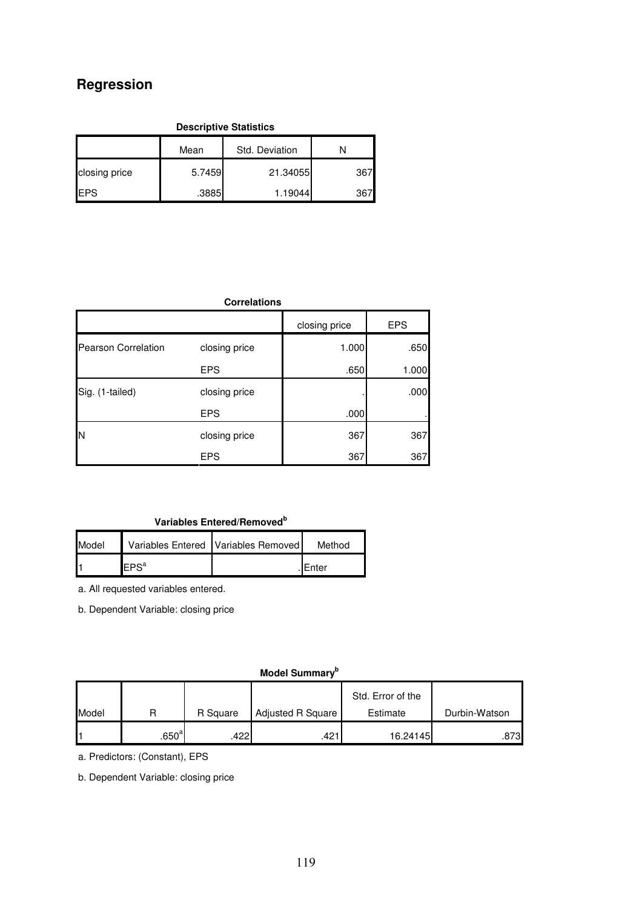# Regression

**Descriptive Statistics**

| | Mean | Std. Deviation | N |
|---|---|---|---|
| closing price | 5.7459 | 21.34055 | 367 |
| EPS | .3885 | 1.19044 | 367 |

**Correlations**

| | | closing price | EPS |
|---|---|---|---|
| Pearson Correlation | closing price | 1.000 | .650 |
| | EPS | .650 | 1.000 |
| Sig. (1-tailed) | closing price | . | .000 |
| | EPS | .000 | . |
| N | closing price | 367 | 367 |
| | EPS | 367 | 367 |

**Variables Entered/Removed[b]**

| Model | Variables Entered | Variables Removed | Method |
|---|---|---|---|
| 1 | EPS[a] | . | Enter |

a. All requested variables entered.

b. Dependent Variable: closing price

**Model Summary[b]**

| Model | R | R Square | Adjusted R Square | Std. Error of the Estimate | Durbin-Watson |
|---|---|---|---|---|---|
| 1 | .650[a] | .422 | .421 | 16.24145 | .873 |

a. Predictors: (Constant), EPS

b. Dependent Variable: closing price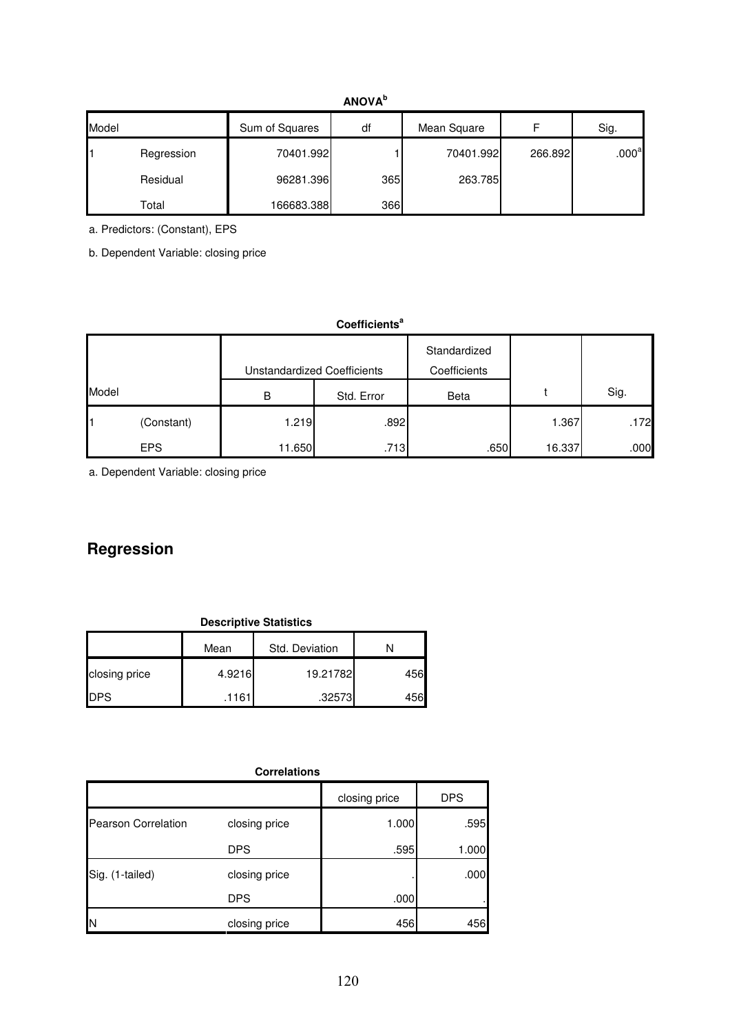**ANOVA[b]**

| Model | | Sum of Squares | df | Mean Square | F | Sig. |
|---|---|---|---|---|---|---|
| 1 | Regression | 70401.992 | 1 | 70401.992 | 266.892 | .000[a] |
| | Residual | 96281.396 | 365 | 263.785 | | |
| | Total | 166683.388 | 366 | | | |

a. Predictors: (Constant), EPS

b. Dependent Variable: closing price

**Coefficients[a]**

| Model | | Unstandardized Coefficients | | Standardized Coefficients | t | Sig. |
|---|---|---|---|---|---|---|
| | | B | Std. Error | Beta | | |
| 1 | (Constant) | 1.219 | .892 | | 1.367 | .172 |
| | EPS | 11.650 | .713 | .650 | 16.337 | .000 |

a. Dependent Variable: closing price

## Regression

**Descriptive Statistics**

| | Mean | Std. Deviation | N |
|---|---|---|---|
| closing price | 4.9216 | 19.21782 | 456 |
| DPS | .1161 | .32573 | 456 |

**Correlations**

| | | closing price | DPS |
|---|---|---|---|
| Pearson Correlation | closing price | 1.000 | .595 |
| | DPS | .595 | 1.000 |
| Sig. (1-tailed) | closing price | . | .000 |
| | DPS | .000 | . |
| N | closing price | 456 | 456 |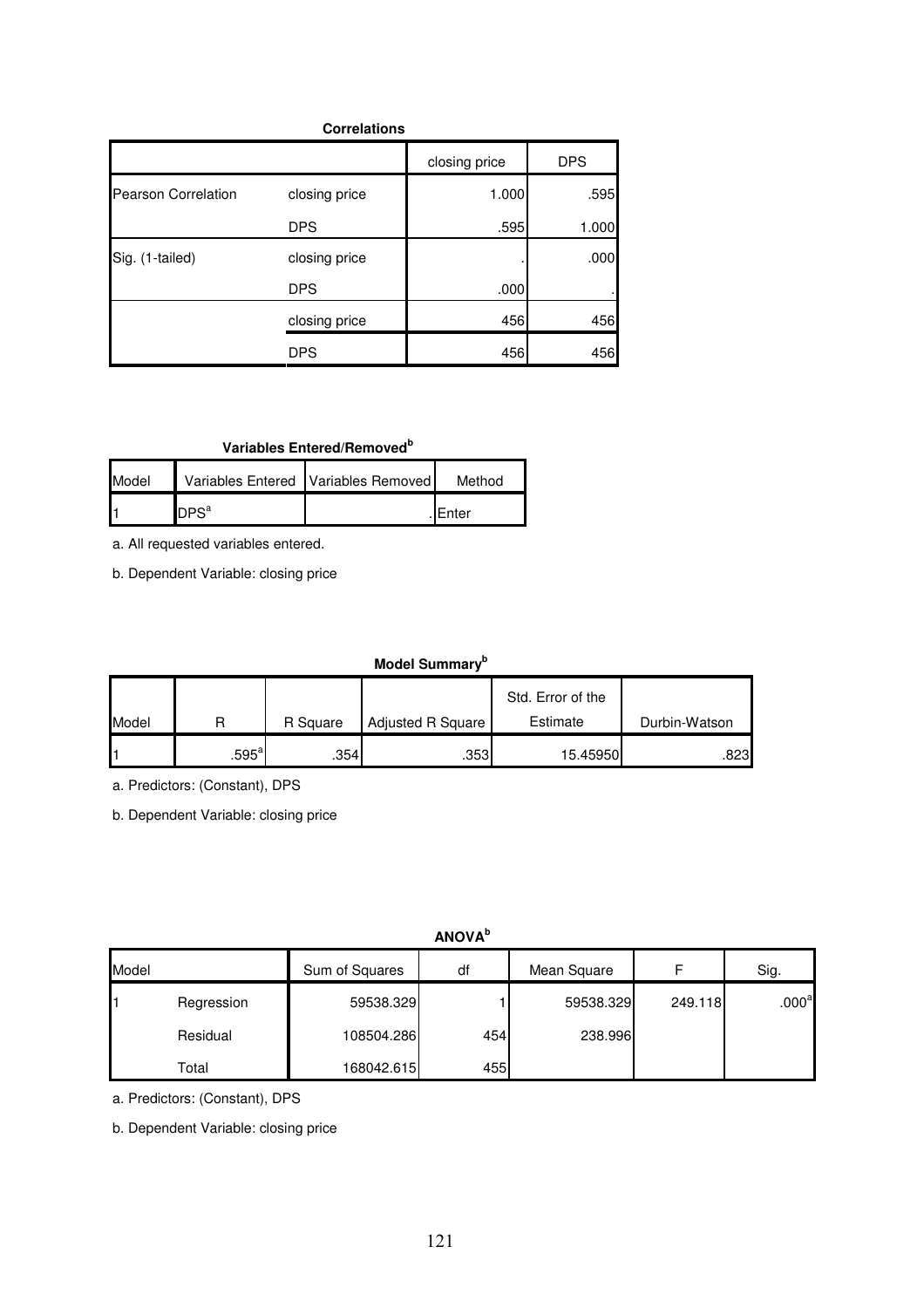**Correlations**

| | | closing price | DPS |
|---|---|---|---|
| Pearson Correlation | closing price | 1.000 | .595 |
| | DPS | .595 | 1.000 |
| Sig. (1-tailed) | closing price | . | .000 |
| | DPS | .000 | . |
| | closing price | 456 | 456 |
| | DPS | 456 | 456 |

**Variables Entered/Removed[b]**

| Model | Variables Entered | Variables Removed | Method |
|---|---|---|---|
| 1 | DPS[a] | . | Enter |

a. All requested variables entered.

b. Dependent Variable: closing price

**Model Summary[b]**

| Model | R | R Square | Adjusted R Square | Std. Error of the Estimate | Durbin-Watson |
|---|---|---|---|---|---|
| 1 | .595[a] | .354 | .353 | 15.45950 | .823 |

a. Predictors: (Constant), DPS

b. Dependent Variable: closing price

**ANOVA[b]**

| Model | | Sum of Squares | df | Mean Square | F | Sig. |
|---|---|---|---|---|---|---|
| 1 | Regression | 59538.329 | 1 | 59538.329 | 249.118 | .000[a] |
| | Residual | 108504.286 | 454 | 238.996 | | |
| | Total | 168042.615 | 455 | | | |

a. Predictors: (Constant), DPS

b. Dependent Variable: closing price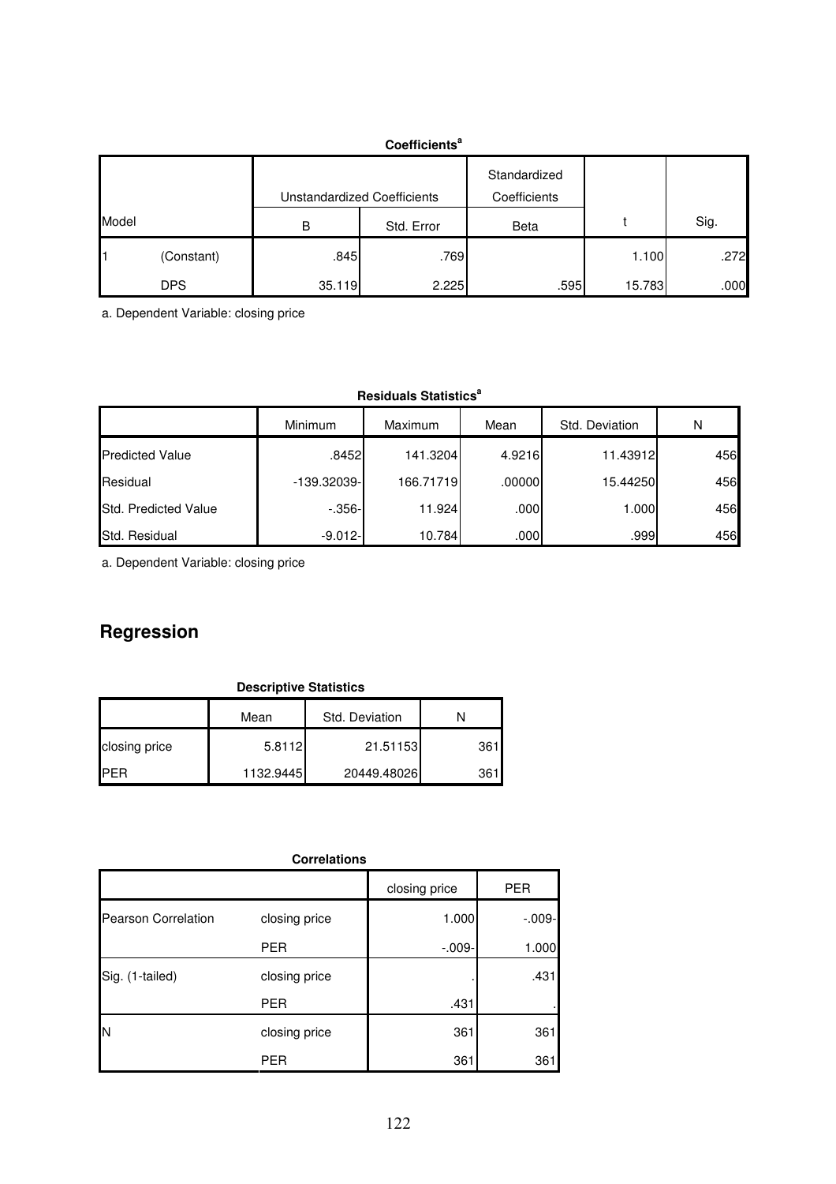**Coefficients[a]**

| Model | | Unstandardized Coefficients | | Standardized Coefficients | t | Sig. |
|---|---|---|---|---|---|---|
| | | B | Std. Error | Beta | | |
| 1 | (Constant) | .845 | .769 | | 1.100 | .272 |
| | DPS | 35.119 | 2.225 | .595 | 15.783 | .000 |

a. Dependent Variable: closing price

**Residuals Statistics[a]**

| | Minimum | Maximum | Mean | Std. Deviation | N |
|---|---|---|---|---|---|
| Predicted Value | .8452 | 141.3204 | 4.9216 | 11.43912 | 456 |
| Residual | -139.32039- | 166.71719 | .00000 | 15.44250 | 456 |
| Std. Predicted Value | -.356- | 11.924 | .000 | 1.000 | 456 |
| Std. Residual | -9.012- | 10.784 | .000 | .999 | 456 |

a. Dependent Variable: closing price

## Regression

**Descriptive Statistics**

| | Mean | Std. Deviation | N |
|---|---|---|---|
| closing price | 5.8112 | 21.51153 | 361 |
| PER | 1132.9445 | 20449.48026 | 361 |

**Correlations**

| | | closing price | PER |
|---|---|---|---|
| Pearson Correlation | closing price | 1.000 | -.009- |
| | PER | -.009- | 1.000 |
| Sig. (1-tailed) | closing price | . | .431 |
| | PER | .431 | . |
| N | closing price | 361 | 361 |
| | PER | 361 | 361 |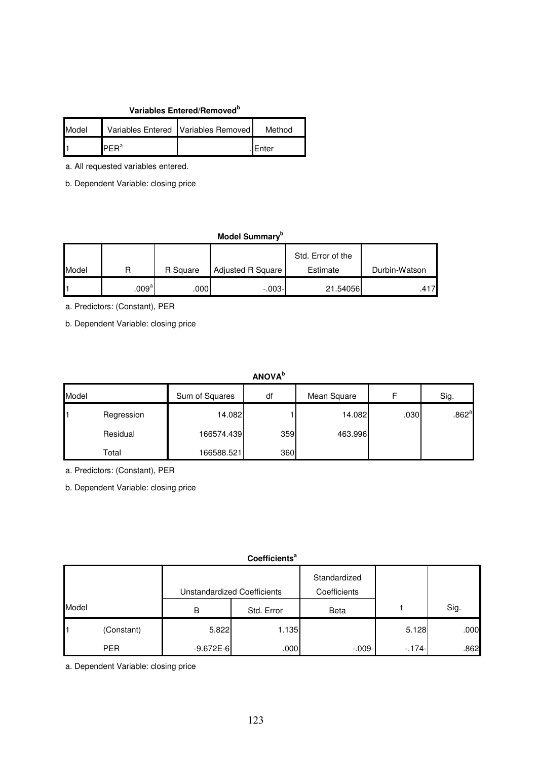**Variables Entered/Removed[b]**

| Model | Variables Entered | Variables Removed | Method |
|---|---|---|---|
| 1 | PER[a] | . | Enter |

a. All requested variables entered.

b. Dependent Variable: closing price

**Model Summary[b]**

| Model | R | R Square | Adjusted R Square | Std. Error of the Estimate | Durbin-Watson |
|---|---|---|---|---|---|
| 1 | .009[a] | .000 | -.003- | 21.54056 | .417 |

a. Predictors: (Constant), PER

b. Dependent Variable: closing price

**ANOVA[b]**

| Model | | Sum of Squares | df | Mean Square | F | Sig. |
|---|---|---|---|---|---|---|
| 1 | Regression | 14.082 | 1 | 14.082 | .030 | .862[a] |
| | Residual | 166574.439 | 359 | 463.996 | | |
| | Total | 166588.521 | 360 | | | |

a. Predictors: (Constant), PER

b. Dependent Variable: closing price

**Coefficients[a]**

| Model | | Unstandardized Coefficients | | Standardized Coefficients | t | Sig. |
|---|---|---|---|---|---|---|
| | | B | Std. Error | Beta | | |
| 1 | (Constant) | 5.822 | 1.135 | | 5.128 | .000 |
| | PER | -9.672E-6 | .000 | -.009- | -.174- | .862 |

a. Dependent Variable: closing price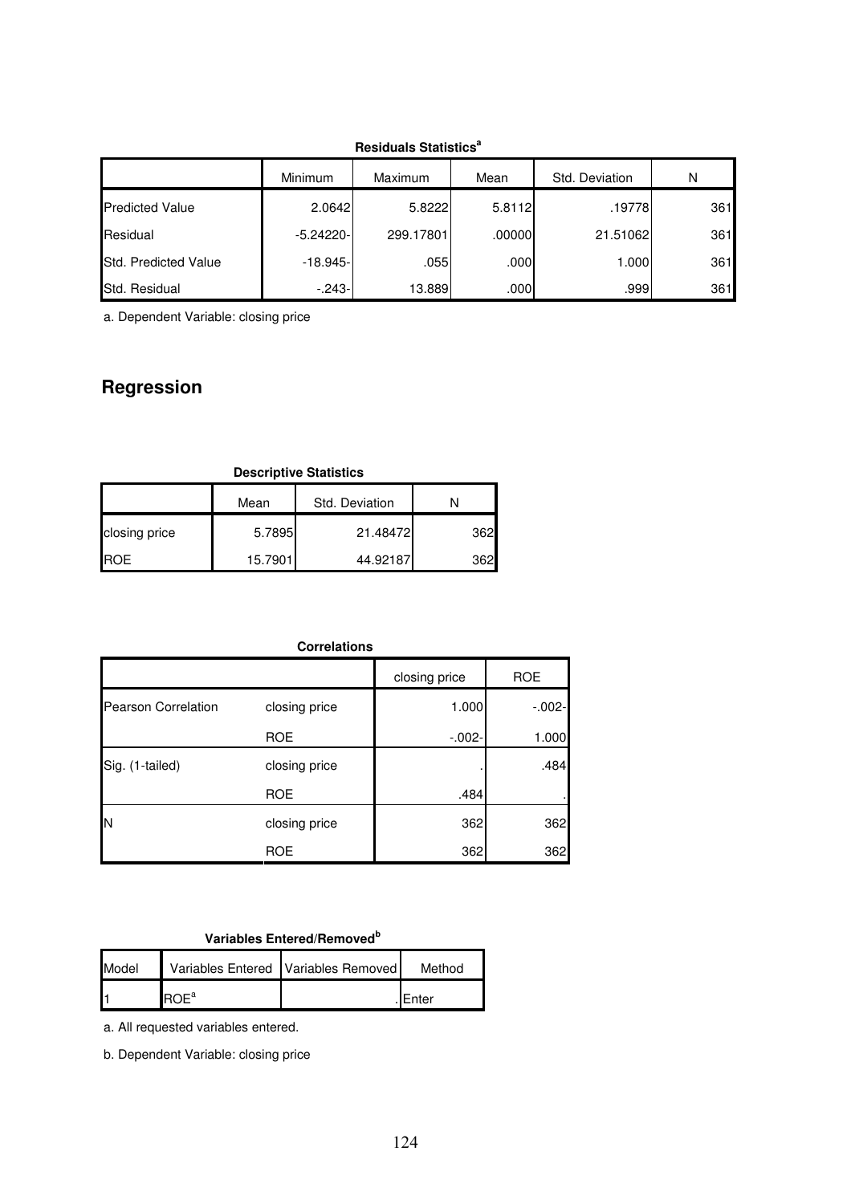**Residuals Statistics[a]**

| | Minimum | Maximum | Mean | Std. Deviation | N |
|---|---|---|---|---|---|
| Predicted Value | 2.0642 | 5.8222 | 5.8112 | .19778 | 361 |
| Residual | -5.24220- | 299.17801 | .00000 | 21.51062 | 361 |
| Std. Predicted Value | -18.945- | .055 | .000 | 1.000 | 361 |
| Std. Residual | -.243- | 13.889 | .000 | .999 | 361 |

a. Dependent Variable: closing price

## Regression

**Descriptive Statistics**

| | Mean | Std. Deviation | N |
|---|---|---|---|
| closing price | 5.7895 | 21.48472 | 362 |
| ROE | 15.7901 | 44.92187 | 362 |

**Correlations**

| | | closing price | ROE |
|---|---|---|---|
| Pearson Correlation | closing price | 1.000 | -.002- |
| | ROE | -.002- | 1.000 |
| Sig. (1-tailed) | closing price | . | .484 |
| | ROE | .484 | . |
| N | closing price | 362 | 362 |
| | ROE | 362 | 362 |

**Variables Entered/Removed[b]**

| Model | Variables Entered | Variables Removed | Method |
|---|---|---|---|
| 1 | ROE[a] | . | Enter |

a. All requested variables entered.

b. Dependent Variable: closing price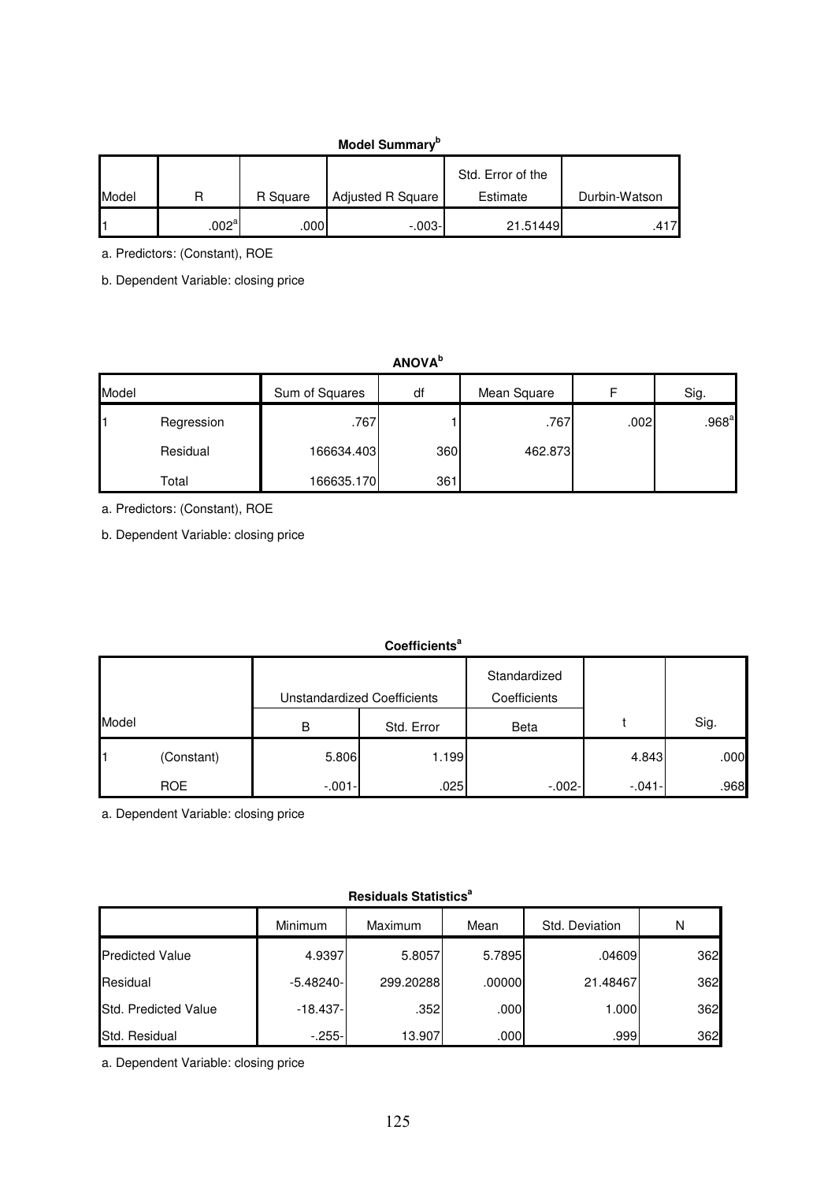**Model Summary[b]**

| Model | R | R Square | Adjusted R Square | Std. Error of the Estimate | Durbin-Watson |
|---|---|---|---|---|---|
| 1 | .002[a] | .000 | -.003- | 21.51449 | .417 |

a. Predictors: (Constant), ROE

b. Dependent Variable: closing price

**ANOVA[b]**

| Model | | Sum of Squares | df | Mean Square | F | Sig. |
|---|---|---|---|---|---|---|
| 1 | Regression | .767 | 1 | .767 | .002 | .968[a] |
| | Residual | 166634.403 | 360 | 462.873 | | |
| | Total | 166635.170 | 361 | | | |

a. Predictors: (Constant), ROE

b. Dependent Variable: closing price

**Coefficients[a]**

| Model | | Unstandardized Coefficients | | Standardized Coefficients | t | Sig. |
|---|---|---|---|---|---|---|
| | | B | Std. Error | Beta | | |
| 1 | (Constant) | 5.806 | 1.199 | | 4.843 | .000 |
| | ROE | -.001- | .025 | -.002- | -.041- | .968 |

a. Dependent Variable: closing price

**Residuals Statistics[a]**

| | Minimum | Maximum | Mean | Std. Deviation | N |
|---|---|---|---|---|---|
| Predicted Value | 4.9397 | 5.8057 | 5.7895 | .04609 | 362 |
| Residual | -5.48240- | 299.20288 | .00000 | 21.48467 | 362 |
| Std. Predicted Value | -18.437- | .352 | .000 | 1.000 | 362 |
| Std. Residual | -.255- | 13.907 | .000 | .999 | 362 |

a. Dependent Variable: closing price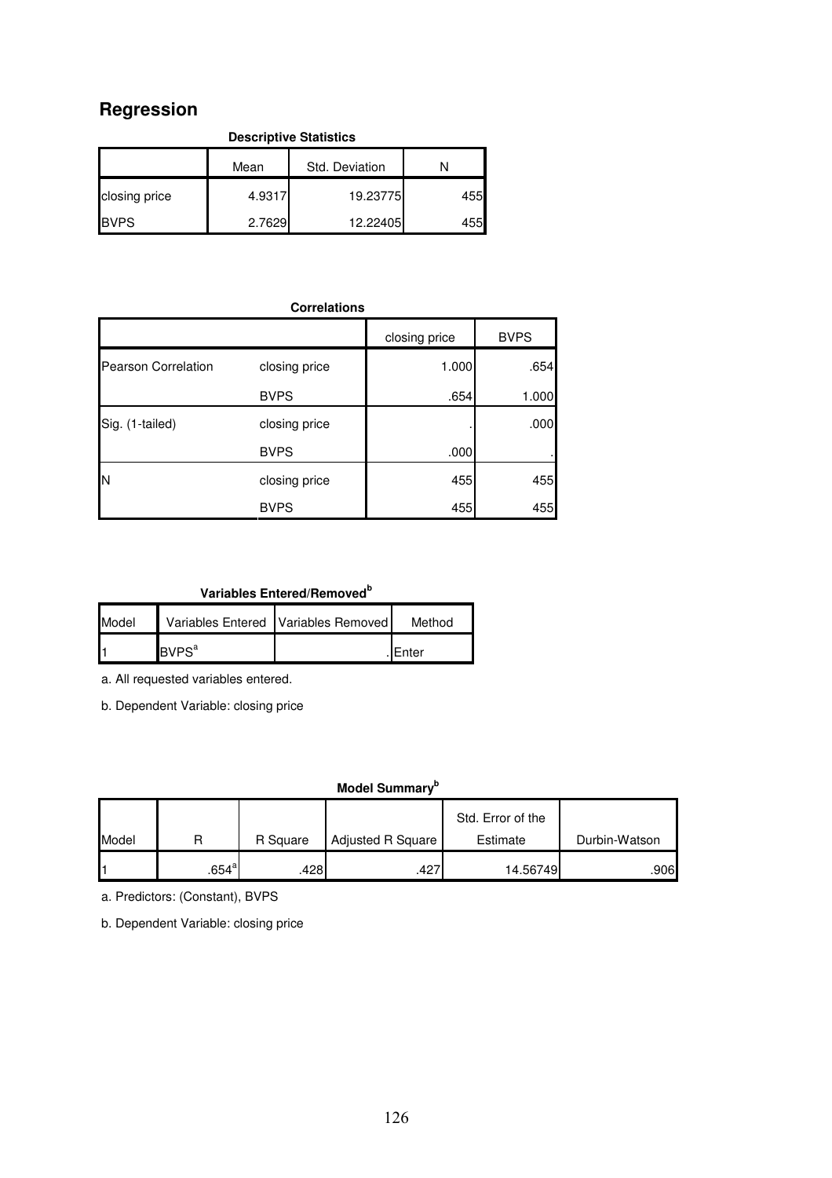# Regression

**Descriptive Statistics**

| | Mean | Std. Deviation | N |
|---|---|---|---|
| closing price | 4.9317 | 19.23775 | 455 |
| BVPS | 2.7629 | 12.22405 | 455 |

**Correlations**

| | | closing price | BVPS |
|---|---|---|---|
| Pearson Correlation | closing price | 1.000 | .654 |
| | BVPS | .654 | 1.000 |
| Sig. (1-tailed) | closing price | . | .000 |
| | BVPS | .000 | . |
| N | closing price | 455 | 455 |
| | BVPS | 455 | 455 |

**Variables Entered/Removed[b]**

| Model | Variables Entered | Variables Removed | Method |
|---|---|---|---|
| 1 | BVPS[a] | . | Enter |

a. All requested variables entered.

b. Dependent Variable: closing price

**Model Summary[b]**

| Model | R | R Square | Adjusted R Square | Std. Error of the Estimate | Durbin-Watson |
|---|---|---|---|---|---|
| 1 | .654[a] | .428 | .427 | 14.56749 | .906 |

a. Predictors: (Constant), BVPS

b. Dependent Variable: closing price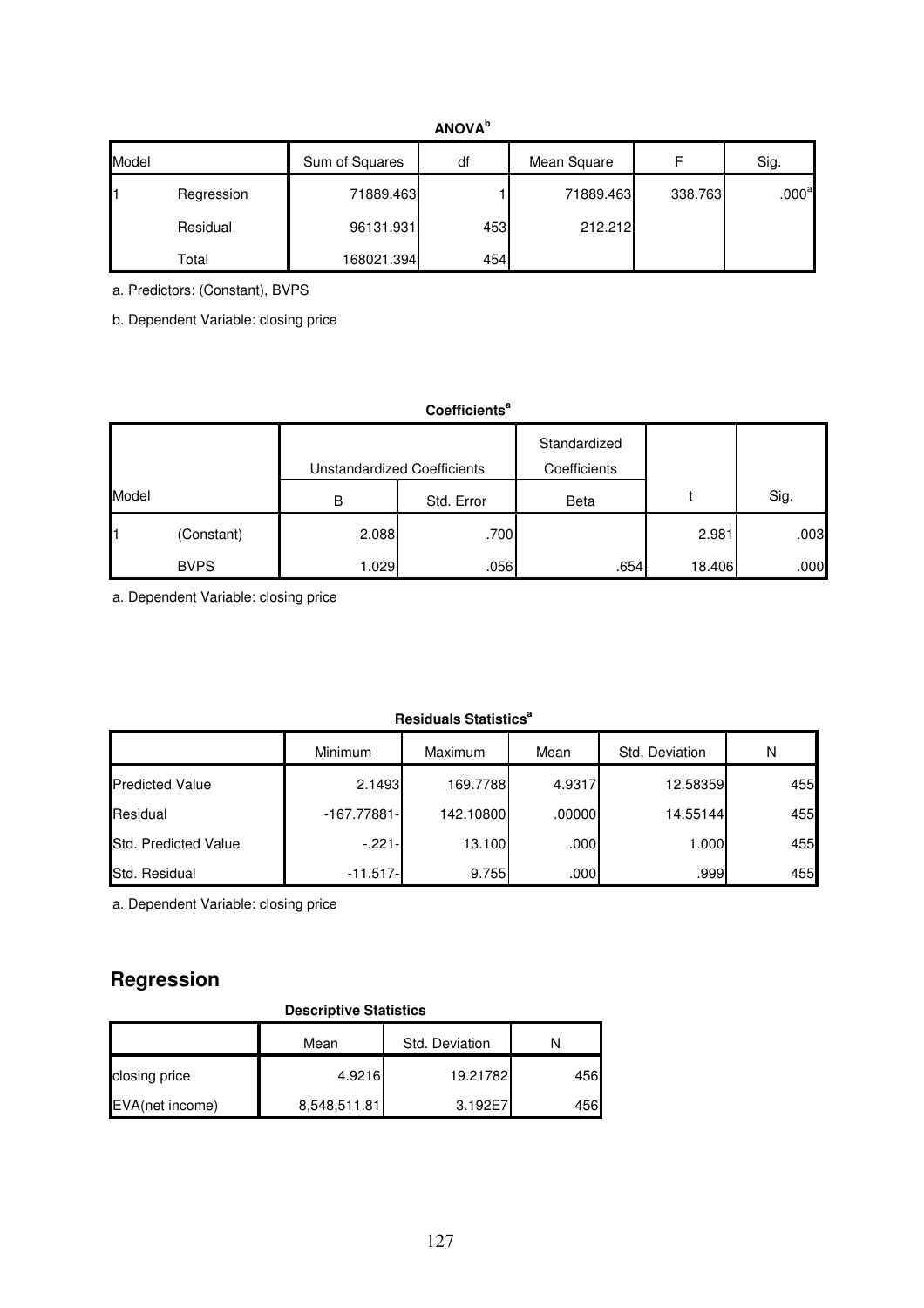**ANOVA[b]**

| Model | | Sum of Squares | df | Mean Square | F | Sig. |
|---|---|---|---|---|---|---|
| 1 | Regression | 71889.463 | 1 | 71889.463 | 338.763 | .000[a] |
| | Residual | 96131.931 | 453 | 212.212 | | |
| | Total | 168021.394 | 454 | | | |

a. Predictors: (Constant), BVPS

b. Dependent Variable: closing price

**Coefficients[a]**

| Model | | Unstandardized Coefficients | | Standardized Coefficients | t | Sig. |
|---|---|---|---|---|---|---|
| | | B | Std. Error | Beta | | |
| 1 | (Constant) | 2.088 | .700 | | 2.981 | .003 |
| | BVPS | 1.029 | .056 | .654 | 18.406 | .000 |

a. Dependent Variable: closing price

**Residuals Statistics[a]**

| | Minimum | Maximum | Mean | Std. Deviation | N |
|---|---|---|---|---|---|
| Predicted Value | 2.1493 | 169.7788 | 4.9317 | 12.58359 | 455 |
| Residual | -167.77881- | 142.10800 | .00000 | 14.55144 | 455 |
| Std. Predicted Value | -.221- | 13.100 | .000 | 1.000 | 455 |
| Std. Residual | -11.517- | 9.755 | .000 | .999 | 455 |

a. Dependent Variable: closing price

## Regression

**Descriptive Statistics**

| | Mean | Std. Deviation | N |
|---|---|---|---|
| closing price | 4.9216 | 19.21782 | 456 |
| EVA(net income) | 8,548,511.81 | 3.192E7 | 456 |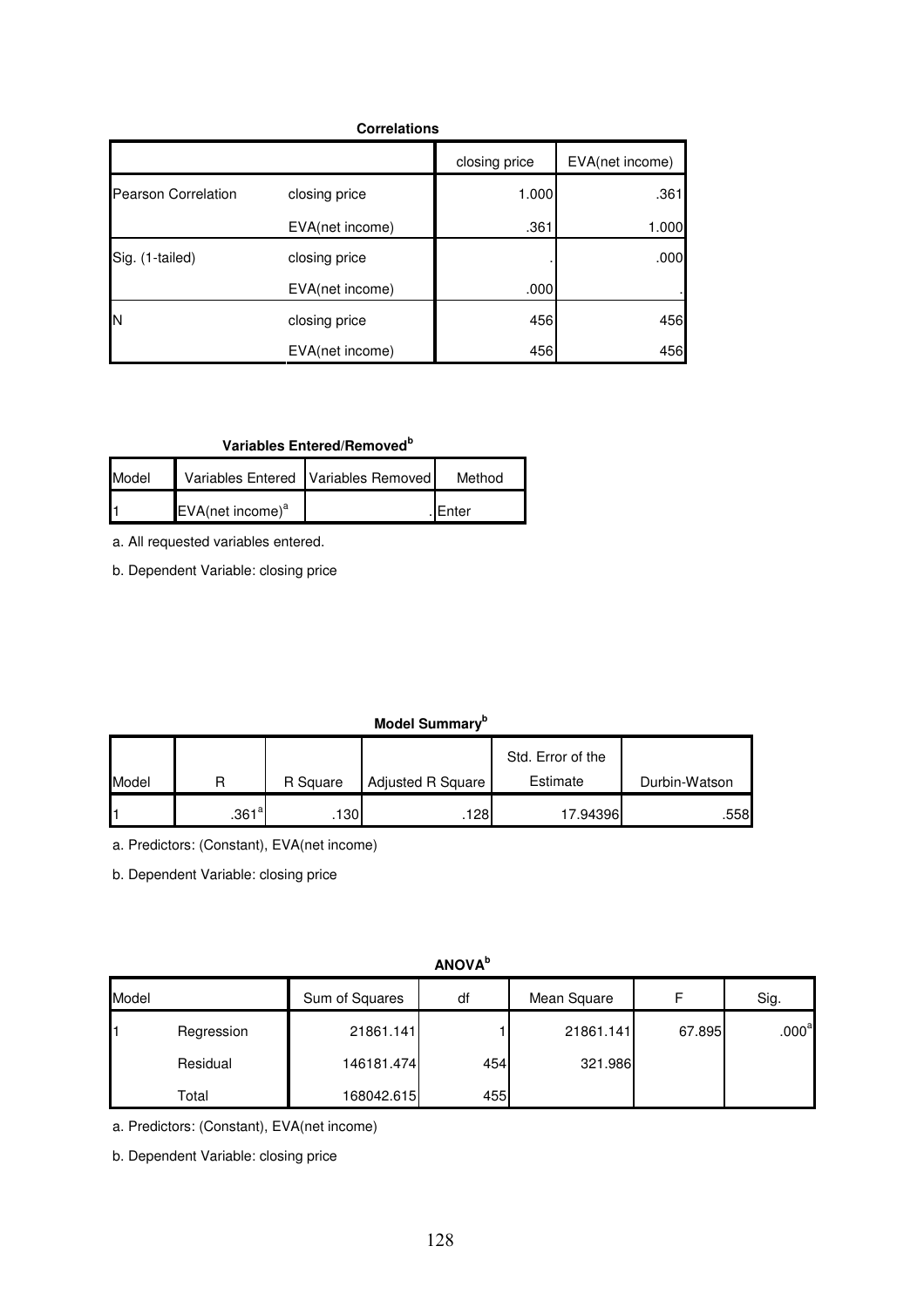**Correlations**

| | | closing price | EVA(net income) |
|---|---|---|---|
| Pearson Correlation | closing price | 1.000 | .361 |
| | EVA(net income) | .361 | 1.000 |
| Sig. (1-tailed) | closing price | . | .000 |
| | EVA(net income) | .000 | . |
| N | closing price | 456 | 456 |
| | EVA(net income) | 456 | 456 |

**Variables Entered/Removed[b]**

| Model | Variables Entered | Variables Removed | Method |
|---|---|---|---|
| 1 | EVA(net income)[a] | . | Enter |

a. All requested variables entered.

b. Dependent Variable: closing price

**Model Summary[b]**

| Model | R | R Square | Adjusted R Square | Std. Error of the Estimate | Durbin-Watson |
|---|---|---|---|---|---|
| 1 | .361[a] | .130 | .128 | 17.94396 | .558 |

a. Predictors: (Constant), EVA(net income)

b. Dependent Variable: closing price

**ANOVA[b]**

| Model | | Sum of Squares | df | Mean Square | F | Sig. |
|---|---|---|---|---|---|---|
| 1 | Regression | 21861.141 | 1 | 21861.141 | 67.895 | .000[a] |
| | Residual | 146181.474 | 454 | 321.986 | | |
| | Total | 168042.615 | 455 | | | |

a. Predictors: (Constant), EVA(net income)

b. Dependent Variable: closing price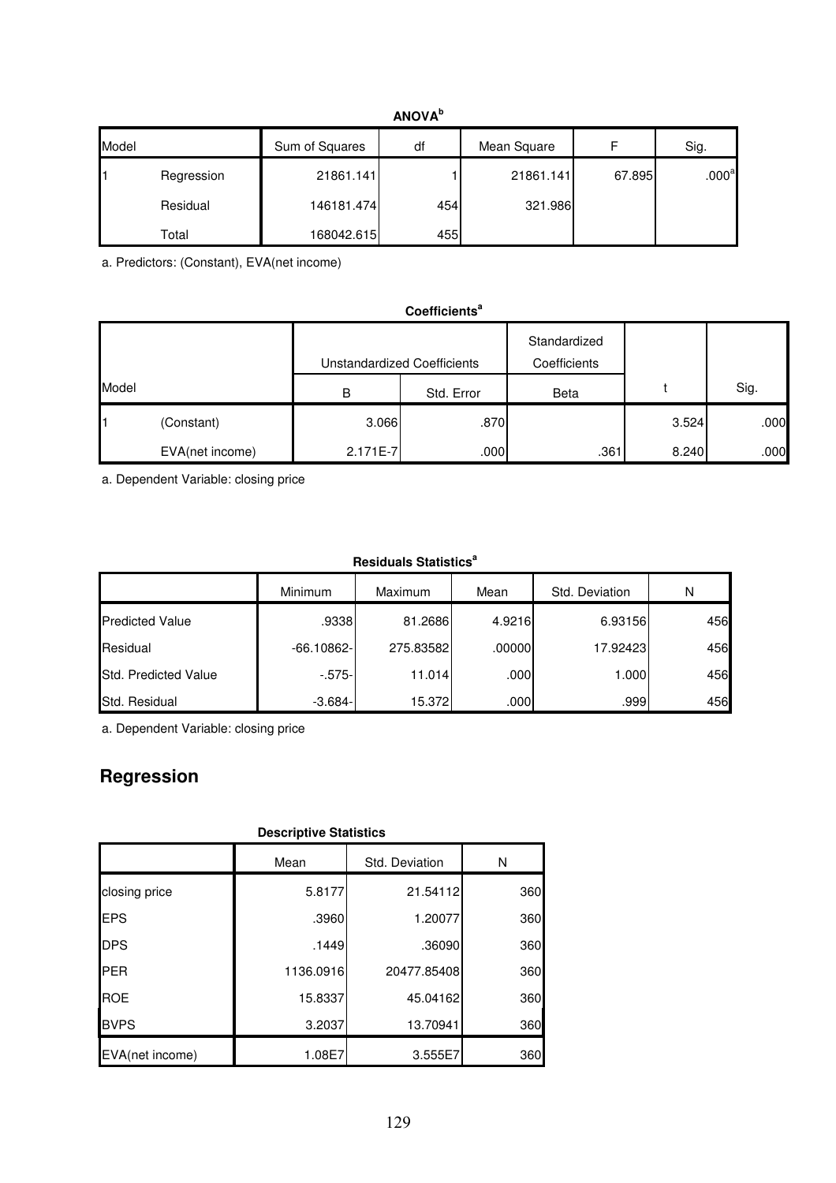**ANOVA[b]**

| Model | | Sum of Squares | df | Mean Square | F | Sig. |
|---|---|---|---|---|---|---|
| 1 | Regression | 21861.141 | 1 | 21861.141 | 67.895 | .000[a] |
| | Residual | 146181.474 | 454 | 321.986 | | |
| | Total | 168042.615 | 455 | | | |

a. Predictors: (Constant), EVA(net income)

**Coefficients[a]**

| Model | | Unstandardized Coefficients | | Standardized Coefficients | t | Sig. |
|---|---|---|---|---|---|---|
| | | B | Std. Error | Beta | | |
| 1 | (Constant) | 3.066 | .870 | | 3.524 | .000 |
| | EVA(net income) | 2.171E-7 | .000 | .361 | 8.240 | .000 |

a. Dependent Variable: closing price

**Residuals Statistics[a]**

| | Minimum | Maximum | Mean | Std. Deviation | N |
|---|---|---|---|---|---|
| Predicted Value | .9338 | 81.2686 | 4.9216 | 6.93156 | 456 |
| Residual | -66.10862- | 275.83582 | .00000 | 17.92423 | 456 |
| Std. Predicted Value | -.575- | 11.014 | .000 | 1.000 | 456 |
| Std. Residual | -3.684- | 15.372 | .000 | .999 | 456 |

a. Dependent Variable: closing price

## Regression

**Descriptive Statistics**

| | Mean | Std. Deviation | N |
|---|---|---|---|
| closing price | 5.8177 | 21.54112 | 360 |
| EPS | .3960 | 1.20077 | 360 |
| DPS | .1449 | .36090 | 360 |
| PER | 1136.0916 | 20477.85408 | 360 |
| ROE | 15.8337 | 45.04162 | 360 |
| BVPS | 3.2037 | 13.70941 | 360 |
| EVA(net income) | 1.08E7 | 3.555E7 | 360 |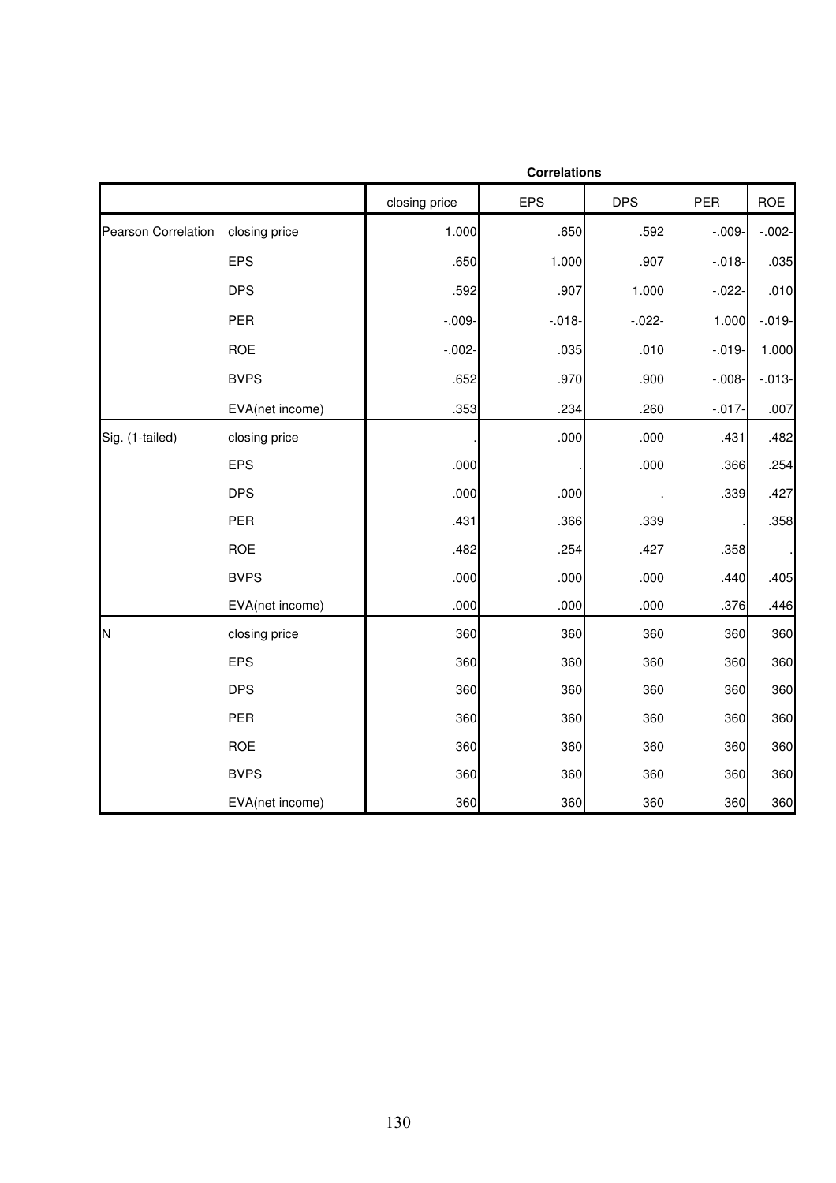**Correlations**

| | | closing price | EPS | DPS | PER | ROE |
|---|---|---|---|---|---|---|
| Pearson Correlation | closing price | 1.000 | .650 | .592 | -.009- | -.002- |
| | EPS | .650 | 1.000 | .907 | -.018- | .035 |
| | DPS | .592 | .907 | 1.000 | -.022- | .010 |
| | PER | -.009- | -.018- | -.022- | 1.000 | -.019- |
| | ROE | -.002- | .035 | .010 | -.019- | 1.000 |
| | BVPS | .652 | .970 | .900 | -.008- | -.013- |
| | EVA(net income) | .353 | .234 | .260 | -.017- | .007 |
| Sig. (1-tailed) | closing price | . | .000 | .000 | .431 | .482 |
| | EPS | .000 | . | .000 | .366 | .254 |
| | DPS | .000 | .000 | . | .339 | .427 |
| | PER | .431 | .366 | .339 | . | .358 |
| | ROE | .482 | .254 | .427 | .358 | . |
| | BVPS | .000 | .000 | .000 | .440 | .405 |
| | EVA(net income) | .000 | .000 | .000 | .376 | .446 |
| N | closing price | 360 | 360 | 360 | 360 | 360 |
| | EPS | 360 | 360 | 360 | 360 | 360 |
| | DPS | 360 | 360 | 360 | 360 | 360 |
| | PER | 360 | 360 | 360 | 360 | 360 |
| | ROE | 360 | 360 | 360 | 360 | 360 |
| | BVPS | 360 | 360 | 360 | 360 | 360 |
| | EVA(net income) | 360 | 360 | 360 | 360 | 360 |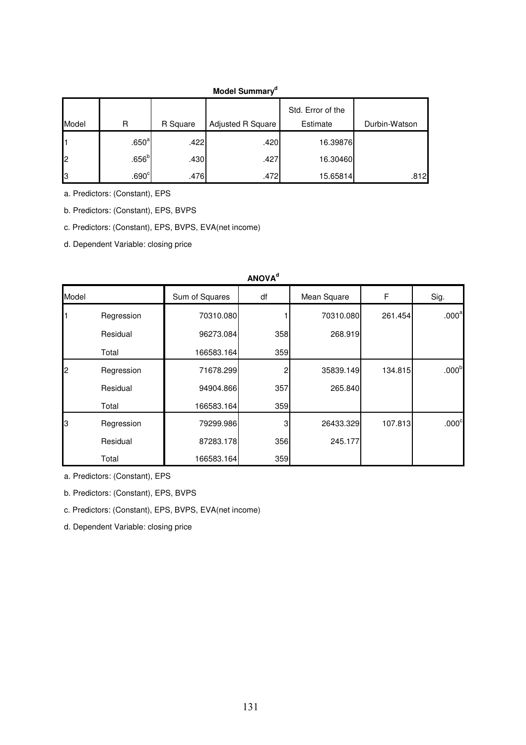**Model Summary[d]**

| Model | R | R Square | Adjusted R Square | Std. Error of the Estimate | Durbin-Watson |
|---|---|---|---|---|---|
| 1 | .650[a] | .422 | .420 | 16.39876 | |
| 2 | .656[b] | .430 | .427 | 16.30460 | |
| 3 | .690[c] | .476 | .472 | 15.65814 | .812 |

a. Predictors: (Constant), EPS

b. Predictors: (Constant), EPS, BVPS

c. Predictors: (Constant), EPS, BVPS, EVA(net income)

d. Dependent Variable: closing price

**ANOVA[d]**

| Model | | Sum of Squares | df | Mean Square | F | Sig. |
|---|---|---|---|---|---|---|
| 1 | Regression | 70310.080 | 1 | 70310.080 | 261.454 | .000[a] |
| | Residual | 96273.084 | 358 | 268.919 | | |
| | Total | 166583.164 | 359 | | | |
| 2 | Regression | 71678.299 | 2 | 35839.149 | 134.815 | .000[b] |
| | Residual | 94904.866 | 357 | 265.840 | | |
| | Total | 166583.164 | 359 | | | |
| 3 | Regression | 79299.986 | 3 | 26433.329 | 107.813 | .000[c] |
| | Residual | 87283.178 | 356 | 245.177 | | |
| | Total | 166583.164 | 359 | | | |

a. Predictors: (Constant), EPS

b. Predictors: (Constant), EPS, BVPS

c. Predictors: (Constant), EPS, BVPS, EVA(net income)

d. Dependent Variable: closing price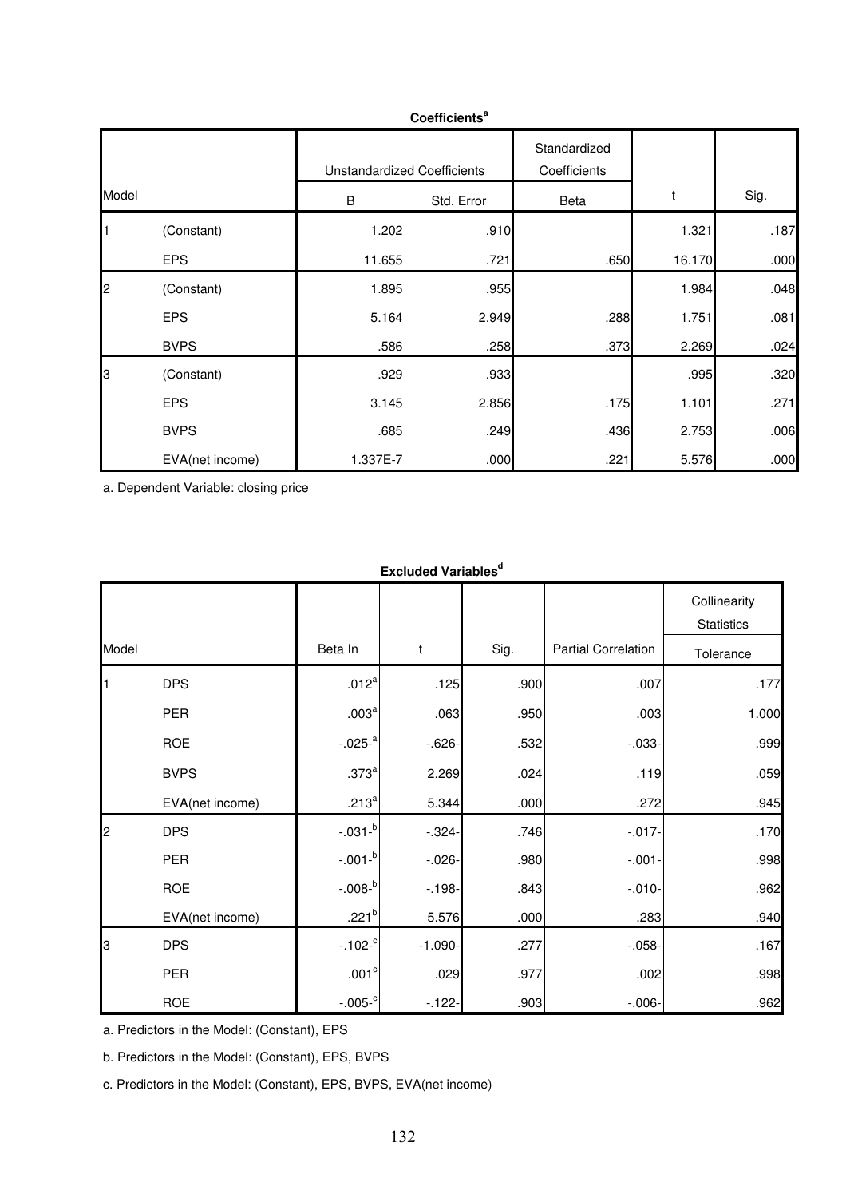**Coefficients**[a]

| Model | | Unstandardized Coefficients | | Standardized Coefficients | t | Sig. |
|---|---|---|---|---|---|---|
| | | B | Std. Error | Beta | | |
| 1 | (Constant) | 1.202 | .910 | | 1.321 | .187 |
| | EPS | 11.655 | .721 | .650 | 16.170 | .000 |
| 2 | (Constant) | 1.895 | .955 | | 1.984 | .048 |
| | EPS | 5.164 | 2.949 | .288 | 1.751 | .081 |
| | BVPS | .586 | .258 | .373 | 2.269 | .024 |
| 3 | (Constant) | .929 | .933 | | .995 | .320 |
| | EPS | 3.145 | 2.856 | .175 | 1.101 | .271 |
| | BVPS | .685 | .249 | .436 | 2.753 | .006 |
| | EVA(net income) | 1.337E-7 | .000 | .221 | 5.576 | .000 |

a. Dependent Variable: closing price

**Excluded Variables**[d]

| Model | | Beta In | t | Sig. | Partial Correlation | Collinearity Statistics |
|---|---|---|---|---|---|---|
| | | | | | | Tolerance |
| 1 | DPS | .012[a] | .125 | .900 | .007 | .177 |
| | PER | .003[a] | .063 | .950 | .003 | 1.000 |
| | ROE | -.025-[a] | -.626- | .532 | -.033- | .999 |
| | BVPS | .373[a] | 2.269 | .024 | .119 | .059 |
| | EVA(net income) | .213[a] | 5.344 | .000 | .272 | .945 |
| 2 | DPS | -.031-[b] | -.324- | .746 | -.017- | .170 |
| | PER | -.001-[b] | -.026- | .980 | -.001- | .998 |
| | ROE | -.008-[b] | -.198- | .843 | -.010- | .962 |
| | EVA(net income) | .221[b] | 5.576 | .000 | .283 | .940 |
| 3 | DPS | -.102-[c] | -1.090- | .277 | -.058- | .167 |
| | PER | .001[c] | .029 | .977 | .002 | .998 |
| | ROE | -.005-[c] | -.122- | .903 | -.006- | .962 |

a. Predictors in the Model: (Constant), EPS

b. Predictors in the Model: (Constant), EPS, BVPS

c. Predictors in the Model: (Constant), EPS, BVPS, EVA(net income)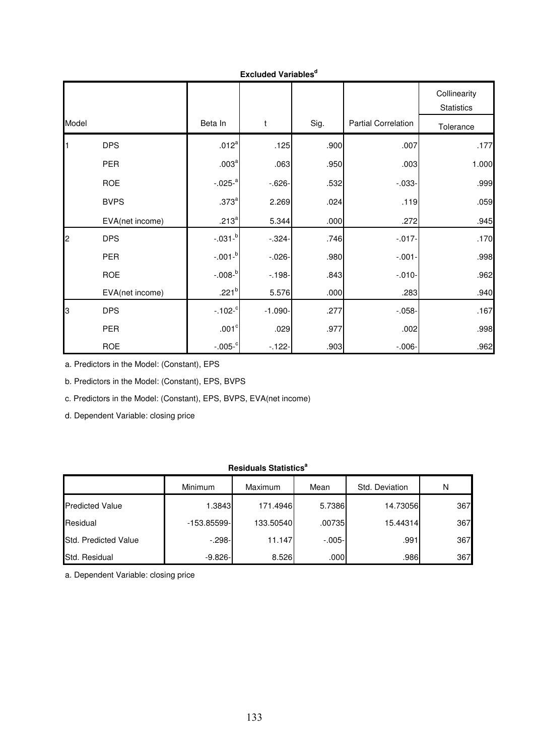**Excluded Variables**[d]

| Model | | Beta In | t | Sig. | Partial Correlation | Collinearity Statistics |
|---|---|---|---|---|---|---|
| | | | | | | Tolerance |
| 1 | DPS | .012[a] | .125 | .900 | .007 | .177 |
| | PER | .003[a] | .063 | .950 | .003 | 1.000 |
| | ROE | -.025-[a] | -.626- | .532 | -.033- | .999 |
| | BVPS | .373[a] | 2.269 | .024 | .119 | .059 |
| | EVA(net income) | .213[a] | 5.344 | .000 | .272 | .945 |
| 2 | DPS | -.031-[b] | -.324- | .746 | -.017- | .170 |
| | PER | -.001-[b] | -.026- | .980 | -.001- | .998 |
| | ROE | -.008-[b] | -.198- | .843 | -.010- | .962 |
| | EVA(net income) | .221[b] | 5.576 | .000 | .283 | .940 |
| 3 | DPS | -.102-[c] | -1.090- | .277 | -.058- | .167 |
| | PER | .001[c] | .029 | .977 | .002 | .998 |
| | ROE | -.005-[c] | -.122- | .903 | -.006- | .962 |

a. Predictors in the Model: (Constant), EPS

b. Predictors in the Model: (Constant), EPS, BVPS

c. Predictors in the Model: (Constant), EPS, BVPS, EVA(net income)

d. Dependent Variable: closing price

**Residuals Statistics**[a]

| | Minimum | Maximum | Mean | Std. Deviation | N |
|---|---|---|---|---|---|
| Predicted Value | 1.3843 | 171.4946 | 5.7386 | 14.73056 | 367 |
| Residual | -153.85599- | 133.50540 | .00735 | 15.44314 | 367 |
| Std. Predicted Value | -.298- | 11.147 | -.005- | .991 | 367 |
| Std. Residual | -9.826- | 8.526 | .000 | .986 | 367 |

a. Dependent Variable: closing price